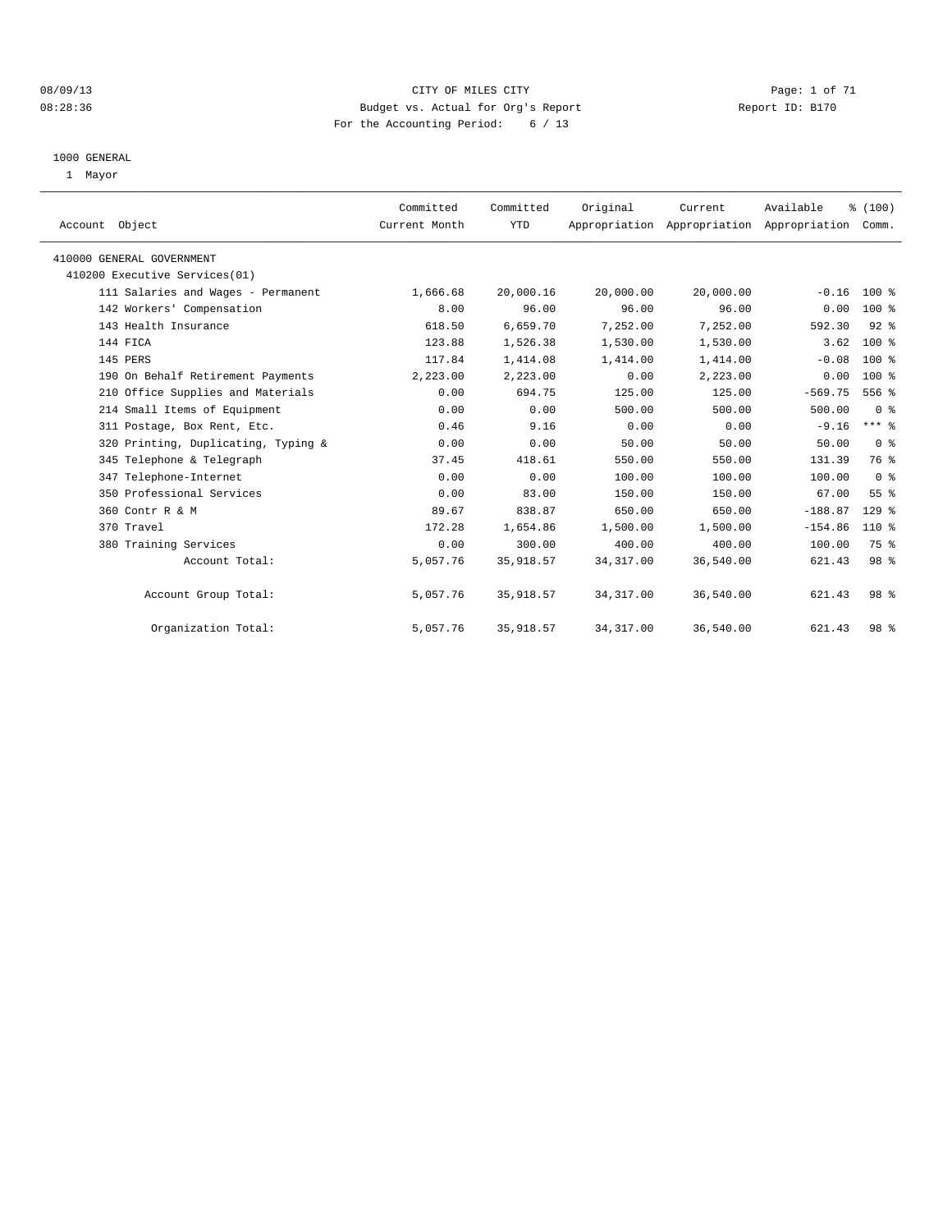CITY OF MILES CITY
Budget vs. Actual for Org's Report
For the Accounting Period: 6 / 13

08/09/13
08:28:36

Report ID: B170

1000 GENERAL
1 Mayor

| Account Object | Committed Current Month | Committed YTD | Original Appropriation | Current Appropriation | Available Appropriation | % (100) Comm. |
|---|---|---|---|---|---|---|
| 410000 GENERAL GOVERNMENT | | | | | | |
| 410200 Executive Services(01) | | | | | | |
| 111 Salaries and Wages - Permanent | 1,666.68 | 20,000.16 | 20,000.00 | 20,000.00 | -0.16 | 100 % |
| 142 Workers' Compensation | 8.00 | 96.00 | 96.00 | 96.00 | 0.00 | 100 % |
| 143 Health Insurance | 618.50 | 6,659.70 | 7,252.00 | 7,252.00 | 592.30 | 92 % |
| 144 FICA | 123.88 | 1,526.38 | 1,530.00 | 1,530.00 | 3.62 | 100 % |
| 145 PERS | 117.84 | 1,414.08 | 1,414.00 | 1,414.00 | -0.08 | 100 % |
| 190 On Behalf Retirement Payments | 2,223.00 | 2,223.00 | 0.00 | 2,223.00 | 0.00 | 100 % |
| 210 Office Supplies and Materials | 0.00 | 694.75 | 125.00 | 125.00 | -569.75 | 556 % |
| 214 Small Items of Equipment | 0.00 | 0.00 | 500.00 | 500.00 | 500.00 | 0 % |
| 311 Postage, Box Rent, Etc. | 0.46 | 9.16 | 0.00 | 0.00 | -9.16 | *** % |
| 320 Printing, Duplicating, Typing & | 0.00 | 0.00 | 50.00 | 50.00 | 50.00 | 0 % |
| 345 Telephone & Telegraph | 37.45 | 418.61 | 550.00 | 550.00 | 131.39 | 76 % |
| 347 Telephone-Internet | 0.00 | 0.00 | 100.00 | 100.00 | 100.00 | 0 % |
| 350 Professional Services | 0.00 | 83.00 | 150.00 | 150.00 | 67.00 | 55 % |
| 360 Contr R & M | 89.67 | 838.87 | 650.00 | 650.00 | -188.87 | 129 % |
| 370 Travel | 172.28 | 1,654.86 | 1,500.00 | 1,500.00 | -154.86 | 110 % |
| 380 Training Services | 0.00 | 300.00 | 400.00 | 400.00 | 100.00 | 75 % |
| Account Total: | 5,057.76 | 35,918.57 | 34,317.00 | 36,540.00 | 621.43 | 98 % |
| Account Group Total: | 5,057.76 | 35,918.57 | 34,317.00 | 36,540.00 | 621.43 | 98 % |
| Organization Total: | 5,057.76 | 35,918.57 | 34,317.00 | 36,540.00 | 621.43 | 98 % |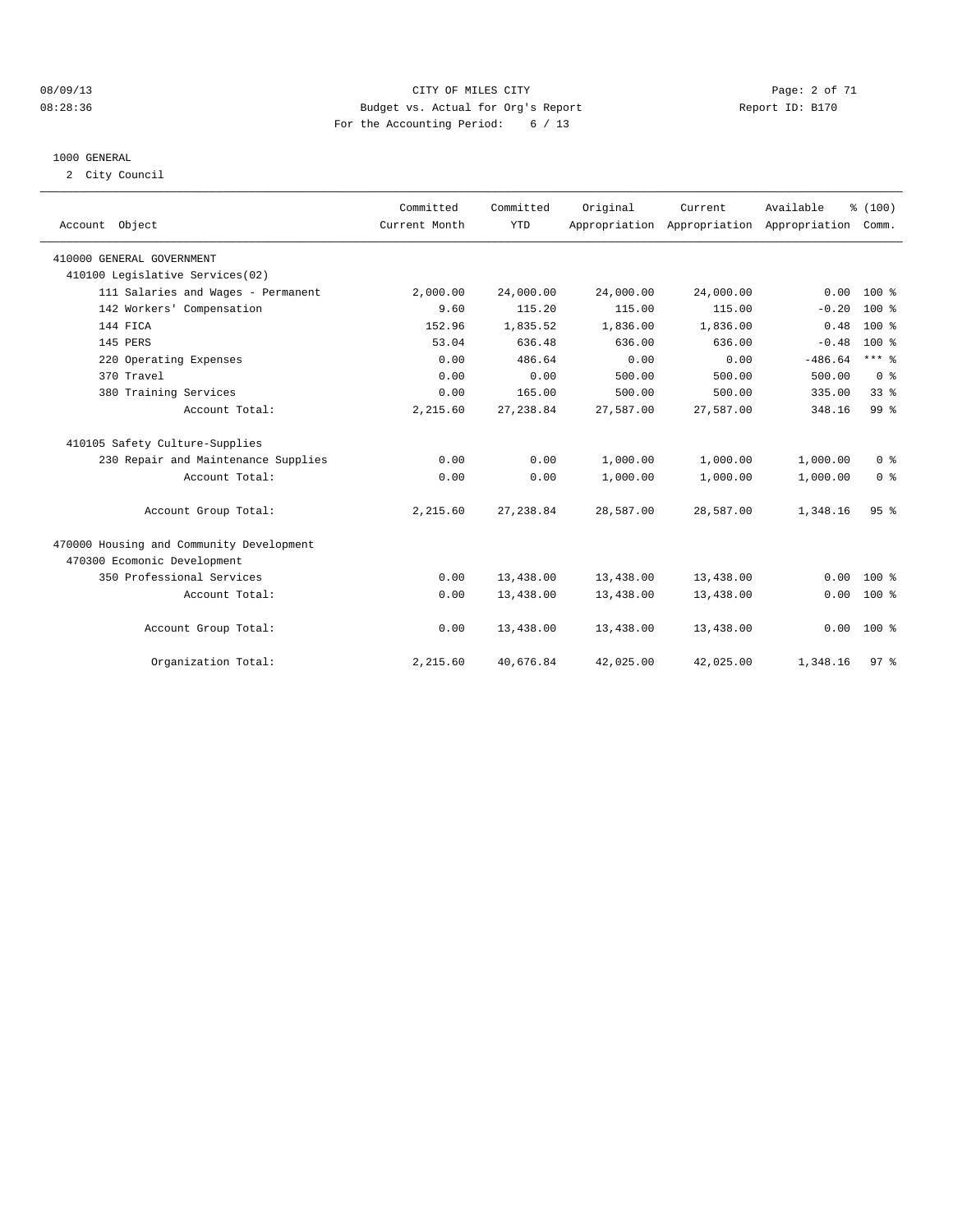CITY OF MILES CITY
Budget vs. Actual for Org's Report
For the Accounting Period: 6 / 13

08/09/13
08:28:36

Report ID: B170

1000 GENERAL
2 City Council

| Account Object | Committed Current Month | Committed YTD | Original Appropriation | Current Appropriation | Available Appropriation | % (100) Comm. |
|---|---|---|---|---|---|---|
| 410000 GENERAL GOVERNMENT | | | | | | |
| 410100 Legislative Services(02) | | | | | | |
| 111 Salaries and Wages - Permanent | 2,000.00 | 24,000.00 | 24,000.00 | 24,000.00 | 0.00 | 100 % |
| 142 Workers' Compensation | 9.60 | 115.20 | 115.00 | 115.00 | -0.20 | 100 % |
| 144 FICA | 152.96 | 1,835.52 | 1,836.00 | 1,836.00 | 0.48 | 100 % |
| 145 PERS | 53.04 | 636.48 | 636.00 | 636.00 | -0.48 | 100 % |
| 220 Operating Expenses | 0.00 | 486.64 | 0.00 | 0.00 | -486.64 | *** % |
| 370 Travel | 0.00 | 0.00 | 500.00 | 500.00 | 500.00 | 0 % |
| 380 Training Services | 0.00 | 165.00 | 500.00 | 500.00 | 335.00 | 33 % |
| Account Total: | 2,215.60 | 27,238.84 | 27,587.00 | 27,587.00 | 348.16 | 99 % |
| 410105 Safety Culture-Supplies | | | | | | |
| 230 Repair and Maintenance Supplies | 0.00 | 0.00 | 1,000.00 | 1,000.00 | 1,000.00 | 0 % |
| Account Total: | 0.00 | 0.00 | 1,000.00 | 1,000.00 | 1,000.00 | 0 % |
| Account Group Total: | 2,215.60 | 27,238.84 | 28,587.00 | 28,587.00 | 1,348.16 | 95 % |
| 470000 Housing and Community Development | | | | | | |
| 470300 Ecomonic Development | | | | | | |
| 350 Professional Services | 0.00 | 13,438.00 | 13,438.00 | 13,438.00 | 0.00 | 100 % |
| Account Total: | 0.00 | 13,438.00 | 13,438.00 | 13,438.00 | 0.00 | 100 % |
| Account Group Total: | 0.00 | 13,438.00 | 13,438.00 | 13,438.00 | 0.00 | 100 % |
| Organization Total: | 2,215.60 | 40,676.84 | 42,025.00 | 42,025.00 | 1,348.16 | 97 % |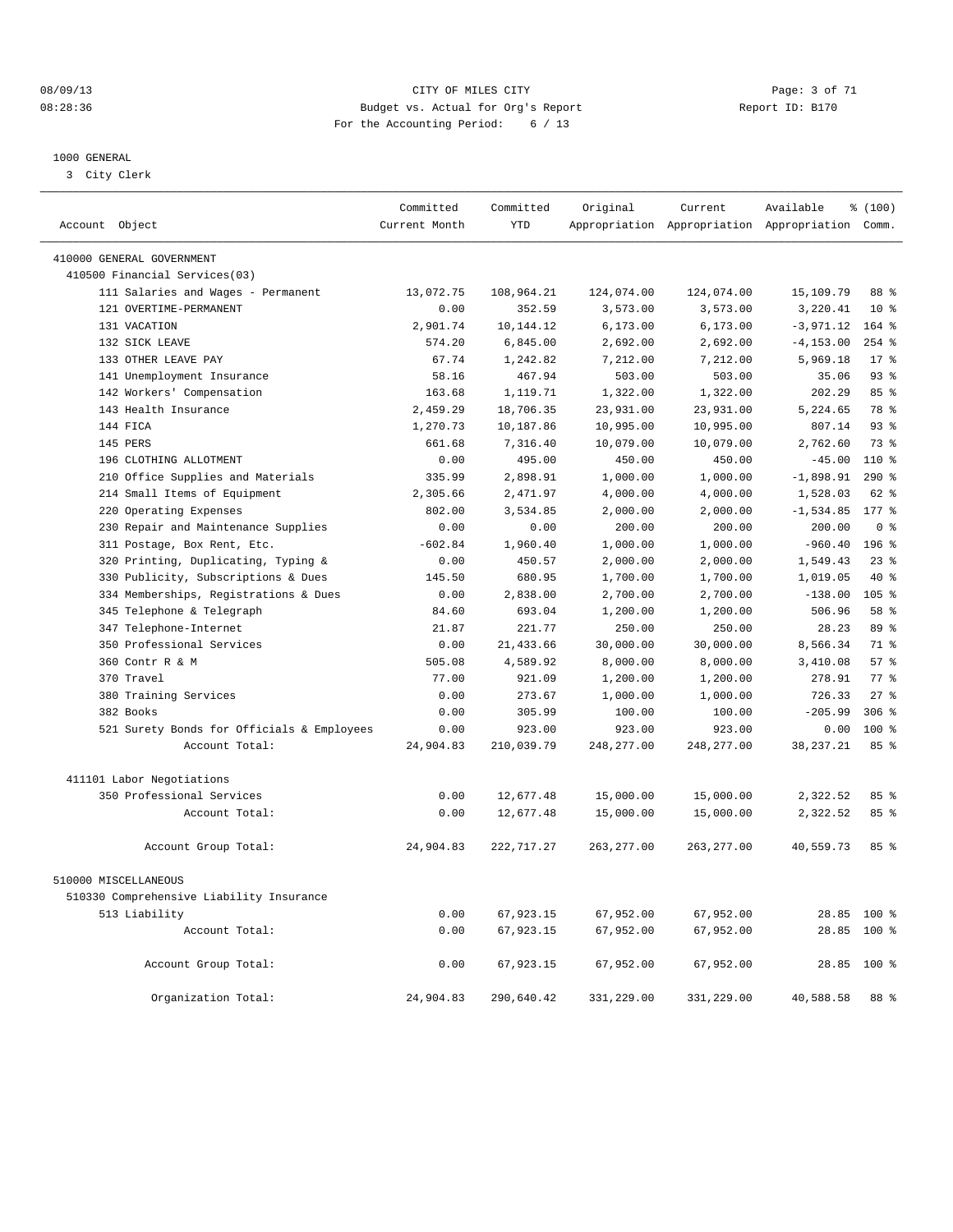CITY OF MILES CITY
Budget vs. Actual for Org's Report
For the Accounting Period: 6 / 13

08/09/13
08:28:36

Report ID: B170

## 1000 GENERAL

3 City Clerk

| Account Object | Committed Current Month | Committed YTD | Original Appropriation | Current Appropriation | Available Appropriation | % (100) Comm. |
|---|---|---|---|---|---|---|
| 410000 GENERAL GOVERNMENT | | | | | | |
| 410500 Financial Services(03) | | | | | | |
| 111 Salaries and Wages - Permanent | 13,072.75 | 108,964.21 | 124,074.00 | 124,074.00 | 15,109.79 | 88 % |
| 121 OVERTIME-PERMANENT | 0.00 | 352.59 | 3,573.00 | 3,573.00 | 3,220.41 | 10 % |
| 131 VACATION | 2,901.74 | 10,144.12 | 6,173.00 | 6,173.00 | -3,971.12 | 164 % |
| 132 SICK LEAVE | 574.20 | 6,845.00 | 2,692.00 | 2,692.00 | -4,153.00 | 254 % |
| 133 OTHER LEAVE PAY | 67.74 | 1,242.82 | 7,212.00 | 7,212.00 | 5,969.18 | 17 % |
| 141 Unemployment Insurance | 58.16 | 467.94 | 503.00 | 503.00 | 35.06 | 93 % |
| 142 Workers' Compensation | 163.68 | 1,119.71 | 1,322.00 | 1,322.00 | 202.29 | 85 % |
| 143 Health Insurance | 2,459.29 | 18,706.35 | 23,931.00 | 23,931.00 | 5,224.65 | 78 % |
| 144 FICA | 1,270.73 | 10,187.86 | 10,995.00 | 10,995.00 | 807.14 | 93 % |
| 145 PERS | 661.68 | 7,316.40 | 10,079.00 | 10,079.00 | 2,762.60 | 73 % |
| 196 CLOTHING ALLOTMENT | 0.00 | 495.00 | 450.00 | 450.00 | -45.00 | 110 % |
| 210 Office Supplies and Materials | 335.99 | 2,898.91 | 1,000.00 | 1,000.00 | -1,898.91 | 290 % |
| 214 Small Items of Equipment | 2,305.66 | 2,471.97 | 4,000.00 | 4,000.00 | 1,528.03 | 62 % |
| 220 Operating Expenses | 802.00 | 3,534.85 | 2,000.00 | 2,000.00 | -1,534.85 | 177 % |
| 230 Repair and Maintenance Supplies | 0.00 | 0.00 | 200.00 | 200.00 | 200.00 | 0 % |
| 311 Postage, Box Rent, Etc. | -602.84 | 1,960.40 | 1,000.00 | 1,000.00 | -960.40 | 196 % |
| 320 Printing, Duplicating, Typing & | 0.00 | 450.57 | 2,000.00 | 2,000.00 | 1,549.43 | 23 % |
| 330 Publicity, Subscriptions & Dues | 145.50 | 680.95 | 1,700.00 | 1,700.00 | 1,019.05 | 40 % |
| 334 Memberships, Registrations & Dues | 0.00 | 2,838.00 | 2,700.00 | 2,700.00 | -138.00 | 105 % |
| 345 Telephone & Telegraph | 84.60 | 693.04 | 1,200.00 | 1,200.00 | 506.96 | 58 % |
| 347 Telephone-Internet | 21.87 | 221.77 | 250.00 | 250.00 | 28.23 | 89 % |
| 350 Professional Services | 0.00 | 21,433.66 | 30,000.00 | 30,000.00 | 8,566.34 | 71 % |
| 360 Contr R & M | 505.08 | 4,589.92 | 8,000.00 | 8,000.00 | 3,410.08 | 57 % |
| 370 Travel | 77.00 | 921.09 | 1,200.00 | 1,200.00 | 278.91 | 77 % |
| 380 Training Services | 0.00 | 273.67 | 1,000.00 | 1,000.00 | 726.33 | 27 % |
| 382 Books | 0.00 | 305.99 | 100.00 | 100.00 | -205.99 | 306 % |
| 521 Surety Bonds for Officials & Employees | 0.00 | 923.00 | 923.00 | 923.00 | 0.00 | 100 % |
| Account Total: | 24,904.83 | 210,039.79 | 248,277.00 | 248,277.00 | 38,237.21 | 85 % |
| 411101 Labor Negotiations | | | | | | |
| 350 Professional Services | 0.00 | 12,677.48 | 15,000.00 | 15,000.00 | 2,322.52 | 85 % |
| Account Total: | 0.00 | 12,677.48 | 15,000.00 | 15,000.00 | 2,322.52 | 85 % |
| Account Group Total: | 24,904.83 | 222,717.27 | 263,277.00 | 263,277.00 | 40,559.73 | 85 % |
| 510000 MISCELLANEOUS | | | | | | |
| 510330 Comprehensive Liability Insurance | | | | | | |
| 513 Liability | 0.00 | 67,923.15 | 67,952.00 | 67,952.00 | 28.85 | 100 % |
| Account Total: | 0.00 | 67,923.15 | 67,952.00 | 67,952.00 | 28.85 | 100 % |
| Account Group Total: | 0.00 | 67,923.15 | 67,952.00 | 67,952.00 | 28.85 | 100 % |
| Organization Total: | 24,904.83 | 290,640.42 | 331,229.00 | 331,229.00 | 40,588.58 | 88 % |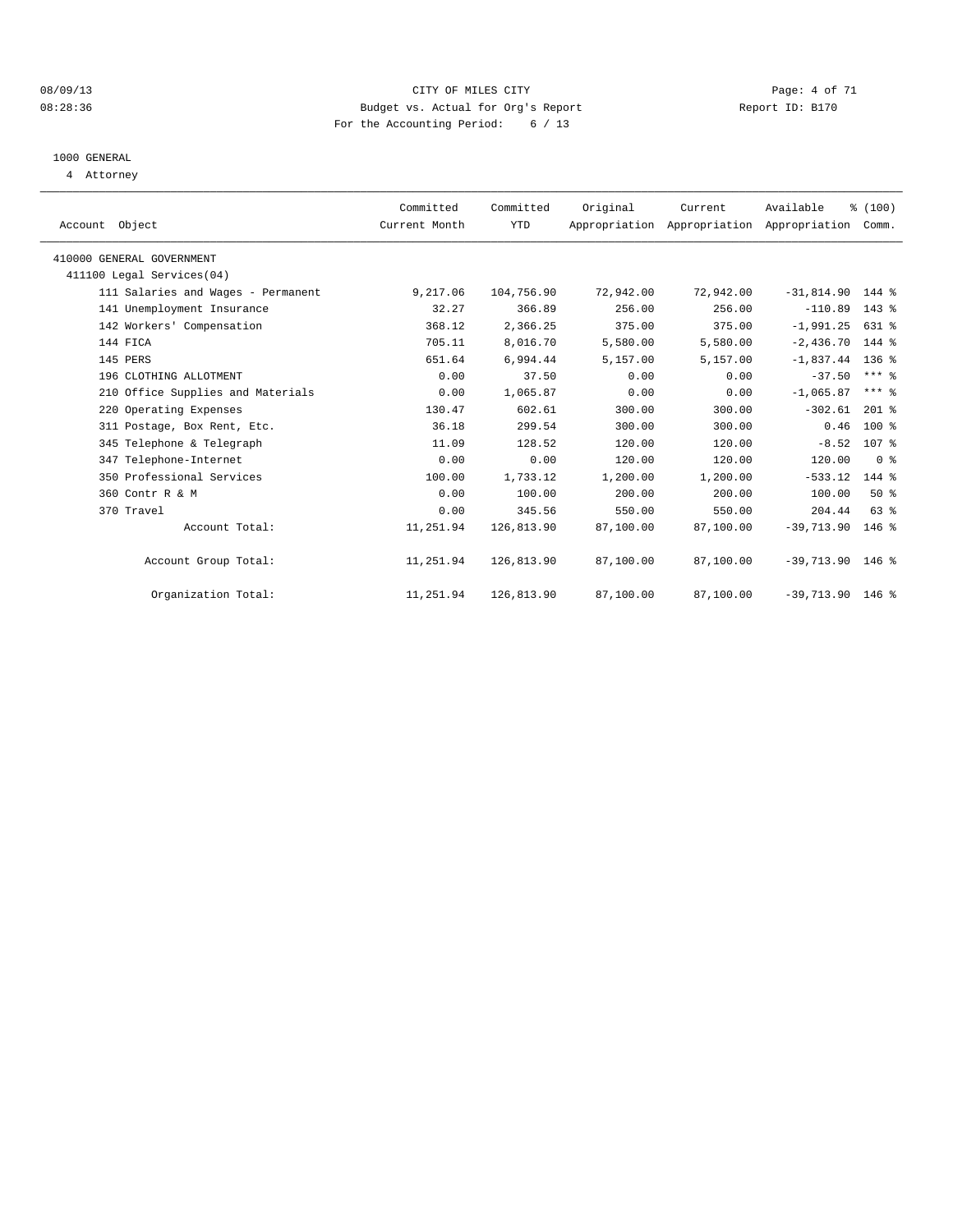CITY OF MILES CITY
Budget vs. Actual for Org's Report
For the Accounting Period: 6 / 13

08/09/13
08:28:36

Report ID: B170

1000 GENERAL
4 Attorney

| Account Object | Committed Current Month | Committed YTD | Original Appropriation | Current Appropriation | Available Appropriation | % (100) Comm. |
|---|---|---|---|---|---|---|
| 410000 GENERAL GOVERNMENT | | | | | | |
| 411100 Legal Services(04) | | | | | | |
| 111 Salaries and Wages - Permanent | 9,217.06 | 104,756.90 | 72,942.00 | 72,942.00 | -31,814.90 | 144 % |
| 141 Unemployment Insurance | 32.27 | 366.89 | 256.00 | 256.00 | -110.89 | 143 % |
| 142 Workers' Compensation | 368.12 | 2,366.25 | 375.00 | 375.00 | -1,991.25 | 631 % |
| 144 FICA | 705.11 | 8,016.70 | 5,580.00 | 5,580.00 | -2,436.70 | 144 % |
| 145 PERS | 651.64 | 6,994.44 | 5,157.00 | 5,157.00 | -1,837.44 | 136 % |
| 196 CLOTHING ALLOTMENT | 0.00 | 37.50 | 0.00 | 0.00 | -37.50 | *** % |
| 210 Office Supplies and Materials | 0.00 | 1,065.87 | 0.00 | 0.00 | -1,065.87 | *** % |
| 220 Operating Expenses | 130.47 | 602.61 | 300.00 | 300.00 | -302.61 | 201 % |
| 311 Postage, Box Rent, Etc. | 36.18 | 299.54 | 300.00 | 300.00 | 0.46 | 100 % |
| 345 Telephone & Telegraph | 11.09 | 128.52 | 120.00 | 120.00 | -8.52 | 107 % |
| 347 Telephone-Internet | 0.00 | 0.00 | 120.00 | 120.00 | 120.00 | 0 % |
| 350 Professional Services | 100.00 | 1,733.12 | 1,200.00 | 1,200.00 | -533.12 | 144 % |
| 360 Contr R & M | 0.00 | 100.00 | 200.00 | 200.00 | 100.00 | 50 % |
| 370 Travel | 0.00 | 345.56 | 550.00 | 550.00 | 204.44 | 63 % |
| Account Total: | 11,251.94 | 126,813.90 | 87,100.00 | 87,100.00 | -39,713.90 | 146 % |
| Account Group Total: | 11,251.94 | 126,813.90 | 87,100.00 | 87,100.00 | -39,713.90 | 146 % |
| Organization Total: | 11,251.94 | 126,813.90 | 87,100.00 | 87,100.00 | -39,713.90 | 146 % |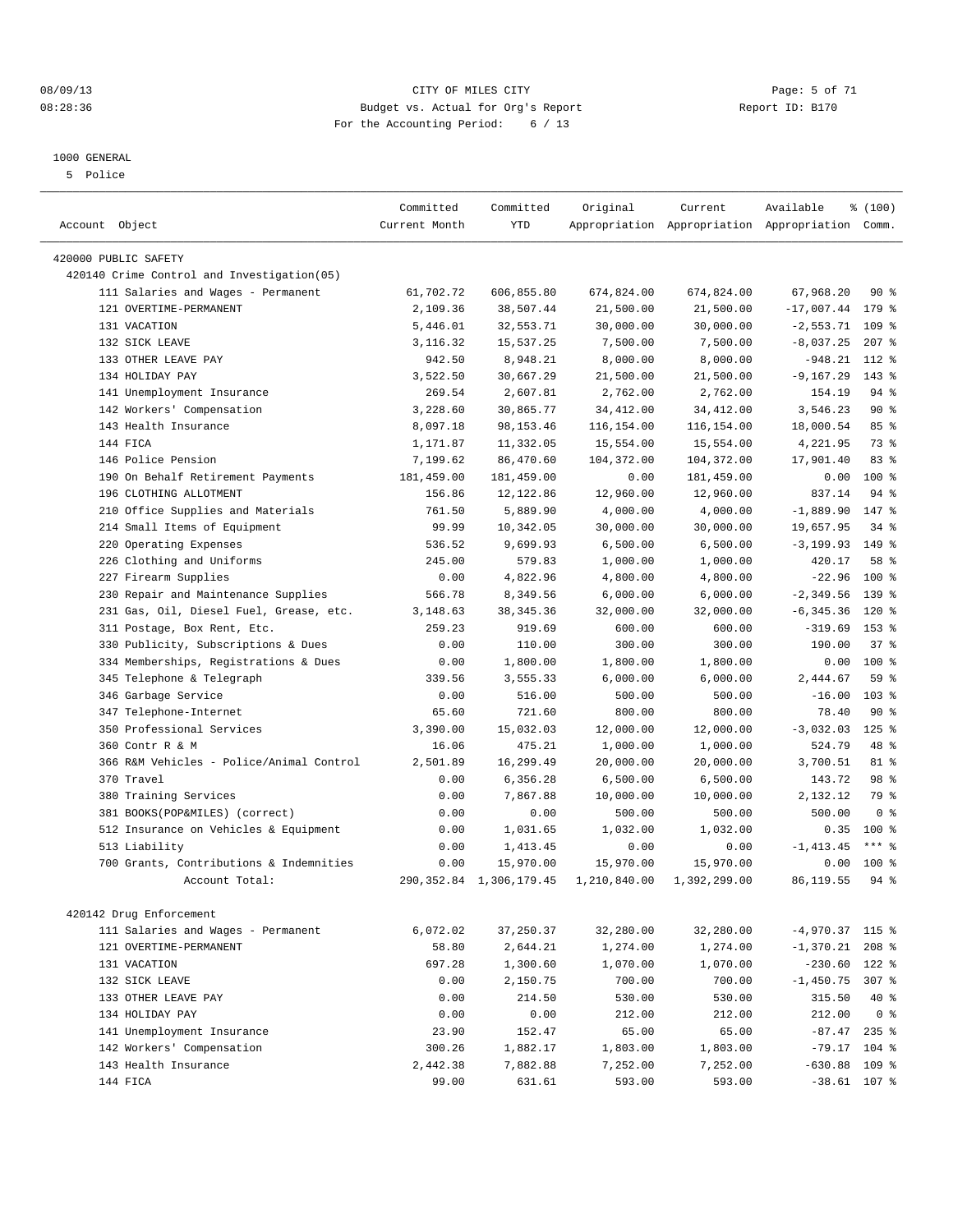08/09/13 CITY OF MILES CITY
08:28:36 Budget vs. Actual for Org's Report Report ID: B170
For the Accounting Period: 6 / 13

1000 GENERAL
5 Police

| Account Object | Committed Current Month | Committed YTD | Original Appropriation | Current Appropriation | Available Appropriation | % (100) Comm. |
|---|---|---|---|---|---|---|
| 420000 PUBLIC SAFETY | | | | | | |
| 420140 Crime Control and Investigation(05) | | | | | | |
| 111 Salaries and Wages - Permanent | 61,702.72 | 606,855.80 | 674,824.00 | 674,824.00 | 67,968.20 | 90 % |
| 121 OVERTIME-PERMANENT | 2,109.36 | 38,507.44 | 21,500.00 | 21,500.00 | -17,007.44 | 179 % |
| 131 VACATION | 5,446.01 | 32,553.71 | 30,000.00 | 30,000.00 | -2,553.71 | 109 % |
| 132 SICK LEAVE | 3,116.32 | 15,537.25 | 7,500.00 | 7,500.00 | -8,037.25 | 207 % |
| 133 OTHER LEAVE PAY | 942.50 | 8,948.21 | 8,000.00 | 8,000.00 | -948.21 | 112 % |
| 134 HOLIDAY PAY | 3,522.50 | 30,667.29 | 21,500.00 | 21,500.00 | -9,167.29 | 143 % |
| 141 Unemployment Insurance | 269.54 | 2,607.81 | 2,762.00 | 2,762.00 | 154.19 | 94 % |
| 142 Workers' Compensation | 3,228.60 | 30,865.77 | 34,412.00 | 34,412.00 | 3,546.23 | 90 % |
| 143 Health Insurance | 8,097.18 | 98,153.46 | 116,154.00 | 116,154.00 | 18,000.54 | 85 % |
| 144 FICA | 1,171.87 | 11,332.05 | 15,554.00 | 15,554.00 | 4,221.95 | 73 % |
| 146 Police Pension | 7,199.62 | 86,470.60 | 104,372.00 | 104,372.00 | 17,901.40 | 83 % |
| 190 On Behalf Retirement Payments | 181,459.00 | 181,459.00 | 0.00 | 181,459.00 | 0.00 | 100 % |
| 196 CLOTHING ALLOTMENT | 156.86 | 12,122.86 | 12,960.00 | 12,960.00 | 837.14 | 94 % |
| 210 Office Supplies and Materials | 761.50 | 5,889.90 | 4,000.00 | 4,000.00 | -1,889.90 | 147 % |
| 214 Small Items of Equipment | 99.99 | 10,342.05 | 30,000.00 | 30,000.00 | 19,657.95 | 34 % |
| 220 Operating Expenses | 536.52 | 9,699.93 | 6,500.00 | 6,500.00 | -3,199.93 | 149 % |
| 226 Clothing and Uniforms | 245.00 | 579.83 | 1,000.00 | 1,000.00 | 420.17 | 58 % |
| 227 Firearm Supplies | 0.00 | 4,822.96 | 4,800.00 | 4,800.00 | -22.96 | 100 % |
| 230 Repair and Maintenance Supplies | 566.78 | 8,349.56 | 6,000.00 | 6,000.00 | -2,349.56 | 139 % |
| 231 Gas, Oil, Diesel Fuel, Grease, etc. | 3,148.63 | 38,345.36 | 32,000.00 | 32,000.00 | -6,345.36 | 120 % |
| 311 Postage, Box Rent, Etc. | 259.23 | 919.69 | 600.00 | 600.00 | -319.69 | 153 % |
| 330 Publicity, Subscriptions & Dues | 0.00 | 110.00 | 300.00 | 300.00 | 190.00 | 37 % |
| 334 Memberships, Registrations & Dues | 0.00 | 1,800.00 | 1,800.00 | 1,800.00 | 0.00 | 100 % |
| 345 Telephone & Telegraph | 339.56 | 3,555.33 | 6,000.00 | 6,000.00 | 2,444.67 | 59 % |
| 346 Garbage Service | 0.00 | 516.00 | 500.00 | 500.00 | -16.00 | 103 % |
| 347 Telephone-Internet | 65.60 | 721.60 | 800.00 | 800.00 | 78.40 | 90 % |
| 350 Professional Services | 3,390.00 | 15,032.03 | 12,000.00 | 12,000.00 | -3,032.03 | 125 % |
| 360 Contr R & M | 16.06 | 475.21 | 1,000.00 | 1,000.00 | 524.79 | 48 % |
| 366 R&M Vehicles - Police/Animal Control | 2,501.89 | 16,299.49 | 20,000.00 | 20,000.00 | 3,700.51 | 81 % |
| 370 Travel | 0.00 | 6,356.28 | 6,500.00 | 6,500.00 | 143.72 | 98 % |
| 380 Training Services | 0.00 | 7,867.88 | 10,000.00 | 10,000.00 | 2,132.12 | 79 % |
| 381 BOOKS(POP&MILES) (correct) | 0.00 | 0.00 | 500.00 | 500.00 | 500.00 | 0 % |
| 512 Insurance on Vehicles & Equipment | 0.00 | 1,031.65 | 1,032.00 | 1,032.00 | 0.35 | 100 % |
| 513 Liability | 0.00 | 1,413.45 | 0.00 | 0.00 | -1,413.45 | *** % |
| 700 Grants, Contributions & Indemnities | 0.00 | 15,970.00 | 15,970.00 | 15,970.00 | 0.00 | 100 % |
| Account Total: | 290,352.84 | 1,306,179.45 | 1,210,840.00 | 1,392,299.00 | 86,119.55 | 94 % |
| 420142 Drug Enforcement | | | | | | |
| 111 Salaries and Wages - Permanent | 6,072.02 | 37,250.37 | 32,280.00 | 32,280.00 | -4,970.37 | 115 % |
| 121 OVERTIME-PERMANENT | 58.80 | 2,644.21 | 1,274.00 | 1,274.00 | -1,370.21 | 208 % |
| 131 VACATION | 697.28 | 1,300.60 | 1,070.00 | 1,070.00 | -230.60 | 122 % |
| 132 SICK LEAVE | 0.00 | 2,150.75 | 700.00 | 700.00 | -1,450.75 | 307 % |
| 133 OTHER LEAVE PAY | 0.00 | 214.50 | 530.00 | 530.00 | 315.50 | 40 % |
| 134 HOLIDAY PAY | 0.00 | 0.00 | 212.00 | 212.00 | 212.00 | 0 % |
| 141 Unemployment Insurance | 23.90 | 152.47 | 65.00 | 65.00 | -87.47 | 235 % |
| 142 Workers' Compensation | 300.26 | 1,882.17 | 1,803.00 | 1,803.00 | -79.17 | 104 % |
| 143 Health Insurance | 2,442.38 | 7,882.88 | 7,252.00 | 7,252.00 | -630.88 | 109 % |
| 144 FICA | 99.00 | 631.61 | 593.00 | 593.00 | -38.61 | 107 % |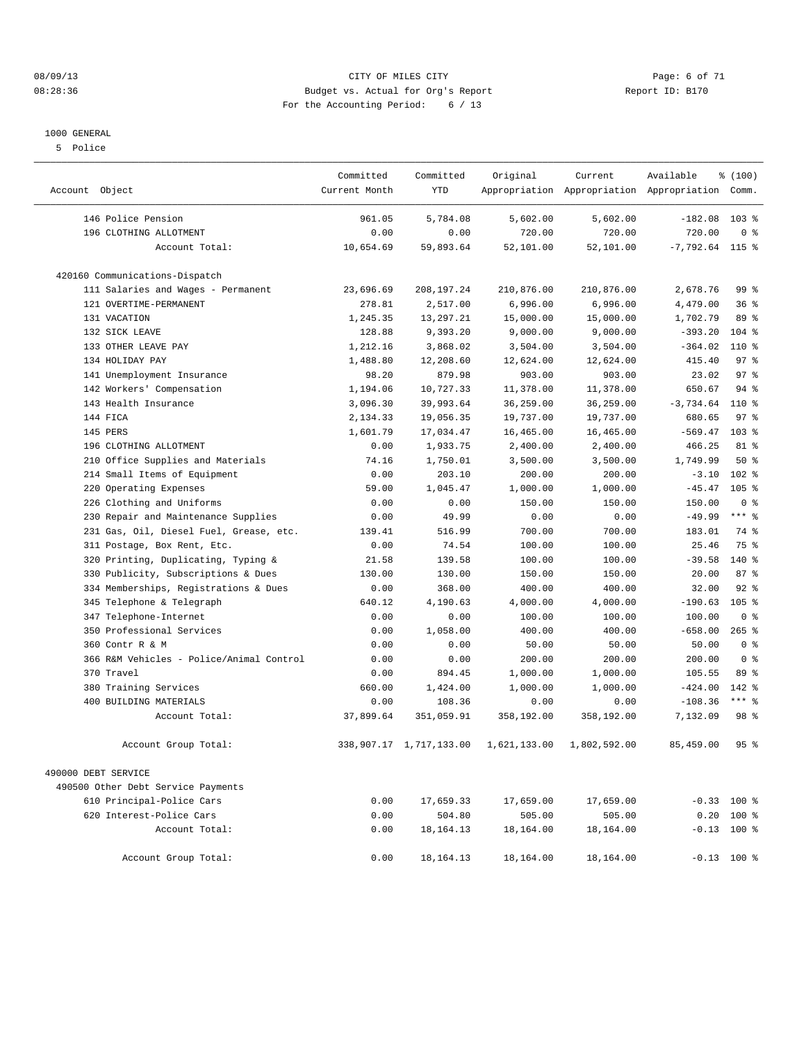08/09/13 CITY OF MILES CITY
08:28:36 Budget vs. Actual for Org's Report Report ID: B170
For the Accounting Period: 6 / 13

1000 GENERAL
5 Police

| Account Object | Committed Current Month | Committed YTD | Original Appropriation | Current Appropriation | Available Appropriation | % (100) Comm. |
|---|---|---|---|---|---|---|
| 146 Police Pension | 961.05 | 5,784.08 | 5,602.00 | 5,602.00 | -182.08 | 103 % |
| 196 CLOTHING ALLOTMENT | 0.00 | 0.00 | 720.00 | 720.00 | 720.00 | 0 % |
| Account Total: | 10,654.69 | 59,893.64 | 52,101.00 | 52,101.00 | -7,792.64 | 115 % |
| 420160 Communications-Dispatch | | | | | | |
| 111 Salaries and Wages - Permanent | 23,696.69 | 208,197.24 | 210,876.00 | 210,876.00 | 2,678.76 | 99 % |
| 121 OVERTIME-PERMANENT | 278.81 | 2,517.00 | 6,996.00 | 6,996.00 | 4,479.00 | 36 % |
| 131 VACATION | 1,245.35 | 13,297.21 | 15,000.00 | 15,000.00 | 1,702.79 | 89 % |
| 132 SICK LEAVE | 128.88 | 9,393.20 | 9,000.00 | 9,000.00 | -393.20 | 104 % |
| 133 OTHER LEAVE PAY | 1,212.16 | 3,868.02 | 3,504.00 | 3,504.00 | -364.02 | 110 % |
| 134 HOLIDAY PAY | 1,488.80 | 12,208.60 | 12,624.00 | 12,624.00 | 415.40 | 97 % |
| 141 Unemployment Insurance | 98.20 | 879.98 | 903.00 | 903.00 | 23.02 | 97 % |
| 142 Workers' Compensation | 1,194.06 | 10,727.33 | 11,378.00 | 11,378.00 | 650.67 | 94 % |
| 143 Health Insurance | 3,096.30 | 39,993.64 | 36,259.00 | 36,259.00 | -3,734.64 | 110 % |
| 144 FICA | 2,134.33 | 19,056.35 | 19,737.00 | 19,737.00 | 680.65 | 97 % |
| 145 PERS | 1,601.79 | 17,034.47 | 16,465.00 | 16,465.00 | -569.47 | 103 % |
| 196 CLOTHING ALLOTMENT | 0.00 | 1,933.75 | 2,400.00 | 2,400.00 | 466.25 | 81 % |
| 210 Office Supplies and Materials | 74.16 | 1,750.01 | 3,500.00 | 3,500.00 | 1,749.99 | 50 % |
| 214 Small Items of Equipment | 0.00 | 203.10 | 200.00 | 200.00 | -3.10 | 102 % |
| 220 Operating Expenses | 59.00 | 1,045.47 | 1,000.00 | 1,000.00 | -45.47 | 105 % |
| 226 Clothing and Uniforms | 0.00 | 0.00 | 150.00 | 150.00 | 150.00 | 0 % |
| 230 Repair and Maintenance Supplies | 0.00 | 49.99 | 0.00 | 0.00 | -49.99 | *** % |
| 231 Gas, Oil, Diesel Fuel, Grease, etc. | 139.41 | 516.99 | 700.00 | 700.00 | 183.01 | 74 % |
| 311 Postage, Box Rent, Etc. | 0.00 | 74.54 | 100.00 | 100.00 | 25.46 | 75 % |
| 320 Printing, Duplicating, Typing & | 21.58 | 139.58 | 100.00 | 100.00 | -39.58 | 140 % |
| 330 Publicity, Subscriptions & Dues | 130.00 | 130.00 | 150.00 | 150.00 | 20.00 | 87 % |
| 334 Memberships, Registrations & Dues | 0.00 | 368.00 | 400.00 | 400.00 | 32.00 | 92 % |
| 345 Telephone & Telegraph | 640.12 | 4,190.63 | 4,000.00 | 4,000.00 | -190.63 | 105 % |
| 347 Telephone-Internet | 0.00 | 0.00 | 100.00 | 100.00 | 100.00 | 0 % |
| 350 Professional Services | 0.00 | 1,058.00 | 400.00 | 400.00 | -658.00 | 265 % |
| 360 Contr R & M | 0.00 | 0.00 | 50.00 | 50.00 | 50.00 | 0 % |
| 366 R&M Vehicles - Police/Animal Control | 0.00 | 0.00 | 200.00 | 200.00 | 200.00 | 0 % |
| 370 Travel | 0.00 | 894.45 | 1,000.00 | 1,000.00 | 105.55 | 89 % |
| 380 Training Services | 660.00 | 1,424.00 | 1,000.00 | 1,000.00 | -424.00 | 142 % |
| 400 BUILDING MATERIALS | 0.00 | 108.36 | 0.00 | 0.00 | -108.36 | *** % |
| Account Total: | 37,899.64 | 351,059.91 | 358,192.00 | 358,192.00 | 7,132.09 | 98 % |
| Account Group Total: | 338,907.17 | 1,717,133.00 | 1,621,133.00 | 1,802,592.00 | 85,459.00 | 95 % |
| 490000 DEBT SERVICE | | | | | | |
| 490500 Other Debt Service Payments | | | | | | |
| 610 Principal-Police Cars | 0.00 | 17,659.33 | 17,659.00 | 17,659.00 | -0.33 | 100 % |
| 620 Interest-Police Cars | 0.00 | 504.80 | 505.00 | 505.00 | 0.20 | 100 % |
| Account Total: | 0.00 | 18,164.13 | 18,164.00 | 18,164.00 | -0.13 | 100 % |
| Account Group Total: | 0.00 | 18,164.13 | 18,164.00 | 18,164.00 | -0.13 | 100 % |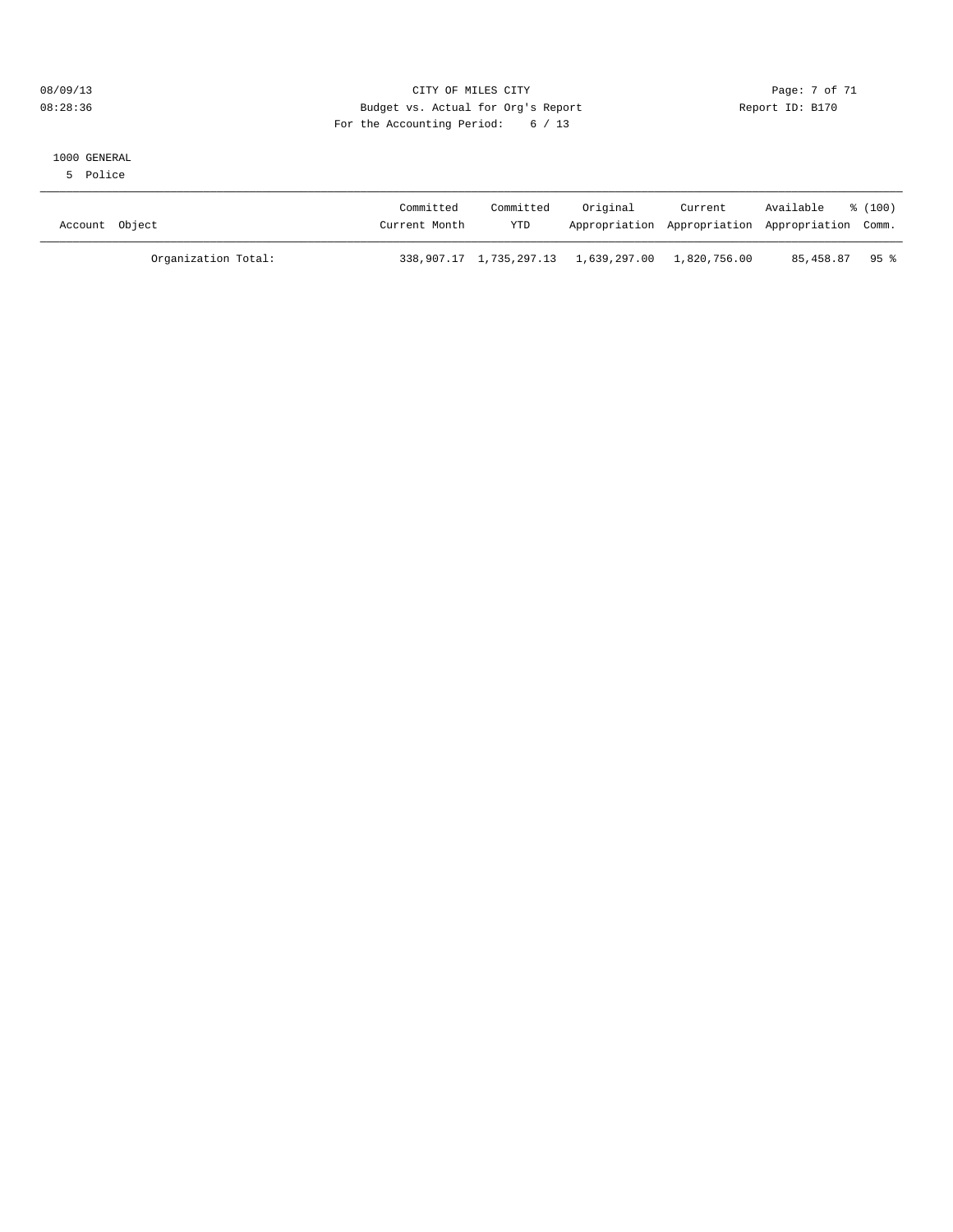CITY OF MILES CITY
Budget vs. Actual for Org's Report
For the Accounting Period: 6 / 13

08/09/13
08:28:36

Report ID: B170

1000 GENERAL
5 Police

| Account Object | Committed Current Month | Committed YTD | Original Appropriation | Current Appropriation | Available Appropriation | % (100) Comm. |
|---|---|---|---|---|---|---|
| Organization Total: | 338,907.17 | 1,735,297.13 | 1,639,297.00 | 1,820,756.00 | 85,458.87 | 95 % |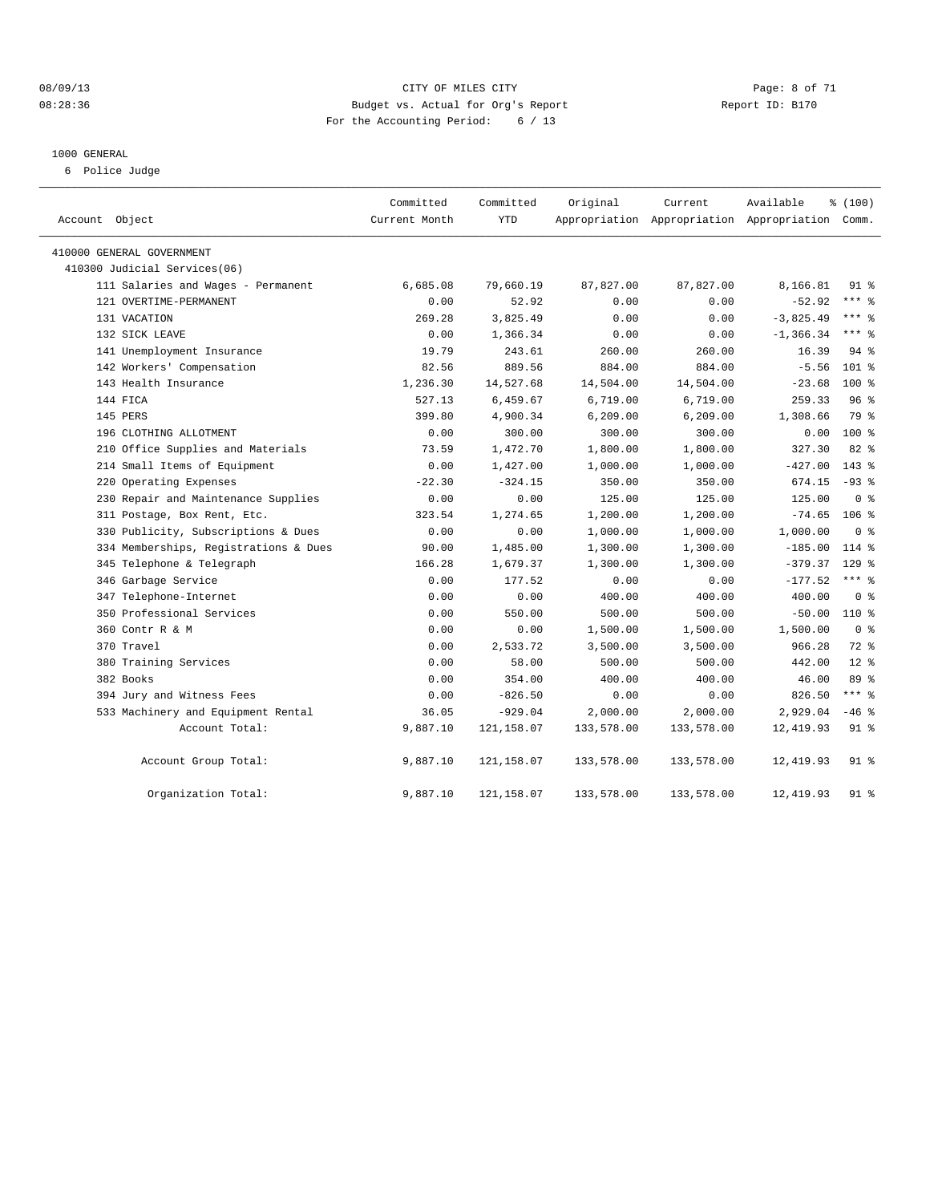CITY OF MILES CITY
Budget vs. Actual for Org's Report
For the Accounting Period: 6 / 13

08/09/13
08:28:36

Report ID: B170

1000 GENERAL
6 Police Judge

| Account Object | Committed Current Month | Committed YTD | Original Appropriation | Current Appropriation | Available Appropriation | % (100) Comm. |
|---|---|---|---|---|---|---|
| 410000 GENERAL GOVERNMENT | | | | | | |
| 410300 Judicial Services(06) | | | | | | |
| 111 Salaries and Wages - Permanent | 6,685.08 | 79,660.19 | 87,827.00 | 87,827.00 | 8,166.81 | 91 % |
| 121 OVERTIME-PERMANENT | 0.00 | 52.92 | 0.00 | 0.00 | -52.92 | *** % |
| 131 VACATION | 269.28 | 3,825.49 | 0.00 | 0.00 | -3,825.49 | *** % |
| 132 SICK LEAVE | 0.00 | 1,366.34 | 0.00 | 0.00 | -1,366.34 | *** % |
| 141 Unemployment Insurance | 19.79 | 243.61 | 260.00 | 260.00 | 16.39 | 94 % |
| 142 Workers' Compensation | 82.56 | 889.56 | 884.00 | 884.00 | -5.56 | 101 % |
| 143 Health Insurance | 1,236.30 | 14,527.68 | 14,504.00 | 14,504.00 | -23.68 | 100 % |
| 144 FICA | 527.13 | 6,459.67 | 6,719.00 | 6,719.00 | 259.33 | 96 % |
| 145 PERS | 399.80 | 4,900.34 | 6,209.00 | 6,209.00 | 1,308.66 | 79 % |
| 196 CLOTHING ALLOTMENT | 0.00 | 300.00 | 300.00 | 300.00 | 0.00 | 100 % |
| 210 Office Supplies and Materials | 73.59 | 1,472.70 | 1,800.00 | 1,800.00 | 327.30 | 82 % |
| 214 Small Items of Equipment | 0.00 | 1,427.00 | 1,000.00 | 1,000.00 | -427.00 | 143 % |
| 220 Operating Expenses | -22.30 | -324.15 | 350.00 | 350.00 | 674.15 | -93 % |
| 230 Repair and Maintenance Supplies | 0.00 | 0.00 | 125.00 | 125.00 | 125.00 | 0 % |
| 311 Postage, Box Rent, Etc. | 323.54 | 1,274.65 | 1,200.00 | 1,200.00 | -74.65 | 106 % |
| 330 Publicity, Subscriptions & Dues | 0.00 | 0.00 | 1,000.00 | 1,000.00 | 1,000.00 | 0 % |
| 334 Memberships, Registrations & Dues | 90.00 | 1,485.00 | 1,300.00 | 1,300.00 | -185.00 | 114 % |
| 345 Telephone & Telegraph | 166.28 | 1,679.37 | 1,300.00 | 1,300.00 | -379.37 | 129 % |
| 346 Garbage Service | 0.00 | 177.52 | 0.00 | 0.00 | -177.52 | *** % |
| 347 Telephone-Internet | 0.00 | 0.00 | 400.00 | 400.00 | 400.00 | 0 % |
| 350 Professional Services | 0.00 | 550.00 | 500.00 | 500.00 | -50.00 | 110 % |
| 360 Contr R & M | 0.00 | 0.00 | 1,500.00 | 1,500.00 | 1,500.00 | 0 % |
| 370 Travel | 0.00 | 2,533.72 | 3,500.00 | 3,500.00 | 966.28 | 72 % |
| 380 Training Services | 0.00 | 58.00 | 500.00 | 500.00 | 442.00 | 12 % |
| 382 Books | 0.00 | 354.00 | 400.00 | 400.00 | 46.00 | 89 % |
| 394 Jury and Witness Fees | 0.00 | -826.50 | 0.00 | 0.00 | 826.50 | *** % |
| 533 Machinery and Equipment Rental | 36.05 | -929.04 | 2,000.00 | 2,000.00 | 2,929.04 | -46 % |
| Account Total: | 9,887.10 | 121,158.07 | 133,578.00 | 133,578.00 | 12,419.93 | 91 % |
| Account Group Total: | 9,887.10 | 121,158.07 | 133,578.00 | 133,578.00 | 12,419.93 | 91 % |
| Organization Total: | 9,887.10 | 121,158.07 | 133,578.00 | 133,578.00 | 12,419.93 | 91 % |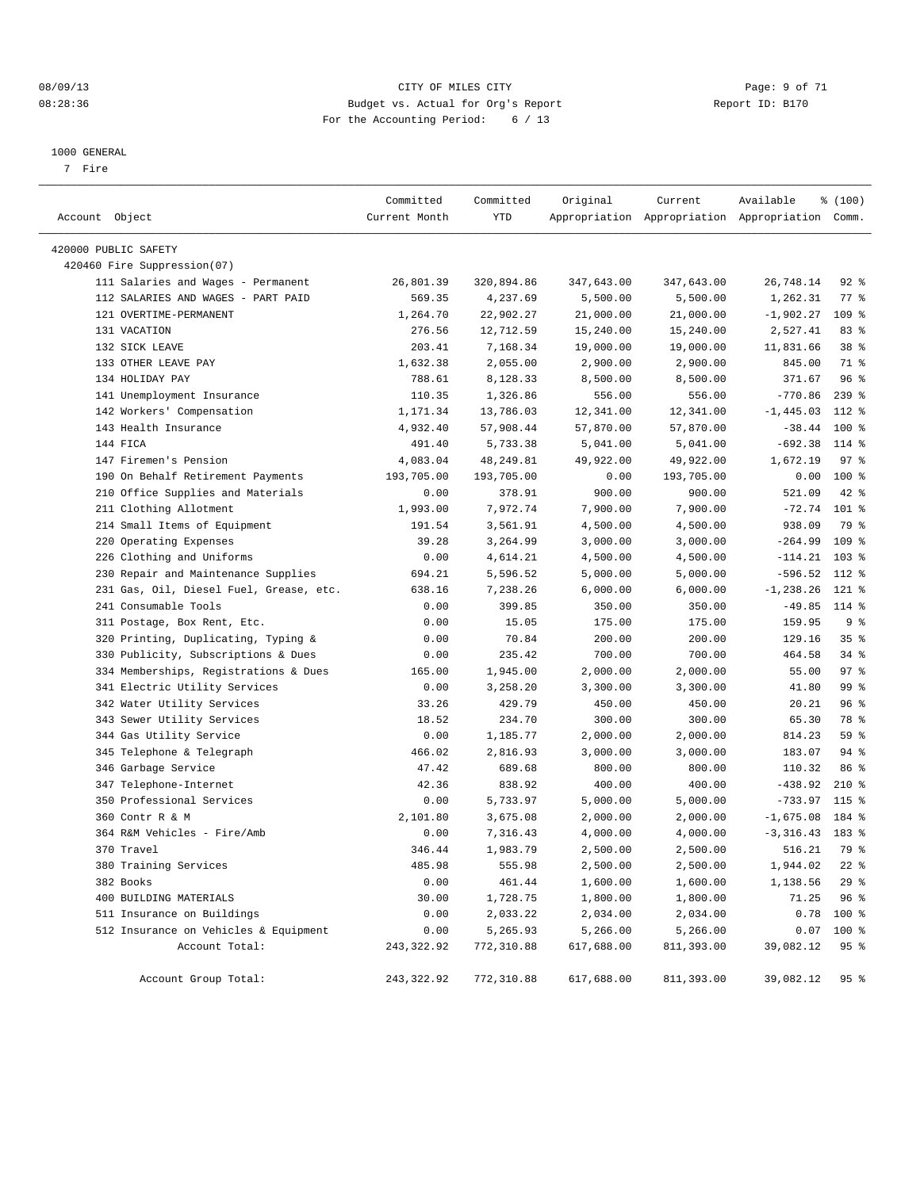08/09/13 CITY OF MILES CITY
08:28:36 Budget vs. Actual for Org's Report Report ID: B170
For the Accounting Period: 6 / 13

1000 GENERAL
7 Fire

| Account Object | Committed Current Month | Committed YTD | Original Appropriation | Current Appropriation | Available Appropriation | % (100) Comm. |
|---|---|---|---|---|---|---|
| 420000 PUBLIC SAFETY | | | | | | |
| 420460 Fire Suppression(07) | | | | | | |
| 111 Salaries and Wages - Permanent | 26,801.39 | 320,894.86 | 347,643.00 | 347,643.00 | 26,748.14 | 92 % |
| 112 SALARIES AND WAGES - PART PAID | 569.35 | 4,237.69 | 5,500.00 | 5,500.00 | 1,262.31 | 77 % |
| 121 OVERTIME-PERMANENT | 1,264.70 | 22,902.27 | 21,000.00 | 21,000.00 | -1,902.27 | 109 % |
| 131 VACATION | 276.56 | 12,712.59 | 15,240.00 | 15,240.00 | 2,527.41 | 83 % |
| 132 SICK LEAVE | 203.41 | 7,168.34 | 19,000.00 | 19,000.00 | 11,831.66 | 38 % |
| 133 OTHER LEAVE PAY | 1,632.38 | 2,055.00 | 2,900.00 | 2,900.00 | 845.00 | 71 % |
| 134 HOLIDAY PAY | 788.61 | 8,128.33 | 8,500.00 | 8,500.00 | 371.67 | 96 % |
| 141 Unemployment Insurance | 110.35 | 1,326.86 | 556.00 | 556.00 | -770.86 | 239 % |
| 142 Workers' Compensation | 1,171.34 | 13,786.03 | 12,341.00 | 12,341.00 | -1,445.03 | 112 % |
| 143 Health Insurance | 4,932.40 | 57,908.44 | 57,870.00 | 57,870.00 | -38.44 | 100 % |
| 144 FICA | 491.40 | 5,733.38 | 5,041.00 | 5,041.00 | -692.38 | 114 % |
| 147 Firemen's Pension | 4,083.04 | 48,249.81 | 49,922.00 | 49,922.00 | 1,672.19 | 97 % |
| 190 On Behalf Retirement Payments | 193,705.00 | 193,705.00 | 0.00 | 193,705.00 | 0.00 | 100 % |
| 210 Office Supplies and Materials | 0.00 | 378.91 | 900.00 | 900.00 | 521.09 | 42 % |
| 211 Clothing Allotment | 1,993.00 | 7,972.74 | 7,900.00 | 7,900.00 | -72.74 | 101 % |
| 214 Small Items of Equipment | 191.54 | 3,561.91 | 4,500.00 | 4,500.00 | 938.09 | 79 % |
| 220 Operating Expenses | 39.28 | 3,264.99 | 3,000.00 | 3,000.00 | -264.99 | 109 % |
| 226 Clothing and Uniforms | 0.00 | 4,614.21 | 4,500.00 | 4,500.00 | -114.21 | 103 % |
| 230 Repair and Maintenance Supplies | 694.21 | 5,596.52 | 5,000.00 | 5,000.00 | -596.52 | 112 % |
| 231 Gas, Oil, Diesel Fuel, Grease, etc. | 638.16 | 7,238.26 | 6,000.00 | 6,000.00 | -1,238.26 | 121 % |
| 241 Consumable Tools | 0.00 | 399.85 | 350.00 | 350.00 | -49.85 | 114 % |
| 311 Postage, Box Rent, Etc. | 0.00 | 15.05 | 175.00 | 175.00 | 159.95 | 9 % |
| 320 Printing, Duplicating, Typing & | 0.00 | 70.84 | 200.00 | 200.00 | 129.16 | 35 % |
| 330 Publicity, Subscriptions & Dues | 0.00 | 235.42 | 700.00 | 700.00 | 464.58 | 34 % |
| 334 Memberships, Registrations & Dues | 165.00 | 1,945.00 | 2,000.00 | 2,000.00 | 55.00 | 97 % |
| 341 Electric Utility Services | 0.00 | 3,258.20 | 3,300.00 | 3,300.00 | 41.80 | 99 % |
| 342 Water Utility Services | 33.26 | 429.79 | 450.00 | 450.00 | 20.21 | 96 % |
| 343 Sewer Utility Services | 18.52 | 234.70 | 300.00 | 300.00 | 65.30 | 78 % |
| 344 Gas Utility Service | 0.00 | 1,185.77 | 2,000.00 | 2,000.00 | 814.23 | 59 % |
| 345 Telephone & Telegraph | 466.02 | 2,816.93 | 3,000.00 | 3,000.00 | 183.07 | 94 % |
| 346 Garbage Service | 47.42 | 689.68 | 800.00 | 800.00 | 110.32 | 86 % |
| 347 Telephone-Internet | 42.36 | 838.92 | 400.00 | 400.00 | -438.92 | 210 % |
| 350 Professional Services | 0.00 | 5,733.97 | 5,000.00 | 5,000.00 | -733.97 | 115 % |
| 360 Contr R & M | 2,101.80 | 3,675.08 | 2,000.00 | 2,000.00 | -1,675.08 | 184 % |
| 364 R&M Vehicles - Fire/Amb | 0.00 | 7,316.43 | 4,000.00 | 4,000.00 | -3,316.43 | 183 % |
| 370 Travel | 346.44 | 1,983.79 | 2,500.00 | 2,500.00 | 516.21 | 79 % |
| 380 Training Services | 485.98 | 555.98 | 2,500.00 | 2,500.00 | 1,944.02 | 22 % |
| 382 Books | 0.00 | 461.44 | 1,600.00 | 1,600.00 | 1,138.56 | 29 % |
| 400 BUILDING MATERIALS | 30.00 | 1,728.75 | 1,800.00 | 1,800.00 | 71.25 | 96 % |
| 511 Insurance on Buildings | 0.00 | 2,033.22 | 2,034.00 | 2,034.00 | 0.78 | 100 % |
| 512 Insurance on Vehicles & Equipment | 0.00 | 5,265.93 | 5,266.00 | 5,266.00 | 0.07 | 100 % |
| Account Total: | 243,322.92 | 772,310.88 | 617,688.00 | 811,393.00 | 39,082.12 | 95 % |
| Account Group Total: | 243,322.92 | 772,310.88 | 617,688.00 | 811,393.00 | 39,082.12 | 95 % |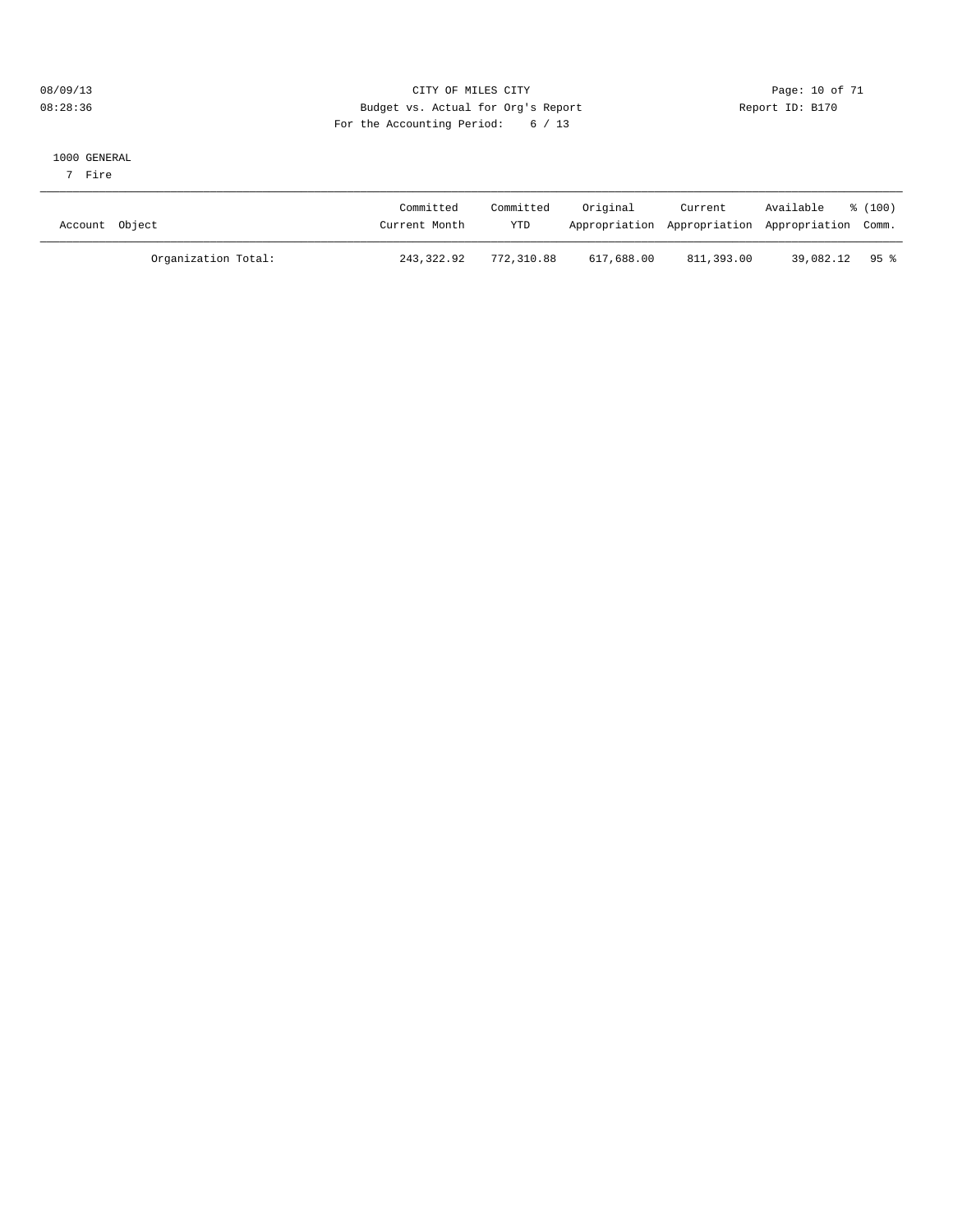CITY OF MILES CITY
Budget vs. Actual for Org's Report
For the Accounting Period: 6 / 13

08/09/13
08:28:36

Report ID: B170

1000 GENERAL
7 Fire

| Account Object | Committed Current Month | Committed YTD | Original Appropriation | Current Appropriation | Available Appropriation | % (100) Comm. |
|---|---|---|---|---|---|---|
| Organization Total: | 243,322.92 | 772,310.88 | 617,688.00 | 811,393.00 | 39,082.12 | 95 % |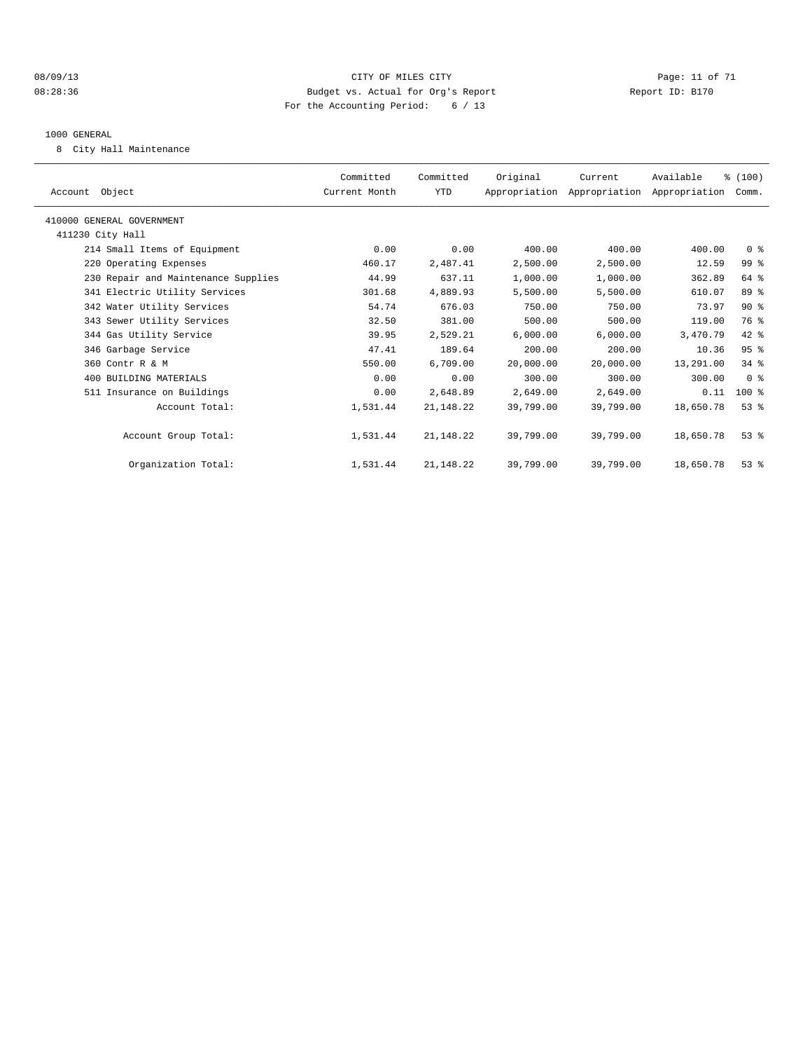CITY OF MILES CITY
Budget vs. Actual for Org's Report
For the Accounting Period: 6 / 13

08/09/13
08:28:36

Report ID: B170

1000 GENERAL

8 City Hall Maintenance

| Account Object | Committed Current Month | Committed YTD | Original Appropriation | Current Appropriation | Available Appropriation | % (100) Comm. |
|---|---|---|---|---|---|---|
| 410000 GENERAL GOVERNMENT | | | | | | |
| 411230 City Hall | | | | | | |
| 214 Small Items of Equipment | 0.00 | 0.00 | 400.00 | 400.00 | 400.00 | 0 % |
| 220 Operating Expenses | 460.17 | 2,487.41 | 2,500.00 | 2,500.00 | 12.59 | 99 % |
| 230 Repair and Maintenance Supplies | 44.99 | 637.11 | 1,000.00 | 1,000.00 | 362.89 | 64 % |
| 341 Electric Utility Services | 301.68 | 4,889.93 | 5,500.00 | 5,500.00 | 610.07 | 89 % |
| 342 Water Utility Services | 54.74 | 676.03 | 750.00 | 750.00 | 73.97 | 90 % |
| 343 Sewer Utility Services | 32.50 | 381.00 | 500.00 | 500.00 | 119.00 | 76 % |
| 344 Gas Utility Service | 39.95 | 2,529.21 | 6,000.00 | 6,000.00 | 3,470.79 | 42 % |
| 346 Garbage Service | 47.41 | 189.64 | 200.00 | 200.00 | 10.36 | 95 % |
| 360 Contr R & M | 550.00 | 6,709.00 | 20,000.00 | 20,000.00 | 13,291.00 | 34 % |
| 400 BUILDING MATERIALS | 0.00 | 0.00 | 300.00 | 300.00 | 300.00 | 0 % |
| 511 Insurance on Buildings | 0.00 | 2,648.89 | 2,649.00 | 2,649.00 | 0.11 | 100 % |
| Account Total: | 1,531.44 | 21,148.22 | 39,799.00 | 39,799.00 | 18,650.78 | 53 % |
| Account Group Total: | 1,531.44 | 21,148.22 | 39,799.00 | 39,799.00 | 18,650.78 | 53 % |
| Organization Total: | 1,531.44 | 21,148.22 | 39,799.00 | 39,799.00 | 18,650.78 | 53 % |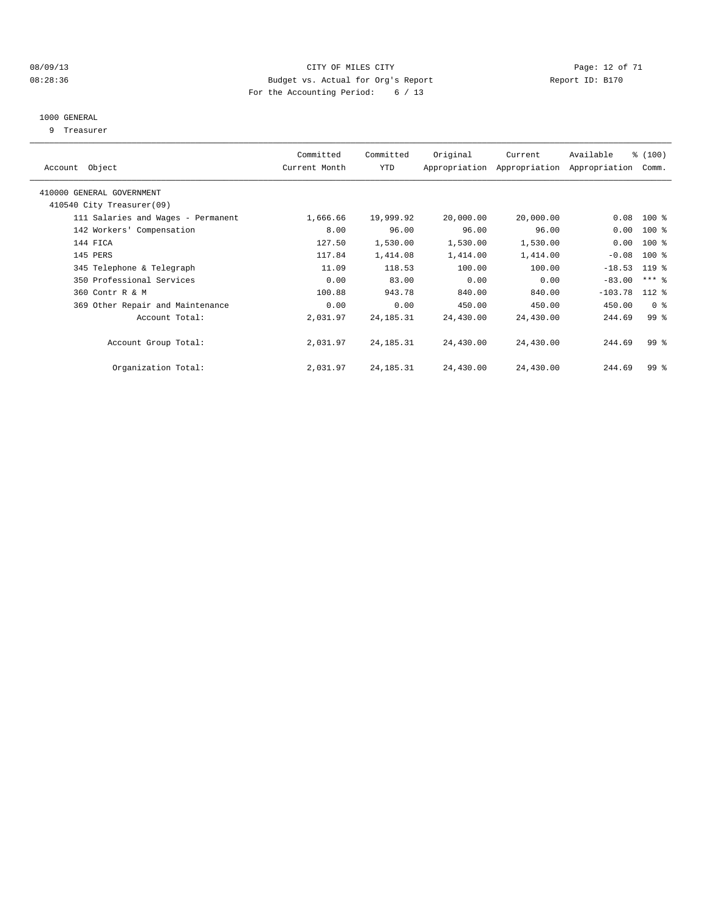CITY OF MILES CITY
Budget vs. Actual for Org's Report
For the Accounting Period: 6 / 13

08/09/13
08:28:36

Report ID: B170

## 1000 GENERAL

9 Treasurer

| Account Object | Committed Current Month | Committed YTD | Original Appropriation | Current Appropriation | Available Appropriation | % (100) Comm. |
|---|---|---|---|---|---|---|
| 410000 GENERAL GOVERNMENT | | | | | | |
| 410540 City Treasurer(09) | | | | | | |
| 111 Salaries and Wages - Permanent | 1,666.66 | 19,999.92 | 20,000.00 | 20,000.00 | 0.08 | 100 % |
| 142 Workers' Compensation | 8.00 | 96.00 | 96.00 | 96.00 | 0.00 | 100 % |
| 144 FICA | 127.50 | 1,530.00 | 1,530.00 | 1,530.00 | 0.00 | 100 % |
| 145 PERS | 117.84 | 1,414.08 | 1,414.00 | 1,414.00 | -0.08 | 100 % |
| 345 Telephone & Telegraph | 11.09 | 118.53 | 100.00 | 100.00 | -18.53 | 119 % |
| 350 Professional Services | 0.00 | 83.00 | 0.00 | 0.00 | -83.00 | *** % |
| 360 Contr R & M | 100.88 | 943.78 | 840.00 | 840.00 | -103.78 | 112 % |
| 369 Other Repair and Maintenance | 0.00 | 0.00 | 450.00 | 450.00 | 450.00 | 0 % |
| Account Total: | 2,031.97 | 24,185.31 | 24,430.00 | 24,430.00 | 244.69 | 99 % |
| Account Group Total: | 2,031.97 | 24,185.31 | 24,430.00 | 24,430.00 | 244.69 | 99 % |
| Organization Total: | 2,031.97 | 24,185.31 | 24,430.00 | 24,430.00 | 244.69 | 99 % |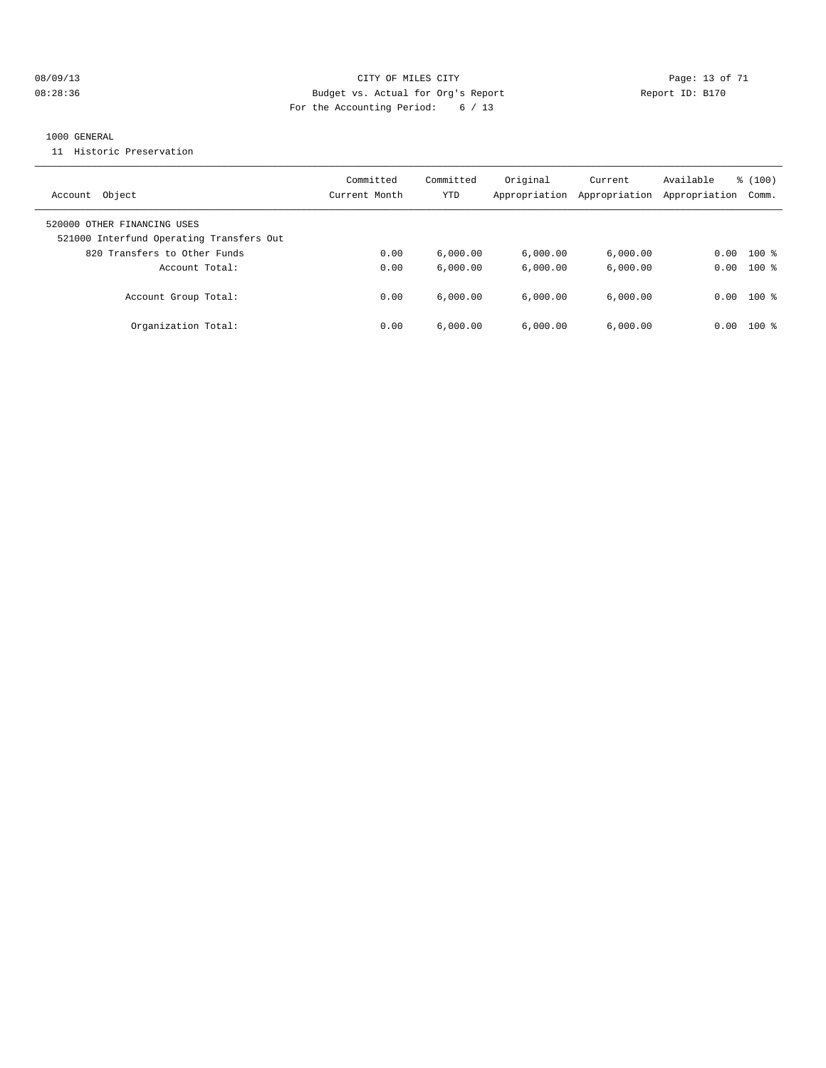# CITY OF MILES CITY

Budget vs. Actual for Org's Report

For the Accounting Period: 6 / 13

08/09/13 08:28:36 Report ID: B170

## 1000 GENERAL

11 Historic Preservation

| Account Object | Committed Current Month | Committed YTD | Original Appropriation | Current Appropriation | Available Appropriation | % (100) Comm. |
|---|---|---|---|---|---|---|
| 520000 OTHER FINANCING USES | | | | | | |
| 521000 Interfund Operating Transfers Out | | | | | | |
| 820 Transfers to Other Funds | 0.00 | 6,000.00 | 6,000.00 | 6,000.00 | 0.00 | 100 % |
| Account Total: | 0.00 | 6,000.00 | 6,000.00 | 6,000.00 | 0.00 | 100 % |
| Account Group Total: | 0.00 | 6,000.00 | 6,000.00 | 6,000.00 | 0.00 | 100 % |
| Organization Total: | 0.00 | 6,000.00 | 6,000.00 | 6,000.00 | 0.00 | 100 % |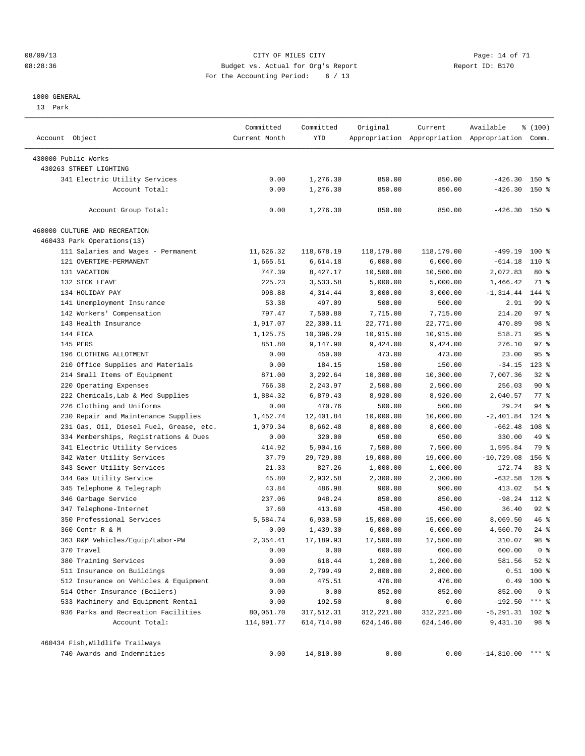CITY OF MILES CITY
Budget vs. Actual for Org's Report
For the Accounting Period: 6 / 13

08/09/13
08:28:36

Report ID: B170

1000 GENERAL
13 Park

| Account Object | Committed Current Month | Committed YTD | Original Appropriation | Current Appropriation | Available Appropriation | % (100) Comm. |
|---|---|---|---|---|---|---|
| 430000 Public Works | | | | | | |
| 430263 STREET LIGHTING | | | | | | |
| 341 Electric Utility Services | 0.00 | 1,276.30 | 850.00 | 850.00 | -426.30 | 150 % |
| Account Total: | 0.00 | 1,276.30 | 850.00 | 850.00 | -426.30 | 150 % |
| Account Group Total: | 0.00 | 1,276.30 | 850.00 | 850.00 | -426.30 | 150 % |
| 460000 CULTURE AND RECREATION | | | | | | |
| 460433 Park Operations(13) | | | | | | |
| 111 Salaries and Wages - Permanent | 11,626.32 | 118,678.19 | 118,179.00 | 118,179.00 | -499.19 | 100 % |
| 121 OVERTIME-PERMANENT | 1,665.51 | 6,614.18 | 6,000.00 | 6,000.00 | -614.18 | 110 % |
| 131 VACATION | 747.39 | 8,427.17 | 10,500.00 | 10,500.00 | 2,072.83 | 80 % |
| 132 SICK LEAVE | 225.23 | 3,533.58 | 5,000.00 | 5,000.00 | 1,466.42 | 71 % |
| 134 HOLIDAY PAY | 998.88 | 4,314.44 | 3,000.00 | 3,000.00 | -1,314.44 | 144 % |
| 141 Unemployment Insurance | 53.38 | 497.09 | 500.00 | 500.00 | 2.91 | 99 % |
| 142 Workers' Compensation | 797.47 | 7,500.80 | 7,715.00 | 7,715.00 | 214.20 | 97 % |
| 143 Health Insurance | 1,917.07 | 22,300.11 | 22,771.00 | 22,771.00 | 470.89 | 98 % |
| 144 FICA | 1,125.75 | 10,396.29 | 10,915.00 | 10,915.00 | 518.71 | 95 % |
| 145 PERS | 851.80 | 9,147.90 | 9,424.00 | 9,424.00 | 276.10 | 97 % |
| 196 CLOTHING ALLOTMENT | 0.00 | 450.00 | 473.00 | 473.00 | 23.00 | 95 % |
| 210 Office Supplies and Materials | 0.00 | 184.15 | 150.00 | 150.00 | -34.15 | 123 % |
| 214 Small Items of Equipment | 871.00 | 3,292.64 | 10,300.00 | 10,300.00 | 7,007.36 | 32 % |
| 220 Operating Expenses | 766.38 | 2,243.97 | 2,500.00 | 2,500.00 | 256.03 | 90 % |
| 222 Chemicals,Lab & Med Supplies | 1,884.32 | 6,879.43 | 8,920.00 | 8,920.00 | 2,040.57 | 77 % |
| 226 Clothing and Uniforms | 0.00 | 470.76 | 500.00 | 500.00 | 29.24 | 94 % |
| 230 Repair and Maintenance Supplies | 1,452.74 | 12,401.84 | 10,000.00 | 10,000.00 | -2,401.84 | 124 % |
| 231 Gas, Oil, Diesel Fuel, Grease, etc. | 1,079.34 | 8,662.48 | 8,000.00 | 8,000.00 | -662.48 | 108 % |
| 334 Memberships, Registrations & Dues | 0.00 | 320.00 | 650.00 | 650.00 | 330.00 | 49 % |
| 341 Electric Utility Services | 414.92 | 5,904.16 | 7,500.00 | 7,500.00 | 1,595.84 | 79 % |
| 342 Water Utility Services | 37.79 | 29,729.08 | 19,000.00 | 19,000.00 | -10,729.08 | 156 % |
| 343 Sewer Utility Services | 21.33 | 827.26 | 1,000.00 | 1,000.00 | 172.74 | 83 % |
| 344 Gas Utility Service | 45.80 | 2,932.58 | 2,300.00 | 2,300.00 | -632.58 | 128 % |
| 345 Telephone & Telegraph | 43.84 | 486.98 | 900.00 | 900.00 | 413.02 | 54 % |
| 346 Garbage Service | 237.06 | 948.24 | 850.00 | 850.00 | -98.24 | 112 % |
| 347 Telephone-Internet | 37.60 | 413.60 | 450.00 | 450.00 | 36.40 | 92 % |
| 350 Professional Services | 5,584.74 | 6,930.50 | 15,000.00 | 15,000.00 | 8,069.50 | 46 % |
| 360 Contr R & M | 0.00 | 1,439.30 | 6,000.00 | 6,000.00 | 4,560.70 | 24 % |
| 363 R&M Vehicles/Equip/Labor-PW | 2,354.41 | 17,189.93 | 17,500.00 | 17,500.00 | 310.07 | 98 % |
| 370 Travel | 0.00 | 0.00 | 600.00 | 600.00 | 600.00 | 0 % |
| 380 Training Services | 0.00 | 618.44 | 1,200.00 | 1,200.00 | 581.56 | 52 % |
| 511 Insurance on Buildings | 0.00 | 2,799.49 | 2,800.00 | 2,800.00 | 0.51 | 100 % |
| 512 Insurance on Vehicles & Equipment | 0.00 | 475.51 | 476.00 | 476.00 | 0.49 | 100 % |
| 514 Other Insurance (Boilers) | 0.00 | 0.00 | 852.00 | 852.00 | 852.00 | 0 % |
| 533 Machinery and Equipment Rental | 0.00 | 192.50 | 0.00 | 0.00 | -192.50 | *** % |
| 936 Parks and Recreation Facilities | 80,051.70 | 317,512.31 | 312,221.00 | 312,221.00 | -5,291.31 | 102 % |
| Account Total: | 114,891.77 | 614,714.90 | 624,146.00 | 624,146.00 | 9,431.10 | 98 % |
| 460434 Fish,Wildlife Trailways | | | | | | |
| 740 Awards and Indemnities | 0.00 | 14,810.00 | 0.00 | 0.00 | -14,810.00 | *** % |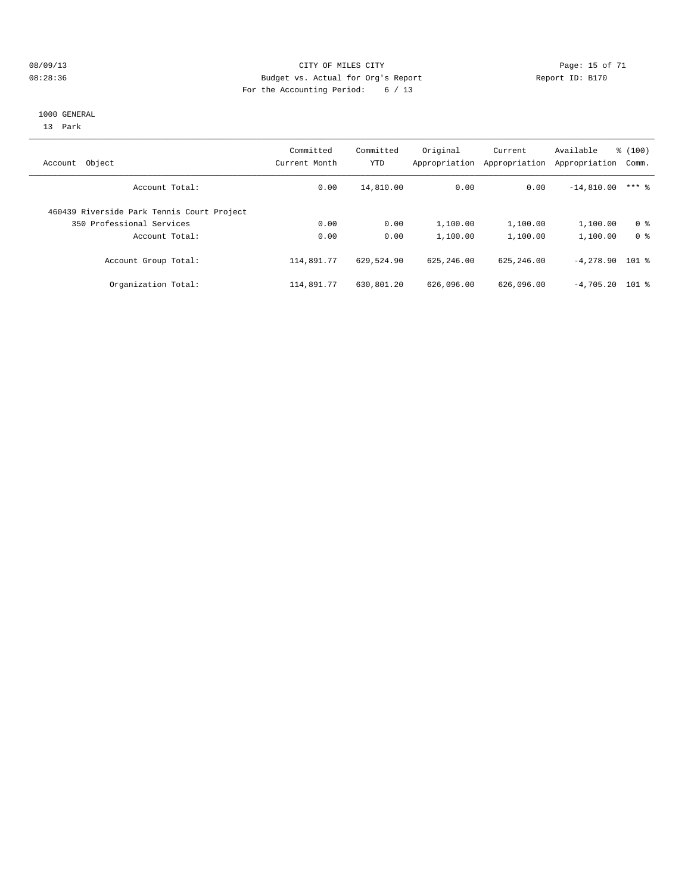08/09/13
08:28:36

CITY OF MILES CITY
Budget vs. Actual for Org's Report
For the Accounting Period: 6 / 13

Report ID: B170

1000 GENERAL
13 Park

| Account Object | Committed Current Month | Committed YTD | Original Appropriation | Current Appropriation | Available Appropriation | % (100) Comm. |
|---|---|---|---|---|---|---|
| Account Total: | 0.00 | 14,810.00 | 0.00 | 0.00 | -14,810.00 | *** % |
| 460439 Riverside Park Tennis Court Project | | | | | | |
| 350 Professional Services | 0.00 | 0.00 | 1,100.00 | 1,100.00 | 1,100.00 | 0 % |
| Account Total: | 0.00 | 0.00 | 1,100.00 | 1,100.00 | 1,100.00 | 0 % |
| Account Group Total: | 114,891.77 | 629,524.90 | 625,246.00 | 625,246.00 | -4,278.90 | 101 % |
| Organization Total: | 114,891.77 | 630,801.20 | 626,096.00 | 626,096.00 | -4,705.20 | 101 % |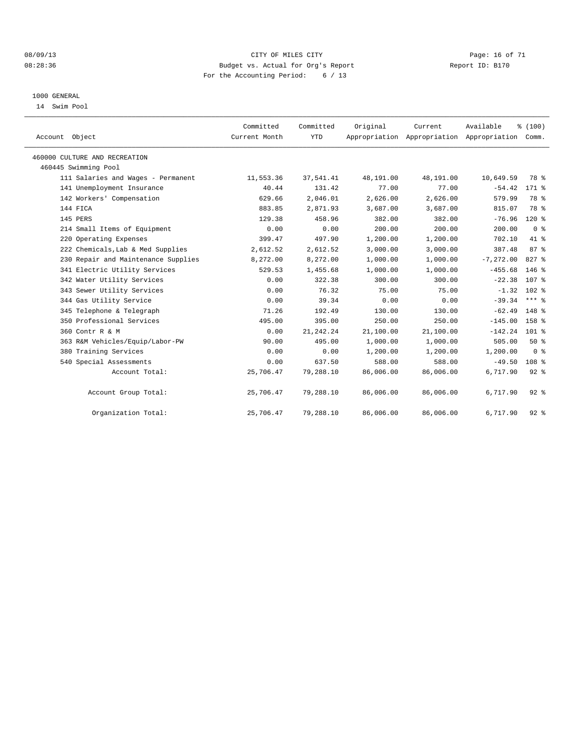CITY OF MILES CITY
Budget vs. Actual for Org's Report
For the Accounting Period: 6 / 13

08/09/13
08:28:36

Report ID: B170

1000 GENERAL
14 Swim Pool

| Account Object | Committed Current Month | Committed YTD | Original Appropriation | Current Appropriation | Available Appropriation | % (100) Comm. |
|---|---|---|---|---|---|---|
| 460000 CULTURE AND RECREATION | | | | | | |
| 460445 Swimming Pool | | | | | | |
| 111 Salaries and Wages - Permanent | 11,553.36 | 37,541.41 | 48,191.00 | 48,191.00 | 10,649.59 | 78 % |
| 141 Unemployment Insurance | 40.44 | 131.42 | 77.00 | 77.00 | -54.42 | 171 % |
| 142 Workers' Compensation | 629.66 | 2,046.01 | 2,626.00 | 2,626.00 | 579.99 | 78 % |
| 144 FICA | 883.85 | 2,871.93 | 3,687.00 | 3,687.00 | 815.07 | 78 % |
| 145 PERS | 129.38 | 458.96 | 382.00 | 382.00 | -76.96 | 120 % |
| 214 Small Items of Equipment | 0.00 | 0.00 | 200.00 | 200.00 | 200.00 | 0 % |
| 220 Operating Expenses | 399.47 | 497.90 | 1,200.00 | 1,200.00 | 702.10 | 41 % |
| 222 Chemicals,Lab & Med Supplies | 2,612.52 | 2,612.52 | 3,000.00 | 3,000.00 | 387.48 | 87 % |
| 230 Repair and Maintenance Supplies | 8,272.00 | 8,272.00 | 1,000.00 | 1,000.00 | -7,272.00 | 827 % |
| 341 Electric Utility Services | 529.53 | 1,455.68 | 1,000.00 | 1,000.00 | -455.68 | 146 % |
| 342 Water Utility Services | 0.00 | 322.38 | 300.00 | 300.00 | -22.38 | 107 % |
| 343 Sewer Utility Services | 0.00 | 76.32 | 75.00 | 75.00 | -1.32 | 102 % |
| 344 Gas Utility Service | 0.00 | 39.34 | 0.00 | 0.00 | -39.34 | *** % |
| 345 Telephone & Telegraph | 71.26 | 192.49 | 130.00 | 130.00 | -62.49 | 148 % |
| 350 Professional Services | 495.00 | 395.00 | 250.00 | 250.00 | -145.00 | 158 % |
| 360 Contr R & M | 0.00 | 21,242.24 | 21,100.00 | 21,100.00 | -142.24 | 101 % |
| 363 R&M Vehicles/Equip/Labor-PW | 90.00 | 495.00 | 1,000.00 | 1,000.00 | 505.00 | 50 % |
| 380 Training Services | 0.00 | 0.00 | 1,200.00 | 1,200.00 | 1,200.00 | 0 % |
| 540 Special Assessments | 0.00 | 637.50 | 588.00 | 588.00 | -49.50 | 108 % |
| Account Total: | 25,706.47 | 79,288.10 | 86,006.00 | 86,006.00 | 6,717.90 | 92 % |
| Account Group Total: | 25,706.47 | 79,288.10 | 86,006.00 | 86,006.00 | 6,717.90 | 92 % |
| Organization Total: | 25,706.47 | 79,288.10 | 86,006.00 | 86,006.00 | 6,717.90 | 92 % |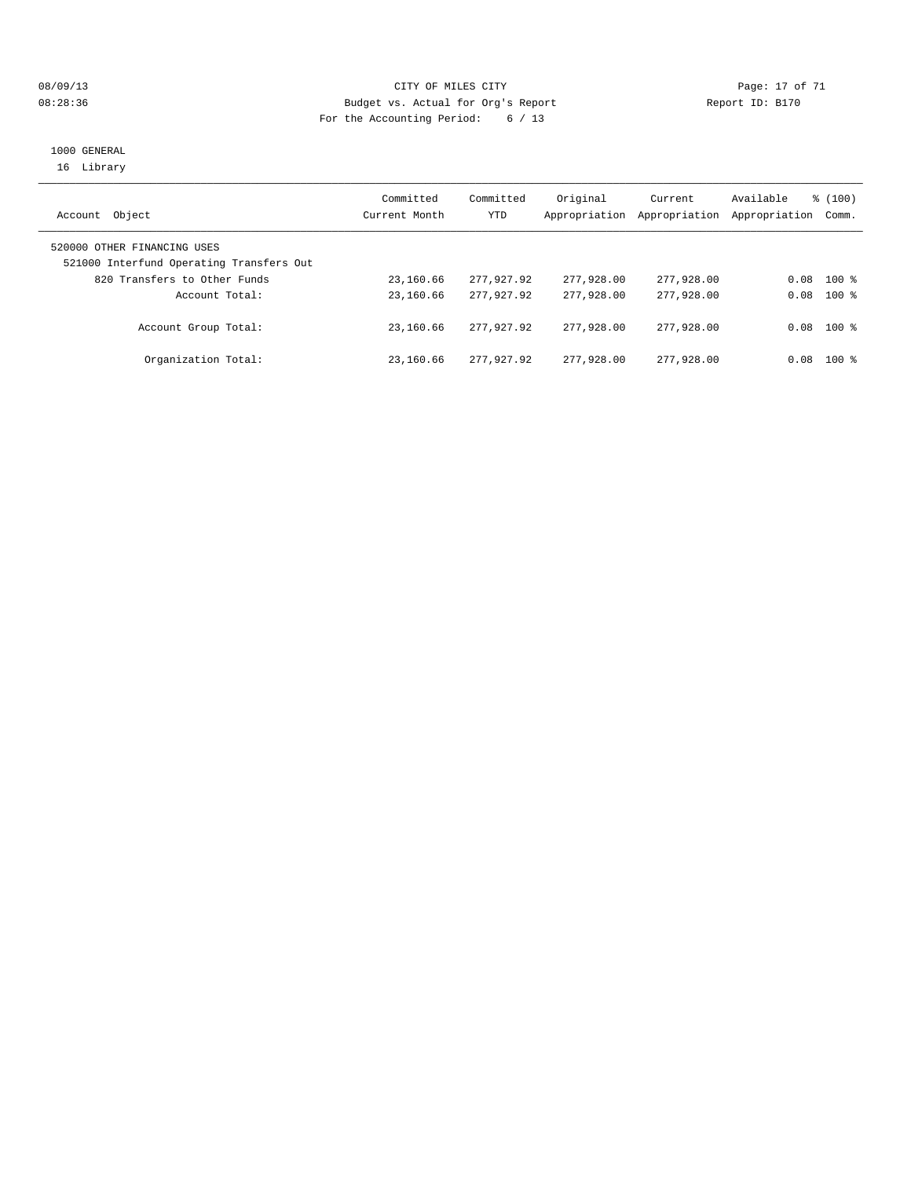CITY OF MILES CITY
Budget vs. Actual for Org's Report
For the Accounting Period: 6 / 13

08/09/13
08:28:36

Report ID: B170

1000 GENERAL
16 Library

| Account Object | Committed Current Month | Committed YTD | Original Appropriation | Current Appropriation | Available Appropriation | % (100) Comm. |
|---|---|---|---|---|---|---|
| 520000 OTHER FINANCING USES | | | | | | |
| 521000 Interfund Operating Transfers Out | | | | | | |
| 820 Transfers to Other Funds | 23,160.66 | 277,927.92 | 277,928.00 | 277,928.00 | 0.08 | 100 % |
| Account Total: | 23,160.66 | 277,927.92 | 277,928.00 | 277,928.00 | 0.08 | 100 % |
| Account Group Total: | 23,160.66 | 277,927.92 | 277,928.00 | 277,928.00 | 0.08 | 100 % |
| Organization Total: | 23,160.66 | 277,927.92 | 277,928.00 | 277,928.00 | 0.08 | 100 % |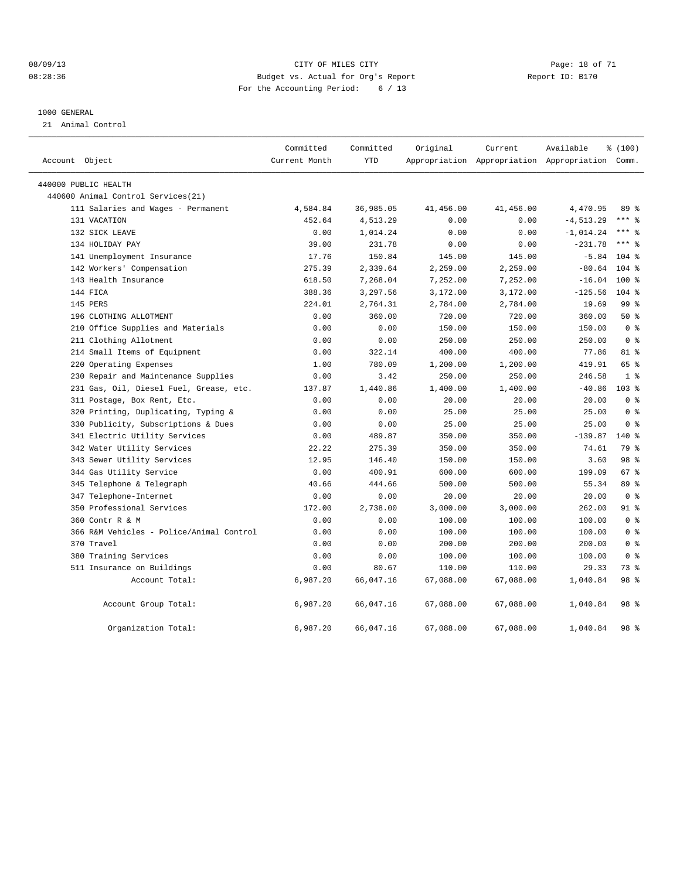# CITY OF MILES CITY

Budget vs. Actual for Org's Report

For the Accounting Period: 6 / 13

08/09/13 08:28:36 — Report ID: B170

## 1000 GENERAL

21 Animal Control

| Account Object | Committed Current Month | Committed YTD | Original Appropriation | Current Appropriation | Available Appropriation | % (100) Comm. |
|---|---|---|---|---|---|---|
| 440000 PUBLIC HEALTH | | | | | | |
| 440600 Animal Control Services(21) | | | | | | |
| 111 Salaries and Wages - Permanent | 4,584.84 | 36,985.05 | 41,456.00 | 41,456.00 | 4,470.95 | 89 % |
| 131 VACATION | 452.64 | 4,513.29 | 0.00 | 0.00 | -4,513.29 | *** % |
| 132 SICK LEAVE | 0.00 | 1,014.24 | 0.00 | 0.00 | -1,014.24 | *** % |
| 134 HOLIDAY PAY | 39.00 | 231.78 | 0.00 | 0.00 | -231.78 | *** % |
| 141 Unemployment Insurance | 17.76 | 150.84 | 145.00 | 145.00 | -5.84 | 104 % |
| 142 Workers' Compensation | 275.39 | 2,339.64 | 2,259.00 | 2,259.00 | -80.64 | 104 % |
| 143 Health Insurance | 618.50 | 7,268.04 | 7,252.00 | 7,252.00 | -16.04 | 100 % |
| 144 FICA | 388.36 | 3,297.56 | 3,172.00 | 3,172.00 | -125.56 | 104 % |
| 145 PERS | 224.01 | 2,764.31 | 2,784.00 | 2,784.00 | 19.69 | 99 % |
| 196 CLOTHING ALLOTMENT | 0.00 | 360.00 | 720.00 | 720.00 | 360.00 | 50 % |
| 210 Office Supplies and Materials | 0.00 | 0.00 | 150.00 | 150.00 | 150.00 | 0 % |
| 211 Clothing Allotment | 0.00 | 0.00 | 250.00 | 250.00 | 250.00 | 0 % |
| 214 Small Items of Equipment | 0.00 | 322.14 | 400.00 | 400.00 | 77.86 | 81 % |
| 220 Operating Expenses | 1.00 | 780.09 | 1,200.00 | 1,200.00 | 419.91 | 65 % |
| 230 Repair and Maintenance Supplies | 0.00 | 3.42 | 250.00 | 250.00 | 246.58 | 1 % |
| 231 Gas, Oil, Diesel Fuel, Grease, etc. | 137.87 | 1,440.86 | 1,400.00 | 1,400.00 | -40.86 | 103 % |
| 311 Postage, Box Rent, Etc. | 0.00 | 0.00 | 20.00 | 20.00 | 20.00 | 0 % |
| 320 Printing, Duplicating, Typing & | 0.00 | 0.00 | 25.00 | 25.00 | 25.00 | 0 % |
| 330 Publicity, Subscriptions & Dues | 0.00 | 0.00 | 25.00 | 25.00 | 25.00 | 0 % |
| 341 Electric Utility Services | 0.00 | 489.87 | 350.00 | 350.00 | -139.87 | 140 % |
| 342 Water Utility Services | 22.22 | 275.39 | 350.00 | 350.00 | 74.61 | 79 % |
| 343 Sewer Utility Services | 12.95 | 146.40 | 150.00 | 150.00 | 3.60 | 98 % |
| 344 Gas Utility Service | 0.00 | 400.91 | 600.00 | 600.00 | 199.09 | 67 % |
| 345 Telephone & Telegraph | 40.66 | 444.66 | 500.00 | 500.00 | 55.34 | 89 % |
| 347 Telephone-Internet | 0.00 | 0.00 | 20.00 | 20.00 | 20.00 | 0 % |
| 350 Professional Services | 172.00 | 2,738.00 | 3,000.00 | 3,000.00 | 262.00 | 91 % |
| 360 Contr R & M | 0.00 | 0.00 | 100.00 | 100.00 | 100.00 | 0 % |
| 366 R&M Vehicles - Police/Animal Control | 0.00 | 0.00 | 100.00 | 100.00 | 100.00 | 0 % |
| 370 Travel | 0.00 | 0.00 | 200.00 | 200.00 | 200.00 | 0 % |
| 380 Training Services | 0.00 | 0.00 | 100.00 | 100.00 | 100.00 | 0 % |
| 511 Insurance on Buildings | 0.00 | 80.67 | 110.00 | 110.00 | 29.33 | 73 % |
| Account Total: | 6,987.20 | 66,047.16 | 67,088.00 | 67,088.00 | 1,040.84 | 98 % |
| Account Group Total: | 6,987.20 | 66,047.16 | 67,088.00 | 67,088.00 | 1,040.84 | 98 % |
| Organization Total: | 6,987.20 | 66,047.16 | 67,088.00 | 67,088.00 | 1,040.84 | 98 % |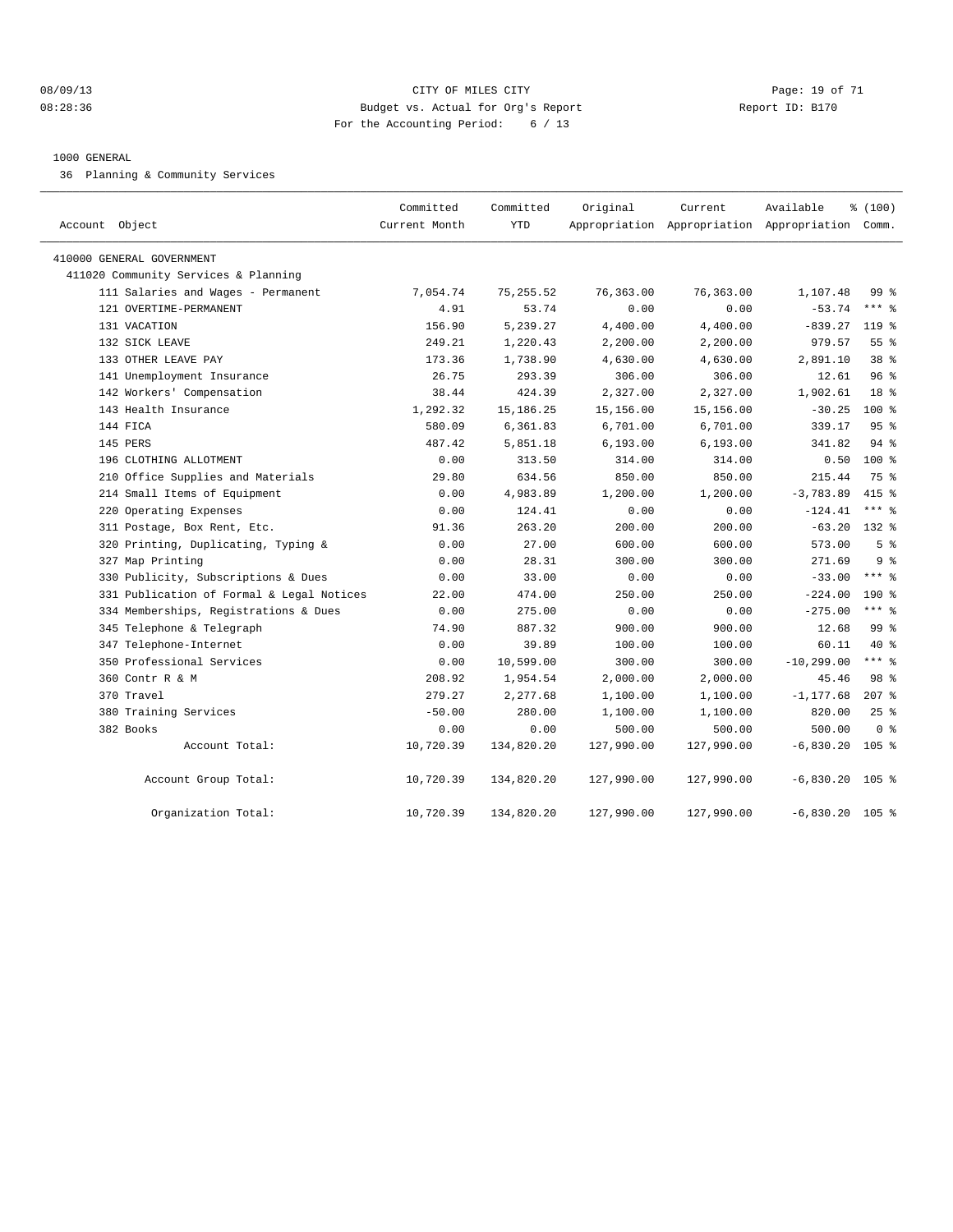CITY OF MILES CITY
Budget vs. Actual for Org's Report
For the Accounting Period: 6 / 13

08/09/13
08:28:36

Report ID: B170

## 1000 GENERAL

36 Planning & Community Services

| Account Object | Committed Current Month | Committed YTD | Original Appropriation | Current Appropriation | Available Appropriation | % (100) Comm. |
|---|---|---|---|---|---|---|
| 410000 GENERAL GOVERNMENT | | | | | | |
| 411020 Community Services & Planning | | | | | | |
| 111 Salaries and Wages - Permanent | 7,054.74 | 75,255.52 | 76,363.00 | 76,363.00 | 1,107.48 | 99 % |
| 121 OVERTIME-PERMANENT | 4.91 | 53.74 | 0.00 | 0.00 | -53.74 | *** % |
| 131 VACATION | 156.90 | 5,239.27 | 4,400.00 | 4,400.00 | -839.27 | 119 % |
| 132 SICK LEAVE | 249.21 | 1,220.43 | 2,200.00 | 2,200.00 | 979.57 | 55 % |
| 133 OTHER LEAVE PAY | 173.36 | 1,738.90 | 4,630.00 | 4,630.00 | 2,891.10 | 38 % |
| 141 Unemployment Insurance | 26.75 | 293.39 | 306.00 | 306.00 | 12.61 | 96 % |
| 142 Workers' Compensation | 38.44 | 424.39 | 2,327.00 | 2,327.00 | 1,902.61 | 18 % |
| 143 Health Insurance | 1,292.32 | 15,186.25 | 15,156.00 | 15,156.00 | -30.25 | 100 % |
| 144 FICA | 580.09 | 6,361.83 | 6,701.00 | 6,701.00 | 339.17 | 95 % |
| 145 PERS | 487.42 | 5,851.18 | 6,193.00 | 6,193.00 | 341.82 | 94 % |
| 196 CLOTHING ALLOTMENT | 0.00 | 313.50 | 314.00 | 314.00 | 0.50 | 100 % |
| 210 Office Supplies and Materials | 29.80 | 634.56 | 850.00 | 850.00 | 215.44 | 75 % |
| 214 Small Items of Equipment | 0.00 | 4,983.89 | 1,200.00 | 1,200.00 | -3,783.89 | 415 % |
| 220 Operating Expenses | 0.00 | 124.41 | 0.00 | 0.00 | -124.41 | *** % |
| 311 Postage, Box Rent, Etc. | 91.36 | 263.20 | 200.00 | 200.00 | -63.20 | 132 % |
| 320 Printing, Duplicating, Typing & | 0.00 | 27.00 | 600.00 | 600.00 | 573.00 | 5 % |
| 327 Map Printing | 0.00 | 28.31 | 300.00 | 300.00 | 271.69 | 9 % |
| 330 Publicity, Subscriptions & Dues | 0.00 | 33.00 | 0.00 | 0.00 | -33.00 | *** % |
| 331 Publication of Formal & Legal Notices | 22.00 | 474.00 | 250.00 | 250.00 | -224.00 | 190 % |
| 334 Memberships, Registrations & Dues | 0.00 | 275.00 | 0.00 | 0.00 | -275.00 | *** % |
| 345 Telephone & Telegraph | 74.90 | 887.32 | 900.00 | 900.00 | 12.68 | 99 % |
| 347 Telephone-Internet | 0.00 | 39.89 | 100.00 | 100.00 | 60.11 | 40 % |
| 350 Professional Services | 0.00 | 10,599.00 | 300.00 | 300.00 | -10,299.00 | *** % |
| 360 Contr R & M | 208.92 | 1,954.54 | 2,000.00 | 2,000.00 | 45.46 | 98 % |
| 370 Travel | 279.27 | 2,277.68 | 1,100.00 | 1,100.00 | -1,177.68 | 207 % |
| 380 Training Services | -50.00 | 280.00 | 1,100.00 | 1,100.00 | 820.00 | 25 % |
| 382 Books | 0.00 | 0.00 | 500.00 | 500.00 | 500.00 | 0 % |
| Account Total: | 10,720.39 | 134,820.20 | 127,990.00 | 127,990.00 | -6,830.20 | 105 % |
| Account Group Total: | 10,720.39 | 134,820.20 | 127,990.00 | 127,990.00 | -6,830.20 | 105 % |
| Organization Total: | 10,720.39 | 134,820.20 | 127,990.00 | 127,990.00 | -6,830.20 | 105 % |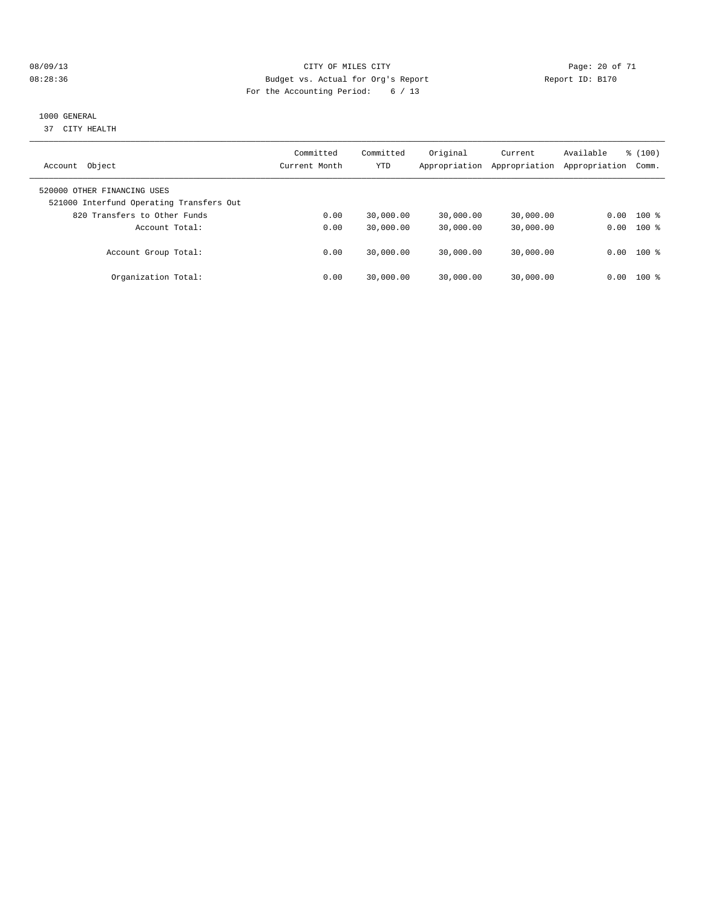CITY OF MILES CITY
Budget vs. Actual for Org's Report
For the Accounting Period: 6 / 13

08/09/13
08:28:36

Report ID: B170

1000 GENERAL
37 CITY HEALTH

| Account Object | Committed Current Month | Committed YTD | Original Appropriation | Current Appropriation | Available Appropriation | % (100) Comm. |
|---|---|---|---|---|---|---|
| 520000 OTHER FINANCING USES | | | | | | |
| 521000 Interfund Operating Transfers Out | | | | | | |
| 820 Transfers to Other Funds | 0.00 | 30,000.00 | 30,000.00 | 30,000.00 | 0.00 | 100 % |
| Account Total: | 0.00 | 30,000.00 | 30,000.00 | 30,000.00 | 0.00 | 100 % |
| Account Group Total: | 0.00 | 30,000.00 | 30,000.00 | 30,000.00 | 0.00 | 100 % |
| Organization Total: | 0.00 | 30,000.00 | 30,000.00 | 30,000.00 | 0.00 | 100 % |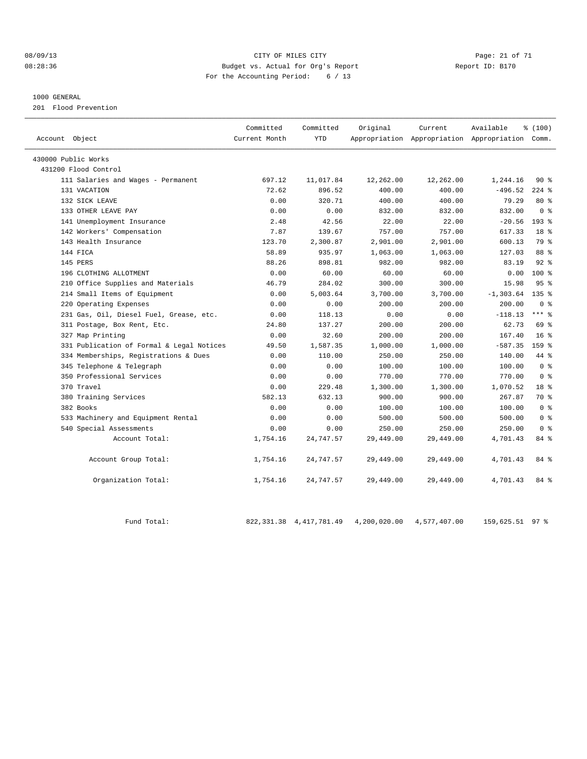08/09/13 CITY OF MILES CITY

08:28:36 Budget vs. Actual for Org's Report Report ID: B170

For the Accounting Period: 6 / 13

1000 GENERAL

201 Flood Prevention

| Account Object | Committed Current Month | Committed YTD | Original Appropriation | Current Appropriation | Available Appropriation | % (100) Comm. |
|---|---|---|---|---|---|---|
| 430000 Public Works | | | | | | |
| 431200 Flood Control | | | | | | |
| 111 Salaries and Wages - Permanent | 697.12 | 11,017.84 | 12,262.00 | 12,262.00 | 1,244.16 | 90 % |
| 131 VACATION | 72.62 | 896.52 | 400.00 | 400.00 | -496.52 | 224 % |
| 132 SICK LEAVE | 0.00 | 320.71 | 400.00 | 400.00 | 79.29 | 80 % |
| 133 OTHER LEAVE PAY | 0.00 | 0.00 | 832.00 | 832.00 | 832.00 | 0 % |
| 141 Unemployment Insurance | 2.48 | 42.56 | 22.00 | 22.00 | -20.56 | 193 % |
| 142 Workers' Compensation | 7.87 | 139.67 | 757.00 | 757.00 | 617.33 | 18 % |
| 143 Health Insurance | 123.70 | 2,300.87 | 2,901.00 | 2,901.00 | 600.13 | 79 % |
| 144 FICA | 58.89 | 935.97 | 1,063.00 | 1,063.00 | 127.03 | 88 % |
| 145 PERS | 88.26 | 898.81 | 982.00 | 982.00 | 83.19 | 92 % |
| 196 CLOTHING ALLOTMENT | 0.00 | 60.00 | 60.00 | 60.00 | 0.00 | 100 % |
| 210 Office Supplies and Materials | 46.79 | 284.02 | 300.00 | 300.00 | 15.98 | 95 % |
| 214 Small Items of Equipment | 0.00 | 5,003.64 | 3,700.00 | 3,700.00 | -1,303.64 | 135 % |
| 220 Operating Expenses | 0.00 | 0.00 | 200.00 | 200.00 | 200.00 | 0 % |
| 231 Gas, Oil, Diesel Fuel, Grease, etc. | 0.00 | 118.13 | 0.00 | 0.00 | -118.13 | *** % |
| 311 Postage, Box Rent, Etc. | 24.80 | 137.27 | 200.00 | 200.00 | 62.73 | 69 % |
| 327 Map Printing | 0.00 | 32.60 | 200.00 | 200.00 | 167.40 | 16 % |
| 331 Publication of Formal & Legal Notices | 49.50 | 1,587.35 | 1,000.00 | 1,000.00 | -587.35 | 159 % |
| 334 Memberships, Registrations & Dues | 0.00 | 110.00 | 250.00 | 250.00 | 140.00 | 44 % |
| 345 Telephone & Telegraph | 0.00 | 0.00 | 100.00 | 100.00 | 100.00 | 0 % |
| 350 Professional Services | 0.00 | 0.00 | 770.00 | 770.00 | 770.00 | 0 % |
| 370 Travel | 0.00 | 229.48 | 1,300.00 | 1,300.00 | 1,070.52 | 18 % |
| 380 Training Services | 582.13 | 632.13 | 900.00 | 900.00 | 267.87 | 70 % |
| 382 Books | 0.00 | 0.00 | 100.00 | 100.00 | 100.00 | 0 % |
| 533 Machinery and Equipment Rental | 0.00 | 0.00 | 500.00 | 500.00 | 500.00 | 0 % |
| 540 Special Assessments | 0.00 | 0.00 | 250.00 | 250.00 | 250.00 | 0 % |
| Account Total: | 1,754.16 | 24,747.57 | 29,449.00 | 29,449.00 | 4,701.43 | 84 % |
| Account Group Total: | 1,754.16 | 24,747.57 | 29,449.00 | 29,449.00 | 4,701.43 | 84 % |
| Organization Total: | 1,754.16 | 24,747.57 | 29,449.00 | 29,449.00 | 4,701.43 | 84 % |
| Fund Total: | 822,331.38 | 4,417,781.49 | 4,200,020.00 | 4,577,407.00 | 159,625.51 | 97 % |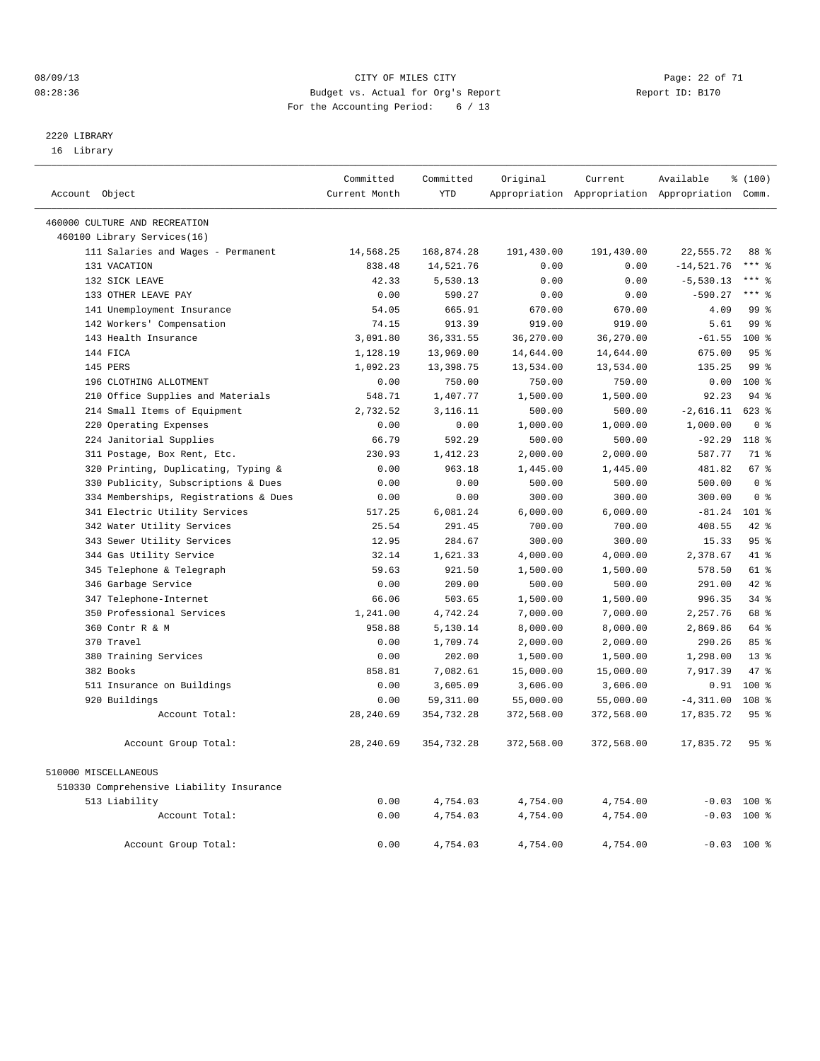CITY OF MILES CITY
Budget vs. Actual for Org's Report
For the Accounting Period: 6 / 13

08/09/13
08:28:36

Report ID: B170

2220 LIBRARY
16 Library

| Account Object | Committed Current Month | Committed YTD | Original Appropriation | Current Appropriation | Available Appropriation | % (100) Comm. |
|---|---|---|---|---|---|---|
| 460000 CULTURE AND RECREATION | | | | | | |
| 460100 Library Services(16) | | | | | | |
| 111 Salaries and Wages - Permanent | 14,568.25 | 168,874.28 | 191,430.00 | 191,430.00 | 22,555.72 | 88 % |
| 131 VACATION | 838.48 | 14,521.76 | 0.00 | 0.00 | -14,521.76 | *** % |
| 132 SICK LEAVE | 42.33 | 5,530.13 | 0.00 | 0.00 | -5,530.13 | *** % |
| 133 OTHER LEAVE PAY | 0.00 | 590.27 | 0.00 | 0.00 | -590.27 | *** % |
| 141 Unemployment Insurance | 54.05 | 665.91 | 670.00 | 670.00 | 4.09 | 99 % |
| 142 Workers' Compensation | 74.15 | 913.39 | 919.00 | 919.00 | 5.61 | 99 % |
| 143 Health Insurance | 3,091.80 | 36,331.55 | 36,270.00 | 36,270.00 | -61.55 | 100 % |
| 144 FICA | 1,128.19 | 13,969.00 | 14,644.00 | 14,644.00 | 675.00 | 95 % |
| 145 PERS | 1,092.23 | 13,398.75 | 13,534.00 | 13,534.00 | 135.25 | 99 % |
| 196 CLOTHING ALLOTMENT | 0.00 | 750.00 | 750.00 | 750.00 | 0.00 | 100 % |
| 210 Office Supplies and Materials | 548.71 | 1,407.77 | 1,500.00 | 1,500.00 | 92.23 | 94 % |
| 214 Small Items of Equipment | 2,732.52 | 3,116.11 | 500.00 | 500.00 | -2,616.11 | 623 % |
| 220 Operating Expenses | 0.00 | 0.00 | 1,000.00 | 1,000.00 | 1,000.00 | 0 % |
| 224 Janitorial Supplies | 66.79 | 592.29 | 500.00 | 500.00 | -92.29 | 118 % |
| 311 Postage, Box Rent, Etc. | 230.93 | 1,412.23 | 2,000.00 | 2,000.00 | 587.77 | 71 % |
| 320 Printing, Duplicating, Typing & | 0.00 | 963.18 | 1,445.00 | 1,445.00 | 481.82 | 67 % |
| 330 Publicity, Subscriptions & Dues | 0.00 | 0.00 | 500.00 | 500.00 | 500.00 | 0 % |
| 334 Memberships, Registrations & Dues | 0.00 | 0.00 | 300.00 | 300.00 | 300.00 | 0 % |
| 341 Electric Utility Services | 517.25 | 6,081.24 | 6,000.00 | 6,000.00 | -81.24 | 101 % |
| 342 Water Utility Services | 25.54 | 291.45 | 700.00 | 700.00 | 408.55 | 42 % |
| 343 Sewer Utility Services | 12.95 | 284.67 | 300.00 | 300.00 | 15.33 | 95 % |
| 344 Gas Utility Service | 32.14 | 1,621.33 | 4,000.00 | 4,000.00 | 2,378.67 | 41 % |
| 345 Telephone & Telegraph | 59.63 | 921.50 | 1,500.00 | 1,500.00 | 578.50 | 61 % |
| 346 Garbage Service | 0.00 | 209.00 | 500.00 | 500.00 | 291.00 | 42 % |
| 347 Telephone-Internet | 66.06 | 503.65 | 1,500.00 | 1,500.00 | 996.35 | 34 % |
| 350 Professional Services | 1,241.00 | 4,742.24 | 7,000.00 | 7,000.00 | 2,257.76 | 68 % |
| 360 Contr R & M | 958.88 | 5,130.14 | 8,000.00 | 8,000.00 | 2,869.86 | 64 % |
| 370 Travel | 0.00 | 1,709.74 | 2,000.00 | 2,000.00 | 290.26 | 85 % |
| 380 Training Services | 0.00 | 202.00 | 1,500.00 | 1,500.00 | 1,298.00 | 13 % |
| 382 Books | 858.81 | 7,082.61 | 15,000.00 | 15,000.00 | 7,917.39 | 47 % |
| 511 Insurance on Buildings | 0.00 | 3,605.09 | 3,606.00 | 3,606.00 | 0.91 | 100 % |
| 920 Buildings | 0.00 | 59,311.00 | 55,000.00 | 55,000.00 | -4,311.00 | 108 % |
| Account Total: | 28,240.69 | 354,732.28 | 372,568.00 | 372,568.00 | 17,835.72 | 95 % |
| Account Group Total: | 28,240.69 | 354,732.28 | 372,568.00 | 372,568.00 | 17,835.72 | 95 % |
| 510000 MISCELLANEOUS | | | | | | |
| 510330 Comprehensive Liability Insurance | | | | | | |
| 513 Liability | 0.00 | 4,754.03 | 4,754.00 | 4,754.00 | -0.03 | 100 % |
| Account Total: | 0.00 | 4,754.03 | 4,754.00 | 4,754.00 | -0.03 | 100 % |
| Account Group Total: | 0.00 | 4,754.03 | 4,754.00 | 4,754.00 | -0.03 | 100 % |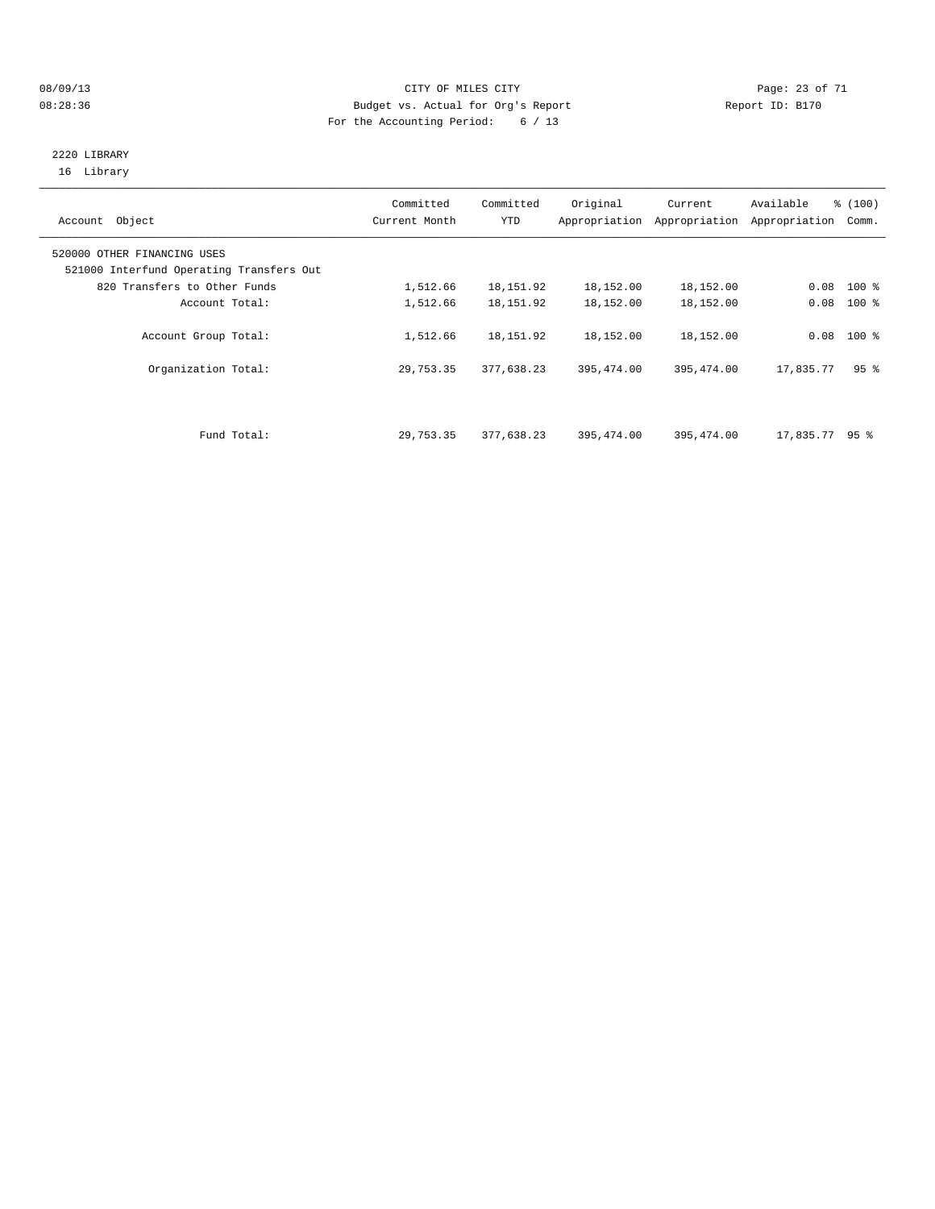CITY OF MILES CITY

Budget vs. Actual for Org's Report

For the Accounting Period: 6 / 13

08/09/13 08:28:36

Report ID: B170

2220 LIBRARY
16 Library

| Account Object | Committed Current Month | Committed YTD | Original Appropriation | Current Appropriation | Available Appropriation | % (100) Comm. |
|---|---|---|---|---|---|---|
| 520000 OTHER FINANCING USES | | | | | | |
| 521000 Interfund Operating Transfers Out | | | | | | |
| 820 Transfers to Other Funds | 1,512.66 | 18,151.92 | 18,152.00 | 18,152.00 | 0.08 | 100 % |
| Account Total: | 1,512.66 | 18,151.92 | 18,152.00 | 18,152.00 | 0.08 | 100 % |
| Account Group Total: | 1,512.66 | 18,151.92 | 18,152.00 | 18,152.00 | 0.08 | 100 % |
| Organization Total: | 29,753.35 | 377,638.23 | 395,474.00 | 395,474.00 | 17,835.77 | 95 % |
| Fund Total: | 29,753.35 | 377,638.23 | 395,474.00 | 395,474.00 | 17,835.77 | 95 % |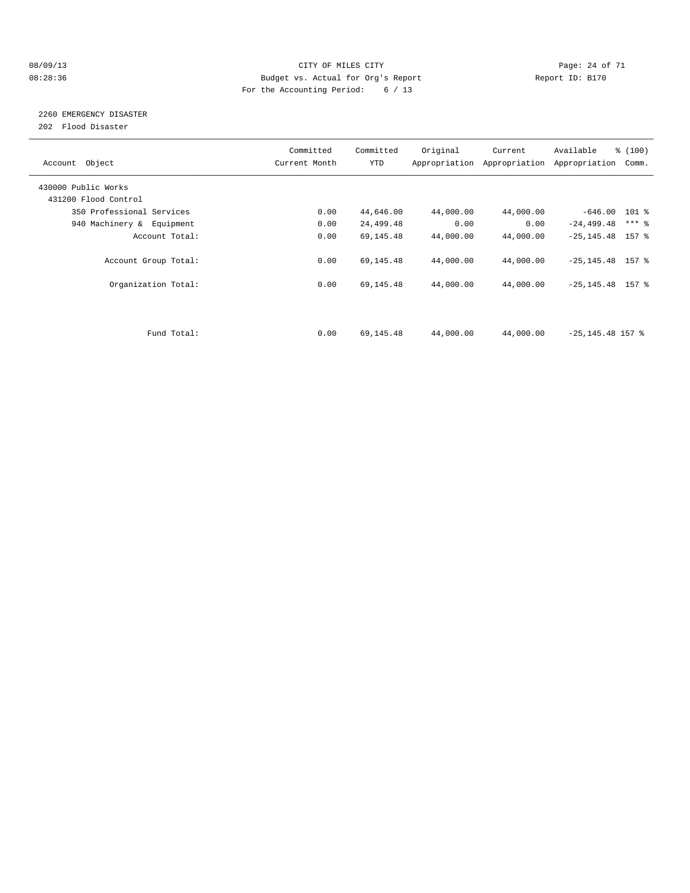CITY OF MILES CITY
Budget vs. Actual for Org's Report
For the Accounting Period: 6 / 13

08/09/13
08:28:36

Report ID: B170

## 2260 EMERGENCY DISASTER

202 Flood Disaster

| Account Object | Committed Current Month | Committed YTD | Original Appropriation | Current Appropriation | Available Appropriation | % (100) Comm. |
|---|---|---|---|---|---|---|
| 430000 Public Works | | | | | | |
| 431200 Flood Control | | | | | | |
| 350 Professional Services | 0.00 | 44,646.00 | 44,000.00 | 44,000.00 | -646.00 | 101 % |
| 940 Machinery & Equipment | 0.00 | 24,499.48 | 0.00 | 0.00 | -24,499.48 | *** % |
| Account Total: | 0.00 | 69,145.48 | 44,000.00 | 44,000.00 | -25,145.48 | 157 % |
| Account Group Total: | 0.00 | 69,145.48 | 44,000.00 | 44,000.00 | -25,145.48 | 157 % |
| Organization Total: | 0.00 | 69,145.48 | 44,000.00 | 44,000.00 | -25,145.48 | 157 % |
| Fund Total: | 0.00 | 69,145.48 | 44,000.00 | 44,000.00 | -25,145.48 | 157 % |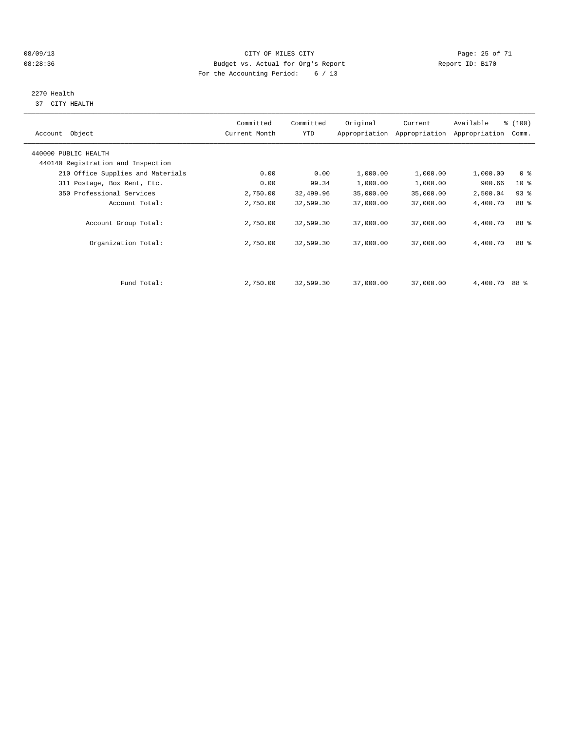CITY OF MILES CITY
Budget vs. Actual for Org's Report
For the Accounting Period: 6 / 13

08/09/13
08:28:36

Report ID: B170

2270 Health
37 CITY HEALTH

| Account Object | Committed Current Month | Committed YTD | Original Appropriation | Current Appropriation | Available Appropriation | % (100) Comm. |
|---|---|---|---|---|---|---|
| 440000 PUBLIC HEALTH | | | | | | |
| 440140 Registration and Inspection | | | | | | |
| 210 Office Supplies and Materials | 0.00 | 0.00 | 1,000.00 | 1,000.00 | 1,000.00 | 0 % |
| 311 Postage, Box Rent, Etc. | 0.00 | 99.34 | 1,000.00 | 1,000.00 | 900.66 | 10 % |
| 350 Professional Services | 2,750.00 | 32,499.96 | 35,000.00 | 35,000.00 | 2,500.04 | 93 % |
| Account Total: | 2,750.00 | 32,599.30 | 37,000.00 | 37,000.00 | 4,400.70 | 88 % |
| Account Group Total: | 2,750.00 | 32,599.30 | 37,000.00 | 37,000.00 | 4,400.70 | 88 % |
| Organization Total: | 2,750.00 | 32,599.30 | 37,000.00 | 37,000.00 | 4,400.70 | 88 % |
| Fund Total: | 2,750.00 | 32,599.30 | 37,000.00 | 37,000.00 | 4,400.70 | 88 % |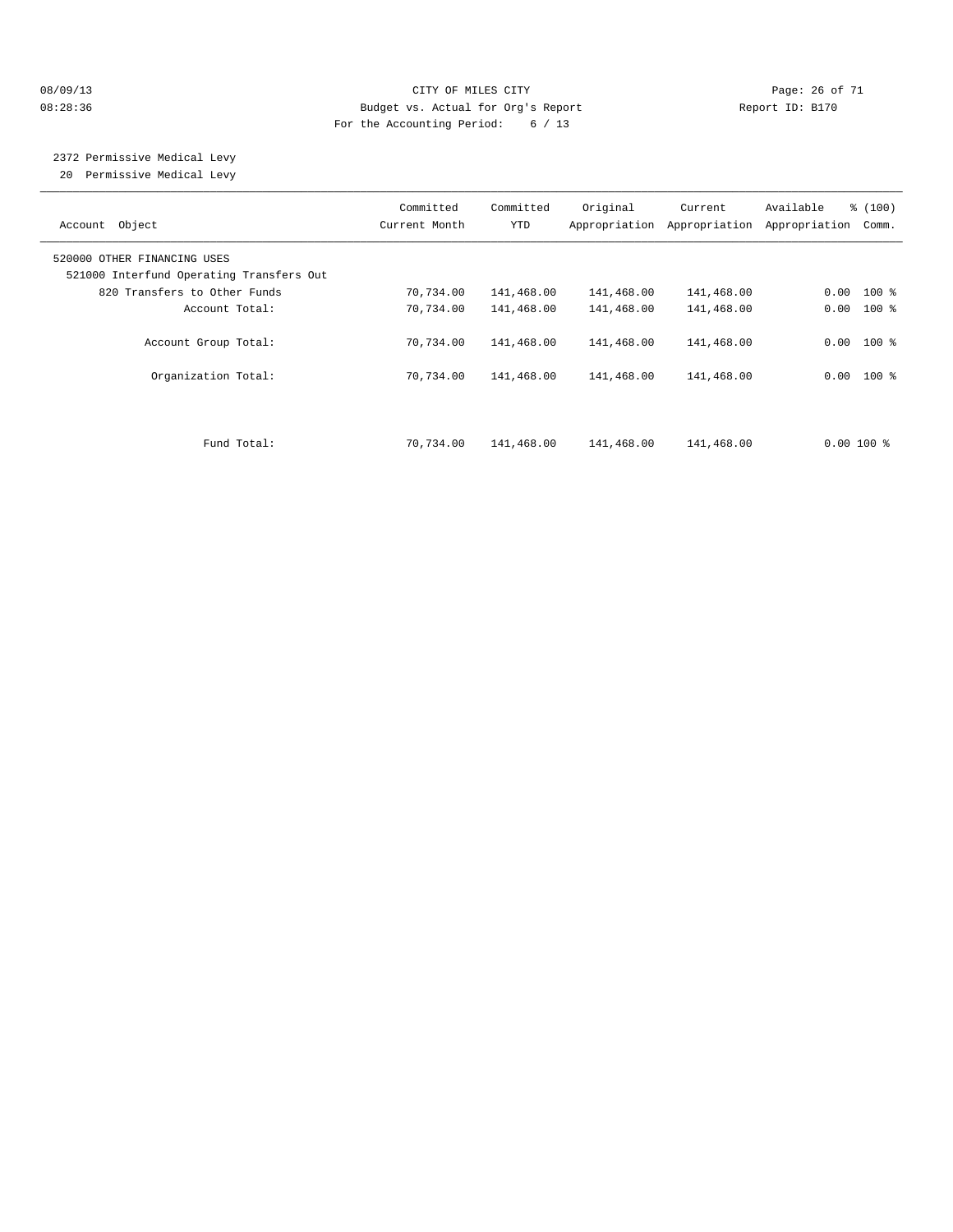CITY OF MILES CITY
Budget vs. Actual for Org's Report
For the Accounting Period: 6 / 13

08/09/13
08:28:36

Report ID: B170

## 2372 Permissive Medical Levy

20 Permissive Medical Levy

| Account Object | Committed Current Month | Committed YTD | Original Appropriation | Current Appropriation | Available Appropriation | % (100) Comm. |
|---|---|---|---|---|---|---|
| 520000 OTHER FINANCING USES | | | | | | |
| 521000 Interfund Operating Transfers Out | | | | | | |
| 820 Transfers to Other Funds | 70,734.00 | 141,468.00 | 141,468.00 | 141,468.00 | 0.00 | 100 % |
| Account Total: | 70,734.00 | 141,468.00 | 141,468.00 | 141,468.00 | 0.00 | 100 % |
| Account Group Total: | 70,734.00 | 141,468.00 | 141,468.00 | 141,468.00 | 0.00 | 100 % |
| Organization Total: | 70,734.00 | 141,468.00 | 141,468.00 | 141,468.00 | 0.00 | 100 % |
| Fund Total: | 70,734.00 | 141,468.00 | 141,468.00 | 141,468.00 | 0.00 | 100 % |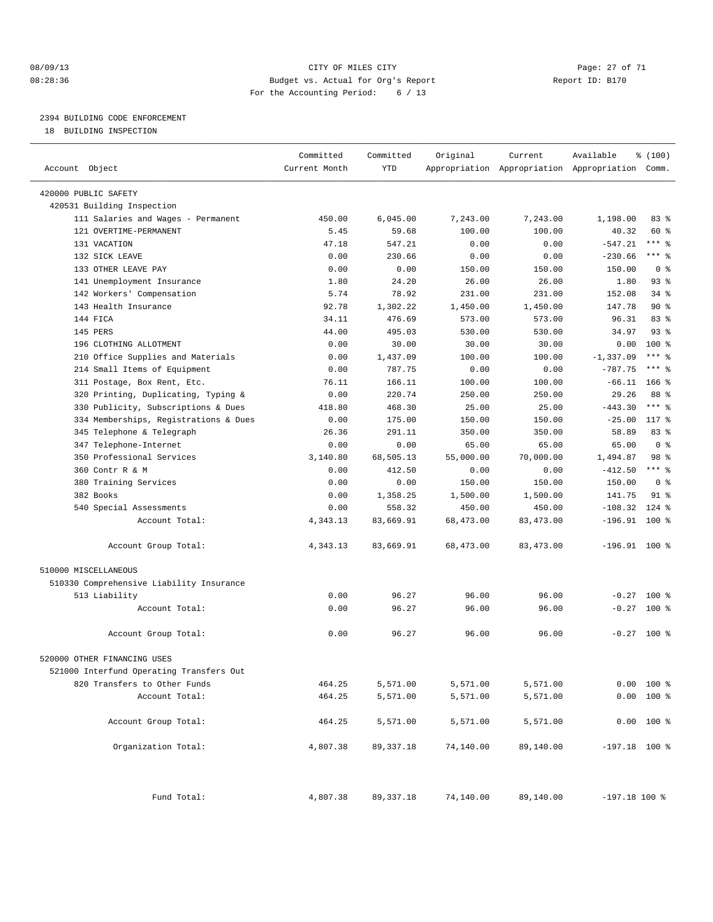08/09/13 CITY OF MILES CITY
08:28:36 Budget vs. Actual for Org's Report Report ID: B170
For the Accounting Period: 6 / 13

## 2394 BUILDING CODE ENFORCEMENT

18 BUILDING INSPECTION

| Account Object | Committed Current Month | Committed YTD | Original Appropriation | Current Appropriation | Available Appropriation | % (100) Comm. |
|---|---|---|---|---|---|---|
| 420000 PUBLIC SAFETY | | | | | | |
| 420531 Building Inspection | | | | | | |
| 111 Salaries and Wages - Permanent | 450.00 | 6,045.00 | 7,243.00 | 7,243.00 | 1,198.00 | 83 % |
| 121 OVERTIME-PERMANENT | 5.45 | 59.68 | 100.00 | 100.00 | 40.32 | 60 % |
| 131 VACATION | 47.18 | 547.21 | 0.00 | 0.00 | -547.21 | *** % |
| 132 SICK LEAVE | 0.00 | 230.66 | 0.00 | 0.00 | -230.66 | *** % |
| 133 OTHER LEAVE PAY | 0.00 | 0.00 | 150.00 | 150.00 | 150.00 | 0 % |
| 141 Unemployment Insurance | 1.80 | 24.20 | 26.00 | 26.00 | 1.80 | 93 % |
| 142 Workers' Compensation | 5.74 | 78.92 | 231.00 | 231.00 | 152.08 | 34 % |
| 143 Health Insurance | 92.78 | 1,302.22 | 1,450.00 | 1,450.00 | 147.78 | 90 % |
| 144 FICA | 34.11 | 476.69 | 573.00 | 573.00 | 96.31 | 83 % |
| 145 PERS | 44.00 | 495.03 | 530.00 | 530.00 | 34.97 | 93 % |
| 196 CLOTHING ALLOTMENT | 0.00 | 30.00 | 30.00 | 30.00 | 0.00 | 100 % |
| 210 Office Supplies and Materials | 0.00 | 1,437.09 | 100.00 | 100.00 | -1,337.09 | *** % |
| 214 Small Items of Equipment | 0.00 | 787.75 | 0.00 | 0.00 | -787.75 | *** % |
| 311 Postage, Box Rent, Etc. | 76.11 | 166.11 | 100.00 | 100.00 | -66.11 | 166 % |
| 320 Printing, Duplicating, Typing & | 0.00 | 220.74 | 250.00 | 250.00 | 29.26 | 88 % |
| 330 Publicity, Subscriptions & Dues | 418.80 | 468.30 | 25.00 | 25.00 | -443.30 | *** % |
| 334 Memberships, Registrations & Dues | 0.00 | 175.00 | 150.00 | 150.00 | -25.00 | 117 % |
| 345 Telephone & Telegraph | 26.36 | 291.11 | 350.00 | 350.00 | 58.89 | 83 % |
| 347 Telephone-Internet | 0.00 | 0.00 | 65.00 | 65.00 | 65.00 | 0 % |
| 350 Professional Services | 3,140.80 | 68,505.13 | 55,000.00 | 70,000.00 | 1,494.87 | 98 % |
| 360 Contr R & M | 0.00 | 412.50 | 0.00 | 0.00 | -412.50 | *** % |
| 380 Training Services | 0.00 | 0.00 | 150.00 | 150.00 | 150.00 | 0 % |
| 382 Books | 0.00 | 1,358.25 | 1,500.00 | 1,500.00 | 141.75 | 91 % |
| 540 Special Assessments | 0.00 | 558.32 | 450.00 | 450.00 | -108.32 | 124 % |
| Account Total: | 4,343.13 | 83,669.91 | 68,473.00 | 83,473.00 | -196.91 | 100 % |
| Account Group Total: | 4,343.13 | 83,669.91 | 68,473.00 | 83,473.00 | -196.91 | 100 % |
| 510000 MISCELLANEOUS | | | | | | |
| 510330 Comprehensive Liability Insurance | | | | | | |
| 513 Liability | 0.00 | 96.27 | 96.00 | 96.00 | -0.27 | 100 % |
| Account Total: | 0.00 | 96.27 | 96.00 | 96.00 | -0.27 | 100 % |
| Account Group Total: | 0.00 | 96.27 | 96.00 | 96.00 | -0.27 | 100 % |
| 520000 OTHER FINANCING USES | | | | | | |
| 521000 Interfund Operating Transfers Out | | | | | | |
| 820 Transfers to Other Funds | 464.25 | 5,571.00 | 5,571.00 | 5,571.00 | 0.00 | 100 % |
| Account Total: | 464.25 | 5,571.00 | 5,571.00 | 5,571.00 | 0.00 | 100 % |
| Account Group Total: | 464.25 | 5,571.00 | 5,571.00 | 5,571.00 | 0.00 | 100 % |
| Organization Total: | 4,807.38 | 89,337.18 | 74,140.00 | 89,140.00 | -197.18 | 100 % |
| Fund Total: | 4,807.38 | 89,337.18 | 74,140.00 | 89,140.00 | -197.18 | 100 % |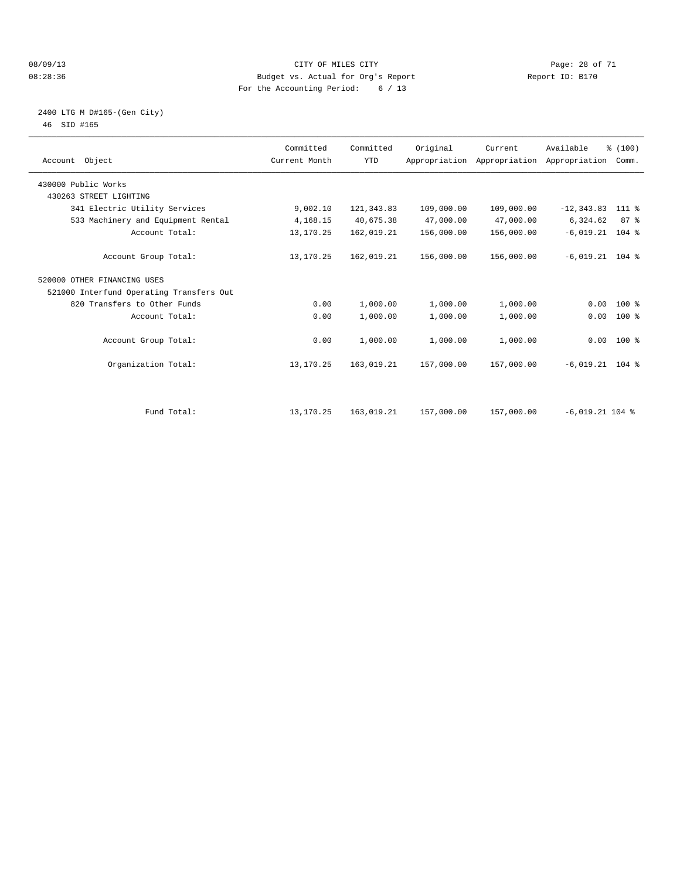CITY OF MILES CITY
Budget vs. Actual for Org's Report
For the Accounting Period: 6 / 13

08/09/13
08:28:36

Report ID: B170

2400 LTG M D#165-(Gen City)
46 SID #165

| Account Object | Committed Current Month | Committed YTD | Original Appropriation | Current Appropriation | Available Appropriation | % (100) Comm. |
|---|---|---|---|---|---|---|
| 430000 Public Works | | | | | | |
| 430263 STREET LIGHTING | | | | | | |
| 341 Electric Utility Services | 9,002.10 | 121,343.83 | 109,000.00 | 109,000.00 | -12,343.83 | 111 % |
| 533 Machinery and Equipment Rental | 4,168.15 | 40,675.38 | 47,000.00 | 47,000.00 | 6,324.62 | 87 % |
| Account Total: | 13,170.25 | 162,019.21 | 156,000.00 | 156,000.00 | -6,019.21 | 104 % |
| Account Group Total: | 13,170.25 | 162,019.21 | 156,000.00 | 156,000.00 | -6,019.21 | 104 % |
| 520000 OTHER FINANCING USES | | | | | | |
| 521000 Interfund Operating Transfers Out | | | | | | |
| 820 Transfers to Other Funds | 0.00 | 1,000.00 | 1,000.00 | 1,000.00 | 0.00 | 100 % |
| Account Total: | 0.00 | 1,000.00 | 1,000.00 | 1,000.00 | 0.00 | 100 % |
| Account Group Total: | 0.00 | 1,000.00 | 1,000.00 | 1,000.00 | 0.00 | 100 % |
| Organization Total: | 13,170.25 | 163,019.21 | 157,000.00 | 157,000.00 | -6,019.21 | 104 % |
| Fund Total: | 13,170.25 | 163,019.21 | 157,000.00 | 157,000.00 | -6,019.21 | 104 % |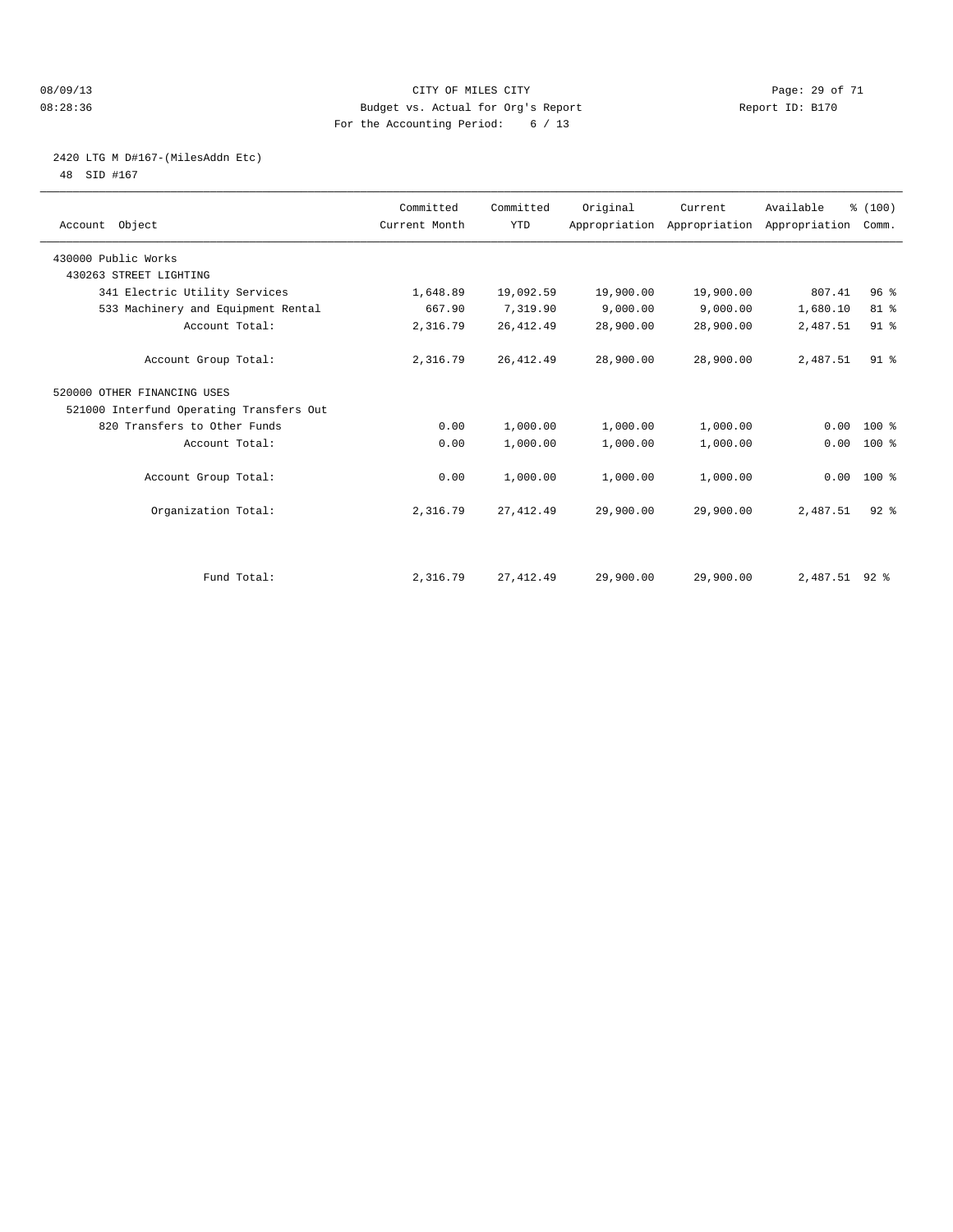08/09/13
08:28:36

# CITY OF MILES CITY

Budget vs. Actual for Org's Report

For the Accounting Period: 6 / 13

Report ID: B170

## 2420 LTG M D#167-(MilesAddn Etc)

48 SID #167

| Account Object | Committed Current Month | Committed YTD | Original Appropriation | Current Appropriation | Available Appropriation | % (100) Comm. |
|---|---|---|---|---|---|---|
| 430000 Public Works | | | | | | |
| 430263 STREET LIGHTING | | | | | | |
| 341 Electric Utility Services | 1,648.89 | 19,092.59 | 19,900.00 | 19,900.00 | 807.41 | 96 % |
| 533 Machinery and Equipment Rental | 667.90 | 7,319.90 | 9,000.00 | 9,000.00 | 1,680.10 | 81 % |
| Account Total: | 2,316.79 | 26,412.49 | 28,900.00 | 28,900.00 | 2,487.51 | 91 % |
| Account Group Total: | 2,316.79 | 26,412.49 | 28,900.00 | 28,900.00 | 2,487.51 | 91 % |
| 520000 OTHER FINANCING USES | | | | | | |
| 521000 Interfund Operating Transfers Out | | | | | | |
| 820 Transfers to Other Funds | 0.00 | 1,000.00 | 1,000.00 | 1,000.00 | 0.00 | 100 % |
| Account Total: | 0.00 | 1,000.00 | 1,000.00 | 1,000.00 | 0.00 | 100 % |
| Account Group Total: | 0.00 | 1,000.00 | 1,000.00 | 1,000.00 | 0.00 | 100 % |
| Organization Total: | 2,316.79 | 27,412.49 | 29,900.00 | 29,900.00 | 2,487.51 | 92 % |
| Fund Total: | 2,316.79 | 27,412.49 | 29,900.00 | 29,900.00 | 2,487.51 | 92 % |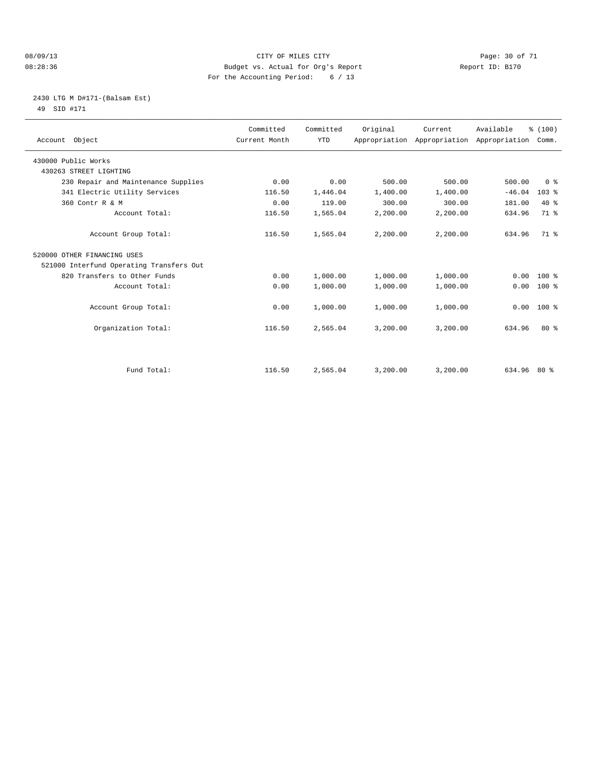CITY OF MILES CITY
Budget vs. Actual for Org's Report
For the Accounting Period: 6 / 13

08/09/13
08:28:36

Report ID: B170

## 2430 LTG M D#171-(Balsam Est)

49 SID #171

| Account Object | Committed Current Month | Committed YTD | Original Appropriation | Current Appropriation | Available Appropriation | % (100) Comm. |
|---|---|---|---|---|---|---|
| 430000 Public Works | | | | | | |
| 430263 STREET LIGHTING | | | | | | |
| 230 Repair and Maintenance Supplies | 0.00 | 0.00 | 500.00 | 500.00 | 500.00 | 0 % |
| 341 Electric Utility Services | 116.50 | 1,446.04 | 1,400.00 | 1,400.00 | -46.04 | 103 % |
| 360 Contr R & M | 0.00 | 119.00 | 300.00 | 300.00 | 181.00 | 40 % |
| Account Total: | 116.50 | 1,565.04 | 2,200.00 | 2,200.00 | 634.96 | 71 % |
| Account Group Total: | 116.50 | 1,565.04 | 2,200.00 | 2,200.00 | 634.96 | 71 % |
| 520000 OTHER FINANCING USES | | | | | | |
| 521000 Interfund Operating Transfers Out | | | | | | |
| 820 Transfers to Other Funds | 0.00 | 1,000.00 | 1,000.00 | 1,000.00 | 0.00 | 100 % |
| Account Total: | 0.00 | 1,000.00 | 1,000.00 | 1,000.00 | 0.00 | 100 % |
| Account Group Total: | 0.00 | 1,000.00 | 1,000.00 | 1,000.00 | 0.00 | 100 % |
| Organization Total: | 116.50 | 2,565.04 | 3,200.00 | 3,200.00 | 634.96 | 80 % |
| Fund Total: | 116.50 | 2,565.04 | 3,200.00 | 3,200.00 | 634.96 | 80 % |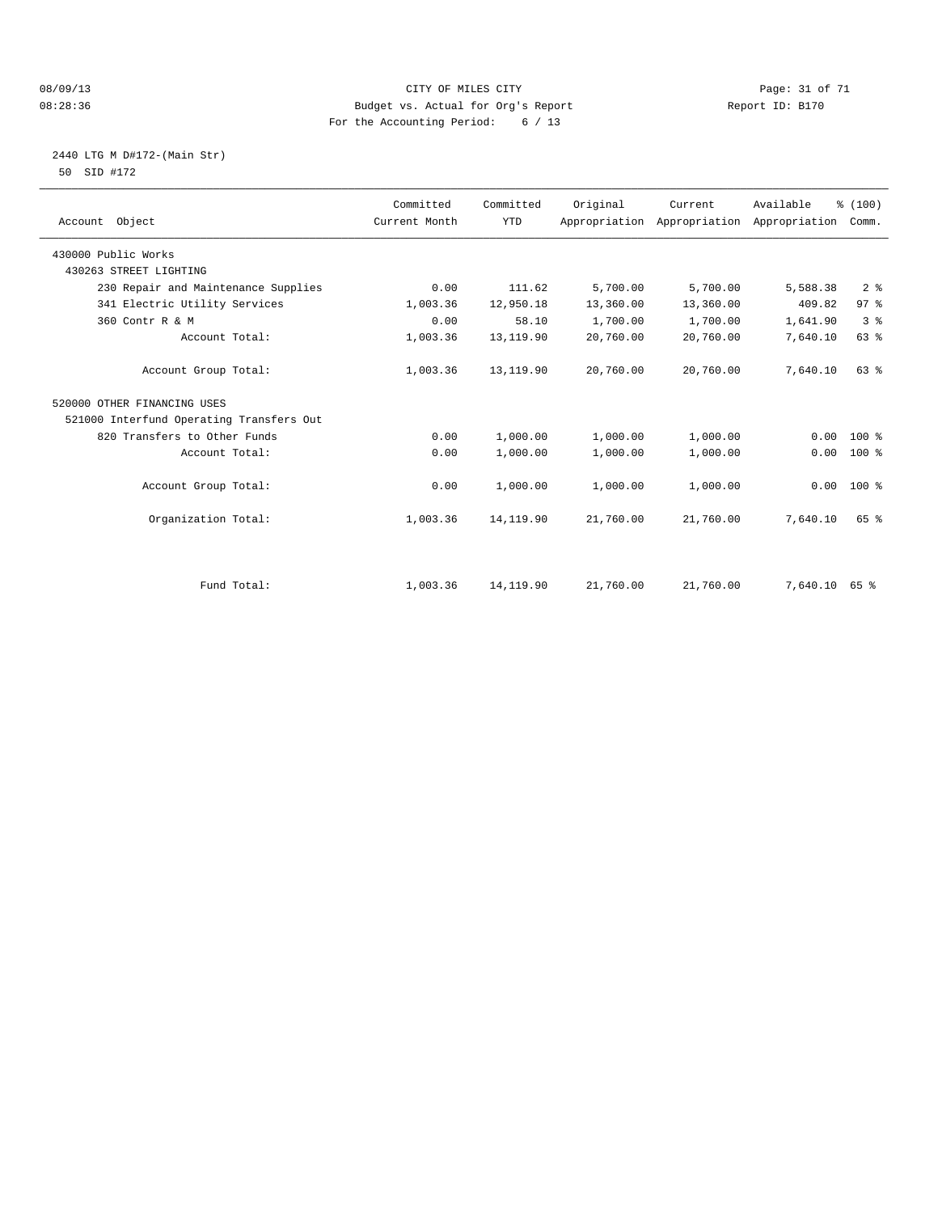CITY OF MILES CITY
Budget vs. Actual for Org's Report
For the Accounting Period: 6 / 13

08/09/13
08:28:36

Report ID: B170

2440 LTG M D#172-(Main Str)
50 SID #172

| Account Object | Committed Current Month | Committed YTD | Original Appropriation | Current Appropriation | Available Appropriation | % (100) Comm. |
|---|---|---|---|---|---|---|
| 430000 Public Works | | | | | | |
| 430263 STREET LIGHTING | | | | | | |
| 230 Repair and Maintenance Supplies | 0.00 | 111.62 | 5,700.00 | 5,700.00 | 5,588.38 | 2 % |
| 341 Electric Utility Services | 1,003.36 | 12,950.18 | 13,360.00 | 13,360.00 | 409.82 | 97 % |
| 360 Contr R & M | 0.00 | 58.10 | 1,700.00 | 1,700.00 | 1,641.90 | 3 % |
| Account Total: | 1,003.36 | 13,119.90 | 20,760.00 | 20,760.00 | 7,640.10 | 63 % |
| Account Group Total: | 1,003.36 | 13,119.90 | 20,760.00 | 20,760.00 | 7,640.10 | 63 % |
| 520000 OTHER FINANCING USES | | | | | | |
| 521000 Interfund Operating Transfers Out | | | | | | |
| 820 Transfers to Other Funds | 0.00 | 1,000.00 | 1,000.00 | 1,000.00 | 0.00 | 100 % |
| Account Total: | 0.00 | 1,000.00 | 1,000.00 | 1,000.00 | 0.00 | 100 % |
| Account Group Total: | 0.00 | 1,000.00 | 1,000.00 | 1,000.00 | 0.00 | 100 % |
| Organization Total: | 1,003.36 | 14,119.90 | 21,760.00 | 21,760.00 | 7,640.10 | 65 % |
| Fund Total: | 1,003.36 | 14,119.90 | 21,760.00 | 21,760.00 | 7,640.10 | 65 % |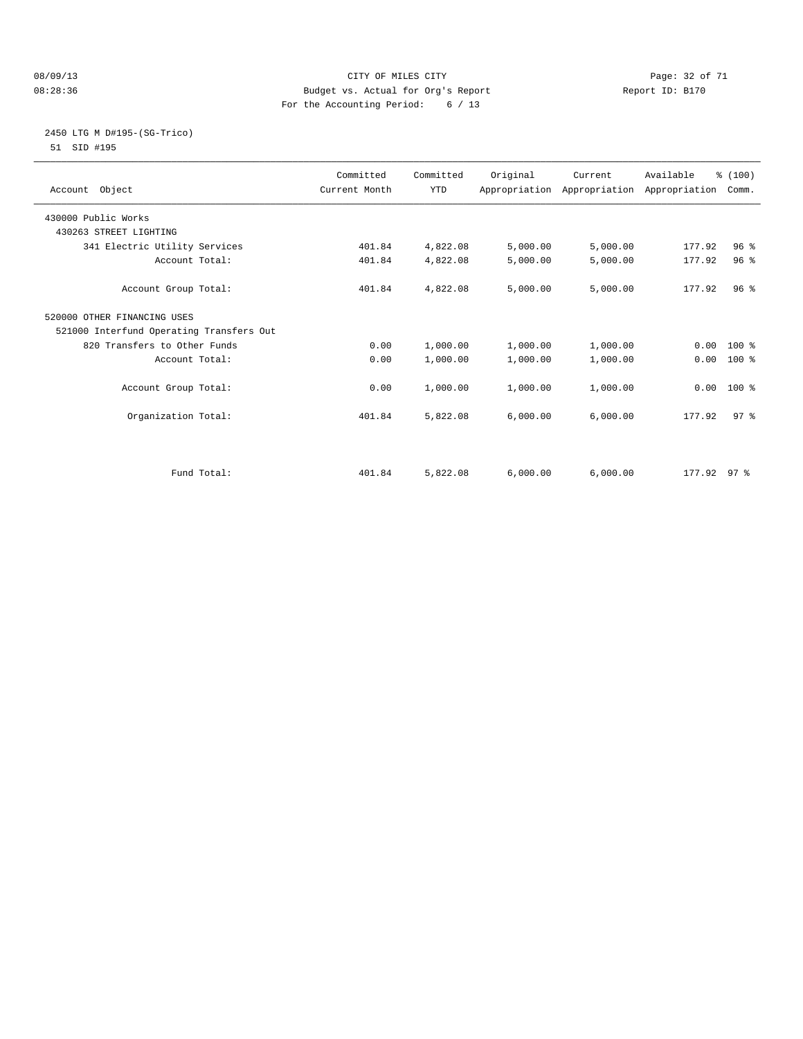CITY OF MILES CITY
Budget vs. Actual for Org's Report
For the Accounting Period: 6 / 13

08/09/13
08:28:36

Report ID: B170

## 2450 LTG M D#195-(SG-Trico)

51 SID #195

| Account Object | Committed Current Month | Committed YTD | Original Appropriation | Current Appropriation | Available Appropriation | % (100) Comm. |
|---|---|---|---|---|---|---|
| 430000 Public Works | | | | | | |
| 430263 STREET LIGHTING | | | | | | |
| 341 Electric Utility Services | 401.84 | 4,822.08 | 5,000.00 | 5,000.00 | 177.92 | 96 % |
| Account Total: | 401.84 | 4,822.08 | 5,000.00 | 5,000.00 | 177.92 | 96 % |
| Account Group Total: | 401.84 | 4,822.08 | 5,000.00 | 5,000.00 | 177.92 | 96 % |
| 520000 OTHER FINANCING USES | | | | | | |
| 521000 Interfund Operating Transfers Out | | | | | | |
| 820 Transfers to Other Funds | 0.00 | 1,000.00 | 1,000.00 | 1,000.00 | 0.00 | 100 % |
| Account Total: | 0.00 | 1,000.00 | 1,000.00 | 1,000.00 | 0.00 | 100 % |
| Account Group Total: | 0.00 | 1,000.00 | 1,000.00 | 1,000.00 | 0.00 | 100 % |
| Organization Total: | 401.84 | 5,822.08 | 6,000.00 | 6,000.00 | 177.92 | 97 % |
| Fund Total: | 401.84 | 5,822.08 | 6,000.00 | 6,000.00 | 177.92 | 97 % |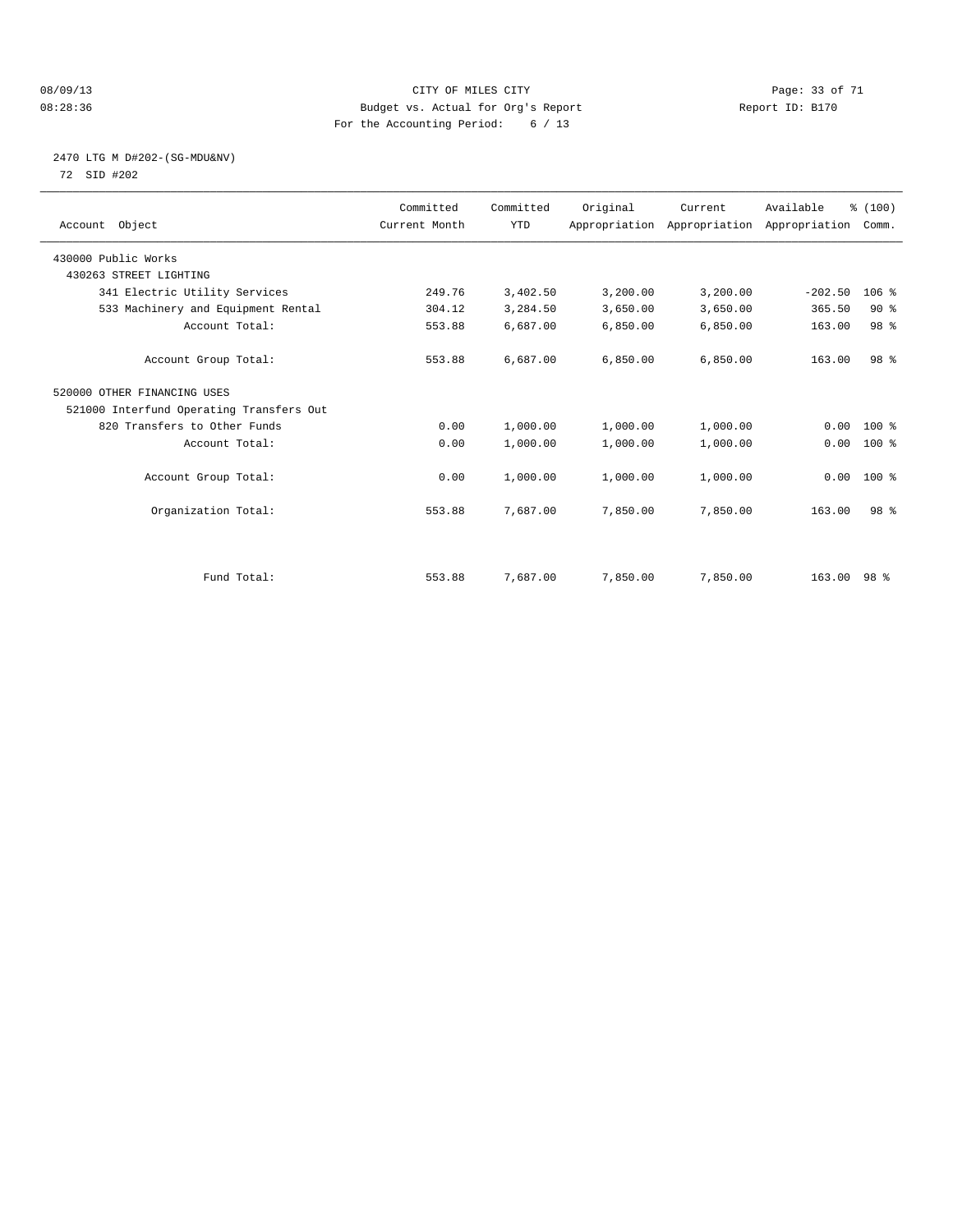CITY OF MILES CITY
Budget vs. Actual for Org's Report
For the Accounting Period: 6 / 13

08/09/13
08:28:36

Report ID: B170

## 2470 LTG M D#202-(SG-MDU&NV)

72 SID #202

| Account Object | Committed Current Month | Committed YTD | Original Appropriation | Current Appropriation | Available Appropriation | % (100) Comm. |
|---|---|---|---|---|---|---|
| 430000 Public Works | | | | | | |
| 430263 STREET LIGHTING | | | | | | |
| 341 Electric Utility Services | 249.76 | 3,402.50 | 3,200.00 | 3,200.00 | -202.50 | 106 % |
| 533 Machinery and Equipment Rental | 304.12 | 3,284.50 | 3,650.00 | 3,650.00 | 365.50 | 90 % |
| Account Total: | 553.88 | 6,687.00 | 6,850.00 | 6,850.00 | 163.00 | 98 % |
| Account Group Total: | 553.88 | 6,687.00 | 6,850.00 | 6,850.00 | 163.00 | 98 % |
| 520000 OTHER FINANCING USES | | | | | | |
| 521000 Interfund Operating Transfers Out | | | | | | |
| 820 Transfers to Other Funds | 0.00 | 1,000.00 | 1,000.00 | 1,000.00 | 0.00 | 100 % |
| Account Total: | 0.00 | 1,000.00 | 1,000.00 | 1,000.00 | 0.00 | 100 % |
| Account Group Total: | 0.00 | 1,000.00 | 1,000.00 | 1,000.00 | 0.00 | 100 % |
| Organization Total: | 553.88 | 7,687.00 | 7,850.00 | 7,850.00 | 163.00 | 98 % |
| Fund Total: | 553.88 | 7,687.00 | 7,850.00 | 7,850.00 | 163.00 | 98 % |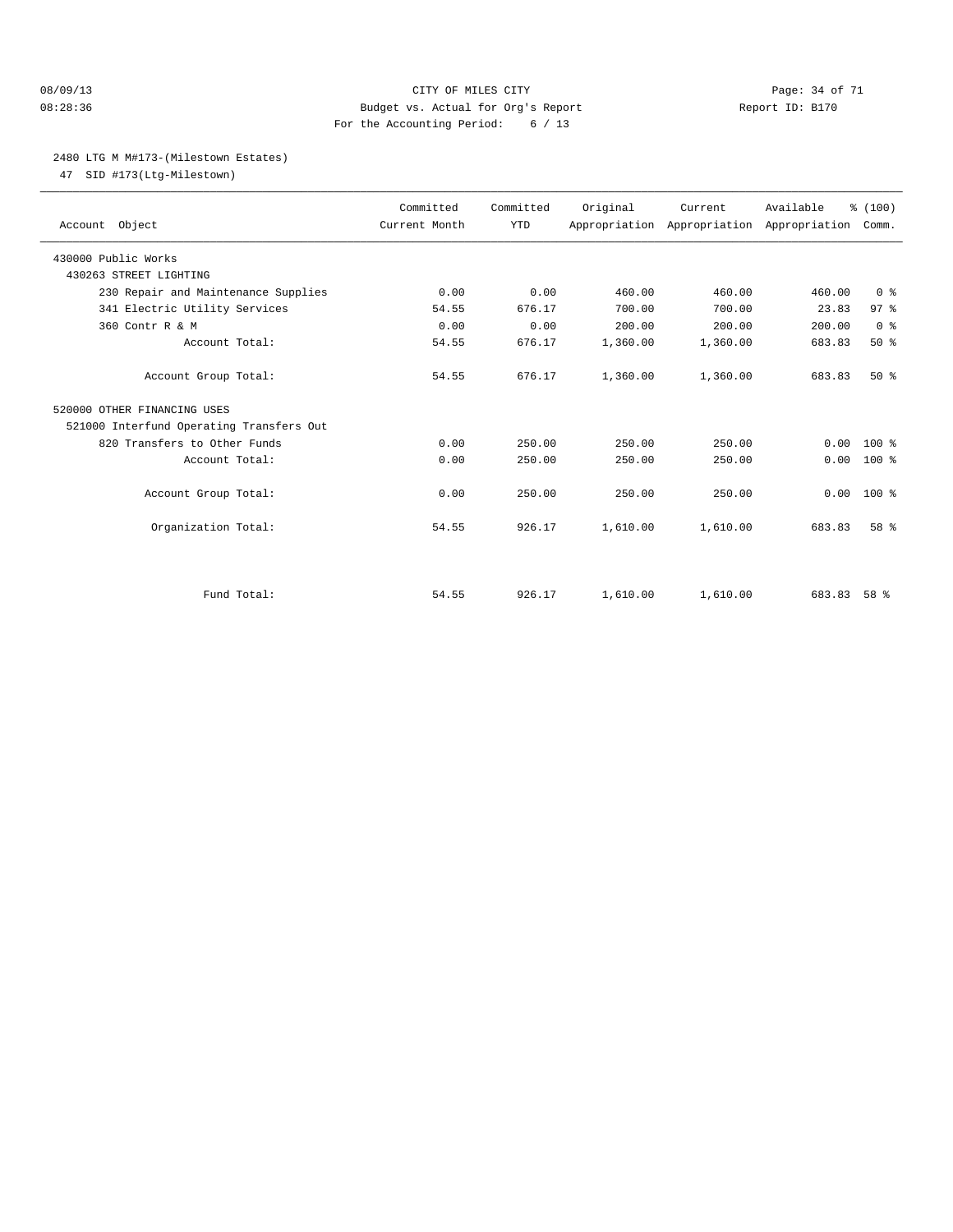CITY OF MILES CITY
Budget vs. Actual for Org's Report
For the Accounting Period: 6 / 13

08/09/13
08:28:36

Report ID: B170

## 2480 LTG M M#173-(Milestown Estates)

47 SID #173(Ltg-Milestown)

| Account Object | Committed Current Month | Committed YTD | Original Appropriation | Current Appropriation | Available Appropriation | % (100) Comm. |
|---|---|---|---|---|---|---|
| 430000 Public Works | | | | | | |
| 430263 STREET LIGHTING | | | | | | |
| 230 Repair and Maintenance Supplies | 0.00 | 0.00 | 460.00 | 460.00 | 460.00 | 0 % |
| 341 Electric Utility Services | 54.55 | 676.17 | 700.00 | 700.00 | 23.83 | 97 % |
| 360 Contr R & M | 0.00 | 0.00 | 200.00 | 200.00 | 200.00 | 0 % |
| Account Total: | 54.55 | 676.17 | 1,360.00 | 1,360.00 | 683.83 | 50 % |
| Account Group Total: | 54.55 | 676.17 | 1,360.00 | 1,360.00 | 683.83 | 50 % |
| 520000 OTHER FINANCING USES | | | | | | |
| 521000 Interfund Operating Transfers Out | | | | | | |
| 820 Transfers to Other Funds | 0.00 | 250.00 | 250.00 | 250.00 | 0.00 | 100 % |
| Account Total: | 0.00 | 250.00 | 250.00 | 250.00 | 0.00 | 100 % |
| Account Group Total: | 0.00 | 250.00 | 250.00 | 250.00 | 0.00 | 100 % |
| Organization Total: | 54.55 | 926.17 | 1,610.00 | 1,610.00 | 683.83 | 58 % |
| Fund Total: | 54.55 | 926.17 | 1,610.00 | 1,610.00 | 683.83 | 58 % |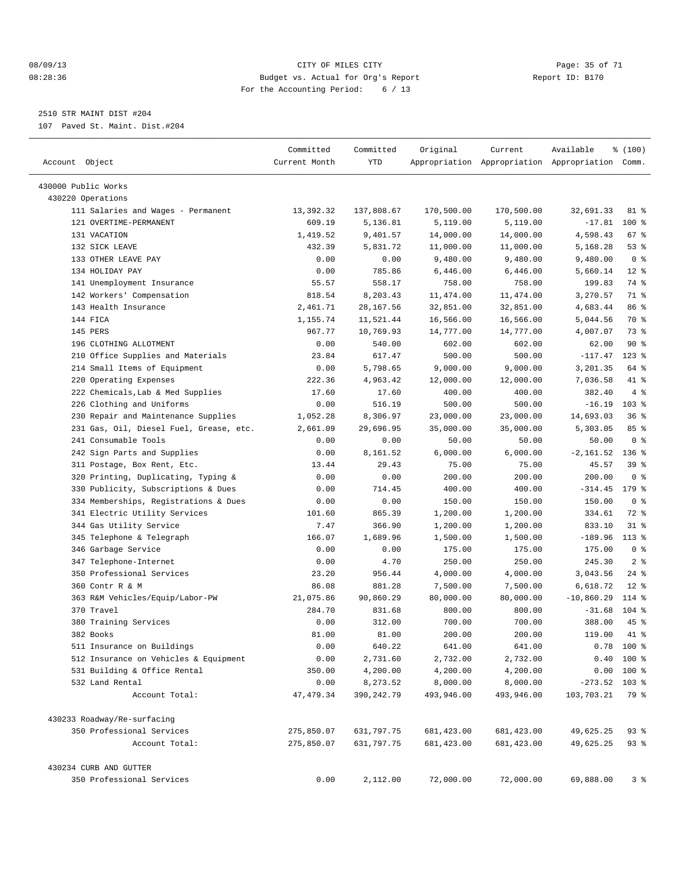2510 STR MAINT DIST #204

107 Paved St. Maint. Dist.#204

| Account Object | Committed Current Month | Committed YTD | Original Appropriation | Current Appropriation | Available Appropriation | % (100) Comm. |
|---|---|---|---|---|---|---|
| 430000 Public Works | | | | | | |
| 430220 Operations | | | | | | |
| 111 Salaries and Wages - Permanent | 13,392.32 | 137,808.67 | 170,500.00 | 170,500.00 | 32,691.33 | 81 % |
| 121 OVERTIME-PERMANENT | 609.19 | 5,136.81 | 5,119.00 | 5,119.00 | -17.81 | 100 % |
| 131 VACATION | 1,419.52 | 9,401.57 | 14,000.00 | 14,000.00 | 4,598.43 | 67 % |
| 132 SICK LEAVE | 432.39 | 5,831.72 | 11,000.00 | 11,000.00 | 5,168.28 | 53 % |
| 133 OTHER LEAVE PAY | 0.00 | 0.00 | 9,480.00 | 9,480.00 | 9,480.00 | 0 % |
| 134 HOLIDAY PAY | 0.00 | 785.86 | 6,446.00 | 6,446.00 | 5,660.14 | 12 % |
| 141 Unemployment Insurance | 55.57 | 558.17 | 758.00 | 758.00 | 199.83 | 74 % |
| 142 Workers' Compensation | 818.54 | 8,203.43 | 11,474.00 | 11,474.00 | 3,270.57 | 71 % |
| 143 Health Insurance | 2,461.71 | 28,167.56 | 32,851.00 | 32,851.00 | 4,683.44 | 86 % |
| 144 FICA | 1,155.74 | 11,521.44 | 16,566.00 | 16,566.00 | 5,044.56 | 70 % |
| 145 PERS | 967.77 | 10,769.93 | 14,777.00 | 14,777.00 | 4,007.07 | 73 % |
| 196 CLOTHING ALLOTMENT | 0.00 | 540.00 | 602.00 | 602.00 | 62.00 | 90 % |
| 210 Office Supplies and Materials | 23.84 | 617.47 | 500.00 | 500.00 | -117.47 | 123 % |
| 214 Small Items of Equipment | 0.00 | 5,798.65 | 9,000.00 | 9,000.00 | 3,201.35 | 64 % |
| 220 Operating Expenses | 222.36 | 4,963.42 | 12,000.00 | 12,000.00 | 7,036.58 | 41 % |
| 222 Chemicals,Lab & Med Supplies | 17.60 | 17.60 | 400.00 | 400.00 | 382.40 | 4 % |
| 226 Clothing and Uniforms | 0.00 | 516.19 | 500.00 | 500.00 | -16.19 | 103 % |
| 230 Repair and Maintenance Supplies | 1,052.28 | 8,306.97 | 23,000.00 | 23,000.00 | 14,693.03 | 36 % |
| 231 Gas, Oil, Diesel Fuel, Grease, etc. | 2,661.09 | 29,696.95 | 35,000.00 | 35,000.00 | 5,303.05 | 85 % |
| 241 Consumable Tools | 0.00 | 0.00 | 50.00 | 50.00 | 50.00 | 0 % |
| 242 Sign Parts and Supplies | 0.00 | 8,161.52 | 6,000.00 | 6,000.00 | -2,161.52 | 136 % |
| 311 Postage, Box Rent, Etc. | 13.44 | 29.43 | 75.00 | 75.00 | 45.57 | 39 % |
| 320 Printing, Duplicating, Typing & | 0.00 | 0.00 | 200.00 | 200.00 | 200.00 | 0 % |
| 330 Publicity, Subscriptions & Dues | 0.00 | 714.45 | 400.00 | 400.00 | -314.45 | 179 % |
| 334 Memberships, Registrations & Dues | 0.00 | 0.00 | 150.00 | 150.00 | 150.00 | 0 % |
| 341 Electric Utility Services | 101.60 | 865.39 | 1,200.00 | 1,200.00 | 334.61 | 72 % |
| 344 Gas Utility Service | 7.47 | 366.90 | 1,200.00 | 1,200.00 | 833.10 | 31 % |
| 345 Telephone & Telegraph | 166.07 | 1,689.96 | 1,500.00 | 1,500.00 | -189.96 | 113 % |
| 346 Garbage Service | 0.00 | 0.00 | 175.00 | 175.00 | 175.00 | 0 % |
| 347 Telephone-Internet | 0.00 | 4.70 | 250.00 | 250.00 | 245.30 | 2 % |
| 350 Professional Services | 23.20 | 956.44 | 4,000.00 | 4,000.00 | 3,043.56 | 24 % |
| 360 Contr R & M | 86.08 | 881.28 | 7,500.00 | 7,500.00 | 6,618.72 | 12 % |
| 363 R&M Vehicles/Equip/Labor-PW | 21,075.86 | 90,860.29 | 80,000.00 | 80,000.00 | -10,860.29 | 114 % |
| 370 Travel | 284.70 | 831.68 | 800.00 | 800.00 | -31.68 | 104 % |
| 380 Training Services | 0.00 | 312.00 | 700.00 | 700.00 | 388.00 | 45 % |
| 382 Books | 81.00 | 81.00 | 200.00 | 200.00 | 119.00 | 41 % |
| 511 Insurance on Buildings | 0.00 | 640.22 | 641.00 | 641.00 | 0.78 | 100 % |
| 512 Insurance on Vehicles & Equipment | 0.00 | 2,731.60 | 2,732.00 | 2,732.00 | 0.40 | 100 % |
| 531 Building & Office Rental | 350.00 | 4,200.00 | 4,200.00 | 4,200.00 | 0.00 | 100 % |
| 532 Land Rental | 0.00 | 8,273.52 | 8,000.00 | 8,000.00 | -273.52 | 103 % |
| Account Total: | 47,479.34 | 390,242.79 | 493,946.00 | 493,946.00 | 103,703.21 | 79 % |
| 430233 Roadway/Re-surfacing | | | | | | |
| 350 Professional Services | 275,850.07 | 631,797.75 | 681,423.00 | 681,423.00 | 49,625.25 | 93 % |
| Account Total: | 275,850.07 | 631,797.75 | 681,423.00 | 681,423.00 | 49,625.25 | 93 % |
| 430234 CURB AND GUTTER | | | | | | |
| 350 Professional Services | 0.00 | 2,112.00 | 72,000.00 | 72,000.00 | 69,888.00 | 3 % |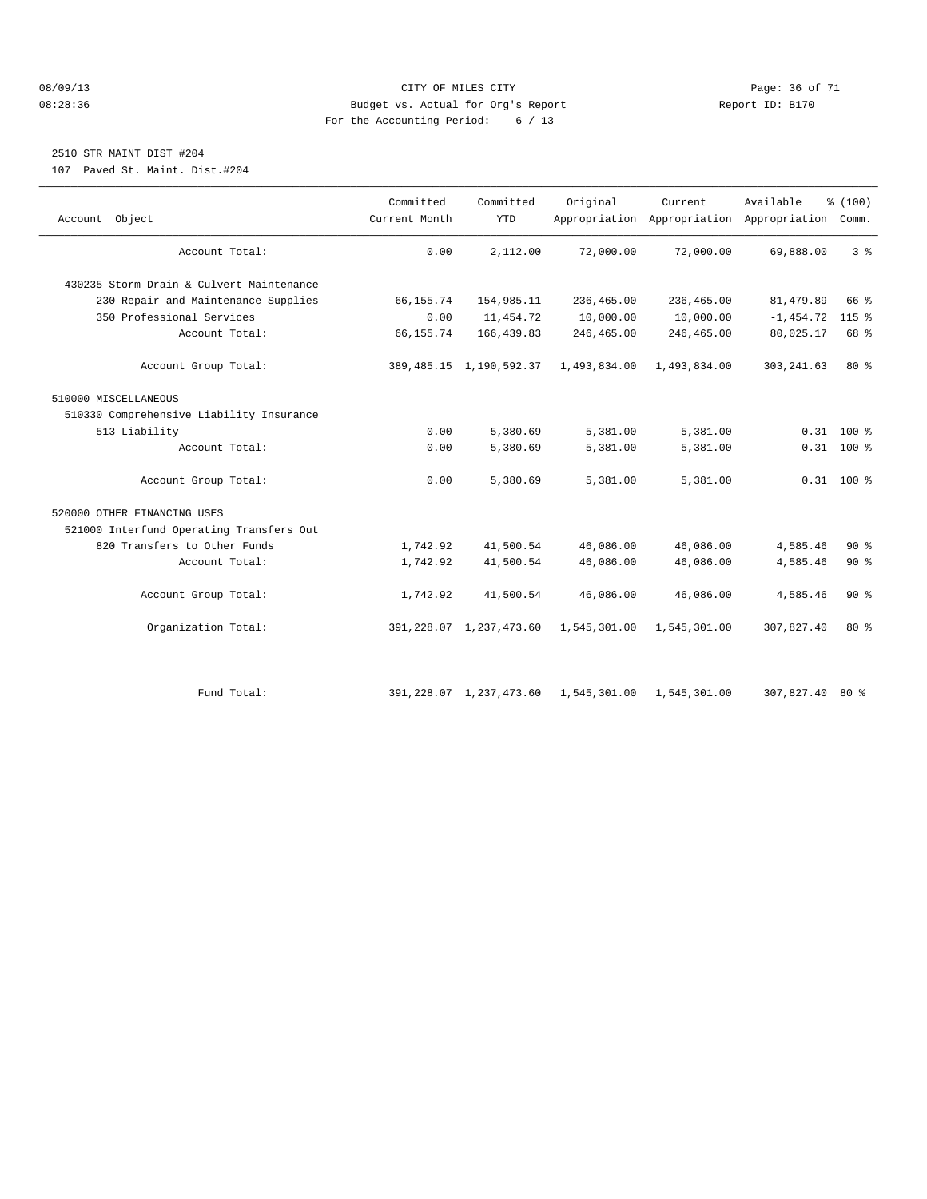CITY OF MILES CITY
Budget vs. Actual for Org's Report
For the Accounting Period: 6 / 13

08/09/13
08:28:36

Report ID: B170

2510 STR MAINT DIST #204
107 Paved St. Maint. Dist.#204

| Account Object | Committed Current Month | Committed YTD | Original Appropriation | Current Appropriation | Available Appropriation | % (100) Comm. |
|---|---|---|---|---|---|---|
| Account Total: | 0.00 | 2,112.00 | 72,000.00 | 72,000.00 | 69,888.00 | 3 % |
| 430235 Storm Drain & Culvert Maintenance | | | | | | |
| 230 Repair and Maintenance Supplies | 66,155.74 | 154,985.11 | 236,465.00 | 236,465.00 | 81,479.89 | 66 % |
| 350 Professional Services | 0.00 | 11,454.72 | 10,000.00 | 10,000.00 | -1,454.72 | 115 % |
| Account Total: | 66,155.74 | 166,439.83 | 246,465.00 | 246,465.00 | 80,025.17 | 68 % |
| Account Group Total: | 389,485.15 | 1,190,592.37 | 1,493,834.00 | 1,493,834.00 | 303,241.63 | 80 % |
| 510000 MISCELLANEOUS | | | | | | |
| 510330 Comprehensive Liability Insurance | | | | | | |
| 513 Liability | 0.00 | 5,380.69 | 5,381.00 | 5,381.00 | 0.31 | 100 % |
| Account Total: | 0.00 | 5,380.69 | 5,381.00 | 5,381.00 | 0.31 | 100 % |
| Account Group Total: | 0.00 | 5,380.69 | 5,381.00 | 5,381.00 | 0.31 | 100 % |
| 520000 OTHER FINANCING USES | | | | | | |
| 521000 Interfund Operating Transfers Out | | | | | | |
| 820 Transfers to Other Funds | 1,742.92 | 41,500.54 | 46,086.00 | 46,086.00 | 4,585.46 | 90 % |
| Account Total: | 1,742.92 | 41,500.54 | 46,086.00 | 46,086.00 | 4,585.46 | 90 % |
| Account Group Total: | 1,742.92 | 41,500.54 | 46,086.00 | 46,086.00 | 4,585.46 | 90 % |
| Organization Total: | 391,228.07 | 1,237,473.60 | 1,545,301.00 | 1,545,301.00 | 307,827.40 | 80 % |
| Fund Total: | 391,228.07 | 1,237,473.60 | 1,545,301.00 | 1,545,301.00 | 307,827.40 | 80 % |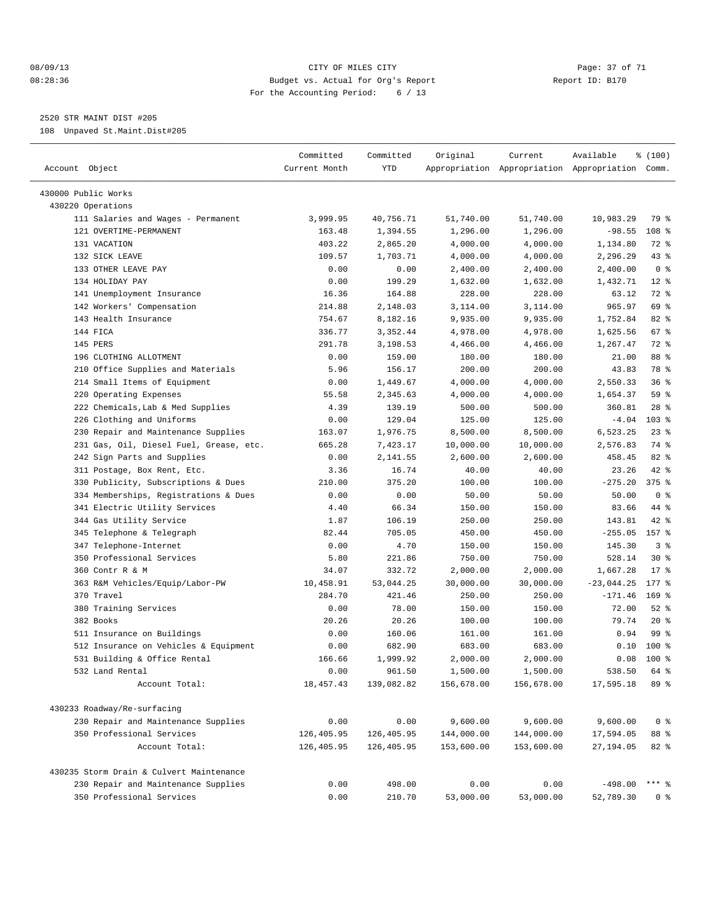08/09/13 CITY OF MILES CITY
08:28:36 Budget vs. Actual for Org's Report Report ID: B170
For the Accounting Period: 6 / 13

2520 STR MAINT DIST #205

108 Unpaved St.Maint.Dist#205

| Account Object | Committed Current Month | Committed YTD | Original Appropriation | Current Appropriation | Available Appropriation | % (100) Comm. |
|---|---|---|---|---|---|---|
| 430000 Public Works | | | | | | |
| 430220 Operations | | | | | | |
| 111 Salaries and Wages - Permanent | 3,999.95 | 40,756.71 | 51,740.00 | 51,740.00 | 10,983.29 | 79 % |
| 121 OVERTIME-PERMANENT | 163.48 | 1,394.55 | 1,296.00 | 1,296.00 | -98.55 | 108 % |
| 131 VACATION | 403.22 | 2,865.20 | 4,000.00 | 4,000.00 | 1,134.80 | 72 % |
| 132 SICK LEAVE | 109.57 | 1,703.71 | 4,000.00 | 4,000.00 | 2,296.29 | 43 % |
| 133 OTHER LEAVE PAY | 0.00 | 0.00 | 2,400.00 | 2,400.00 | 2,400.00 | 0 % |
| 134 HOLIDAY PAY | 0.00 | 199.29 | 1,632.00 | 1,632.00 | 1,432.71 | 12 % |
| 141 Unemployment Insurance | 16.36 | 164.88 | 228.00 | 228.00 | 63.12 | 72 % |
| 142 Workers' Compensation | 214.88 | 2,148.03 | 3,114.00 | 3,114.00 | 965.97 | 69 % |
| 143 Health Insurance | 754.67 | 8,182.16 | 9,935.00 | 9,935.00 | 1,752.84 | 82 % |
| 144 FICA | 336.77 | 3,352.44 | 4,978.00 | 4,978.00 | 1,625.56 | 67 % |
| 145 PERS | 291.78 | 3,198.53 | 4,466.00 | 4,466.00 | 1,267.47 | 72 % |
| 196 CLOTHING ALLOTMENT | 0.00 | 159.00 | 180.00 | 180.00 | 21.00 | 88 % |
| 210 Office Supplies and Materials | 5.96 | 156.17 | 200.00 | 200.00 | 43.83 | 78 % |
| 214 Small Items of Equipment | 0.00 | 1,449.67 | 4,000.00 | 4,000.00 | 2,550.33 | 36 % |
| 220 Operating Expenses | 55.58 | 2,345.63 | 4,000.00 | 4,000.00 | 1,654.37 | 59 % |
| 222 Chemicals,Lab & Med Supplies | 4.39 | 139.19 | 500.00 | 500.00 | 360.81 | 28 % |
| 226 Clothing and Uniforms | 0.00 | 129.04 | 125.00 | 125.00 | -4.04 | 103 % |
| 230 Repair and Maintenance Supplies | 163.07 | 1,976.75 | 8,500.00 | 8,500.00 | 6,523.25 | 23 % |
| 231 Gas, Oil, Diesel Fuel, Grease, etc. | 665.28 | 7,423.17 | 10,000.00 | 10,000.00 | 2,576.83 | 74 % |
| 242 Sign Parts and Supplies | 0.00 | 2,141.55 | 2,600.00 | 2,600.00 | 458.45 | 82 % |
| 311 Postage, Box Rent, Etc. | 3.36 | 16.74 | 40.00 | 40.00 | 23.26 | 42 % |
| 330 Publicity, Subscriptions & Dues | 210.00 | 375.20 | 100.00 | 100.00 | -275.20 | 375 % |
| 334 Memberships, Registrations & Dues | 0.00 | 0.00 | 50.00 | 50.00 | 50.00 | 0 % |
| 341 Electric Utility Services | 4.40 | 66.34 | 150.00 | 150.00 | 83.66 | 44 % |
| 344 Gas Utility Service | 1.87 | 106.19 | 250.00 | 250.00 | 143.81 | 42 % |
| 345 Telephone & Telegraph | 82.44 | 705.05 | 450.00 | 450.00 | -255.05 | 157 % |
| 347 Telephone-Internet | 0.00 | 4.70 | 150.00 | 150.00 | 145.30 | 3 % |
| 350 Professional Services | 5.80 | 221.86 | 750.00 | 750.00 | 528.14 | 30 % |
| 360 Contr R & M | 34.07 | 332.72 | 2,000.00 | 2,000.00 | 1,667.28 | 17 % |
| 363 R&M Vehicles/Equip/Labor-PW | 10,458.91 | 53,044.25 | 30,000.00 | 30,000.00 | -23,044.25 | 177 % |
| 370 Travel | 284.70 | 421.46 | 250.00 | 250.00 | -171.46 | 169 % |
| 380 Training Services | 0.00 | 78.00 | 150.00 | 150.00 | 72.00 | 52 % |
| 382 Books | 20.26 | 20.26 | 100.00 | 100.00 | 79.74 | 20 % |
| 511 Insurance on Buildings | 0.00 | 160.06 | 161.00 | 161.00 | 0.94 | 99 % |
| 512 Insurance on Vehicles & Equipment | 0.00 | 682.90 | 683.00 | 683.00 | 0.10 | 100 % |
| 531 Building & Office Rental | 166.66 | 1,999.92 | 2,000.00 | 2,000.00 | 0.08 | 100 % |
| 532 Land Rental | 0.00 | 961.50 | 1,500.00 | 1,500.00 | 538.50 | 64 % |
| Account Total: | 18,457.43 | 139,082.82 | 156,678.00 | 156,678.00 | 17,595.18 | 89 % |
| 430233 Roadway/Re-surfacing | | | | | | |
| 230 Repair and Maintenance Supplies | 0.00 | 0.00 | 9,600.00 | 9,600.00 | 9,600.00 | 0 % |
| 350 Professional Services | 126,405.95 | 126,405.95 | 144,000.00 | 144,000.00 | 17,594.05 | 88 % |
| Account Total: | 126,405.95 | 126,405.95 | 153,600.00 | 153,600.00 | 27,194.05 | 82 % |
| 430235 Storm Drain & Culvert Maintenance | | | | | | |
| 230 Repair and Maintenance Supplies | 0.00 | 498.00 | 0.00 | 0.00 | -498.00 | *** % |
| 350 Professional Services | 0.00 | 210.70 | 53,000.00 | 53,000.00 | 52,789.30 | 0 % |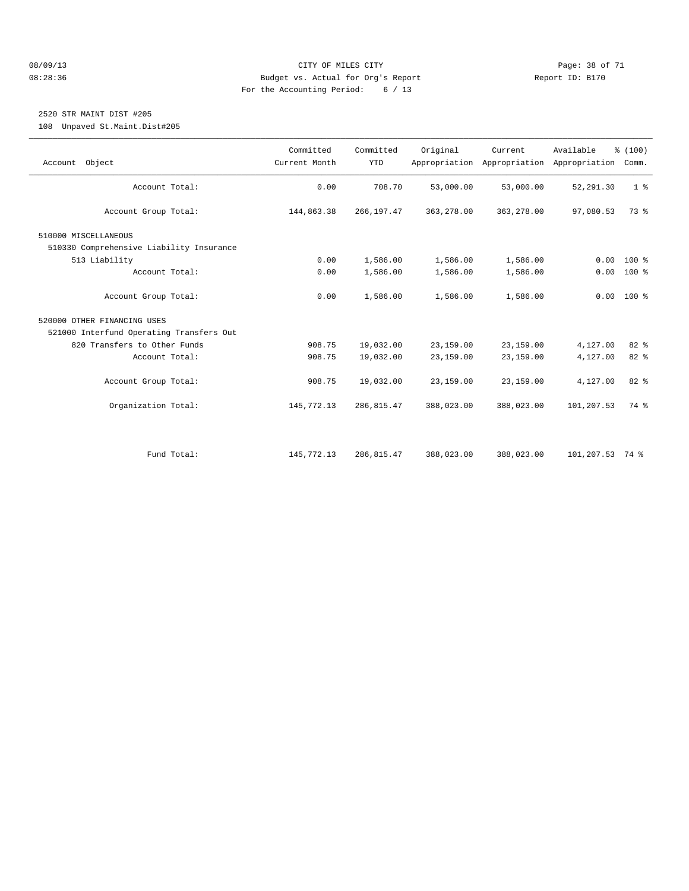CITY OF MILES CITY
Budget vs. Actual for Org's Report
For the Accounting Period: 6 / 13

08/09/13
08:28:36

Report ID: B170

## 2520 STR MAINT DIST #205

108 Unpaved St.Maint.Dist#205

| Account Object | Committed Current Month | Committed YTD | Original Appropriation | Current Appropriation | Available Appropriation | % (100) Comm. |
|---|---|---|---|---|---|---|
| Account Total: | 0.00 | 708.70 | 53,000.00 | 53,000.00 | 52,291.30 | 1 % |
| Account Group Total: | 144,863.38 | 266,197.47 | 363,278.00 | 363,278.00 | 97,080.53 | 73 % |
| 510000 MISCELLANEOUS | | | | | | |
| 510330 Comprehensive Liability Insurance | | | | | | |
| 513 Liability | 0.00 | 1,586.00 | 1,586.00 | 1,586.00 | 0.00 | 100 % |
| Account Total: | 0.00 | 1,586.00 | 1,586.00 | 1,586.00 | 0.00 | 100 % |
| Account Group Total: | 0.00 | 1,586.00 | 1,586.00 | 1,586.00 | 0.00 | 100 % |
| 520000 OTHER FINANCING USES | | | | | | |
| 521000 Interfund Operating Transfers Out | | | | | | |
| 820 Transfers to Other Funds | 908.75 | 19,032.00 | 23,159.00 | 23,159.00 | 4,127.00 | 82 % |
| Account Total: | 908.75 | 19,032.00 | 23,159.00 | 23,159.00 | 4,127.00 | 82 % |
| Account Group Total: | 908.75 | 19,032.00 | 23,159.00 | 23,159.00 | 4,127.00 | 82 % |
| Organization Total: | 145,772.13 | 286,815.47 | 388,023.00 | 388,023.00 | 101,207.53 | 74 % |
| Fund Total: | 145,772.13 | 286,815.47 | 388,023.00 | 388,023.00 | 101,207.53 | 74 % |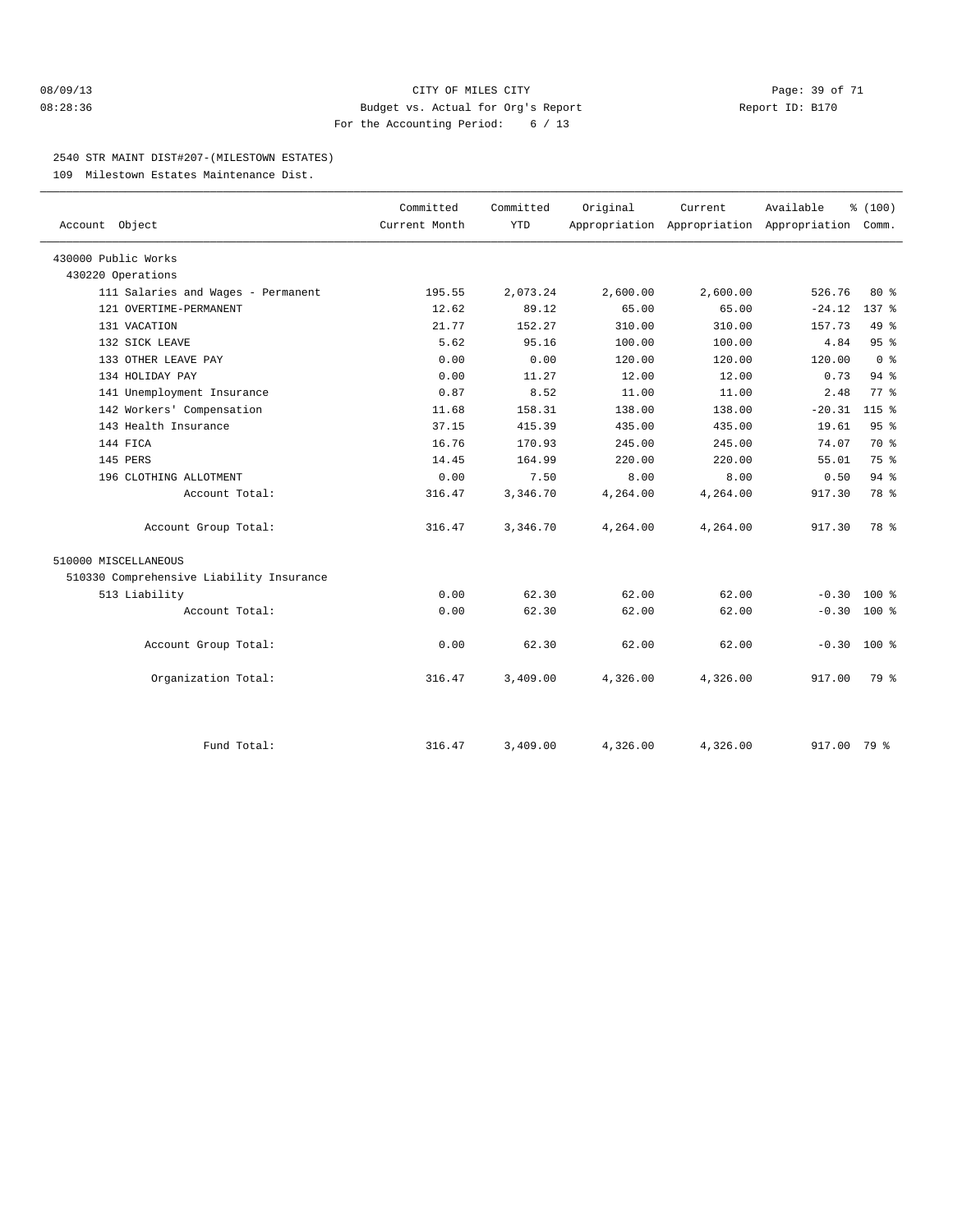CITY OF MILES CITY
Budget vs. Actual for Org's Report
For the Accounting Period: 6 / 13

08/09/13
08:28:36

Report ID: B170

## 2540 STR MAINT DIST#207-(MILESTOWN ESTATES)

109 Milestown Estates Maintenance Dist.

| Account Object | Committed Current Month | Committed YTD | Original Appropriation | Current Appropriation | Available Appropriation | % (100) Comm. |
|---|---|---|---|---|---|---|
| 430000 Public Works | | | | | | |
| 430220 Operations | | | | | | |
| 111 Salaries and Wages - Permanent | 195.55 | 2,073.24 | 2,600.00 | 2,600.00 | 526.76 | 80 % |
| 121 OVERTIME-PERMANENT | 12.62 | 89.12 | 65.00 | 65.00 | -24.12 | 137 % |
| 131 VACATION | 21.77 | 152.27 | 310.00 | 310.00 | 157.73 | 49 % |
| 132 SICK LEAVE | 5.62 | 95.16 | 100.00 | 100.00 | 4.84 | 95 % |
| 133 OTHER LEAVE PAY | 0.00 | 0.00 | 120.00 | 120.00 | 120.00 | 0 % |
| 134 HOLIDAY PAY | 0.00 | 11.27 | 12.00 | 12.00 | 0.73 | 94 % |
| 141 Unemployment Insurance | 0.87 | 8.52 | 11.00 | 11.00 | 2.48 | 77 % |
| 142 Workers' Compensation | 11.68 | 158.31 | 138.00 | 138.00 | -20.31 | 115 % |
| 143 Health Insurance | 37.15 | 415.39 | 435.00 | 435.00 | 19.61 | 95 % |
| 144 FICA | 16.76 | 170.93 | 245.00 | 245.00 | 74.07 | 70 % |
| 145 PERS | 14.45 | 164.99 | 220.00 | 220.00 | 55.01 | 75 % |
| 196 CLOTHING ALLOTMENT | 0.00 | 7.50 | 8.00 | 8.00 | 0.50 | 94 % |
| Account Total: | 316.47 | 3,346.70 | 4,264.00 | 4,264.00 | 917.30 | 78 % |
| Account Group Total: | 316.47 | 3,346.70 | 4,264.00 | 4,264.00 | 917.30 | 78 % |
| 510000 MISCELLANEOUS | | | | | | |
| 510330 Comprehensive Liability Insurance | | | | | | |
| 513 Liability | 0.00 | 62.30 | 62.00 | 62.00 | -0.30 | 100 % |
| Account Total: | 0.00 | 62.30 | 62.00 | 62.00 | -0.30 | 100 % |
| Account Group Total: | 0.00 | 62.30 | 62.00 | 62.00 | -0.30 | 100 % |
| Organization Total: | 316.47 | 3,409.00 | 4,326.00 | 4,326.00 | 917.00 | 79 % |
| Fund Total: | 316.47 | 3,409.00 | 4,326.00 | 4,326.00 | 917.00 | 79 % |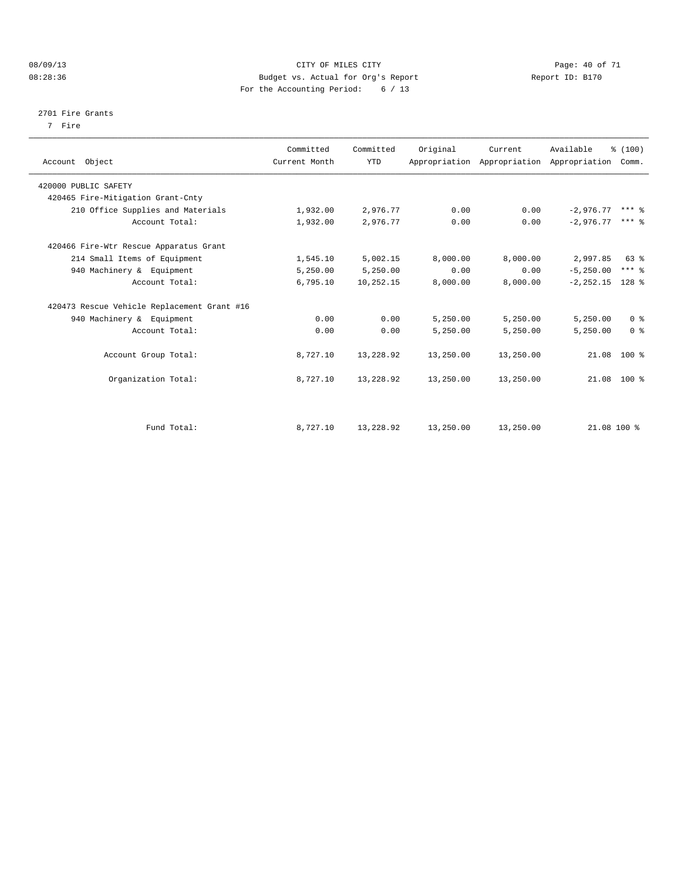CITY OF MILES CITY
Budget vs. Actual for Org's Report
For the Accounting Period: 6 / 13

08/09/13
08:28:36

Report ID: B170

2701 Fire Grants
7 Fire

| Account Object | Committed Current Month | Committed YTD | Original Appropriation | Current Appropriation | Available Appropriation | % (100) Comm. |
|---|---|---|---|---|---|---|
| 420000 PUBLIC SAFETY | | | | | | |
| 420465 Fire-Mitigation Grant-Cnty | | | | | | |
| 210 Office Supplies and Materials | 1,932.00 | 2,976.77 | 0.00 | 0.00 | -2,976.77 | *** % |
| Account Total: | 1,932.00 | 2,976.77 | 0.00 | 0.00 | -2,976.77 | *** % |
| 420466 Fire-Wtr Rescue Apparatus Grant | | | | | | |
| 214 Small Items of Equipment | 1,545.10 | 5,002.15 | 8,000.00 | 8,000.00 | 2,997.85 | 63 % |
| 940 Machinery & Equipment | 5,250.00 | 5,250.00 | 0.00 | 0.00 | -5,250.00 | *** % |
| Account Total: | 6,795.10 | 10,252.15 | 8,000.00 | 8,000.00 | -2,252.15 | 128 % |
| 420473 Rescue Vehicle Replacement Grant #16 | | | | | | |
| 940 Machinery & Equipment | 0.00 | 0.00 | 5,250.00 | 5,250.00 | 5,250.00 | 0 % |
| Account Total: | 0.00 | 0.00 | 5,250.00 | 5,250.00 | 5,250.00 | 0 % |
| Account Group Total: | 8,727.10 | 13,228.92 | 13,250.00 | 13,250.00 | 21.08 | 100 % |
| Organization Total: | 8,727.10 | 13,228.92 | 13,250.00 | 13,250.00 | 21.08 | 100 % |
| Fund Total: | 8,727.10 | 13,228.92 | 13,250.00 | 13,250.00 | 21.08 | 100 % |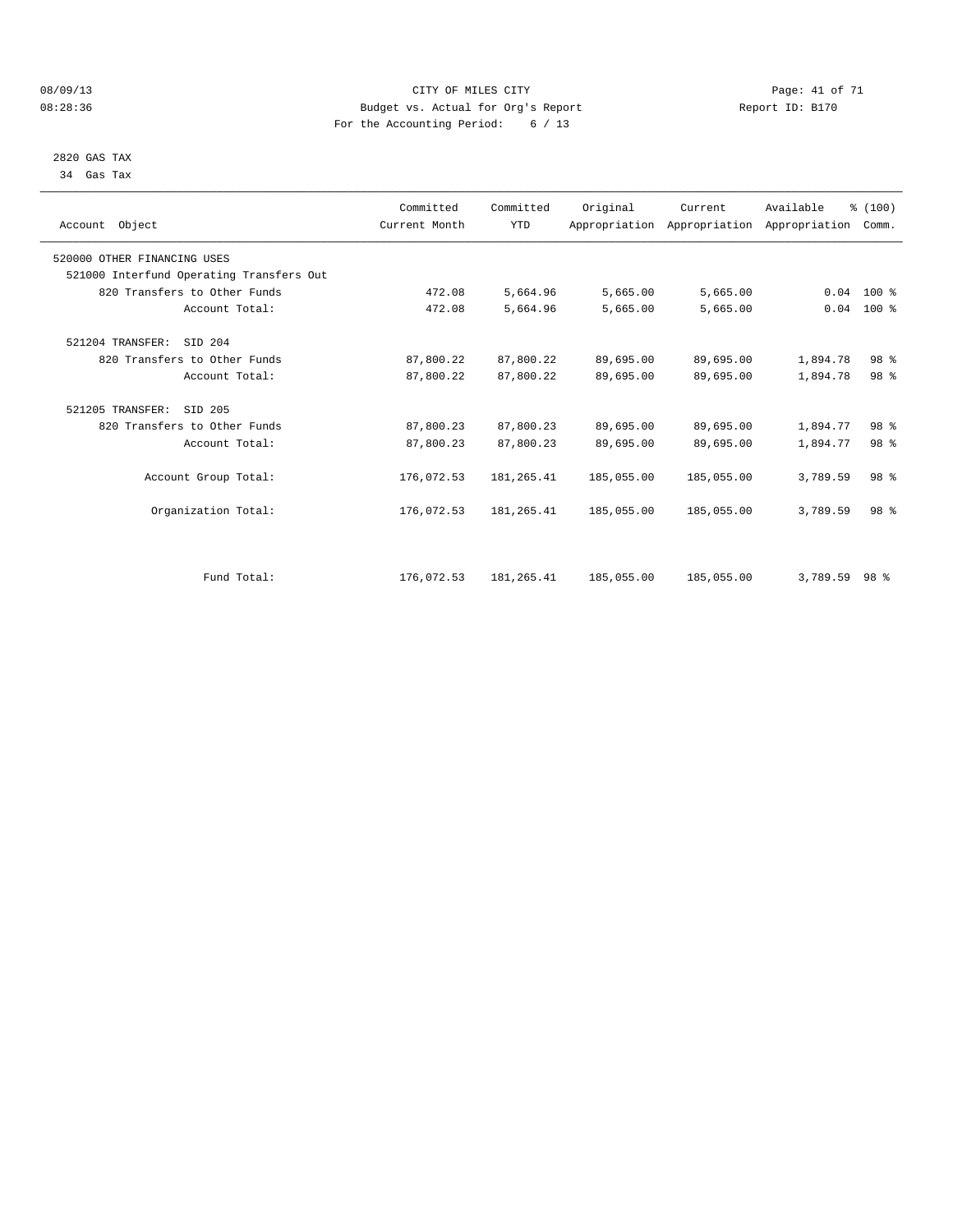CITY OF MILES CITY
Budget vs. Actual for Org's Report
For the Accounting Period: 6 / 13

08/09/13
08:28:36

Report ID: B170

2820 GAS TAX
34 Gas Tax

| Account Object | Committed Current Month | Committed YTD | Original Appropriation | Current Appropriation | Available Appropriation | % (100) Comm. |
|---|---|---|---|---|---|---|
| 520000 OTHER FINANCING USES | | | | | | |
| 521000 Interfund Operating Transfers Out | | | | | | |
| 820 Transfers to Other Funds | 472.08 | 5,664.96 | 5,665.00 | 5,665.00 | 0.04 | 100 % |
| Account Total: | 472.08 | 5,664.96 | 5,665.00 | 5,665.00 | 0.04 | 100 % |
| 521204 TRANSFER: SID 204 | | | | | | |
| 820 Transfers to Other Funds | 87,800.22 | 87,800.22 | 89,695.00 | 89,695.00 | 1,894.78 | 98 % |
| Account Total: | 87,800.22 | 87,800.22 | 89,695.00 | 89,695.00 | 1,894.78 | 98 % |
| 521205 TRANSFER: SID 205 | | | | | | |
| 820 Transfers to Other Funds | 87,800.23 | 87,800.23 | 89,695.00 | 89,695.00 | 1,894.77 | 98 % |
| Account Total: | 87,800.23 | 87,800.23 | 89,695.00 | 89,695.00 | 1,894.77 | 98 % |
| Account Group Total: | 176,072.53 | 181,265.41 | 185,055.00 | 185,055.00 | 3,789.59 | 98 % |
| Organization Total: | 176,072.53 | 181,265.41 | 185,055.00 | 185,055.00 | 3,789.59 | 98 % |
| Fund Total: | 176,072.53 | 181,265.41 | 185,055.00 | 185,055.00 | 3,789.59 | 98 % |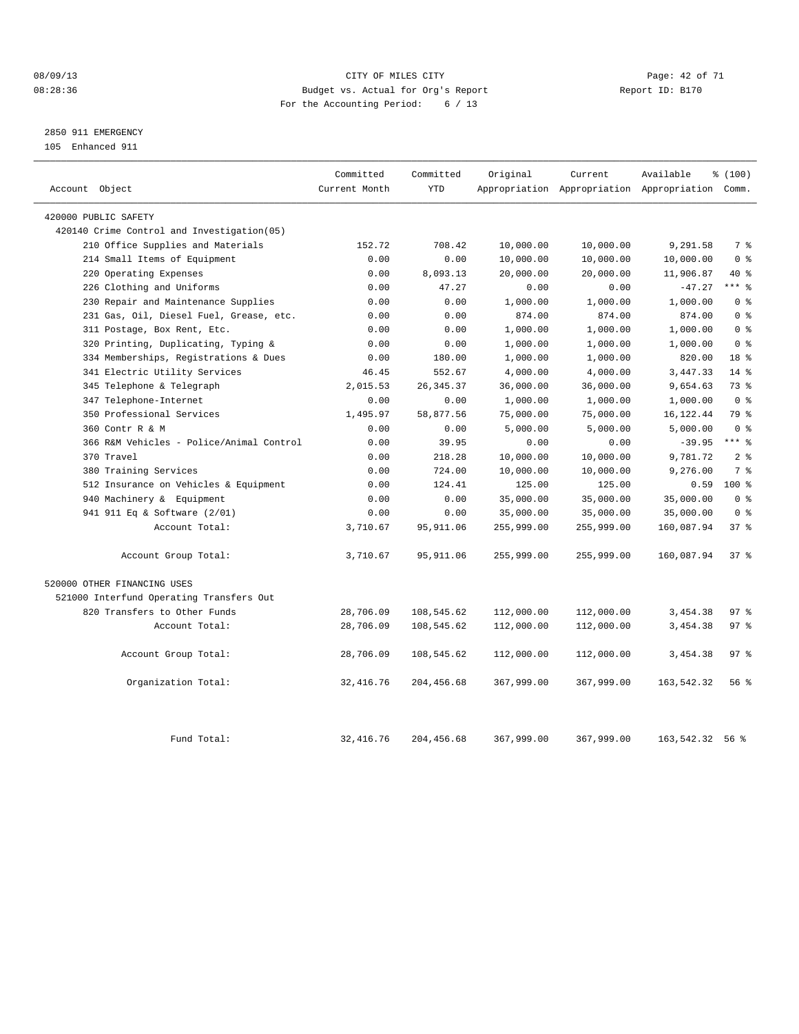CITY OF MILES CITY
Budget vs. Actual for Org's Report
For the Accounting Period: 6 / 13

08/09/13
08:28:36

Report ID: B170

2850 911 EMERGENCY
105 Enhanced 911

| Account Object | Committed Current Month | Committed YTD | Original Appropriation | Current Appropriation | Available Appropriation | % (100) Comm. |
|---|---|---|---|---|---|---|
| 420000 PUBLIC SAFETY | | | | | | |
| 420140 Crime Control and Investigation(05) | | | | | | |
| 210 Office Supplies and Materials | 152.72 | 708.42 | 10,000.00 | 10,000.00 | 9,291.58 | 7 % |
| 214 Small Items of Equipment | 0.00 | 0.00 | 10,000.00 | 10,000.00 | 10,000.00 | 0 % |
| 220 Operating Expenses | 0.00 | 8,093.13 | 20,000.00 | 20,000.00 | 11,906.87 | 40 % |
| 226 Clothing and Uniforms | 0.00 | 47.27 | 0.00 | 0.00 | -47.27 | *** % |
| 230 Repair and Maintenance Supplies | 0.00 | 0.00 | 1,000.00 | 1,000.00 | 1,000.00 | 0 % |
| 231 Gas, Oil, Diesel Fuel, Grease, etc. | 0.00 | 0.00 | 874.00 | 874.00 | 874.00 | 0 % |
| 311 Postage, Box Rent, Etc. | 0.00 | 0.00 | 1,000.00 | 1,000.00 | 1,000.00 | 0 % |
| 320 Printing, Duplicating, Typing & | 0.00 | 0.00 | 1,000.00 | 1,000.00 | 1,000.00 | 0 % |
| 334 Memberships, Registrations & Dues | 0.00 | 180.00 | 1,000.00 | 1,000.00 | 820.00 | 18 % |
| 341 Electric Utility Services | 46.45 | 552.67 | 4,000.00 | 4,000.00 | 3,447.33 | 14 % |
| 345 Telephone & Telegraph | 2,015.53 | 26,345.37 | 36,000.00 | 36,000.00 | 9,654.63 | 73 % |
| 347 Telephone-Internet | 0.00 | 0.00 | 1,000.00 | 1,000.00 | 1,000.00 | 0 % |
| 350 Professional Services | 1,495.97 | 58,877.56 | 75,000.00 | 75,000.00 | 16,122.44 | 79 % |
| 360 Contr R & M | 0.00 | 0.00 | 5,000.00 | 5,000.00 | 5,000.00 | 0 % |
| 366 R&M Vehicles - Police/Animal Control | 0.00 | 39.95 | 0.00 | 0.00 | -39.95 | *** % |
| 370 Travel | 0.00 | 218.28 | 10,000.00 | 10,000.00 | 9,781.72 | 2 % |
| 380 Training Services | 0.00 | 724.00 | 10,000.00 | 10,000.00 | 9,276.00 | 7 % |
| 512 Insurance on Vehicles & Equipment | 0.00 | 124.41 | 125.00 | 125.00 | 0.59 | 100 % |
| 940 Machinery & Equipment | 0.00 | 0.00 | 35,000.00 | 35,000.00 | 35,000.00 | 0 % |
| 941 911 Eq & Software (2/01) | 0.00 | 0.00 | 35,000.00 | 35,000.00 | 35,000.00 | 0 % |
| Account Total: | 3,710.67 | 95,911.06 | 255,999.00 | 255,999.00 | 160,087.94 | 37 % |
| Account Group Total: | 3,710.67 | 95,911.06 | 255,999.00 | 255,999.00 | 160,087.94 | 37 % |
| 520000 OTHER FINANCING USES | | | | | | |
| 521000 Interfund Operating Transfers Out | | | | | | |
| 820 Transfers to Other Funds | 28,706.09 | 108,545.62 | 112,000.00 | 112,000.00 | 3,454.38 | 97 % |
| Account Total: | 28,706.09 | 108,545.62 | 112,000.00 | 112,000.00 | 3,454.38 | 97 % |
| Account Group Total: | 28,706.09 | 108,545.62 | 112,000.00 | 112,000.00 | 3,454.38 | 97 % |
| Organization Total: | 32,416.76 | 204,456.68 | 367,999.00 | 367,999.00 | 163,542.32 | 56 % |
| Fund Total: | 32,416.76 | 204,456.68 | 367,999.00 | 367,999.00 | 163,542.32 | 56 % |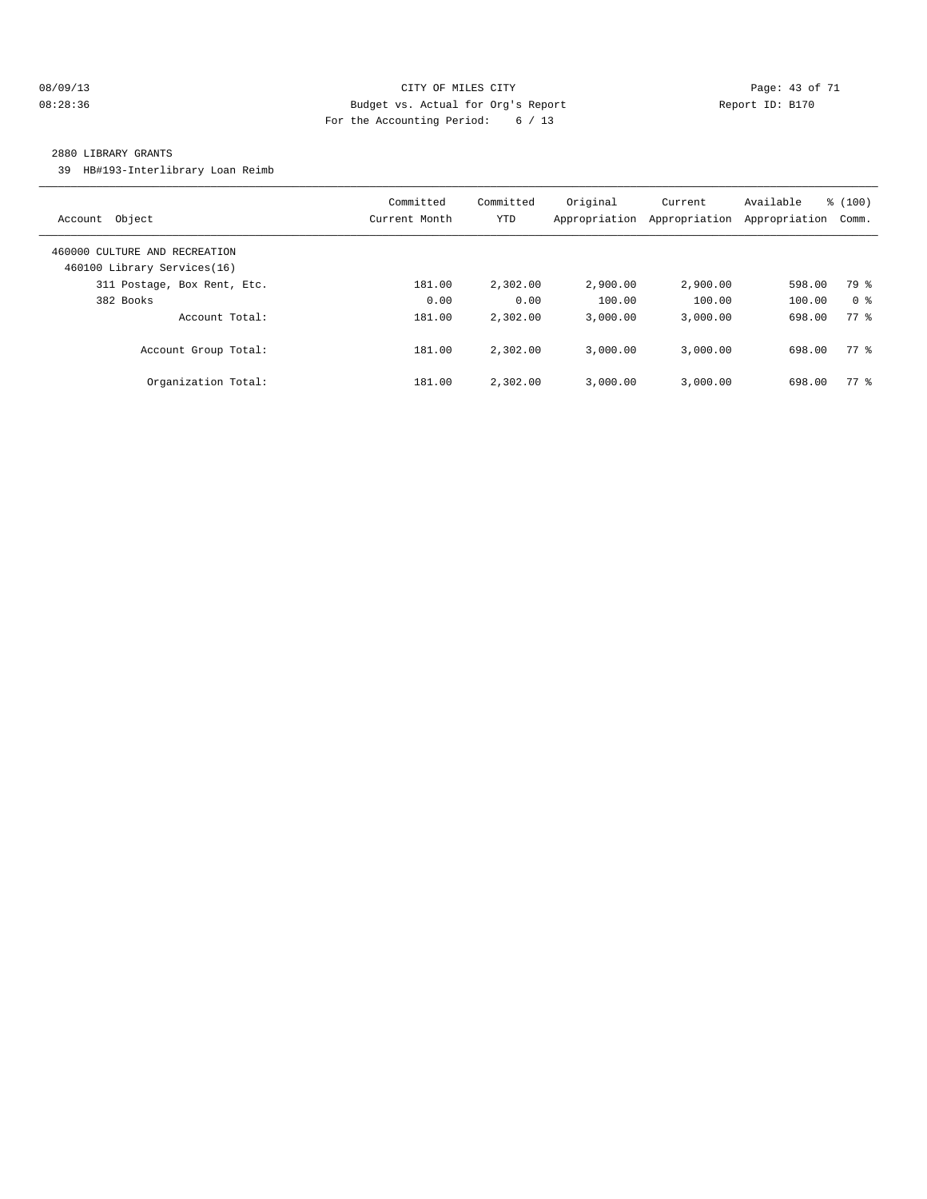08/09/13 CITY OF MILES CITY
08:28:36 Budget vs. Actual for Org's Report Report ID: B170
For the Accounting Period: 6 / 13

2880 LIBRARY GRANTS

39 HB#193-Interlibrary Loan Reimb

| Account Object | Committed Current Month | Committed YTD | Original Appropriation | Current Appropriation | Available Appropriation | % (100) Comm. |
|---|---|---|---|---|---|---|
| 460000 CULTURE AND RECREATION | | | | | | |
| 460100 Library Services(16) | | | | | | |
| 311 Postage, Box Rent, Etc. | 181.00 | 2,302.00 | 2,900.00 | 2,900.00 | 598.00 | 79 % |
| 382 Books | 0.00 | 0.00 | 100.00 | 100.00 | 100.00 | 0 % |
| Account Total: | 181.00 | 2,302.00 | 3,000.00 | 3,000.00 | 698.00 | 77 % |
| Account Group Total: | 181.00 | 2,302.00 | 3,000.00 | 3,000.00 | 698.00 | 77 % |
| Organization Total: | 181.00 | 2,302.00 | 3,000.00 | 3,000.00 | 698.00 | 77 % |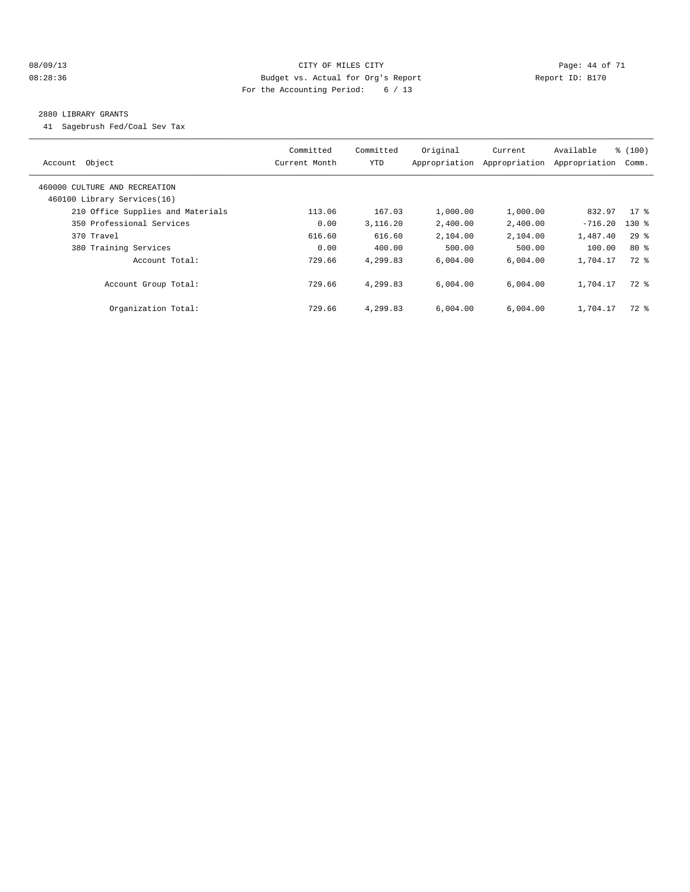08/09/13 CITY OF MILES CITY
08:28:36 Budget vs. Actual for Org's Report Report ID: B170
For the Accounting Period: 6 / 13

2880 LIBRARY GRANTS

41 Sagebrush Fed/Coal Sev Tax

| Account Object | Committed Current Month | Committed YTD | Original Appropriation | Current Appropriation | Available Appropriation | % (100) Comm. |
|---|---|---|---|---|---|---|
| 460000 CULTURE AND RECREATION | | | | | | |
| 460100 Library Services(16) | | | | | | |
| 210 Office Supplies and Materials | 113.06 | 167.03 | 1,000.00 | 1,000.00 | 832.97 | 17 % |
| 350 Professional Services | 0.00 | 3,116.20 | 2,400.00 | 2,400.00 | -716.20 | 130 % |
| 370 Travel | 616.60 | 616.60 | 2,104.00 | 2,104.00 | 1,487.40 | 29 % |
| 380 Training Services | 0.00 | 400.00 | 500.00 | 500.00 | 100.00 | 80 % |
| Account Total: | 729.66 | 4,299.83 | 6,004.00 | 6,004.00 | 1,704.17 | 72 % |
| Account Group Total: | 729.66 | 4,299.83 | 6,004.00 | 6,004.00 | 1,704.17 | 72 % |
| Organization Total: | 729.66 | 4,299.83 | 6,004.00 | 6,004.00 | 1,704.17 | 72 % |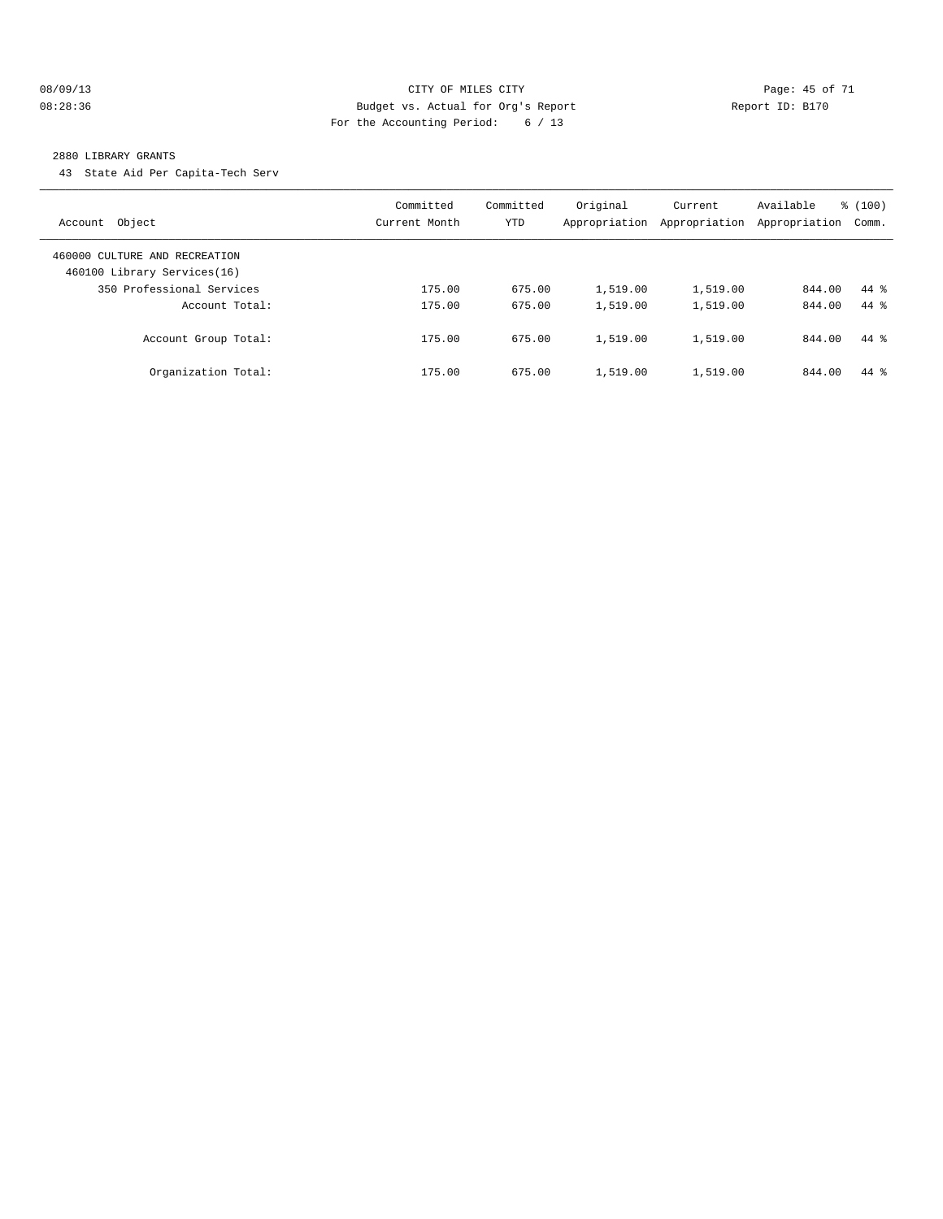CITY OF MILES CITY

Budget vs. Actual for Org's Report

For the Accounting Period: 6 / 13

08/09/13 08:28:36 Report ID: B170

2880 LIBRARY GRANTS

43 State Aid Per Capita-Tech Serv

| Account Object | Committed Current Month | Committed YTD | Original Appropriation | Current Appropriation | Available Appropriation | % (100) Comm. |
|---|---|---|---|---|---|---|
| 460000 CULTURE AND RECREATION | | | | | | |
| 460100 Library Services(16) | | | | | | |
| 350 Professional Services | 175.00 | 675.00 | 1,519.00 | 1,519.00 | 844.00 | 44 % |
| Account Total: | 175.00 | 675.00 | 1,519.00 | 1,519.00 | 844.00 | 44 % |
| Account Group Total: | 175.00 | 675.00 | 1,519.00 | 1,519.00 | 844.00 | 44 % |
| Organization Total: | 175.00 | 675.00 | 1,519.00 | 1,519.00 | 844.00 | 44 % |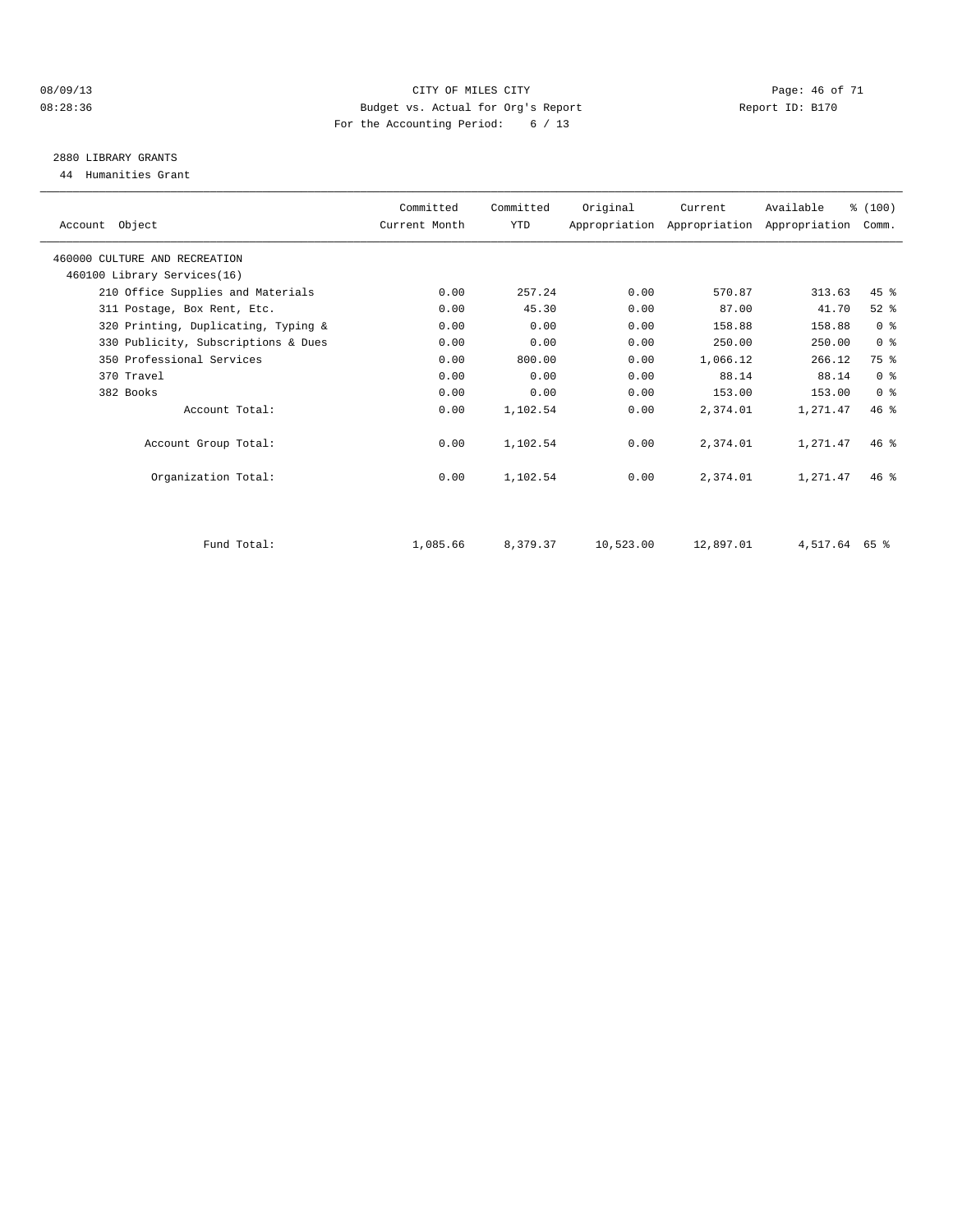CITY OF MILES CITY
Budget vs. Actual for Org's Report
For the Accounting Period: 6 / 13

08/09/13
08:28:36

Report ID: B170

## 2880 LIBRARY GRANTS

44 Humanities Grant

| Account Object | Committed Current Month | Committed YTD | Original Appropriation | Current Appropriation | Available Appropriation | % (100) Comm. |
|---|---|---|---|---|---|---|
| 460000 CULTURE AND RECREATION | | | | | | |
| 460100 Library Services(16) | | | | | | |
| 210 Office Supplies and Materials | 0.00 | 257.24 | 0.00 | 570.87 | 313.63 | 45 % |
| 311 Postage, Box Rent, Etc. | 0.00 | 45.30 | 0.00 | 87.00 | 41.70 | 52 % |
| 320 Printing, Duplicating, Typing & | 0.00 | 0.00 | 0.00 | 158.88 | 158.88 | 0 % |
| 330 Publicity, Subscriptions & Dues | 0.00 | 0.00 | 0.00 | 250.00 | 250.00 | 0 % |
| 350 Professional Services | 0.00 | 800.00 | 0.00 | 1,066.12 | 266.12 | 75 % |
| 370 Travel | 0.00 | 0.00 | 0.00 | 88.14 | 88.14 | 0 % |
| 382 Books | 0.00 | 0.00 | 0.00 | 153.00 | 153.00 | 0 % |
| Account Total: | 0.00 | 1,102.54 | 0.00 | 2,374.01 | 1,271.47 | 46 % |
| Account Group Total: | 0.00 | 1,102.54 | 0.00 | 2,374.01 | 1,271.47 | 46 % |
| Organization Total: | 0.00 | 1,102.54 | 0.00 | 2,374.01 | 1,271.47 | 46 % |
| Fund Total: | 1,085.66 | 8,379.37 | 10,523.00 | 12,897.01 | 4,517.64 | 65 % |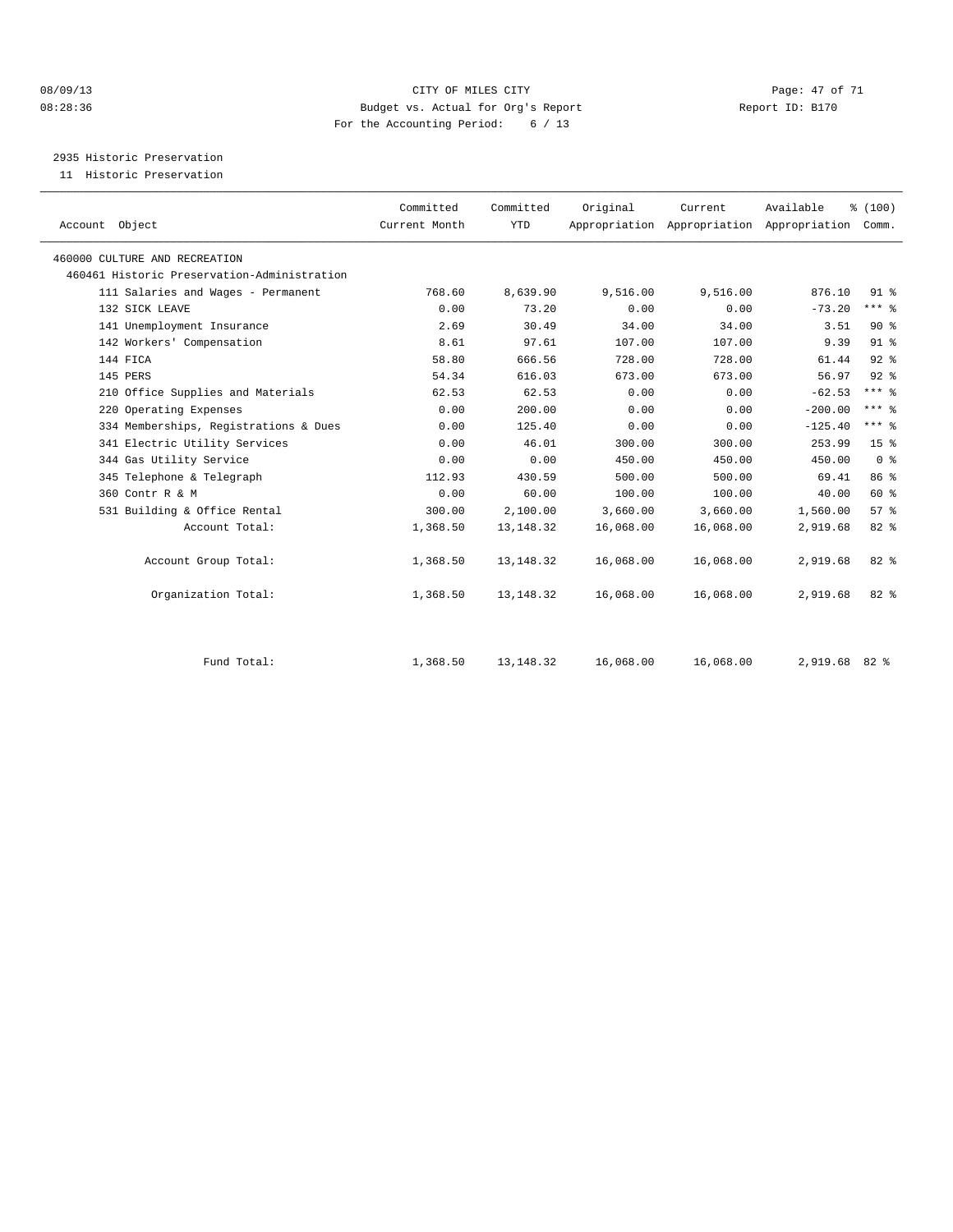CITY OF MILES CITY
Budget vs. Actual for Org's Report
For the Accounting Period: 6 / 13

08/09/13
08:28:36

Report ID: B170

## 2935 Historic Preservation

11 Historic Preservation

| Account Object | Committed Current Month | Committed YTD | Original Appropriation | Current Appropriation | Available Appropriation | % (100) Comm. |
|---|---|---|---|---|---|---|
| 460000 CULTURE AND RECREATION | | | | | | |
| 460461 Historic Preservation-Administration | | | | | | |
| 111 Salaries and Wages - Permanent | 768.60 | 8,639.90 | 9,516.00 | 9,516.00 | 876.10 | 91 % |
| 132 SICK LEAVE | 0.00 | 73.20 | 0.00 | 0.00 | -73.20 | *** % |
| 141 Unemployment Insurance | 2.69 | 30.49 | 34.00 | 34.00 | 3.51 | 90 % |
| 142 Workers' Compensation | 8.61 | 97.61 | 107.00 | 107.00 | 9.39 | 91 % |
| 144 FICA | 58.80 | 666.56 | 728.00 | 728.00 | 61.44 | 92 % |
| 145 PERS | 54.34 | 616.03 | 673.00 | 673.00 | 56.97 | 92 % |
| 210 Office Supplies and Materials | 62.53 | 62.53 | 0.00 | 0.00 | -62.53 | *** % |
| 220 Operating Expenses | 0.00 | 200.00 | 0.00 | 0.00 | -200.00 | *** % |
| 334 Memberships, Registrations & Dues | 0.00 | 125.40 | 0.00 | 0.00 | -125.40 | *** % |
| 341 Electric Utility Services | 0.00 | 46.01 | 300.00 | 300.00 | 253.99 | 15 % |
| 344 Gas Utility Service | 0.00 | 0.00 | 450.00 | 450.00 | 450.00 | 0 % |
| 345 Telephone & Telegraph | 112.93 | 430.59 | 500.00 | 500.00 | 69.41 | 86 % |
| 360 Contr R & M | 0.00 | 60.00 | 100.00 | 100.00 | 40.00 | 60 % |
| 531 Building & Office Rental | 300.00 | 2,100.00 | 3,660.00 | 3,660.00 | 1,560.00 | 57 % |
| Account Total: | 1,368.50 | 13,148.32 | 16,068.00 | 16,068.00 | 2,919.68 | 82 % |
| Account Group Total: | 1,368.50 | 13,148.32 | 16,068.00 | 16,068.00 | 2,919.68 | 82 % |
| Organization Total: | 1,368.50 | 13,148.32 | 16,068.00 | 16,068.00 | 2,919.68 | 82 % |
| Fund Total: | 1,368.50 | 13,148.32 | 16,068.00 | 16,068.00 | 2,919.68 | 82 % |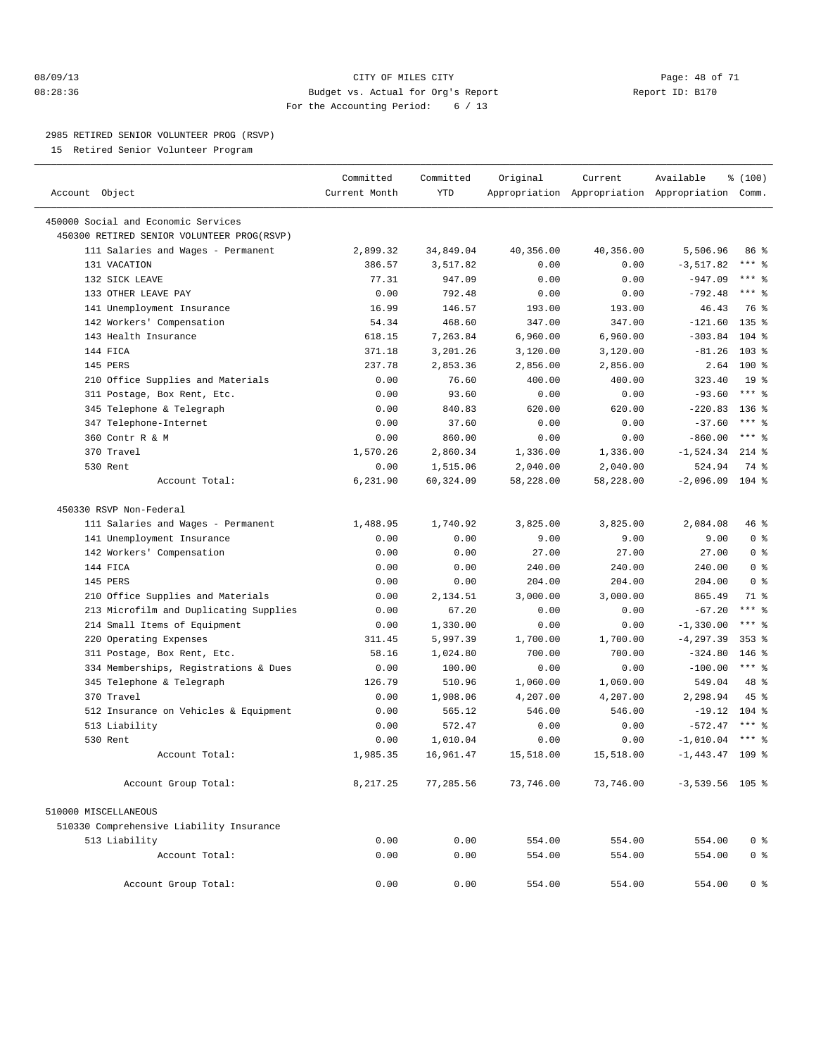CITY OF MILES CITY
Budget vs. Actual for Org's Report
For the Accounting Period: 6 / 13

08/09/13
08:28:36

Report ID: B170

## 2985 RETIRED SENIOR VOLUNTEER PROG (RSVP)

15 Retired Senior Volunteer Program

| Account Object | Committed Current Month | Committed YTD | Original Appropriation | Current Appropriation | Available Appropriation | % (100) Comm. |
|---|---|---|---|---|---|---|
| 450000 Social and Economic Services | | | | | | |
| 450300 RETIRED SENIOR VOLUNTEER PROG(RSVP) | | | | | | |
| 111 Salaries and Wages - Permanent | 2,899.32 | 34,849.04 | 40,356.00 | 40,356.00 | 5,506.96 | 86 % |
| 131 VACATION | 386.57 | 3,517.82 | 0.00 | 0.00 | -3,517.82 | *** % |
| 132 SICK LEAVE | 77.31 | 947.09 | 0.00 | 0.00 | -947.09 | *** % |
| 133 OTHER LEAVE PAY | 0.00 | 792.48 | 0.00 | 0.00 | -792.48 | *** % |
| 141 Unemployment Insurance | 16.99 | 146.57 | 193.00 | 193.00 | 46.43 | 76 % |
| 142 Workers' Compensation | 54.34 | 468.60 | 347.00 | 347.00 | -121.60 | 135 % |
| 143 Health Insurance | 618.15 | 7,263.84 | 6,960.00 | 6,960.00 | -303.84 | 104 % |
| 144 FICA | 371.18 | 3,201.26 | 3,120.00 | 3,120.00 | -81.26 | 103 % |
| 145 PERS | 237.78 | 2,853.36 | 2,856.00 | 2,856.00 | 2.64 | 100 % |
| 210 Office Supplies and Materials | 0.00 | 76.60 | 400.00 | 400.00 | 323.40 | 19 % |
| 311 Postage, Box Rent, Etc. | 0.00 | 93.60 | 0.00 | 0.00 | -93.60 | *** % |
| 345 Telephone & Telegraph | 0.00 | 840.83 | 620.00 | 620.00 | -220.83 | 136 % |
| 347 Telephone-Internet | 0.00 | 37.60 | 0.00 | 0.00 | -37.60 | *** % |
| 360 Contr R & M | 0.00 | 860.00 | 0.00 | 0.00 | -860.00 | *** % |
| 370 Travel | 1,570.26 | 2,860.34 | 1,336.00 | 1,336.00 | -1,524.34 | 214 % |
| 530 Rent | 0.00 | 1,515.06 | 2,040.00 | 2,040.00 | 524.94 | 74 % |
| Account Total: | 6,231.90 | 60,324.09 | 58,228.00 | 58,228.00 | -2,096.09 | 104 % |
| 450330 RSVP Non-Federal | | | | | | |
| 111 Salaries and Wages - Permanent | 1,488.95 | 1,740.92 | 3,825.00 | 3,825.00 | 2,084.08 | 46 % |
| 141 Unemployment Insurance | 0.00 | 0.00 | 9.00 | 9.00 | 9.00 | 0 % |
| 142 Workers' Compensation | 0.00 | 0.00 | 27.00 | 27.00 | 27.00 | 0 % |
| 144 FICA | 0.00 | 0.00 | 240.00 | 240.00 | 240.00 | 0 % |
| 145 PERS | 0.00 | 0.00 | 204.00 | 204.00 | 204.00 | 0 % |
| 210 Office Supplies and Materials | 0.00 | 2,134.51 | 3,000.00 | 3,000.00 | 865.49 | 71 % |
| 213 Microfilm and Duplicating Supplies | 0.00 | 67.20 | 0.00 | 0.00 | -67.20 | *** % |
| 214 Small Items of Equipment | 0.00 | 1,330.00 | 0.00 | 0.00 | -1,330.00 | *** % |
| 220 Operating Expenses | 311.45 | 5,997.39 | 1,700.00 | 1,700.00 | -4,297.39 | 353 % |
| 311 Postage, Box Rent, Etc. | 58.16 | 1,024.80 | 700.00 | 700.00 | -324.80 | 146 % |
| 334 Memberships, Registrations & Dues | 0.00 | 100.00 | 0.00 | 0.00 | -100.00 | *** % |
| 345 Telephone & Telegraph | 126.79 | 510.96 | 1,060.00 | 1,060.00 | 549.04 | 48 % |
| 370 Travel | 0.00 | 1,908.06 | 4,207.00 | 4,207.00 | 2,298.94 | 45 % |
| 512 Insurance on Vehicles & Equipment | 0.00 | 565.12 | 546.00 | 546.00 | -19.12 | 104 % |
| 513 Liability | 0.00 | 572.47 | 0.00 | 0.00 | -572.47 | *** % |
| 530 Rent | 0.00 | 1,010.04 | 0.00 | 0.00 | -1,010.04 | *** % |
| Account Total: | 1,985.35 | 16,961.47 | 15,518.00 | 15,518.00 | -1,443.47 | 109 % |
| Account Group Total: | 8,217.25 | 77,285.56 | 73,746.00 | 73,746.00 | -3,539.56 | 105 % |
| 510000 MISCELLANEOUS | | | | | | |
| 510330 Comprehensive Liability Insurance | | | | | | |
| 513 Liability | 0.00 | 0.00 | 554.00 | 554.00 | 554.00 | 0 % |
| Account Total: | 0.00 | 0.00 | 554.00 | 554.00 | 554.00 | 0 % |
| Account Group Total: | 0.00 | 0.00 | 554.00 | 554.00 | 554.00 | 0 % |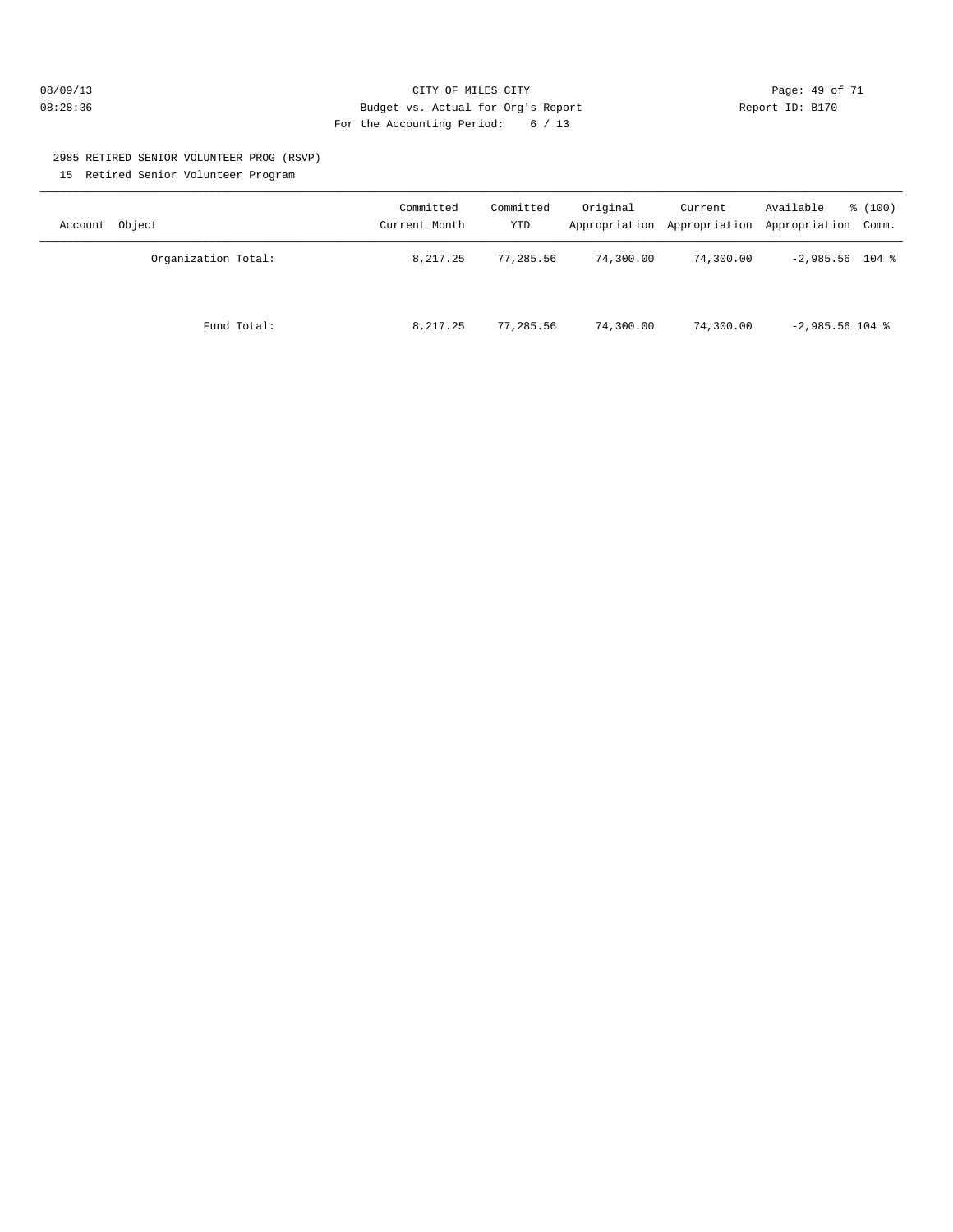CITY OF MILES CITY
Budget vs. Actual for Org's Report
For the Accounting Period: 6 / 13

08/09/13
08:28:36

Report ID: B170

2985 RETIRED SENIOR VOLUNTEER PROG (RSVP)
15 Retired Senior Volunteer Program

| Account Object | Committed Current Month | Committed YTD | Original Appropriation | Current Appropriation | Available Appropriation | % (100) Comm. |
|---|---|---|---|---|---|---|
| Organization Total: | 8,217.25 | 77,285.56 | 74,300.00 | 74,300.00 | -2,985.56 | 104 % |
| Fund Total: | 8,217.25 | 77,285.56 | 74,300.00 | 74,300.00 | -2,985.56 | 104 % |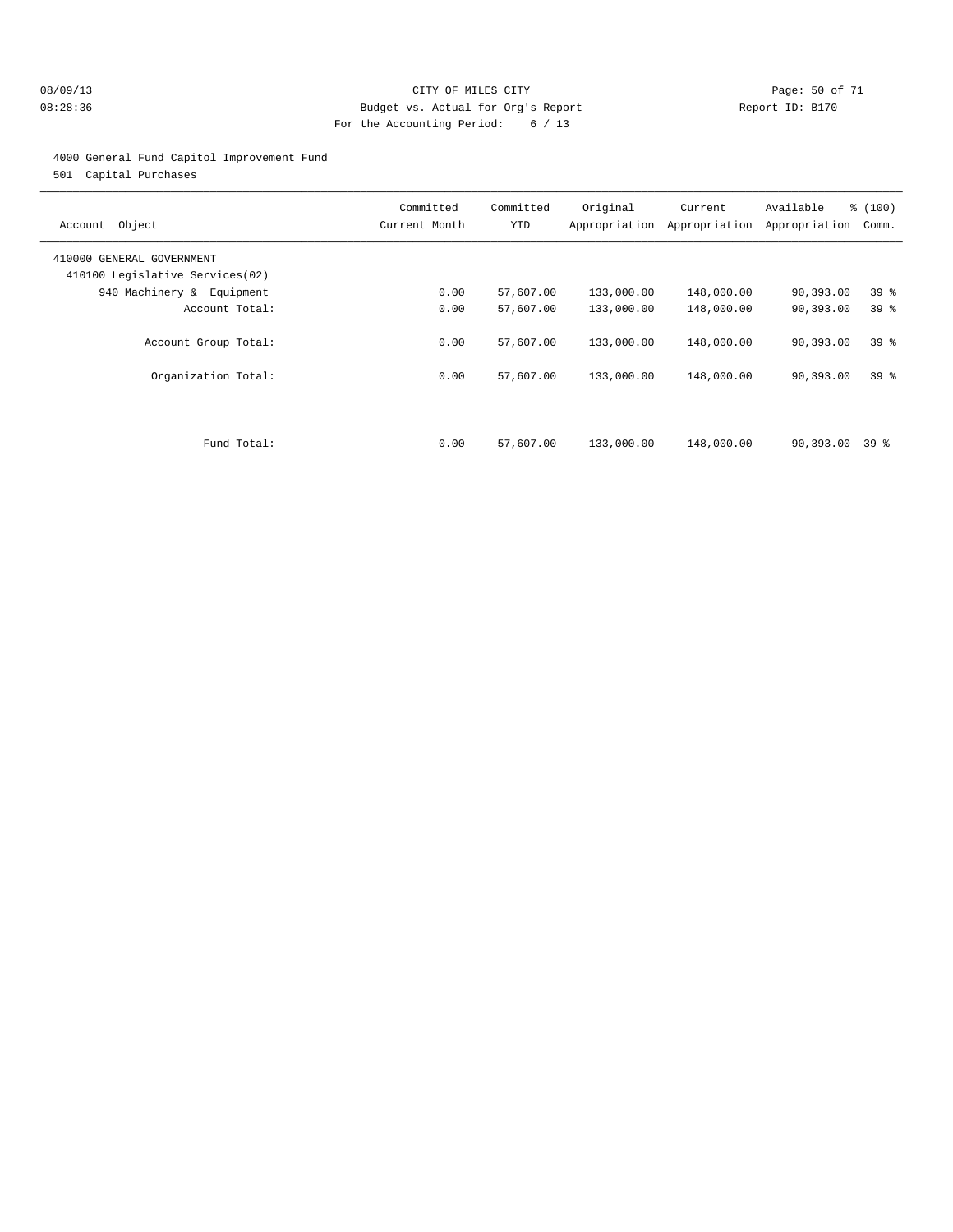CITY OF MILES CITY
Budget vs. Actual for Org's Report
For the Accounting Period: 6 / 13

08/09/13
08:28:36

Report ID: B170

4000 General Fund Capitol Improvement Fund
501 Capital Purchases

| Account Object | Committed Current Month | Committed YTD | Original Appropriation | Current Appropriation | Available Appropriation | % (100) Comm. |
|---|---|---|---|---|---|---|
| 410000 GENERAL GOVERNMENT | | | | | | |
| 410100 Legislative Services(02) | | | | | | |
| 940 Machinery & Equipment | 0.00 | 57,607.00 | 133,000.00 | 148,000.00 | 90,393.00 | 39 % |
| Account Total: | 0.00 | 57,607.00 | 133,000.00 | 148,000.00 | 90,393.00 | 39 % |
| Account Group Total: | 0.00 | 57,607.00 | 133,000.00 | 148,000.00 | 90,393.00 | 39 % |
| Organization Total: | 0.00 | 57,607.00 | 133,000.00 | 148,000.00 | 90,393.00 | 39 % |
| Fund Total: | 0.00 | 57,607.00 | 133,000.00 | 148,000.00 | 90,393.00 | 39 % |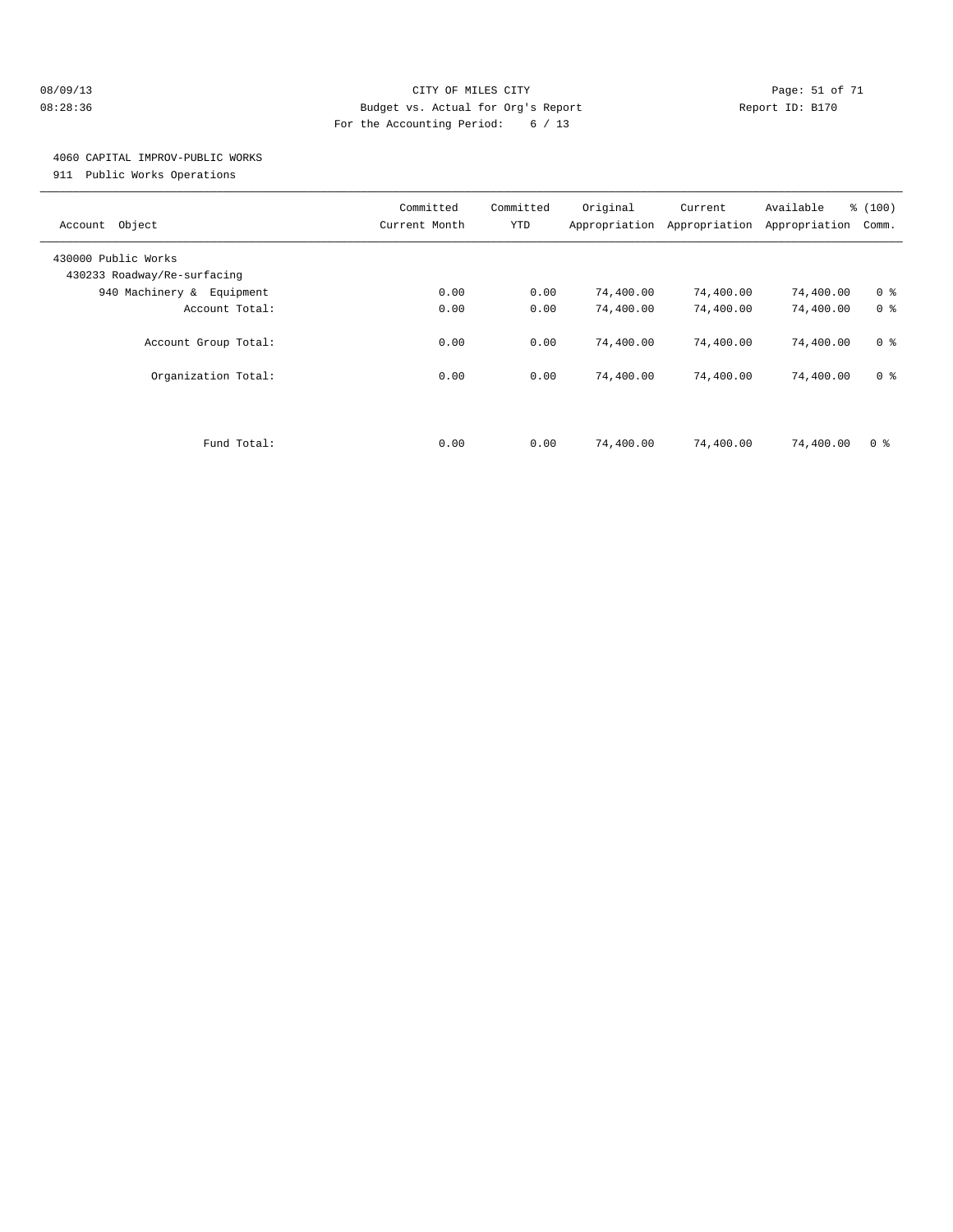08/09/13 CITY OF MILES CITY
08:28:36 Budget vs. Actual for Org's Report Report ID: B170
For the Accounting Period: 6 / 13

4060 CAPITAL IMPROV-PUBLIC WORKS
911 Public Works Operations

| Account Object | Committed Current Month | Committed YTD | Original Appropriation | Current Appropriation | Available Appropriation | % (100) Comm. |
|---|---|---|---|---|---|---|
| 430000 Public Works | | | | | | |
| 430233 Roadway/Re-surfacing | | | | | | |
| 940 Machinery & Equipment | 0.00 | 0.00 | 74,400.00 | 74,400.00 | 74,400.00 | 0 % |
| Account Total: | 0.00 | 0.00 | 74,400.00 | 74,400.00 | 74,400.00 | 0 % |
| Account Group Total: | 0.00 | 0.00 | 74,400.00 | 74,400.00 | 74,400.00 | 0 % |
| Organization Total: | 0.00 | 0.00 | 74,400.00 | 74,400.00 | 74,400.00 | 0 % |
| Fund Total: | 0.00 | 0.00 | 74,400.00 | 74,400.00 | 74,400.00 | 0 % |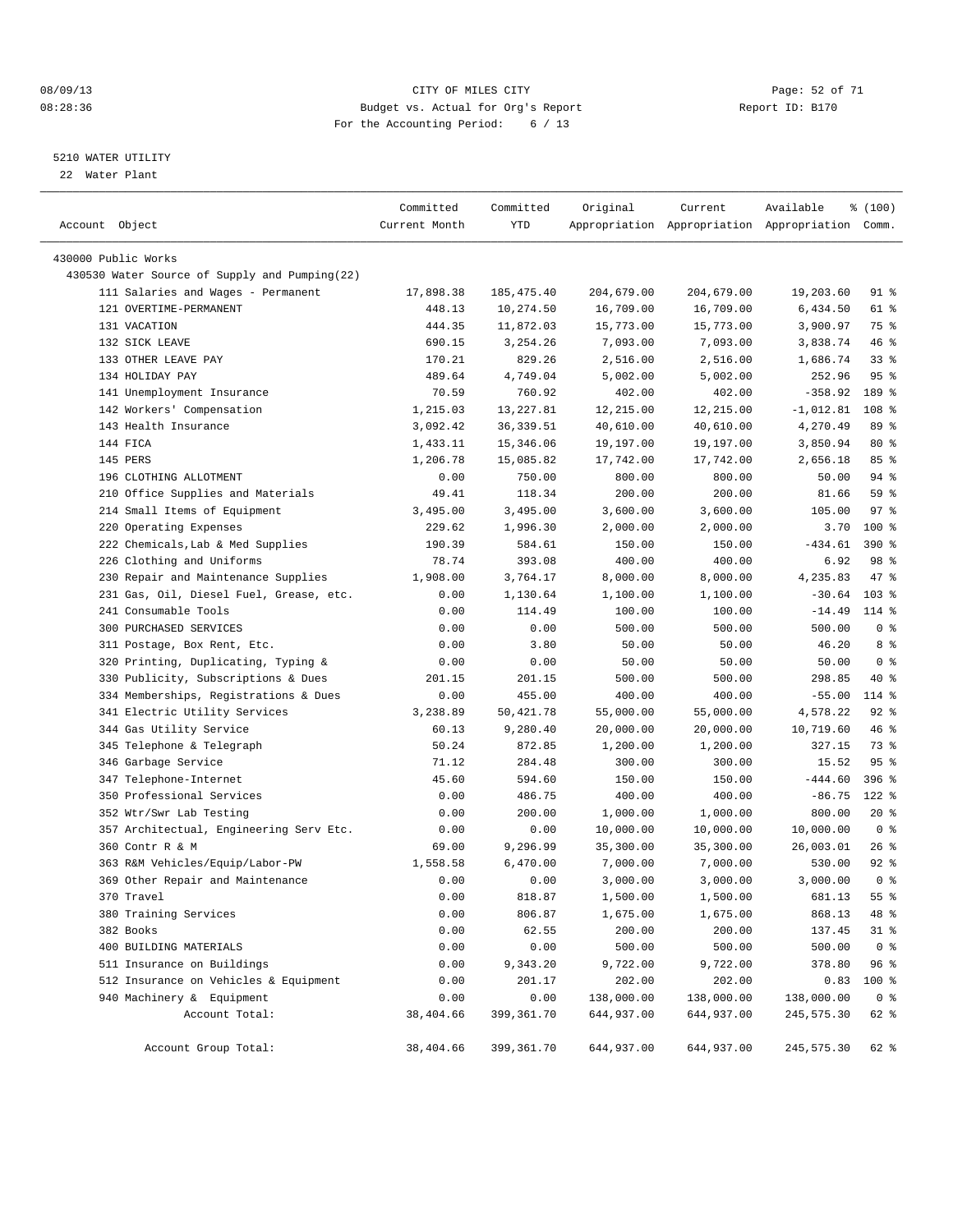08/09/13 CITY OF MILES CITY
08:28:36 Budget vs. Actual for Org's Report Report ID: B170
For the Accounting Period: 6 / 13

5210 WATER UTILITY
22 Water Plant

| Account Object | Committed Current Month | Committed YTD | Original Appropriation | Current Appropriation | Available Appropriation | % (100) Comm. |
|---|---|---|---|---|---|---|
| 430000 Public Works | | | | | | |
| 430530 Water Source of Supply and Pumping(22) | | | | | | |
| 111 Salaries and Wages - Permanent | 17,898.38 | 185,475.40 | 204,679.00 | 204,679.00 | 19,203.60 | 91 % |
| 121 OVERTIME-PERMANENT | 448.13 | 10,274.50 | 16,709.00 | 16,709.00 | 6,434.50 | 61 % |
| 131 VACATION | 444.35 | 11,872.03 | 15,773.00 | 15,773.00 | 3,900.97 | 75 % |
| 132 SICK LEAVE | 690.15 | 3,254.26 | 7,093.00 | 7,093.00 | 3,838.74 | 46 % |
| 133 OTHER LEAVE PAY | 170.21 | 829.26 | 2,516.00 | 2,516.00 | 1,686.74 | 33 % |
| 134 HOLIDAY PAY | 489.64 | 4,749.04 | 5,002.00 | 5,002.00 | 252.96 | 95 % |
| 141 Unemployment Insurance | 70.59 | 760.92 | 402.00 | 402.00 | -358.92 | 189 % |
| 142 Workers' Compensation | 1,215.03 | 13,227.81 | 12,215.00 | 12,215.00 | -1,012.81 | 108 % |
| 143 Health Insurance | 3,092.42 | 36,339.51 | 40,610.00 | 40,610.00 | 4,270.49 | 89 % |
| 144 FICA | 1,433.11 | 15,346.06 | 19,197.00 | 19,197.00 | 3,850.94 | 80 % |
| 145 PERS | 1,206.78 | 15,085.82 | 17,742.00 | 17,742.00 | 2,656.18 | 85 % |
| 196 CLOTHING ALLOTMENT | 0.00 | 750.00 | 800.00 | 800.00 | 50.00 | 94 % |
| 210 Office Supplies and Materials | 49.41 | 118.34 | 200.00 | 200.00 | 81.66 | 59 % |
| 214 Small Items of Equipment | 3,495.00 | 3,495.00 | 3,600.00 | 3,600.00 | 105.00 | 97 % |
| 220 Operating Expenses | 229.62 | 1,996.30 | 2,000.00 | 2,000.00 | 3.70 | 100 % |
| 222 Chemicals,Lab & Med Supplies | 190.39 | 584.61 | 150.00 | 150.00 | -434.61 | 390 % |
| 226 Clothing and Uniforms | 78.74 | 393.08 | 400.00 | 400.00 | 6.92 | 98 % |
| 230 Repair and Maintenance Supplies | 1,908.00 | 3,764.17 | 8,000.00 | 8,000.00 | 4,235.83 | 47 % |
| 231 Gas, Oil, Diesel Fuel, Grease, etc. | 0.00 | 1,130.64 | 1,100.00 | 1,100.00 | -30.64 | 103 % |
| 241 Consumable Tools | 0.00 | 114.49 | 100.00 | 100.00 | -14.49 | 114 % |
| 300 PURCHASED SERVICES | 0.00 | 0.00 | 500.00 | 500.00 | 500.00 | 0 % |
| 311 Postage, Box Rent, Etc. | 0.00 | 3.80 | 50.00 | 50.00 | 46.20 | 8 % |
| 320 Printing, Duplicating, Typing & | 0.00 | 0.00 | 50.00 | 50.00 | 50.00 | 0 % |
| 330 Publicity, Subscriptions & Dues | 201.15 | 201.15 | 500.00 | 500.00 | 298.85 | 40 % |
| 334 Memberships, Registrations & Dues | 0.00 | 455.00 | 400.00 | 400.00 | -55.00 | 114 % |
| 341 Electric Utility Services | 3,238.89 | 50,421.78 | 55,000.00 | 55,000.00 | 4,578.22 | 92 % |
| 344 Gas Utility Service | 60.13 | 9,280.40 | 20,000.00 | 20,000.00 | 10,719.60 | 46 % |
| 345 Telephone & Telegraph | 50.24 | 872.85 | 1,200.00 | 1,200.00 | 327.15 | 73 % |
| 346 Garbage Service | 71.12 | 284.48 | 300.00 | 300.00 | 15.52 | 95 % |
| 347 Telephone-Internet | 45.60 | 594.60 | 150.00 | 150.00 | -444.60 | 396 % |
| 350 Professional Services | 0.00 | 486.75 | 400.00 | 400.00 | -86.75 | 122 % |
| 352 Wtr/Swr Lab Testing | 0.00 | 200.00 | 1,000.00 | 1,000.00 | 800.00 | 20 % |
| 357 Architectual, Engineering Serv Etc. | 0.00 | 0.00 | 10,000.00 | 10,000.00 | 10,000.00 | 0 % |
| 360 Contr R & M | 69.00 | 9,296.99 | 35,300.00 | 35,300.00 | 26,003.01 | 26 % |
| 363 R&M Vehicles/Equip/Labor-PW | 1,558.58 | 6,470.00 | 7,000.00 | 7,000.00 | 530.00 | 92 % |
| 369 Other Repair and Maintenance | 0.00 | 0.00 | 3,000.00 | 3,000.00 | 3,000.00 | 0 % |
| 370 Travel | 0.00 | 818.87 | 1,500.00 | 1,500.00 | 681.13 | 55 % |
| 380 Training Services | 0.00 | 806.87 | 1,675.00 | 1,675.00 | 868.13 | 48 % |
| 382 Books | 0.00 | 62.55 | 200.00 | 200.00 | 137.45 | 31 % |
| 400 BUILDING MATERIALS | 0.00 | 0.00 | 500.00 | 500.00 | 500.00 | 0 % |
| 511 Insurance on Buildings | 0.00 | 9,343.20 | 9,722.00 | 9,722.00 | 378.80 | 96 % |
| 512 Insurance on Vehicles & Equipment | 0.00 | 201.17 | 202.00 | 202.00 | 0.83 | 100 % |
| 940 Machinery & Equipment | 0.00 | 0.00 | 138,000.00 | 138,000.00 | 138,000.00 | 0 % |
| Account Total: | 38,404.66 | 399,361.70 | 644,937.00 | 644,937.00 | 245,575.30 | 62 % |
| Account Group Total: | 38,404.66 | 399,361.70 | 644,937.00 | 644,937.00 | 245,575.30 | 62 % |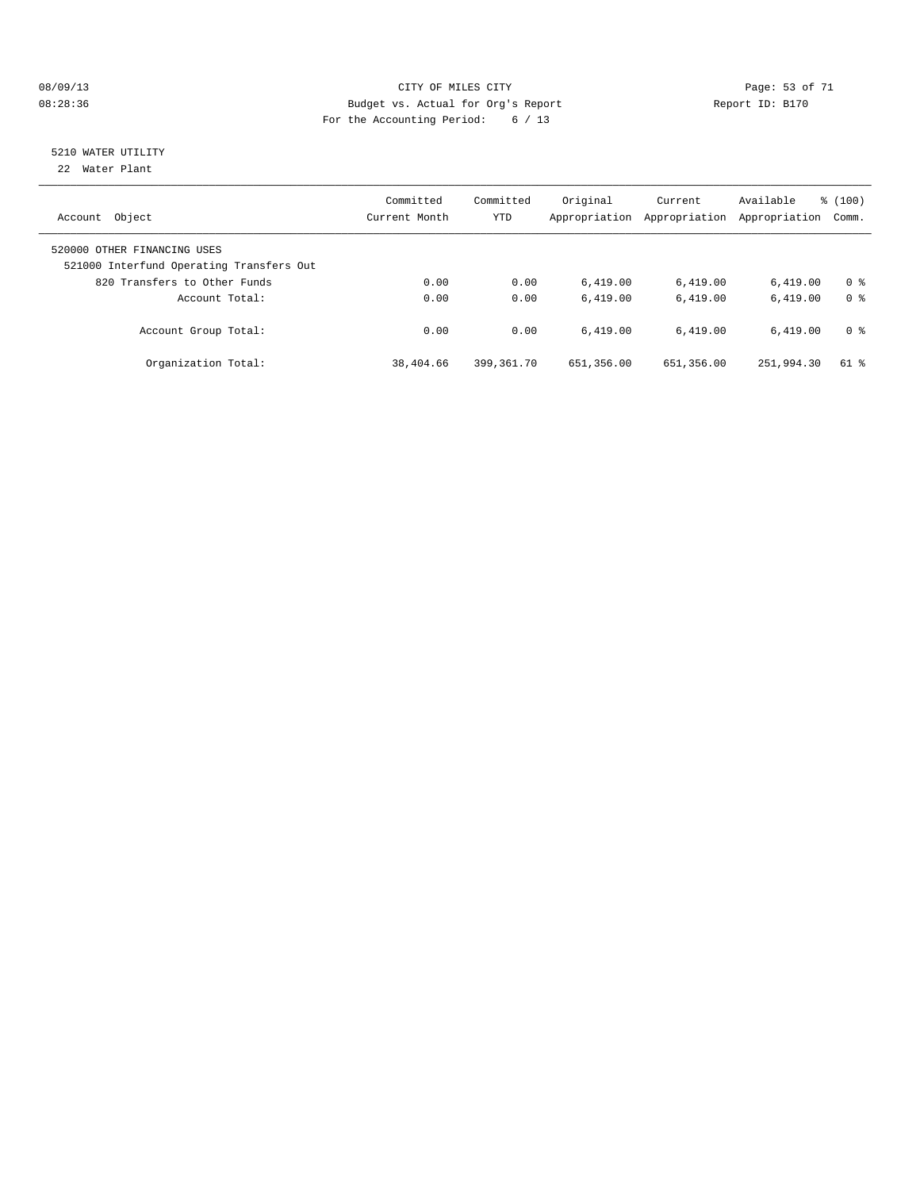CITY OF MILES CITY
Budget vs. Actual for Org's Report
For the Accounting Period: 6 / 13

08/09/13
08:28:36

Report ID: B170

## 5210 WATER UTILITY

22 Water Plant

| Account Object | Committed Current Month | Committed YTD | Original Appropriation | Current Appropriation | Available Appropriation | % (100) Comm. |
|---|---|---|---|---|---|---|
| 520000 OTHER FINANCING USES | | | | | | |
| 521000 Interfund Operating Transfers Out | | | | | | |
| 820 Transfers to Other Funds | 0.00 | 0.00 | 6,419.00 | 6,419.00 | 6,419.00 | 0 % |
| Account Total: | 0.00 | 0.00 | 6,419.00 | 6,419.00 | 6,419.00 | 0 % |
| Account Group Total: | 0.00 | 0.00 | 6,419.00 | 6,419.00 | 6,419.00 | 0 % |
| Organization Total: | 38,404.66 | 399,361.70 | 651,356.00 | 651,356.00 | 251,994.30 | 61 % |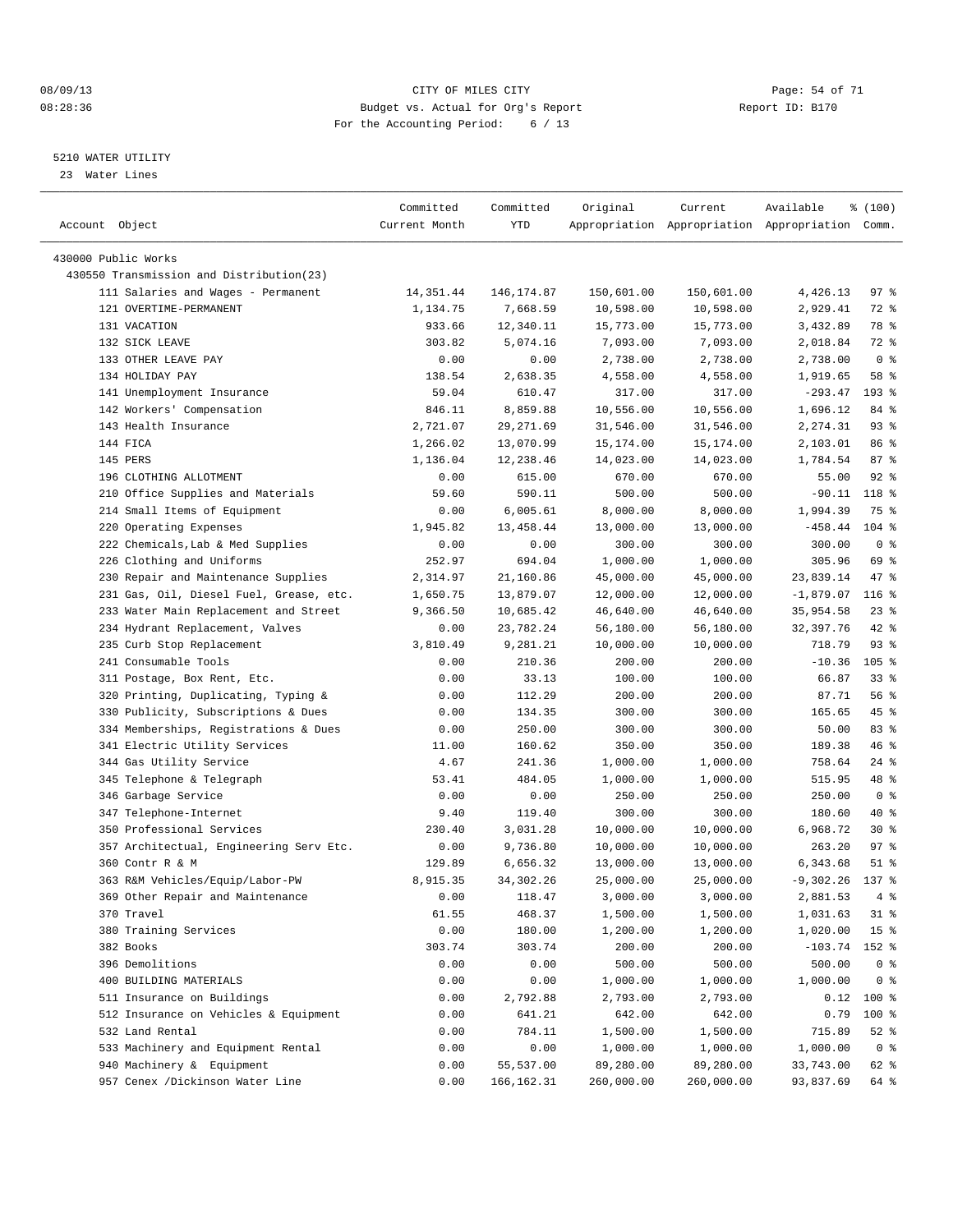CITY OF MILES CITY
Budget vs. Actual for Org's Report
For the Accounting Period: 6 / 13

08/09/13
08:28:36

Report ID: B170

5210 WATER UTILITY
23 Water Lines

| Account Object | Committed Current Month | Committed YTD | Original Appropriation | Current Appropriation | Available Appropriation | % (100) Comm. |
|---|---|---|---|---|---|---|
| 430000 Public Works | | | | | | |
| 430550 Transmission and Distribution(23) | | | | | | |
| 111 Salaries and Wages - Permanent | 14,351.44 | 146,174.87 | 150,601.00 | 150,601.00 | 4,426.13 | 97 % |
| 121 OVERTIME-PERMANENT | 1,134.75 | 7,668.59 | 10,598.00 | 10,598.00 | 2,929.41 | 72 % |
| 131 VACATION | 933.66 | 12,340.11 | 15,773.00 | 15,773.00 | 3,432.89 | 78 % |
| 132 SICK LEAVE | 303.82 | 5,074.16 | 7,093.00 | 7,093.00 | 2,018.84 | 72 % |
| 133 OTHER LEAVE PAY | 0.00 | 0.00 | 2,738.00 | 2,738.00 | 2,738.00 | 0 % |
| 134 HOLIDAY PAY | 138.54 | 2,638.35 | 4,558.00 | 4,558.00 | 1,919.65 | 58 % |
| 141 Unemployment Insurance | 59.04 | 610.47 | 317.00 | 317.00 | -293.47 | 193 % |
| 142 Workers' Compensation | 846.11 | 8,859.88 | 10,556.00 | 10,556.00 | 1,696.12 | 84 % |
| 143 Health Insurance | 2,721.07 | 29,271.69 | 31,546.00 | 31,546.00 | 2,274.31 | 93 % |
| 144 FICA | 1,266.02 | 13,070.99 | 15,174.00 | 15,174.00 | 2,103.01 | 86 % |
| 145 PERS | 1,136.04 | 12,238.46 | 14,023.00 | 14,023.00 | 1,784.54 | 87 % |
| 196 CLOTHING ALLOTMENT | 0.00 | 615.00 | 670.00 | 670.00 | 55.00 | 92 % |
| 210 Office Supplies and Materials | 59.60 | 590.11 | 500.00 | 500.00 | -90.11 | 118 % |
| 214 Small Items of Equipment | 0.00 | 6,005.61 | 8,000.00 | 8,000.00 | 1,994.39 | 75 % |
| 220 Operating Expenses | 1,945.82 | 13,458.44 | 13,000.00 | 13,000.00 | -458.44 | 104 % |
| 222 Chemicals,Lab & Med Supplies | 0.00 | 0.00 | 300.00 | 300.00 | 300.00 | 0 % |
| 226 Clothing and Uniforms | 252.97 | 694.04 | 1,000.00 | 1,000.00 | 305.96 | 69 % |
| 230 Repair and Maintenance Supplies | 2,314.97 | 21,160.86 | 45,000.00 | 45,000.00 | 23,839.14 | 47 % |
| 231 Gas, Oil, Diesel Fuel, Grease, etc. | 1,650.75 | 13,879.07 | 12,000.00 | 12,000.00 | -1,879.07 | 116 % |
| 233 Water Main Replacement and Street | 9,366.50 | 10,685.42 | 46,640.00 | 46,640.00 | 35,954.58 | 23 % |
| 234 Hydrant Replacement, Valves | 0.00 | 23,782.24 | 56,180.00 | 56,180.00 | 32,397.76 | 42 % |
| 235 Curb Stop Replacement | 3,810.49 | 9,281.21 | 10,000.00 | 10,000.00 | 718.79 | 93 % |
| 241 Consumable Tools | 0.00 | 210.36 | 200.00 | 200.00 | -10.36 | 105 % |
| 311 Postage, Box Rent, Etc. | 0.00 | 33.13 | 100.00 | 100.00 | 66.87 | 33 % |
| 320 Printing, Duplicating, Typing & | 0.00 | 112.29 | 200.00 | 200.00 | 87.71 | 56 % |
| 330 Publicity, Subscriptions & Dues | 0.00 | 134.35 | 300.00 | 300.00 | 165.65 | 45 % |
| 334 Memberships, Registrations & Dues | 0.00 | 250.00 | 300.00 | 300.00 | 50.00 | 83 % |
| 341 Electric Utility Services | 11.00 | 160.62 | 350.00 | 350.00 | 189.38 | 46 % |
| 344 Gas Utility Service | 4.67 | 241.36 | 1,000.00 | 1,000.00 | 758.64 | 24 % |
| 345 Telephone & Telegraph | 53.41 | 484.05 | 1,000.00 | 1,000.00 | 515.95 | 48 % |
| 346 Garbage Service | 0.00 | 0.00 | 250.00 | 250.00 | 250.00 | 0 % |
| 347 Telephone-Internet | 9.40 | 119.40 | 300.00 | 300.00 | 180.60 | 40 % |
| 350 Professional Services | 230.40 | 3,031.28 | 10,000.00 | 10,000.00 | 6,968.72 | 30 % |
| 357 Architectual, Engineering Serv Etc. | 0.00 | 9,736.80 | 10,000.00 | 10,000.00 | 263.20 | 97 % |
| 360 Contr R & M | 129.89 | 6,656.32 | 13,000.00 | 13,000.00 | 6,343.68 | 51 % |
| 363 R&M Vehicles/Equip/Labor-PW | 8,915.35 | 34,302.26 | 25,000.00 | 25,000.00 | -9,302.26 | 137 % |
| 369 Other Repair and Maintenance | 0.00 | 118.47 | 3,000.00 | 3,000.00 | 2,881.53 | 4 % |
| 370 Travel | 61.55 | 468.37 | 1,500.00 | 1,500.00 | 1,031.63 | 31 % |
| 380 Training Services | 0.00 | 180.00 | 1,200.00 | 1,200.00 | 1,020.00 | 15 % |
| 382 Books | 303.74 | 303.74 | 200.00 | 200.00 | -103.74 | 152 % |
| 396 Demolitions | 0.00 | 0.00 | 500.00 | 500.00 | 500.00 | 0 % |
| 400 BUILDING MATERIALS | 0.00 | 0.00 | 1,000.00 | 1,000.00 | 1,000.00 | 0 % |
| 511 Insurance on Buildings | 0.00 | 2,792.88 | 2,793.00 | 2,793.00 | 0.12 | 100 % |
| 512 Insurance on Vehicles & Equipment | 0.00 | 641.21 | 642.00 | 642.00 | 0.79 | 100 % |
| 532 Land Rental | 0.00 | 784.11 | 1,500.00 | 1,500.00 | 715.89 | 52 % |
| 533 Machinery and Equipment Rental | 0.00 | 0.00 | 1,000.00 | 1,000.00 | 1,000.00 | 0 % |
| 940 Machinery & Equipment | 0.00 | 55,537.00 | 89,280.00 | 89,280.00 | 33,743.00 | 62 % |
| 957 Cenex /Dickinson Water Line | 0.00 | 166,162.31 | 260,000.00 | 260,000.00 | 93,837.69 | 64 % |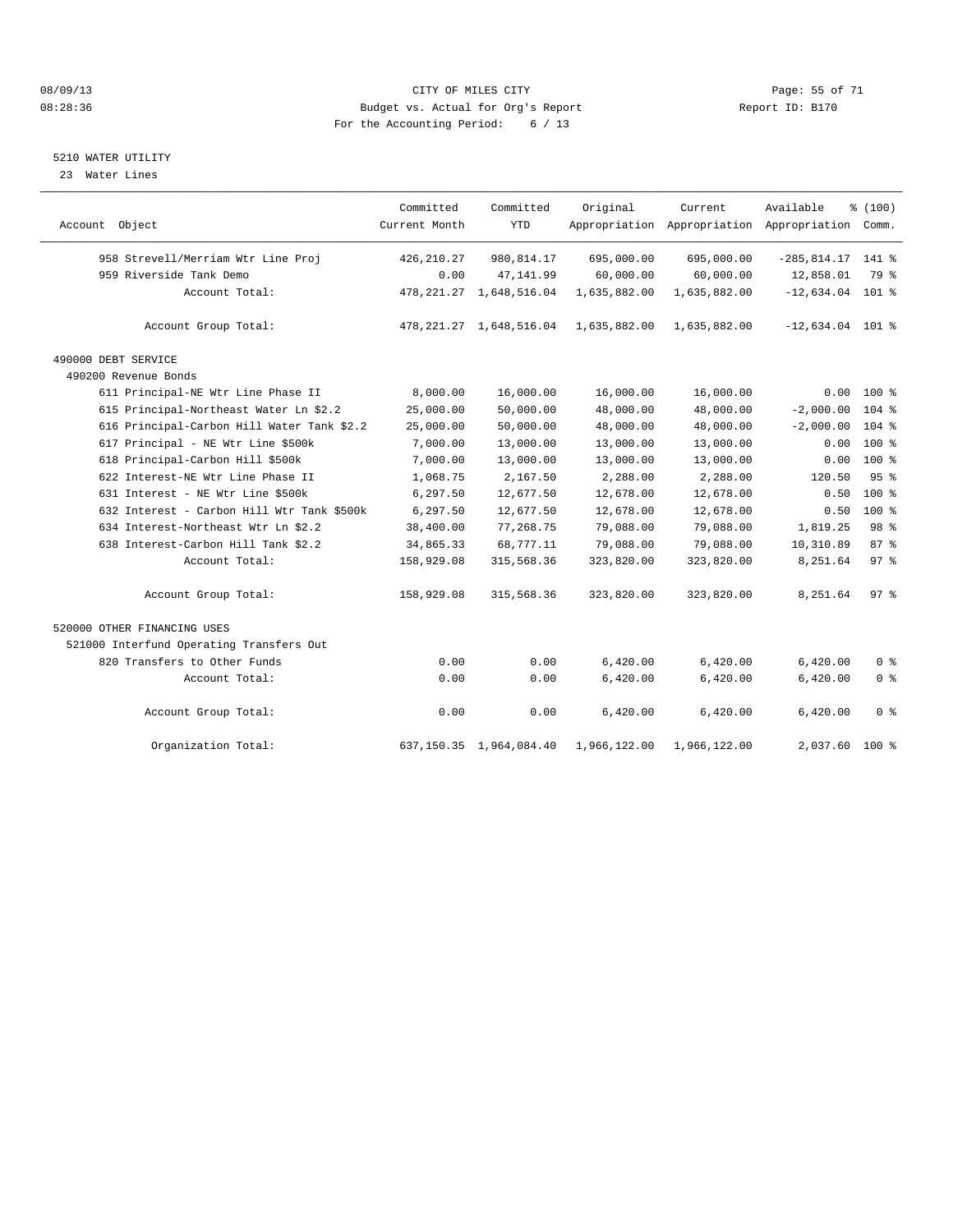CITY OF MILES CITY
Budget vs. Actual for Org's Report
For the Accounting Period: 6 / 13

08/09/13 08:28:36 Report ID: B170

## 5210 WATER UTILITY

23 Water Lines

| Account Object | Committed Current Month | Committed YTD | Original Appropriation | Current Appropriation | Available Appropriation | % (100) Comm. |
|---|---|---|---|---|---|---|
| 958 Strevell/Merriam Wtr Line Proj | 426,210.27 | 980,814.17 | 695,000.00 | 695,000.00 | -285,814.17 | 141 % |
| 959 Riverside Tank Demo | 0.00 | 47,141.99 | 60,000.00 | 60,000.00 | 12,858.01 | 79 % |
| Account Total: | 478,221.27 | 1,648,516.04 | 1,635,882.00 | 1,635,882.00 | -12,634.04 | 101 % |
| Account Group Total: | 478,221.27 | 1,648,516.04 | 1,635,882.00 | 1,635,882.00 | -12,634.04 | 101 % |
| 490000 DEBT SERVICE | | | | | | |
| 490200 Revenue Bonds | | | | | | |
| 611 Principal-NE Wtr Line Phase II | 8,000.00 | 16,000.00 | 16,000.00 | 16,000.00 | 0.00 | 100 % |
| 615 Principal-Northeast Water Ln $2.2 | 25,000.00 | 50,000.00 | 48,000.00 | 48,000.00 | -2,000.00 | 104 % |
| 616 Principal-Carbon Hill Water Tank $2.2 | 25,000.00 | 50,000.00 | 48,000.00 | 48,000.00 | -2,000.00 | 104 % |
| 617 Principal - NE Wtr Line $500k | 7,000.00 | 13,000.00 | 13,000.00 | 13,000.00 | 0.00 | 100 % |
| 618 Principal-Carbon Hill $500k | 7,000.00 | 13,000.00 | 13,000.00 | 13,000.00 | 0.00 | 100 % |
| 622 Interest-NE Wtr Line Phase II | 1,068.75 | 2,167.50 | 2,288.00 | 2,288.00 | 120.50 | 95 % |
| 631 Interest - NE Wtr Line $500k | 6,297.50 | 12,677.50 | 12,678.00 | 12,678.00 | 0.50 | 100 % |
| 632 Interest - Carbon Hill Wtr Tank $500k | 6,297.50 | 12,677.50 | 12,678.00 | 12,678.00 | 0.50 | 100 % |
| 634 Interest-Northeast Wtr Ln $2.2 | 38,400.00 | 77,268.75 | 79,088.00 | 79,088.00 | 1,819.25 | 98 % |
| 638 Interest-Carbon Hill Tank $2.2 | 34,865.33 | 68,777.11 | 79,088.00 | 79,088.00 | 10,310.89 | 87 % |
| Account Total: | 158,929.08 | 315,568.36 | 323,820.00 | 323,820.00 | 8,251.64 | 97 % |
| Account Group Total: | 158,929.08 | 315,568.36 | 323,820.00 | 323,820.00 | 8,251.64 | 97 % |
| 520000 OTHER FINANCING USES | | | | | | |
| 521000 Interfund Operating Transfers Out | | | | | | |
| 820 Transfers to Other Funds | 0.00 | 0.00 | 6,420.00 | 6,420.00 | 6,420.00 | 0 % |
| Account Total: | 0.00 | 0.00 | 6,420.00 | 6,420.00 | 6,420.00 | 0 % |
| Account Group Total: | 0.00 | 0.00 | 6,420.00 | 6,420.00 | 6,420.00 | 0 % |
| Organization Total: | 637,150.35 | 1,964,084.40 | 1,966,122.00 | 1,966,122.00 | 2,037.60 | 100 % |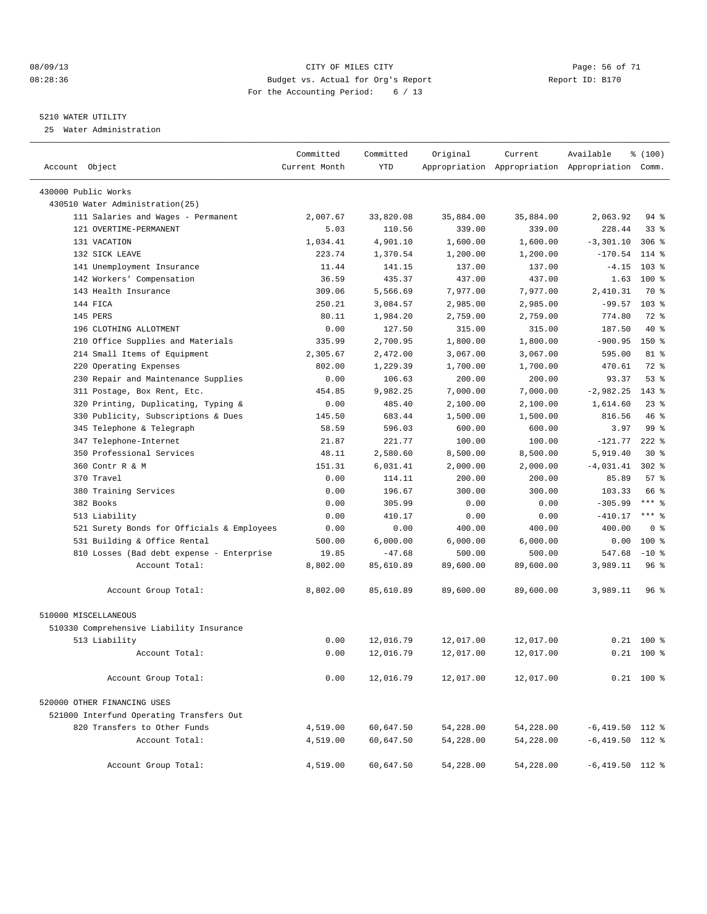CITY OF MILES CITY
Budget vs. Actual for Org's Report
For the Accounting Period: 6 / 13

08/09/13
08:28:36

Report ID: B170

5210 WATER UTILITY
25 Water Administration

| Account Object | Committed Current Month | Committed YTD | Original Appropriation | Current Appropriation | Available Appropriation | % (100) Comm. |
|---|---|---|---|---|---|---|
| 430000 Public Works | | | | | | |
| 430510 Water Administration(25) | | | | | | |
| 111 Salaries and Wages - Permanent | 2,007.67 | 33,820.08 | 35,884.00 | 35,884.00 | 2,063.92 | 94 % |
| 121 OVERTIME-PERMANENT | 5.03 | 110.56 | 339.00 | 339.00 | 228.44 | 33 % |
| 131 VACATION | 1,034.41 | 4,901.10 | 1,600.00 | 1,600.00 | -3,301.10 | 306 % |
| 132 SICK LEAVE | 223.74 | 1,370.54 | 1,200.00 | 1,200.00 | -170.54 | 114 % |
| 141 Unemployment Insurance | 11.44 | 141.15 | 137.00 | 137.00 | -4.15 | 103 % |
| 142 Workers' Compensation | 36.59 | 435.37 | 437.00 | 437.00 | 1.63 | 100 % |
| 143 Health Insurance | 309.06 | 5,566.69 | 7,977.00 | 7,977.00 | 2,410.31 | 70 % |
| 144 FICA | 250.21 | 3,084.57 | 2,985.00 | 2,985.00 | -99.57 | 103 % |
| 145 PERS | 80.11 | 1,984.20 | 2,759.00 | 2,759.00 | 774.80 | 72 % |
| 196 CLOTHING ALLOTMENT | 0.00 | 127.50 | 315.00 | 315.00 | 187.50 | 40 % |
| 210 Office Supplies and Materials | 335.99 | 2,700.95 | 1,800.00 | 1,800.00 | -900.95 | 150 % |
| 214 Small Items of Equipment | 2,305.67 | 2,472.00 | 3,067.00 | 3,067.00 | 595.00 | 81 % |
| 220 Operating Expenses | 802.00 | 1,229.39 | 1,700.00 | 1,700.00 | 470.61 | 72 % |
| 230 Repair and Maintenance Supplies | 0.00 | 106.63 | 200.00 | 200.00 | 93.37 | 53 % |
| 311 Postage, Box Rent, Etc. | 454.85 | 9,982.25 | 7,000.00 | 7,000.00 | -2,982.25 | 143 % |
| 320 Printing, Duplicating, Typing & | 0.00 | 485.40 | 2,100.00 | 2,100.00 | 1,614.60 | 23 % |
| 330 Publicity, Subscriptions & Dues | 145.50 | 683.44 | 1,500.00 | 1,500.00 | 816.56 | 46 % |
| 345 Telephone & Telegraph | 58.59 | 596.03 | 600.00 | 600.00 | 3.97 | 99 % |
| 347 Telephone-Internet | 21.87 | 221.77 | 100.00 | 100.00 | -121.77 | 222 % |
| 350 Professional Services | 48.11 | 2,580.60 | 8,500.00 | 8,500.00 | 5,919.40 | 30 % |
| 360 Contr R & M | 151.31 | 6,031.41 | 2,000.00 | 2,000.00 | -4,031.41 | 302 % |
| 370 Travel | 0.00 | 114.11 | 200.00 | 200.00 | 85.89 | 57 % |
| 380 Training Services | 0.00 | 196.67 | 300.00 | 300.00 | 103.33 | 66 % |
| 382 Books | 0.00 | 305.99 | 0.00 | 0.00 | -305.99 | *** % |
| 513 Liability | 0.00 | 410.17 | 0.00 | 0.00 | -410.17 | *** % |
| 521 Surety Bonds for Officials & Employees | 0.00 | 0.00 | 400.00 | 400.00 | 400.00 | 0 % |
| 531 Building & Office Rental | 500.00 | 6,000.00 | 6,000.00 | 6,000.00 | 0.00 | 100 % |
| 810 Losses (Bad debt expense - Enterprise | 19.85 | -47.68 | 500.00 | 500.00 | 547.68 | -10 % |
| Account Total: | 8,802.00 | 85,610.89 | 89,600.00 | 89,600.00 | 3,989.11 | 96 % |
| Account Group Total: | 8,802.00 | 85,610.89 | 89,600.00 | 89,600.00 | 3,989.11 | 96 % |
| 510000 MISCELLANEOUS | | | | | | |
| 510330 Comprehensive Liability Insurance | | | | | | |
| 513 Liability | 0.00 | 12,016.79 | 12,017.00 | 12,017.00 | 0.21 | 100 % |
| Account Total: | 0.00 | 12,016.79 | 12,017.00 | 12,017.00 | 0.21 | 100 % |
| Account Group Total: | 0.00 | 12,016.79 | 12,017.00 | 12,017.00 | 0.21 | 100 % |
| 520000 OTHER FINANCING USES | | | | | | |
| 521000 Interfund Operating Transfers Out | | | | | | |
| 820 Transfers to Other Funds | 4,519.00 | 60,647.50 | 54,228.00 | 54,228.00 | -6,419.50 | 112 % |
| Account Total: | 4,519.00 | 60,647.50 | 54,228.00 | 54,228.00 | -6,419.50 | 112 % |
| Account Group Total: | 4,519.00 | 60,647.50 | 54,228.00 | 54,228.00 | -6,419.50 | 112 % |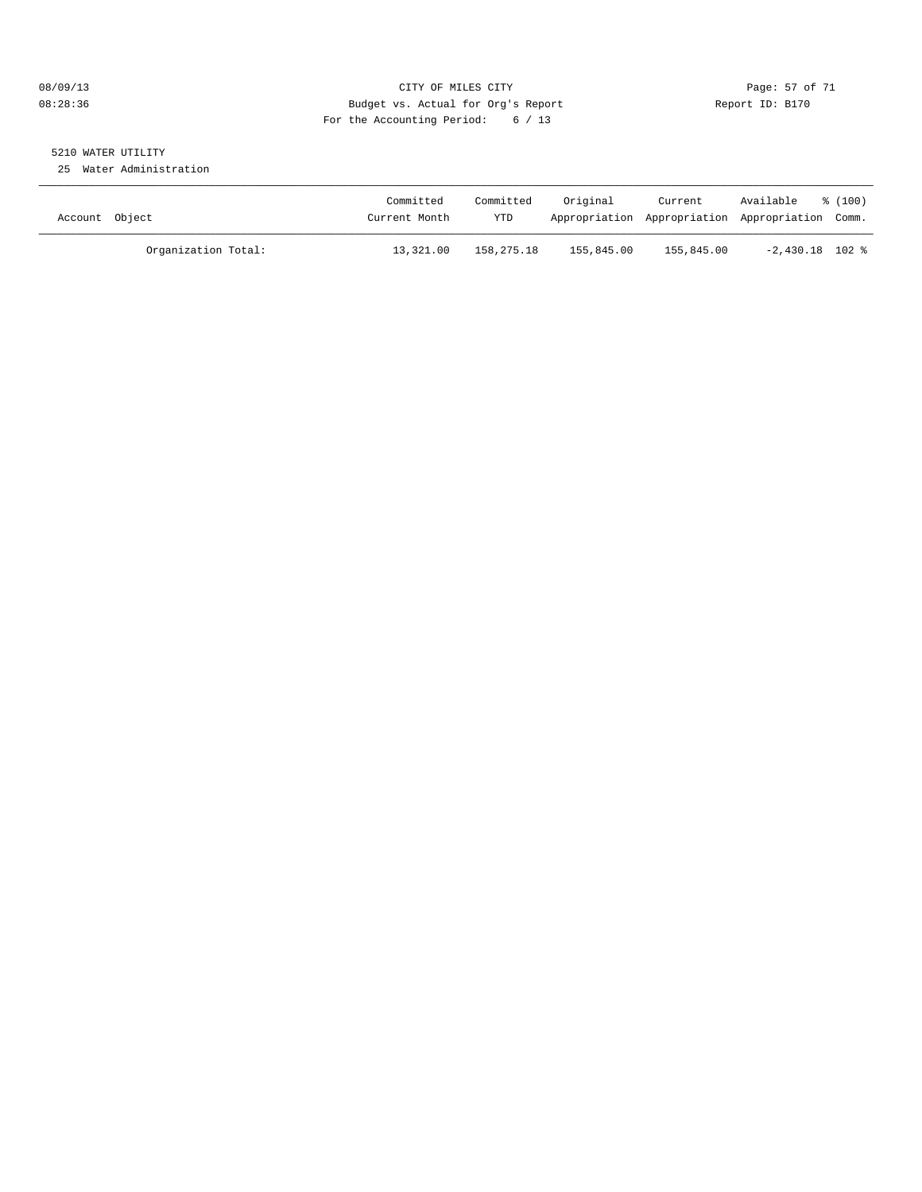CITY OF MILES CITY
Budget vs. Actual for Org's Report
For the Accounting Period: 6 / 13

08/09/13
08:28:36

Report ID: B170

5210 WATER UTILITY
25 Water Administration

| Account Object | Committed Current Month | Committed YTD | Original Appropriation | Current Appropriation | Available Appropriation | % (100) Comm. |
|---|---|---|---|---|---|---|
| Organization Total: | 13,321.00 | 158,275.18 | 155,845.00 | 155,845.00 | -2,430.18 | 102 % |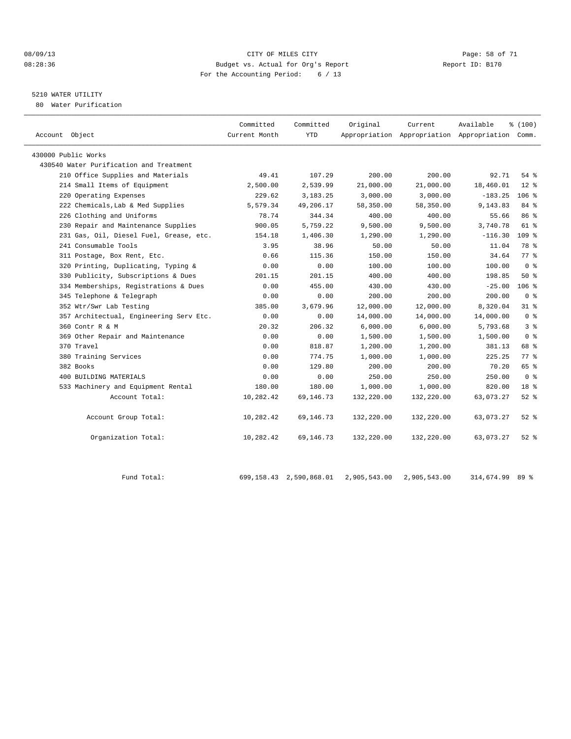08/09/13
08:28:36

CITY OF MILES CITY
Budget vs. Actual for Org's Report
For the Accounting Period: 6 / 13

Report ID: B170

5210 WATER UTILITY
80 Water Purification

| Account Object | Committed Current Month | Committed YTD | Original Appropriation | Current Appropriation | Available Appropriation | % (100) Comm. |
|---|---|---|---|---|---|---|
| 430000 Public Works | | | | | | |
| 430540 Water Purification and Treatment | | | | | | |
| 210 Office Supplies and Materials | 49.41 | 107.29 | 200.00 | 200.00 | 92.71 | 54 % |
| 214 Small Items of Equipment | 2,500.00 | 2,539.99 | 21,000.00 | 21,000.00 | 18,460.01 | 12 % |
| 220 Operating Expenses | 229.62 | 3,183.25 | 3,000.00 | 3,000.00 | -183.25 | 106 % |
| 222 Chemicals,Lab & Med Supplies | 5,579.34 | 49,206.17 | 58,350.00 | 58,350.00 | 9,143.83 | 84 % |
| 226 Clothing and Uniforms | 78.74 | 344.34 | 400.00 | 400.00 | 55.66 | 86 % |
| 230 Repair and Maintenance Supplies | 900.05 | 5,759.22 | 9,500.00 | 9,500.00 | 3,740.78 | 61 % |
| 231 Gas, Oil, Diesel Fuel, Grease, etc. | 154.18 | 1,406.30 | 1,290.00 | 1,290.00 | -116.30 | 109 % |
| 241 Consumable Tools | 3.95 | 38.96 | 50.00 | 50.00 | 11.04 | 78 % |
| 311 Postage, Box Rent, Etc. | 0.66 | 115.36 | 150.00 | 150.00 | 34.64 | 77 % |
| 320 Printing, Duplicating, Typing & | 0.00 | 0.00 | 100.00 | 100.00 | 100.00 | 0 % |
| 330 Publicity, Subscriptions & Dues | 201.15 | 201.15 | 400.00 | 400.00 | 198.85 | 50 % |
| 334 Memberships, Registrations & Dues | 0.00 | 455.00 | 430.00 | 430.00 | -25.00 | 106 % |
| 345 Telephone & Telegraph | 0.00 | 0.00 | 200.00 | 200.00 | 200.00 | 0 % |
| 352 Wtr/Swr Lab Testing | 385.00 | 3,679.96 | 12,000.00 | 12,000.00 | 8,320.04 | 31 % |
| 357 Architectual, Engineering Serv Etc. | 0.00 | 0.00 | 14,000.00 | 14,000.00 | 14,000.00 | 0 % |
| 360 Contr R & M | 20.32 | 206.32 | 6,000.00 | 6,000.00 | 5,793.68 | 3 % |
| 369 Other Repair and Maintenance | 0.00 | 0.00 | 1,500.00 | 1,500.00 | 1,500.00 | 0 % |
| 370 Travel | 0.00 | 818.87 | 1,200.00 | 1,200.00 | 381.13 | 68 % |
| 380 Training Services | 0.00 | 774.75 | 1,000.00 | 1,000.00 | 225.25 | 77 % |
| 382 Books | 0.00 | 129.80 | 200.00 | 200.00 | 70.20 | 65 % |
| 400 BUILDING MATERIALS | 0.00 | 0.00 | 250.00 | 250.00 | 250.00 | 0 % |
| 533 Machinery and Equipment Rental | 180.00 | 180.00 | 1,000.00 | 1,000.00 | 820.00 | 18 % |
| Account Total: | 10,282.42 | 69,146.73 | 132,220.00 | 132,220.00 | 63,073.27 | 52 % |
| Account Group Total: | 10,282.42 | 69,146.73 | 132,220.00 | 132,220.00 | 63,073.27 | 52 % |
| Organization Total: | 10,282.42 | 69,146.73 | 132,220.00 | 132,220.00 | 63,073.27 | 52 % |
| Fund Total: | 699,158.43 | 2,590,868.01 | 2,905,543.00 | 2,905,543.00 | 314,674.99 | 89 % |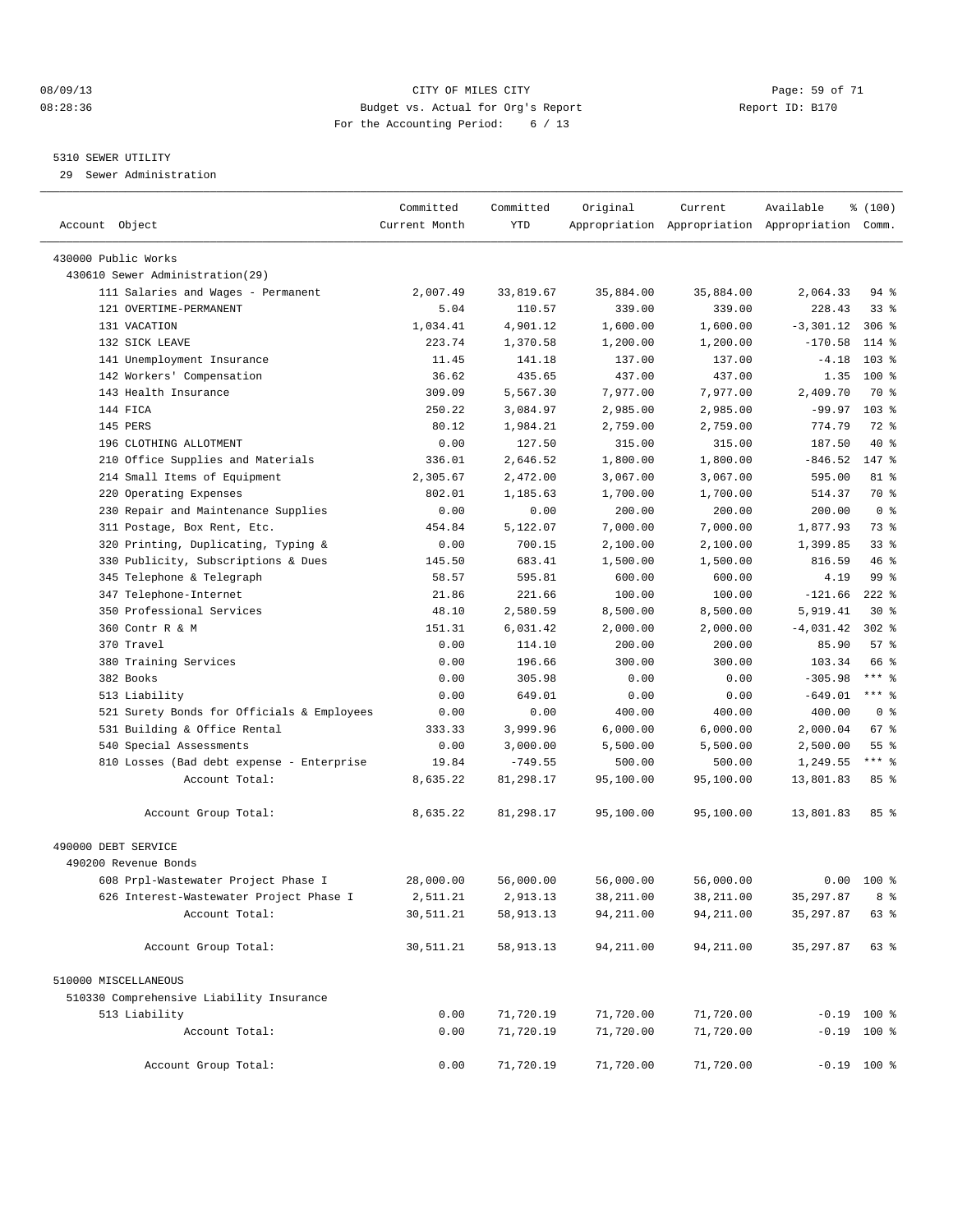CITY OF MILES CITY
Budget vs. Actual for Org's Report
For the Accounting Period: 6 / 13

08/09/13
08:28:36

Report ID: B170

## 5310 SEWER UTILITY

29 Sewer Administration

| Account Object | Committed Current Month | Committed YTD | Original Appropriation | Current Appropriation | Available Appropriation | % (100) Comm. |
|---|---|---|---|---|---|---|
| 430000 Public Works | | | | | | |
| 430610 Sewer Administration(29) | | | | | | |
| 111 Salaries and Wages - Permanent | 2,007.49 | 33,819.67 | 35,884.00 | 35,884.00 | 2,064.33 | 94 % |
| 121 OVERTIME-PERMANENT | 5.04 | 110.57 | 339.00 | 339.00 | 228.43 | 33 % |
| 131 VACATION | 1,034.41 | 4,901.12 | 1,600.00 | 1,600.00 | -3,301.12 | 306 % |
| 132 SICK LEAVE | 223.74 | 1,370.58 | 1,200.00 | 1,200.00 | -170.58 | 114 % |
| 141 Unemployment Insurance | 11.45 | 141.18 | 137.00 | 137.00 | -4.18 | 103 % |
| 142 Workers' Compensation | 36.62 | 435.65 | 437.00 | 437.00 | 1.35 | 100 % |
| 143 Health Insurance | 309.09 | 5,567.30 | 7,977.00 | 7,977.00 | 2,409.70 | 70 % |
| 144 FICA | 250.22 | 3,084.97 | 2,985.00 | 2,985.00 | -99.97 | 103 % |
| 145 PERS | 80.12 | 1,984.21 | 2,759.00 | 2,759.00 | 774.79 | 72 % |
| 196 CLOTHING ALLOTMENT | 0.00 | 127.50 | 315.00 | 315.00 | 187.50 | 40 % |
| 210 Office Supplies and Materials | 336.01 | 2,646.52 | 1,800.00 | 1,800.00 | -846.52 | 147 % |
| 214 Small Items of Equipment | 2,305.67 | 2,472.00 | 3,067.00 | 3,067.00 | 595.00 | 81 % |
| 220 Operating Expenses | 802.01 | 1,185.63 | 1,700.00 | 1,700.00 | 514.37 | 70 % |
| 230 Repair and Maintenance Supplies | 0.00 | 0.00 | 200.00 | 200.00 | 200.00 | 0 % |
| 311 Postage, Box Rent, Etc. | 454.84 | 5,122.07 | 7,000.00 | 7,000.00 | 1,877.93 | 73 % |
| 320 Printing, Duplicating, Typing & | 0.00 | 700.15 | 2,100.00 | 2,100.00 | 1,399.85 | 33 % |
| 330 Publicity, Subscriptions & Dues | 145.50 | 683.41 | 1,500.00 | 1,500.00 | 816.59 | 46 % |
| 345 Telephone & Telegraph | 58.57 | 595.81 | 600.00 | 600.00 | 4.19 | 99 % |
| 347 Telephone-Internet | 21.86 | 221.66 | 100.00 | 100.00 | -121.66 | 222 % |
| 350 Professional Services | 48.10 | 2,580.59 | 8,500.00 | 8,500.00 | 5,919.41 | 30 % |
| 360 Contr R & M | 151.31 | 6,031.42 | 2,000.00 | 2,000.00 | -4,031.42 | 302 % |
| 370 Travel | 0.00 | 114.10 | 200.00 | 200.00 | 85.90 | 57 % |
| 380 Training Services | 0.00 | 196.66 | 300.00 | 300.00 | 103.34 | 66 % |
| 382 Books | 0.00 | 305.98 | 0.00 | 0.00 | -305.98 | *** % |
| 513 Liability | 0.00 | 649.01 | 0.00 | 0.00 | -649.01 | *** % |
| 521 Surety Bonds for Officials & Employees | 0.00 | 0.00 | 400.00 | 400.00 | 400.00 | 0 % |
| 531 Building & Office Rental | 333.33 | 3,999.96 | 6,000.00 | 6,000.00 | 2,000.04 | 67 % |
| 540 Special Assessments | 0.00 | 3,000.00 | 5,500.00 | 5,500.00 | 2,500.00 | 55 % |
| 810 Losses (Bad debt expense - Enterprise | 19.84 | -749.55 | 500.00 | 500.00 | 1,249.55 | *** % |
| Account Total: | 8,635.22 | 81,298.17 | 95,100.00 | 95,100.00 | 13,801.83 | 85 % |
| Account Group Total: | 8,635.22 | 81,298.17 | 95,100.00 | 95,100.00 | 13,801.83 | 85 % |
| 490000 DEBT SERVICE | | | | | | |
| 490200 Revenue Bonds | | | | | | |
| 608 Prpl-Wastewater Project Phase I | 28,000.00 | 56,000.00 | 56,000.00 | 56,000.00 | 0.00 | 100 % |
| 626 Interest-Wastewater Project Phase I | 2,511.21 | 2,913.13 | 38,211.00 | 38,211.00 | 35,297.87 | 8 % |
| Account Total: | 30,511.21 | 58,913.13 | 94,211.00 | 94,211.00 | 35,297.87 | 63 % |
| Account Group Total: | 30,511.21 | 58,913.13 | 94,211.00 | 94,211.00 | 35,297.87 | 63 % |
| 510000 MISCELLANEOUS | | | | | | |
| 510330 Comprehensive Liability Insurance | | | | | | |
| 513 Liability | 0.00 | 71,720.19 | 71,720.00 | 71,720.00 | -0.19 | 100 % |
| Account Total: | 0.00 | 71,720.19 | 71,720.00 | 71,720.00 | -0.19 | 100 % |
| Account Group Total: | 0.00 | 71,720.19 | 71,720.00 | 71,720.00 | -0.19 | 100 % |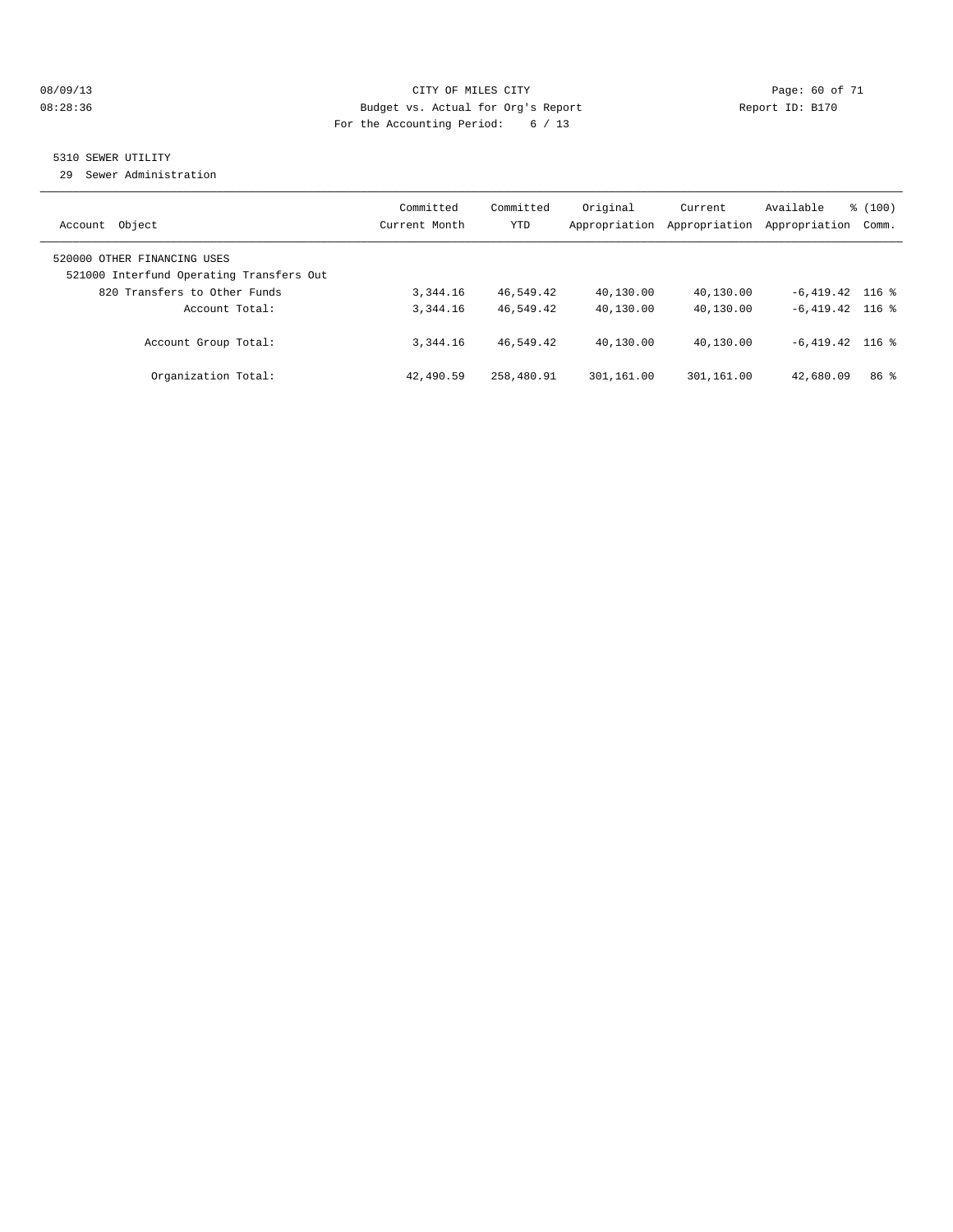CITY OF MILES CITY
Budget vs. Actual for Org's Report
For the Accounting Period: 6 / 13

08/09/13 08:28:36 Report ID: B170

## 5310 SEWER UTILITY

29 Sewer Administration

| Account Object | Committed Current Month | Committed YTD | Original Appropriation | Current Appropriation | Available Appropriation | % (100) Comm. |
|---|---|---|---|---|---|---|
| 520000 OTHER FINANCING USES | | | | | | |
| 521000 Interfund Operating Transfers Out | | | | | | |
| 820 Transfers to Other Funds | 3,344.16 | 46,549.42 | 40,130.00 | 40,130.00 | -6,419.42 | 116 % |
| Account Total: | 3,344.16 | 46,549.42 | 40,130.00 | 40,130.00 | -6,419.42 | 116 % |
| Account Group Total: | 3,344.16 | 46,549.42 | 40,130.00 | 40,130.00 | -6,419.42 | 116 % |
| Organization Total: | 42,490.59 | 258,480.91 | 301,161.00 | 301,161.00 | 42,680.09 | 86 % |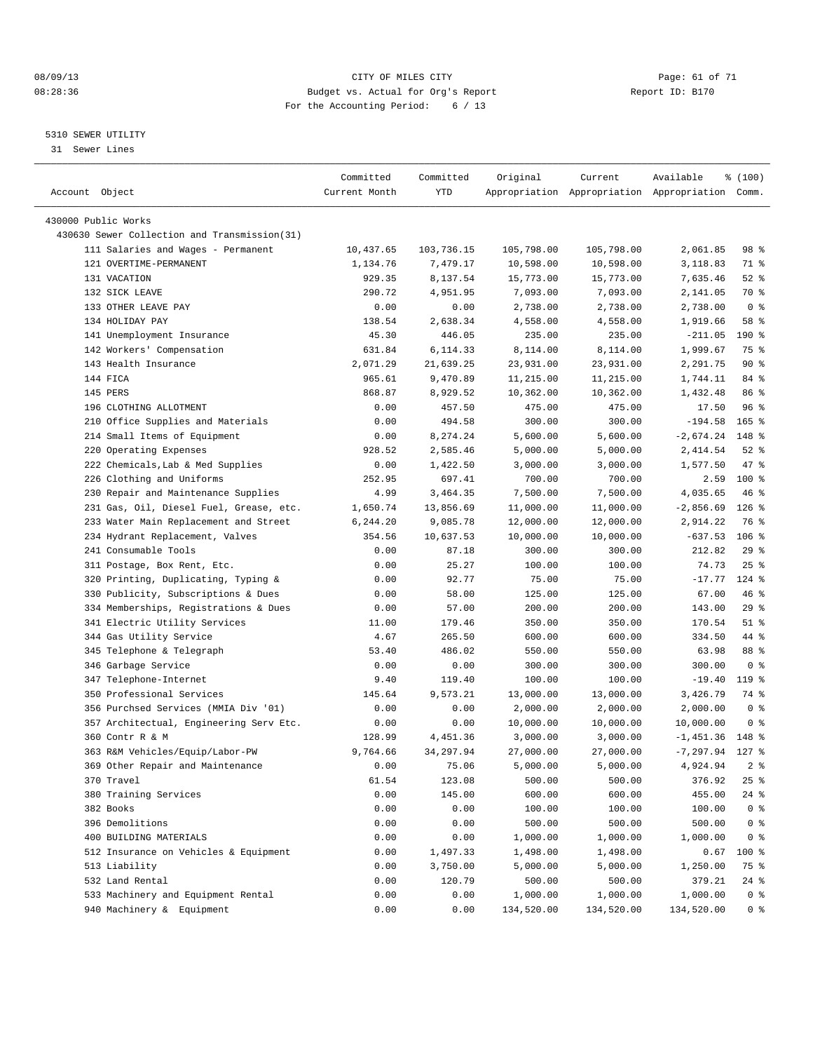08/09/13 CITY OF MILES CITY
08:28:36 Budget vs. Actual for Org's Report Report ID: B170
For the Accounting Period: 6 / 13

5310 SEWER UTILITY
31 Sewer Lines

| Account Object | Committed Current Month | Committed YTD | Original Appropriation | Current Appropriation | Available Appropriation | % (100) Comm. |
|---|---|---|---|---|---|---|
| 430000 Public Works | | | | | | |
| 430630 Sewer Collection and Transmission(31) | | | | | | |
| 111 Salaries and Wages - Permanent | 10,437.65 | 103,736.15 | 105,798.00 | 105,798.00 | 2,061.85 | 98 % |
| 121 OVERTIME-PERMANENT | 1,134.76 | 7,479.17 | 10,598.00 | 10,598.00 | 3,118.83 | 71 % |
| 131 VACATION | 929.35 | 8,137.54 | 15,773.00 | 15,773.00 | 7,635.46 | 52 % |
| 132 SICK LEAVE | 290.72 | 4,951.95 | 7,093.00 | 7,093.00 | 2,141.05 | 70 % |
| 133 OTHER LEAVE PAY | 0.00 | 0.00 | 2,738.00 | 2,738.00 | 2,738.00 | 0 % |
| 134 HOLIDAY PAY | 138.54 | 2,638.34 | 4,558.00 | 4,558.00 | 1,919.66 | 58 % |
| 141 Unemployment Insurance | 45.30 | 446.05 | 235.00 | 235.00 | -211.05 | 190 % |
| 142 Workers' Compensation | 631.84 | 6,114.33 | 8,114.00 | 8,114.00 | 1,999.67 | 75 % |
| 143 Health Insurance | 2,071.29 | 21,639.25 | 23,931.00 | 23,931.00 | 2,291.75 | 90 % |
| 144 FICA | 965.61 | 9,470.89 | 11,215.00 | 11,215.00 | 1,744.11 | 84 % |
| 145 PERS | 868.87 | 8,929.52 | 10,362.00 | 10,362.00 | 1,432.48 | 86 % |
| 196 CLOTHING ALLOTMENT | 0.00 | 457.50 | 475.00 | 475.00 | 17.50 | 96 % |
| 210 Office Supplies and Materials | 0.00 | 494.58 | 300.00 | 300.00 | -194.58 | 165 % |
| 214 Small Items of Equipment | 0.00 | 8,274.24 | 5,600.00 | 5,600.00 | -2,674.24 | 148 % |
| 220 Operating Expenses | 928.52 | 2,585.46 | 5,000.00 | 5,000.00 | 2,414.54 | 52 % |
| 222 Chemicals,Lab & Med Supplies | 0.00 | 1,422.50 | 3,000.00 | 3,000.00 | 1,577.50 | 47 % |
| 226 Clothing and Uniforms | 252.95 | 697.41 | 700.00 | 700.00 | 2.59 | 100 % |
| 230 Repair and Maintenance Supplies | 4.99 | 3,464.35 | 7,500.00 | 7,500.00 | 4,035.65 | 46 % |
| 231 Gas, Oil, Diesel Fuel, Grease, etc. | 1,650.74 | 13,856.69 | 11,000.00 | 11,000.00 | -2,856.69 | 126 % |
| 233 Water Main Replacement and Street | 6,244.20 | 9,085.78 | 12,000.00 | 12,000.00 | 2,914.22 | 76 % |
| 234 Hydrant Replacement, Valves | 354.56 | 10,637.53 | 10,000.00 | 10,000.00 | -637.53 | 106 % |
| 241 Consumable Tools | 0.00 | 87.18 | 300.00 | 300.00 | 212.82 | 29 % |
| 311 Postage, Box Rent, Etc. | 0.00 | 25.27 | 100.00 | 100.00 | 74.73 | 25 % |
| 320 Printing, Duplicating, Typing & | 0.00 | 92.77 | 75.00 | 75.00 | -17.77 | 124 % |
| 330 Publicity, Subscriptions & Dues | 0.00 | 58.00 | 125.00 | 125.00 | 67.00 | 46 % |
| 334 Memberships, Registrations & Dues | 0.00 | 57.00 | 200.00 | 200.00 | 143.00 | 29 % |
| 341 Electric Utility Services | 11.00 | 179.46 | 350.00 | 350.00 | 170.54 | 51 % |
| 344 Gas Utility Service | 4.67 | 265.50 | 600.00 | 600.00 | 334.50 | 44 % |
| 345 Telephone & Telegraph | 53.40 | 486.02 | 550.00 | 550.00 | 63.98 | 88 % |
| 346 Garbage Service | 0.00 | 0.00 | 300.00 | 300.00 | 300.00 | 0 % |
| 347 Telephone-Internet | 9.40 | 119.40 | 100.00 | 100.00 | -19.40 | 119 % |
| 350 Professional Services | 145.64 | 9,573.21 | 13,000.00 | 13,000.00 | 3,426.79 | 74 % |
| 356 Purchsed Services (MMIA Div '01) | 0.00 | 0.00 | 2,000.00 | 2,000.00 | 2,000.00 | 0 % |
| 357 Architectual, Engineering Serv Etc. | 0.00 | 0.00 | 10,000.00 | 10,000.00 | 10,000.00 | 0 % |
| 360 Contr R & M | 128.99 | 4,451.36 | 3,000.00 | 3,000.00 | -1,451.36 | 148 % |
| 363 R&M Vehicles/Equip/Labor-PW | 9,764.66 | 34,297.94 | 27,000.00 | 27,000.00 | -7,297.94 | 127 % |
| 369 Other Repair and Maintenance | 0.00 | 75.06 | 5,000.00 | 5,000.00 | 4,924.94 | 2 % |
| 370 Travel | 61.54 | 123.08 | 500.00 | 500.00 | 376.92 | 25 % |
| 380 Training Services | 0.00 | 145.00 | 600.00 | 600.00 | 455.00 | 24 % |
| 382 Books | 0.00 | 0.00 | 100.00 | 100.00 | 100.00 | 0 % |
| 396 Demolitions | 0.00 | 0.00 | 500.00 | 500.00 | 500.00 | 0 % |
| 400 BUILDING MATERIALS | 0.00 | 0.00 | 1,000.00 | 1,000.00 | 1,000.00 | 0 % |
| 512 Insurance on Vehicles & Equipment | 0.00 | 1,497.33 | 1,498.00 | 1,498.00 | 0.67 | 100 % |
| 513 Liability | 0.00 | 3,750.00 | 5,000.00 | 5,000.00 | 1,250.00 | 75 % |
| 532 Land Rental | 0.00 | 120.79 | 500.00 | 500.00 | 379.21 | 24 % |
| 533 Machinery and Equipment Rental | 0.00 | 0.00 | 1,000.00 | 1,000.00 | 1,000.00 | 0 % |
| 940 Machinery & Equipment | 0.00 | 0.00 | 134,520.00 | 134,520.00 | 134,520.00 | 0 % |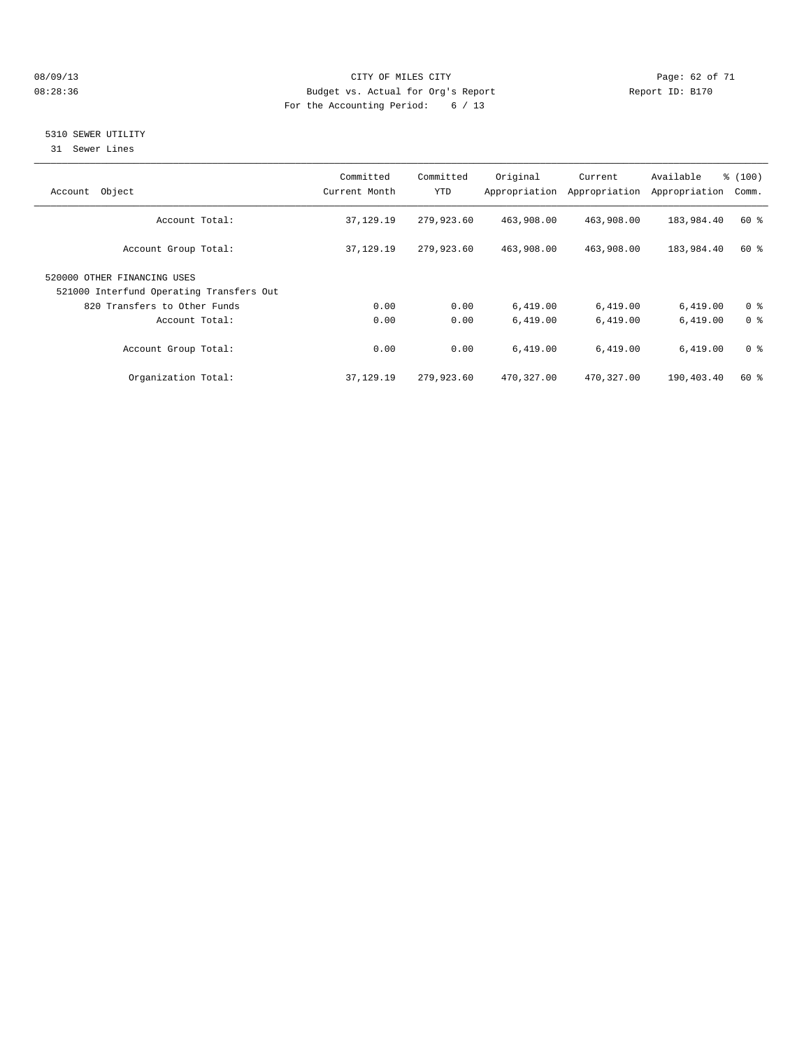CITY OF MILES CITY
Budget vs. Actual for Org's Report
For the Accounting Period: 6 / 13

08/09/13
08:28:36

Report ID: B170

## 5310 SEWER UTILITY

31 Sewer Lines

| Account Object | Committed Current Month | Committed YTD | Original Appropriation | Current Appropriation | Available Appropriation | % (100) Comm. |
|---|---|---|---|---|---|---|
| Account Total: | 37,129.19 | 279,923.60 | 463,908.00 | 463,908.00 | 183,984.40 | 60 % |
| Account Group Total: | 37,129.19 | 279,923.60 | 463,908.00 | 463,908.00 | 183,984.40 | 60 % |
| 520000 OTHER FINANCING USES | | | | | | |
| 521000 Interfund Operating Transfers Out | | | | | | |
| 820 Transfers to Other Funds | 0.00 | 0.00 | 6,419.00 | 6,419.00 | 6,419.00 | 0 % |
| Account Total: | 0.00 | 0.00 | 6,419.00 | 6,419.00 | 6,419.00 | 0 % |
| Account Group Total: | 0.00 | 0.00 | 6,419.00 | 6,419.00 | 6,419.00 | 0 % |
| Organization Total: | 37,129.19 | 279,923.60 | 470,327.00 | 470,327.00 | 190,403.40 | 60 % |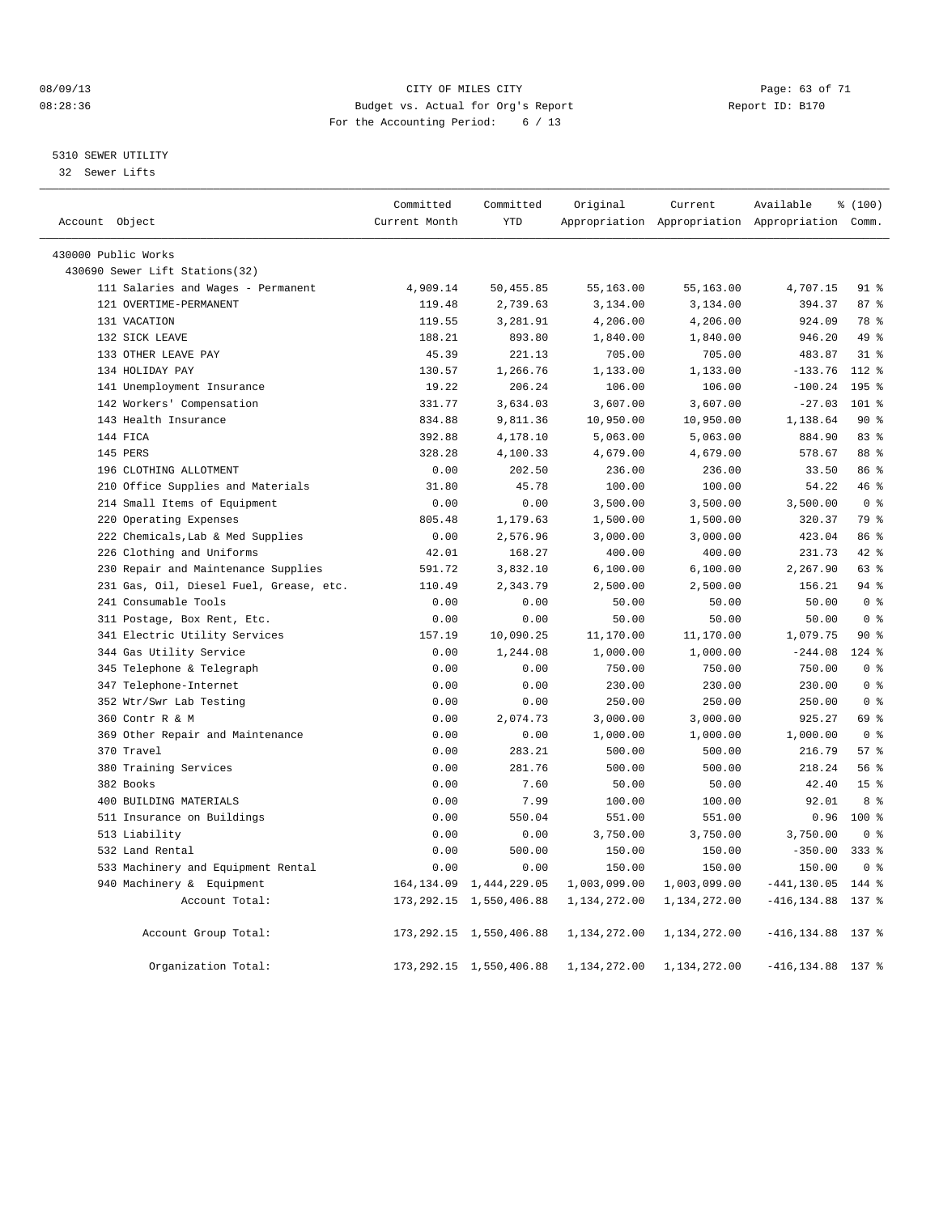CITY OF MILES CITY
Budget vs. Actual for Org's Report
For the Accounting Period: 6 / 13

08/09/13
08:28:36

Report ID: B170

## 5310 SEWER UTILITY

32 Sewer Lifts

| Account Object | Committed Current Month | Committed YTD | Original Appropriation | Current Appropriation | Available Appropriation | % (100) Comm. |
|---|---|---|---|---|---|---|
| 430000 Public Works | | | | | | |
| 430690 Sewer Lift Stations(32) | | | | | | |
| 111 Salaries and Wages - Permanent | 4,909.14 | 50,455.85 | 55,163.00 | 55,163.00 | 4,707.15 | 91 % |
| 121 OVERTIME-PERMANENT | 119.48 | 2,739.63 | 3,134.00 | 3,134.00 | 394.37 | 87 % |
| 131 VACATION | 119.55 | 3,281.91 | 4,206.00 | 4,206.00 | 924.09 | 78 % |
| 132 SICK LEAVE | 188.21 | 893.80 | 1,840.00 | 1,840.00 | 946.20 | 49 % |
| 133 OTHER LEAVE PAY | 45.39 | 221.13 | 705.00 | 705.00 | 483.87 | 31 % |
| 134 HOLIDAY PAY | 130.57 | 1,266.76 | 1,133.00 | 1,133.00 | -133.76 | 112 % |
| 141 Unemployment Insurance | 19.22 | 206.24 | 106.00 | 106.00 | -100.24 | 195 % |
| 142 Workers' Compensation | 331.77 | 3,634.03 | 3,607.00 | 3,607.00 | -27.03 | 101 % |
| 143 Health Insurance | 834.88 | 9,811.36 | 10,950.00 | 10,950.00 | 1,138.64 | 90 % |
| 144 FICA | 392.88 | 4,178.10 | 5,063.00 | 5,063.00 | 884.90 | 83 % |
| 145 PERS | 328.28 | 4,100.33 | 4,679.00 | 4,679.00 | 578.67 | 88 % |
| 196 CLOTHING ALLOTMENT | 0.00 | 202.50 | 236.00 | 236.00 | 33.50 | 86 % |
| 210 Office Supplies and Materials | 31.80 | 45.78 | 100.00 | 100.00 | 54.22 | 46 % |
| 214 Small Items of Equipment | 0.00 | 0.00 | 3,500.00 | 3,500.00 | 3,500.00 | 0 % |
| 220 Operating Expenses | 805.48 | 1,179.63 | 1,500.00 | 1,500.00 | 320.37 | 79 % |
| 222 Chemicals,Lab & Med Supplies | 0.00 | 2,576.96 | 3,000.00 | 3,000.00 | 423.04 | 86 % |
| 226 Clothing and Uniforms | 42.01 | 168.27 | 400.00 | 400.00 | 231.73 | 42 % |
| 230 Repair and Maintenance Supplies | 591.72 | 3,832.10 | 6,100.00 | 6,100.00 | 2,267.90 | 63 % |
| 231 Gas, Oil, Diesel Fuel, Grease, etc. | 110.49 | 2,343.79 | 2,500.00 | 2,500.00 | 156.21 | 94 % |
| 241 Consumable Tools | 0.00 | 0.00 | 50.00 | 50.00 | 50.00 | 0 % |
| 311 Postage, Box Rent, Etc. | 0.00 | 0.00 | 50.00 | 50.00 | 50.00 | 0 % |
| 341 Electric Utility Services | 157.19 | 10,090.25 | 11,170.00 | 11,170.00 | 1,079.75 | 90 % |
| 344 Gas Utility Service | 0.00 | 1,244.08 | 1,000.00 | 1,000.00 | -244.08 | 124 % |
| 345 Telephone & Telegraph | 0.00 | 0.00 | 750.00 | 750.00 | 750.00 | 0 % |
| 347 Telephone-Internet | 0.00 | 0.00 | 230.00 | 230.00 | 230.00 | 0 % |
| 352 Wtr/Swr Lab Testing | 0.00 | 0.00 | 250.00 | 250.00 | 250.00 | 0 % |
| 360 Contr R & M | 0.00 | 2,074.73 | 3,000.00 | 3,000.00 | 925.27 | 69 % |
| 369 Other Repair and Maintenance | 0.00 | 0.00 | 1,000.00 | 1,000.00 | 1,000.00 | 0 % |
| 370 Travel | 0.00 | 283.21 | 500.00 | 500.00 | 216.79 | 57 % |
| 380 Training Services | 0.00 | 281.76 | 500.00 | 500.00 | 218.24 | 56 % |
| 382 Books | 0.00 | 7.60 | 50.00 | 50.00 | 42.40 | 15 % |
| 400 BUILDING MATERIALS | 0.00 | 7.99 | 100.00 | 100.00 | 92.01 | 8 % |
| 511 Insurance on Buildings | 0.00 | 550.04 | 551.00 | 551.00 | 0.96 | 100 % |
| 513 Liability | 0.00 | 0.00 | 3,750.00 | 3,750.00 | 3,750.00 | 0 % |
| 532 Land Rental | 0.00 | 500.00 | 150.00 | 150.00 | -350.00 | 333 % |
| 533 Machinery and Equipment Rental | 0.00 | 0.00 | 150.00 | 150.00 | 150.00 | 0 % |
| 940 Machinery & Equipment | 164,134.09 | 1,444,229.05 | 1,003,099.00 | 1,003,099.00 | -441,130.05 | 144 % |
| Account Total: | 173,292.15 | 1,550,406.88 | 1,134,272.00 | 1,134,272.00 | -416,134.88 | 137 % |
| Account Group Total: | 173,292.15 | 1,550,406.88 | 1,134,272.00 | 1,134,272.00 | -416,134.88 | 137 % |
| Organization Total: | 173,292.15 | 1,550,406.88 | 1,134,272.00 | 1,134,272.00 | -416,134.88 | 137 % |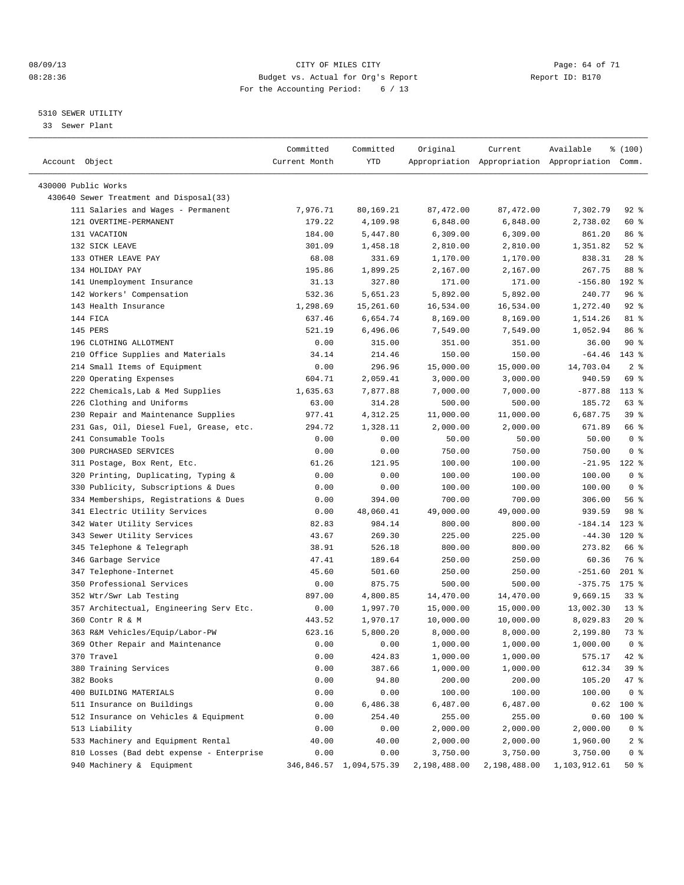08/09/13 CITY OF MILES CITY
08:28:36 Budget vs. Actual for Org's Report Report ID: B170
For the Accounting Period: 6 / 13

5310 SEWER UTILITY
33 Sewer Plant

| Account Object | Committed Current Month | Committed YTD | Original Appropriation | Current Appropriation | Available Appropriation | % (100) Comm. |
|---|---|---|---|---|---|---|
| 430000 Public Works | | | | | | |
| 430640 Sewer Treatment and Disposal(33) | | | | | | |
| 111 Salaries and Wages - Permanent | 7,976.71 | 80,169.21 | 87,472.00 | 87,472.00 | 7,302.79 | 92 % |
| 121 OVERTIME-PERMANENT | 179.22 | 4,109.98 | 6,848.00 | 6,848.00 | 2,738.02 | 60 % |
| 131 VACATION | 184.00 | 5,447.80 | 6,309.00 | 6,309.00 | 861.20 | 86 % |
| 132 SICK LEAVE | 301.09 | 1,458.18 | 2,810.00 | 2,810.00 | 1,351.82 | 52 % |
| 133 OTHER LEAVE PAY | 68.08 | 331.69 | 1,170.00 | 1,170.00 | 838.31 | 28 % |
| 134 HOLIDAY PAY | 195.86 | 1,899.25 | 2,167.00 | 2,167.00 | 267.75 | 88 % |
| 141 Unemployment Insurance | 31.13 | 327.80 | 171.00 | 171.00 | -156.80 | 192 % |
| 142 Workers' Compensation | 532.36 | 5,651.23 | 5,892.00 | 5,892.00 | 240.77 | 96 % |
| 143 Health Insurance | 1,298.69 | 15,261.60 | 16,534.00 | 16,534.00 | 1,272.40 | 92 % |
| 144 FICA | 637.46 | 6,654.74 | 8,169.00 | 8,169.00 | 1,514.26 | 81 % |
| 145 PERS | 521.19 | 6,496.06 | 7,549.00 | 7,549.00 | 1,052.94 | 86 % |
| 196 CLOTHING ALLOTMENT | 0.00 | 315.00 | 351.00 | 351.00 | 36.00 | 90 % |
| 210 Office Supplies and Materials | 34.14 | 214.46 | 150.00 | 150.00 | -64.46 | 143 % |
| 214 Small Items of Equipment | 0.00 | 296.96 | 15,000.00 | 15,000.00 | 14,703.04 | 2 % |
| 220 Operating Expenses | 604.71 | 2,059.41 | 3,000.00 | 3,000.00 | 940.59 | 69 % |
| 222 Chemicals,Lab & Med Supplies | 1,635.63 | 7,877.88 | 7,000.00 | 7,000.00 | -877.88 | 113 % |
| 226 Clothing and Uniforms | 63.00 | 314.28 | 500.00 | 500.00 | 185.72 | 63 % |
| 230 Repair and Maintenance Supplies | 977.41 | 4,312.25 | 11,000.00 | 11,000.00 | 6,687.75 | 39 % |
| 231 Gas, Oil, Diesel Fuel, Grease, etc. | 294.72 | 1,328.11 | 2,000.00 | 2,000.00 | 671.89 | 66 % |
| 241 Consumable Tools | 0.00 | 0.00 | 50.00 | 50.00 | 50.00 | 0 % |
| 300 PURCHASED SERVICES | 0.00 | 0.00 | 750.00 | 750.00 | 750.00 | 0 % |
| 311 Postage, Box Rent, Etc. | 61.26 | 121.95 | 100.00 | 100.00 | -21.95 | 122 % |
| 320 Printing, Duplicating, Typing & | 0.00 | 0.00 | 100.00 | 100.00 | 100.00 | 0 % |
| 330 Publicity, Subscriptions & Dues | 0.00 | 0.00 | 100.00 | 100.00 | 100.00 | 0 % |
| 334 Memberships, Registrations & Dues | 0.00 | 394.00 | 700.00 | 700.00 | 306.00 | 56 % |
| 341 Electric Utility Services | 0.00 | 48,060.41 | 49,000.00 | 49,000.00 | 939.59 | 98 % |
| 342 Water Utility Services | 82.83 | 984.14 | 800.00 | 800.00 | -184.14 | 123 % |
| 343 Sewer Utility Services | 43.67 | 269.30 | 225.00 | 225.00 | -44.30 | 120 % |
| 345 Telephone & Telegraph | 38.91 | 526.18 | 800.00 | 800.00 | 273.82 | 66 % |
| 346 Garbage Service | 47.41 | 189.64 | 250.00 | 250.00 | 60.36 | 76 % |
| 347 Telephone-Internet | 45.60 | 501.60 | 250.00 | 250.00 | -251.60 | 201 % |
| 350 Professional Services | 0.00 | 875.75 | 500.00 | 500.00 | -375.75 | 175 % |
| 352 Wtr/Swr Lab Testing | 897.00 | 4,800.85 | 14,470.00 | 14,470.00 | 9,669.15 | 33 % |
| 357 Architectual, Engineering Serv Etc. | 0.00 | 1,997.70 | 15,000.00 | 15,000.00 | 13,002.30 | 13 % |
| 360 Contr R & M | 443.52 | 1,970.17 | 10,000.00 | 10,000.00 | 8,029.83 | 20 % |
| 363 R&M Vehicles/Equip/Labor-PW | 623.16 | 5,800.20 | 8,000.00 | 8,000.00 | 2,199.80 | 73 % |
| 369 Other Repair and Maintenance | 0.00 | 0.00 | 1,000.00 | 1,000.00 | 1,000.00 | 0 % |
| 370 Travel | 0.00 | 424.83 | 1,000.00 | 1,000.00 | 575.17 | 42 % |
| 380 Training Services | 0.00 | 387.66 | 1,000.00 | 1,000.00 | 612.34 | 39 % |
| 382 Books | 0.00 | 94.80 | 200.00 | 200.00 | 105.20 | 47 % |
| 400 BUILDING MATERIALS | 0.00 | 0.00 | 100.00 | 100.00 | 100.00 | 0 % |
| 511 Insurance on Buildings | 0.00 | 6,486.38 | 6,487.00 | 6,487.00 | 0.62 | 100 % |
| 512 Insurance on Vehicles & Equipment | 0.00 | 254.40 | 255.00 | 255.00 | 0.60 | 100 % |
| 513 Liability | 0.00 | 0.00 | 2,000.00 | 2,000.00 | 2,000.00 | 0 % |
| 533 Machinery and Equipment Rental | 40.00 | 40.00 | 2,000.00 | 2,000.00 | 1,960.00 | 2 % |
| 810 Losses (Bad debt expense - Enterprise | 0.00 | 0.00 | 3,750.00 | 3,750.00 | 3,750.00 | 0 % |
| 940 Machinery & Equipment | 346,846.57 | 1,094,575.39 | 2,198,488.00 | 2,198,488.00 | 1,103,912.61 | 50 % |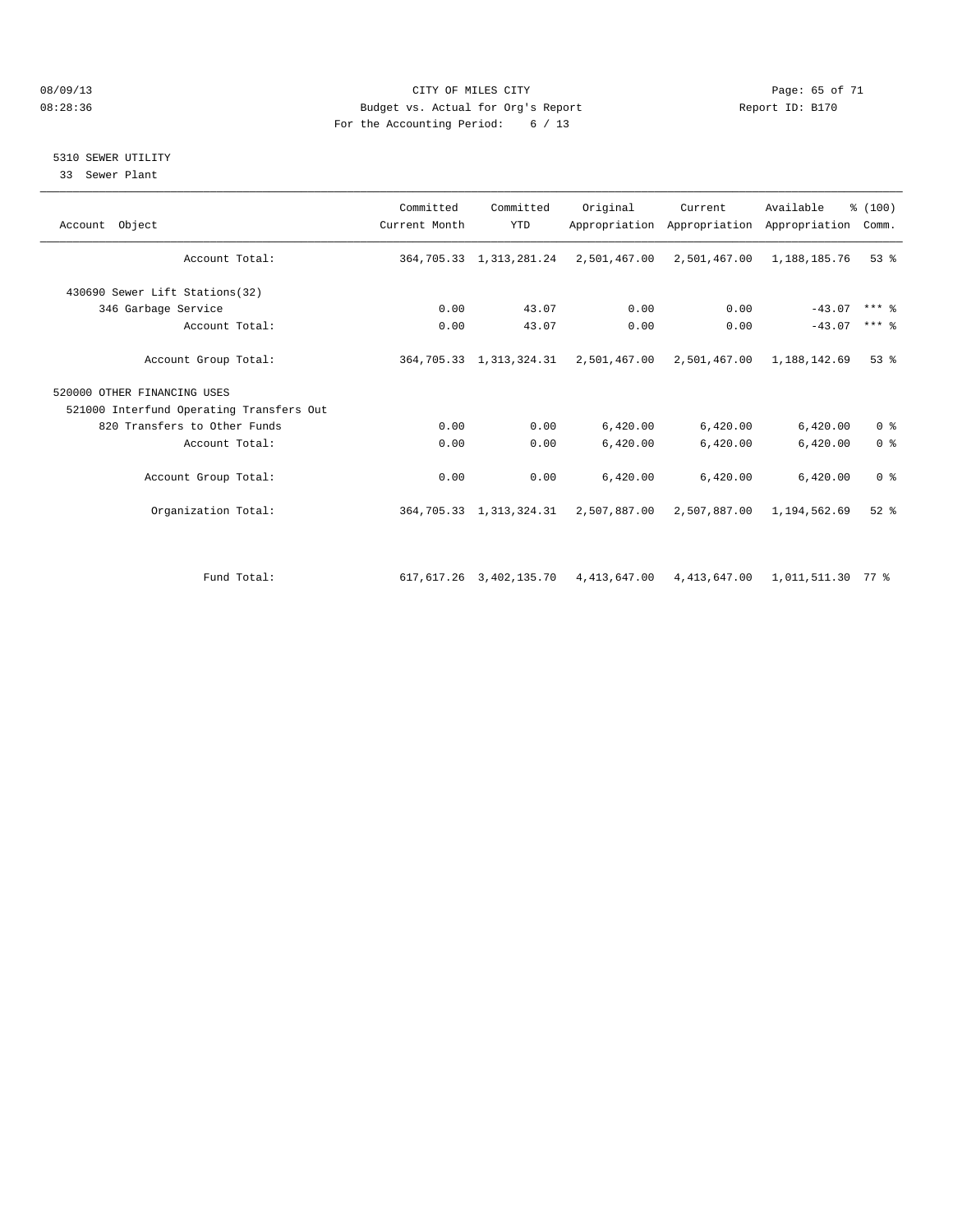CITY OF MILES CITY
Budget vs. Actual for Org's Report
For the Accounting Period: 6 / 13

08/09/13
08:28:36

Report ID: B170

## 5310 SEWER UTILITY

33 Sewer Plant

| Account Object | Committed Current Month | Committed YTD | Original Appropriation | Current Appropriation | Available Appropriation | % (100) Comm. |
|---|---|---|---|---|---|---|
| Account Total: | 364,705.33 | 1,313,281.24 | 2,501,467.00 | 2,501,467.00 | 1,188,185.76 | 53 % |
| 430690 Sewer Lift Stations(32) | | | | | | |
| 346 Garbage Service | 0.00 | 43.07 | 0.00 | 0.00 | -43.07 | *** % |
| Account Total: | 0.00 | 43.07 | 0.00 | 0.00 | -43.07 | *** % |
| Account Group Total: | 364,705.33 | 1,313,324.31 | 2,501,467.00 | 2,501,467.00 | 1,188,142.69 | 53 % |
| 520000 OTHER FINANCING USES | | | | | | |
| 521000 Interfund Operating Transfers Out | | | | | | |
| 820 Transfers to Other Funds | 0.00 | 0.00 | 6,420.00 | 6,420.00 | 6,420.00 | 0 % |
| Account Total: | 0.00 | 0.00 | 6,420.00 | 6,420.00 | 6,420.00 | 0 % |
| Account Group Total: | 0.00 | 0.00 | 6,420.00 | 6,420.00 | 6,420.00 | 0 % |
| Organization Total: | 364,705.33 | 1,313,324.31 | 2,507,887.00 | 2,507,887.00 | 1,194,562.69 | 52 % |
| Fund Total: | 617,617.26 | 3,402,135.70 | 4,413,647.00 | 4,413,647.00 | 1,011,511.30 | 77 % |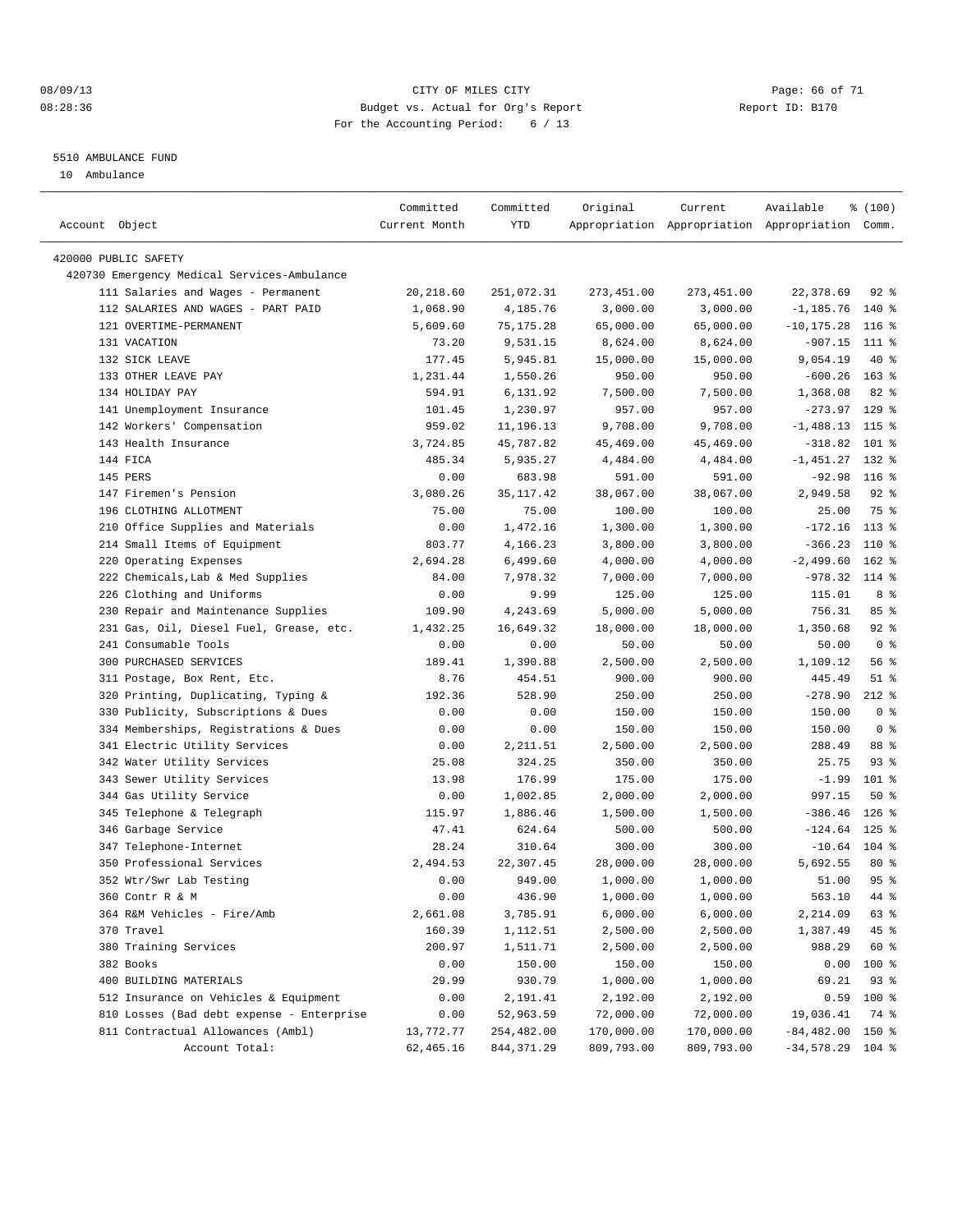CITY OF MILES CITY
Budget vs. Actual for Org's Report
For the Accounting Period: 6 / 13

08/09/13
08:28:36

Report ID: B170

5510 AMBULANCE FUND
10 Ambulance

| Account Object | Committed Current Month | Committed YTD | Original Appropriation | Current Appropriation | Available Appropriation | % (100) Comm. |
|---|---|---|---|---|---|---|
| 420000 PUBLIC SAFETY | | | | | | |
| 420730 Emergency Medical Services-Ambulance | | | | | | |
| 111 Salaries and Wages - Permanent | 20,218.60 | 251,072.31 | 273,451.00 | 273,451.00 | 22,378.69 | 92 % |
| 112 SALARIES AND WAGES - PART PAID | 1,068.90 | 4,185.76 | 3,000.00 | 3,000.00 | -1,185.76 | 140 % |
| 121 OVERTIME-PERMANENT | 5,609.60 | 75,175.28 | 65,000.00 | 65,000.00 | -10,175.28 | 116 % |
| 131 VACATION | 73.20 | 9,531.15 | 8,624.00 | 8,624.00 | -907.15 | 111 % |
| 132 SICK LEAVE | 177.45 | 5,945.81 | 15,000.00 | 15,000.00 | 9,054.19 | 40 % |
| 133 OTHER LEAVE PAY | 1,231.44 | 1,550.26 | 950.00 | 950.00 | -600.26 | 163 % |
| 134 HOLIDAY PAY | 594.91 | 6,131.92 | 7,500.00 | 7,500.00 | 1,368.08 | 82 % |
| 141 Unemployment Insurance | 101.45 | 1,230.97 | 957.00 | 957.00 | -273.97 | 129 % |
| 142 Workers' Compensation | 959.02 | 11,196.13 | 9,708.00 | 9,708.00 | -1,488.13 | 115 % |
| 143 Health Insurance | 3,724.85 | 45,787.82 | 45,469.00 | 45,469.00 | -318.82 | 101 % |
| 144 FICA | 485.34 | 5,935.27 | 4,484.00 | 4,484.00 | -1,451.27 | 132 % |
| 145 PERS | 0.00 | 683.98 | 591.00 | 591.00 | -92.98 | 116 % |
| 147 Firemen's Pension | 3,080.26 | 35,117.42 | 38,067.00 | 38,067.00 | 2,949.58 | 92 % |
| 196 CLOTHING ALLOTMENT | 75.00 | 75.00 | 100.00 | 100.00 | 25.00 | 75 % |
| 210 Office Supplies and Materials | 0.00 | 1,472.16 | 1,300.00 | 1,300.00 | -172.16 | 113 % |
| 214 Small Items of Equipment | 803.77 | 4,166.23 | 3,800.00 | 3,800.00 | -366.23 | 110 % |
| 220 Operating Expenses | 2,694.28 | 6,499.60 | 4,000.00 | 4,000.00 | -2,499.60 | 162 % |
| 222 Chemicals,Lab & Med Supplies | 84.00 | 7,978.32 | 7,000.00 | 7,000.00 | -978.32 | 114 % |
| 226 Clothing and Uniforms | 0.00 | 9.99 | 125.00 | 125.00 | 115.01 | 8 % |
| 230 Repair and Maintenance Supplies | 109.90 | 4,243.69 | 5,000.00 | 5,000.00 | 756.31 | 85 % |
| 231 Gas, Oil, Diesel Fuel, Grease, etc. | 1,432.25 | 16,649.32 | 18,000.00 | 18,000.00 | 1,350.68 | 92 % |
| 241 Consumable Tools | 0.00 | 0.00 | 50.00 | 50.00 | 50.00 | 0 % |
| 300 PURCHASED SERVICES | 189.41 | 1,390.88 | 2,500.00 | 2,500.00 | 1,109.12 | 56 % |
| 311 Postage, Box Rent, Etc. | 8.76 | 454.51 | 900.00 | 900.00 | 445.49 | 51 % |
| 320 Printing, Duplicating, Typing & | 192.36 | 528.90 | 250.00 | 250.00 | -278.90 | 212 % |
| 330 Publicity, Subscriptions & Dues | 0.00 | 0.00 | 150.00 | 150.00 | 150.00 | 0 % |
| 334 Memberships, Registrations & Dues | 0.00 | 0.00 | 150.00 | 150.00 | 150.00 | 0 % |
| 341 Electric Utility Services | 0.00 | 2,211.51 | 2,500.00 | 2,500.00 | 288.49 | 88 % |
| 342 Water Utility Services | 25.08 | 324.25 | 350.00 | 350.00 | 25.75 | 93 % |
| 343 Sewer Utility Services | 13.98 | 176.99 | 175.00 | 175.00 | -1.99 | 101 % |
| 344 Gas Utility Service | 0.00 | 1,002.85 | 2,000.00 | 2,000.00 | 997.15 | 50 % |
| 345 Telephone & Telegraph | 115.97 | 1,886.46 | 1,500.00 | 1,500.00 | -386.46 | 126 % |
| 346 Garbage Service | 47.41 | 624.64 | 500.00 | 500.00 | -124.64 | 125 % |
| 347 Telephone-Internet | 28.24 | 310.64 | 300.00 | 300.00 | -10.64 | 104 % |
| 350 Professional Services | 2,494.53 | 22,307.45 | 28,000.00 | 28,000.00 | 5,692.55 | 80 % |
| 352 Wtr/Swr Lab Testing | 0.00 | 949.00 | 1,000.00 | 1,000.00 | 51.00 | 95 % |
| 360 Contr R & M | 0.00 | 436.90 | 1,000.00 | 1,000.00 | 563.10 | 44 % |
| 364 R&M Vehicles - Fire/Amb | 2,661.08 | 3,785.91 | 6,000.00 | 6,000.00 | 2,214.09 | 63 % |
| 370 Travel | 160.39 | 1,112.51 | 2,500.00 | 2,500.00 | 1,387.49 | 45 % |
| 380 Training Services | 200.97 | 1,511.71 | 2,500.00 | 2,500.00 | 988.29 | 60 % |
| 382 Books | 0.00 | 150.00 | 150.00 | 150.00 | 0.00 | 100 % |
| 400 BUILDING MATERIALS | 29.99 | 930.79 | 1,000.00 | 1,000.00 | 69.21 | 93 % |
| 512 Insurance on Vehicles & Equipment | 0.00 | 2,191.41 | 2,192.00 | 2,192.00 | 0.59 | 100 % |
| 810 Losses (Bad debt expense - Enterprise | 0.00 | 52,963.59 | 72,000.00 | 72,000.00 | 19,036.41 | 74 % |
| 811 Contractual Allowances (Ambl) | 13,772.77 | 254,482.00 | 170,000.00 | 170,000.00 | -84,482.00 | 150 % |
| Account Total: | 62,465.16 | 844,371.29 | 809,793.00 | 809,793.00 | -34,578.29 | 104 % |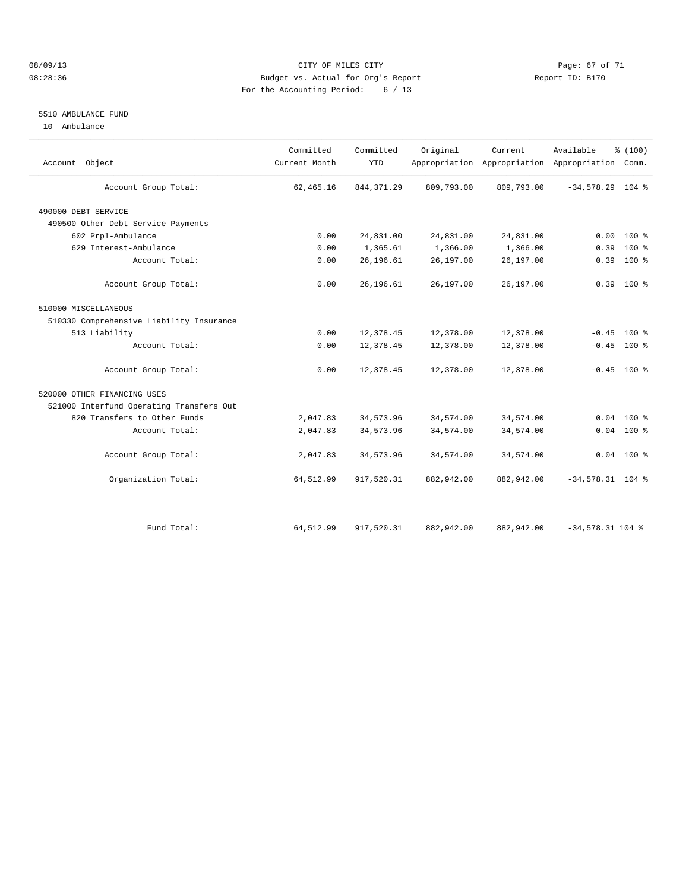CITY OF MILES CITY
Budget vs. Actual for Org's Report
For the Accounting Period: 6 / 13

08/09/13
08:28:36

Report ID: B170

## 5510 AMBULANCE FUND

10 Ambulance

| Account Object | Committed Current Month | Committed YTD | Original Appropriation | Current Appropriation | Available Appropriation | % (100) Comm. |
|---|---|---|---|---|---|---|
| Account Group Total: | 62,465.16 | 844,371.29 | 809,793.00 | 809,793.00 | -34,578.29 | 104 % |
| 490000 DEBT SERVICE | | | | | | |
| 490500 Other Debt Service Payments | | | | | | |
| 602 Prpl-Ambulance | 0.00 | 24,831.00 | 24,831.00 | 24,831.00 | 0.00 | 100 % |
| 629 Interest-Ambulance | 0.00 | 1,365.61 | 1,366.00 | 1,366.00 | 0.39 | 100 % |
| Account Total: | 0.00 | 26,196.61 | 26,197.00 | 26,197.00 | 0.39 | 100 % |
| Account Group Total: | 0.00 | 26,196.61 | 26,197.00 | 26,197.00 | 0.39 | 100 % |
| 510000 MISCELLANEOUS | | | | | | |
| 510330 Comprehensive Liability Insurance | | | | | | |
| 513 Liability | 0.00 | 12,378.45 | 12,378.00 | 12,378.00 | -0.45 | 100 % |
| Account Total: | 0.00 | 12,378.45 | 12,378.00 | 12,378.00 | -0.45 | 100 % |
| Account Group Total: | 0.00 | 12,378.45 | 12,378.00 | 12,378.00 | -0.45 | 100 % |
| 520000 OTHER FINANCING USES | | | | | | |
| 521000 Interfund Operating Transfers Out | | | | | | |
| 820 Transfers to Other Funds | 2,047.83 | 34,573.96 | 34,574.00 | 34,574.00 | 0.04 | 100 % |
| Account Total: | 2,047.83 | 34,573.96 | 34,574.00 | 34,574.00 | 0.04 | 100 % |
| Account Group Total: | 2,047.83 | 34,573.96 | 34,574.00 | 34,574.00 | 0.04 | 100 % |
| Organization Total: | 64,512.99 | 917,520.31 | 882,942.00 | 882,942.00 | -34,578.31 | 104 % |
| Fund Total: | 64,512.99 | 917,520.31 | 882,942.00 | 882,942.00 | -34,578.31 | 104 % |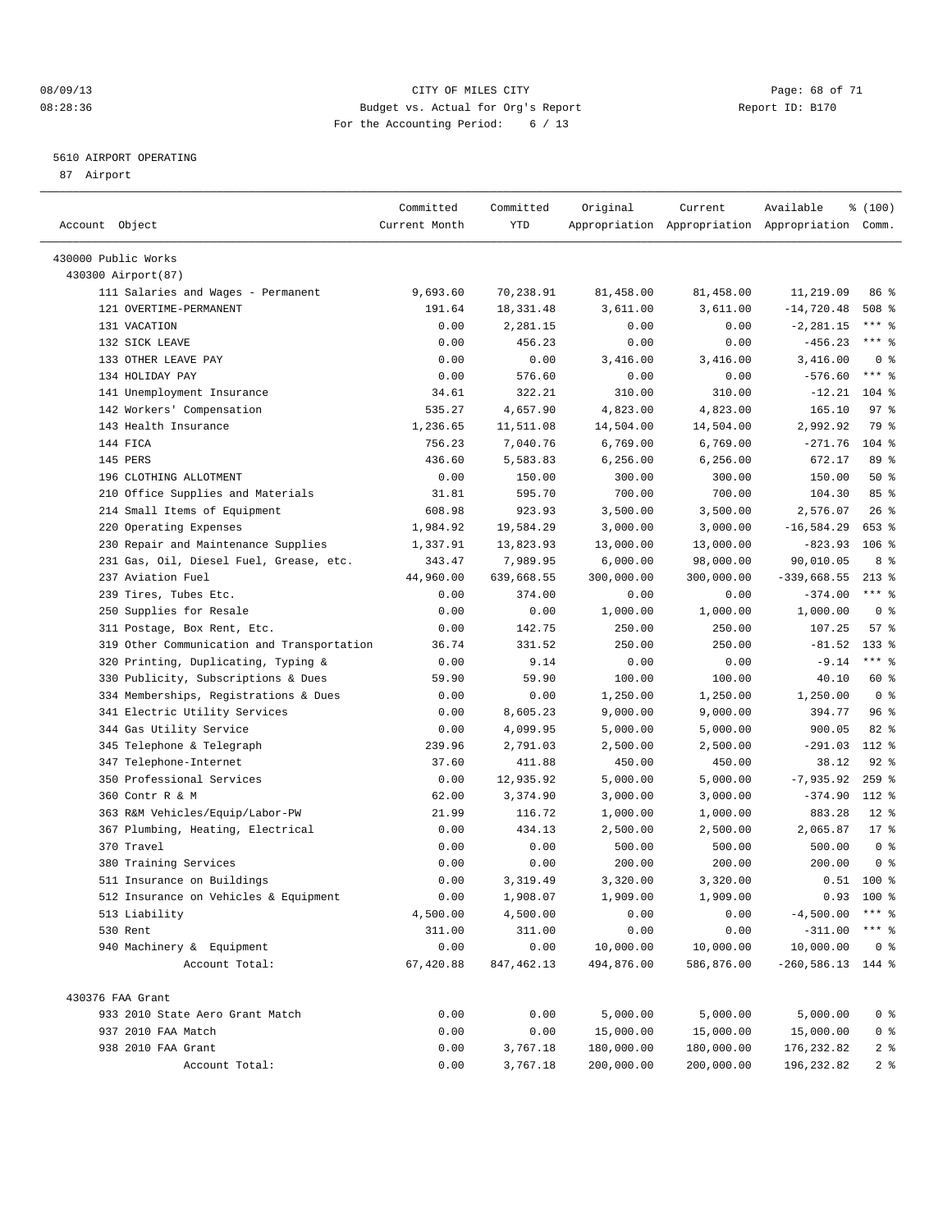CITY OF MILES CITY
Budget vs. Actual for Org's Report
For the Accounting Period: 6 / 13

08/09/13
08:28:36

Report ID: B170

5610 AIRPORT OPERATING
87 Airport

| Account Object | Committed Current Month | Committed YTD | Original Appropriation | Current Appropriation | Available Appropriation | % (100) Comm. |
|---|---|---|---|---|---|---|
| 430000 Public Works | | | | | | |
| 430300 Airport(87) | | | | | | |
| 111 Salaries and Wages - Permanent | 9,693.60 | 70,238.91 | 81,458.00 | 81,458.00 | 11,219.09 | 86 % |
| 121 OVERTIME-PERMANENT | 191.64 | 18,331.48 | 3,611.00 | 3,611.00 | -14,720.48 | 508 % |
| 131 VACATION | 0.00 | 2,281.15 | 0.00 | 0.00 | -2,281.15 | *** % |
| 132 SICK LEAVE | 0.00 | 456.23 | 0.00 | 0.00 | -456.23 | *** % |
| 133 OTHER LEAVE PAY | 0.00 | 0.00 | 3,416.00 | 3,416.00 | 3,416.00 | 0 % |
| 134 HOLIDAY PAY | 0.00 | 576.60 | 0.00 | 0.00 | -576.60 | *** % |
| 141 Unemployment Insurance | 34.61 | 322.21 | 310.00 | 310.00 | -12.21 | 104 % |
| 142 Workers' Compensation | 535.27 | 4,657.90 | 4,823.00 | 4,823.00 | 165.10 | 97 % |
| 143 Health Insurance | 1,236.65 | 11,511.08 | 14,504.00 | 14,504.00 | 2,992.92 | 79 % |
| 144 FICA | 756.23 | 7,040.76 | 6,769.00 | 6,769.00 | -271.76 | 104 % |
| 145 PERS | 436.60 | 5,583.83 | 6,256.00 | 6,256.00 | 672.17 | 89 % |
| 196 CLOTHING ALLOTMENT | 0.00 | 150.00 | 300.00 | 300.00 | 150.00 | 50 % |
| 210 Office Supplies and Materials | 31.81 | 595.70 | 700.00 | 700.00 | 104.30 | 85 % |
| 214 Small Items of Equipment | 608.98 | 923.93 | 3,500.00 | 3,500.00 | 2,576.07 | 26 % |
| 220 Operating Expenses | 1,984.92 | 19,584.29 | 3,000.00 | 3,000.00 | -16,584.29 | 653 % |
| 230 Repair and Maintenance Supplies | 1,337.91 | 13,823.93 | 13,000.00 | 13,000.00 | -823.93 | 106 % |
| 231 Gas, Oil, Diesel Fuel, Grease, etc. | 343.47 | 7,989.95 | 6,000.00 | 98,000.00 | 90,010.05 | 8 % |
| 237 Aviation Fuel | 44,960.00 | 639,668.55 | 300,000.00 | 300,000.00 | -339,668.55 | 213 % |
| 239 Tires, Tubes Etc. | 0.00 | 374.00 | 0.00 | 0.00 | -374.00 | *** % |
| 250 Supplies for Resale | 0.00 | 0.00 | 1,000.00 | 1,000.00 | 1,000.00 | 0 % |
| 311 Postage, Box Rent, Etc. | 0.00 | 142.75 | 250.00 | 250.00 | 107.25 | 57 % |
| 319 Other Communication and Transportation | 36.74 | 331.52 | 250.00 | 250.00 | -81.52 | 133 % |
| 320 Printing, Duplicating, Typing & | 0.00 | 9.14 | 0.00 | 0.00 | -9.14 | *** % |
| 330 Publicity, Subscriptions & Dues | 59.90 | 59.90 | 100.00 | 100.00 | 40.10 | 60 % |
| 334 Memberships, Registrations & Dues | 0.00 | 0.00 | 1,250.00 | 1,250.00 | 1,250.00 | 0 % |
| 341 Electric Utility Services | 0.00 | 8,605.23 | 9,000.00 | 9,000.00 | 394.77 | 96 % |
| 344 Gas Utility Service | 0.00 | 4,099.95 | 5,000.00 | 5,000.00 | 900.05 | 82 % |
| 345 Telephone & Telegraph | 239.96 | 2,791.03 | 2,500.00 | 2,500.00 | -291.03 | 112 % |
| 347 Telephone-Internet | 37.60 | 411.88 | 450.00 | 450.00 | 38.12 | 92 % |
| 350 Professional Services | 0.00 | 12,935.92 | 5,000.00 | 5,000.00 | -7,935.92 | 259 % |
| 360 Contr R & M | 62.00 | 3,374.90 | 3,000.00 | 3,000.00 | -374.90 | 112 % |
| 363 R&M Vehicles/Equip/Labor-PW | 21.99 | 116.72 | 1,000.00 | 1,000.00 | 883.28 | 12 % |
| 367 Plumbing, Heating, Electrical | 0.00 | 434.13 | 2,500.00 | 2,500.00 | 2,065.87 | 17 % |
| 370 Travel | 0.00 | 0.00 | 500.00 | 500.00 | 500.00 | 0 % |
| 380 Training Services | 0.00 | 0.00 | 200.00 | 200.00 | 200.00 | 0 % |
| 511 Insurance on Buildings | 0.00 | 3,319.49 | 3,320.00 | 3,320.00 | 0.51 | 100 % |
| 512 Insurance on Vehicles & Equipment | 0.00 | 1,908.07 | 1,909.00 | 1,909.00 | 0.93 | 100 % |
| 513 Liability | 4,500.00 | 4,500.00 | 0.00 | 0.00 | -4,500.00 | *** % |
| 530 Rent | 311.00 | 311.00 | 0.00 | 0.00 | -311.00 | *** % |
| 940 Machinery & Equipment | 0.00 | 0.00 | 10,000.00 | 10,000.00 | 10,000.00 | 0 % |
| Account Total: | 67,420.88 | 847,462.13 | 494,876.00 | 586,876.00 | -260,586.13 | 144 % |
| 430376 FAA Grant | | | | | | |
| 933 2010 State Aero Grant Match | 0.00 | 0.00 | 5,000.00 | 5,000.00 | 5,000.00 | 0 % |
| 937 2010 FAA Match | 0.00 | 0.00 | 15,000.00 | 15,000.00 | 15,000.00 | 0 % |
| 938 2010 FAA Grant | 0.00 | 3,767.18 | 180,000.00 | 180,000.00 | 176,232.82 | 2 % |
| Account Total: | 0.00 | 3,767.18 | 200,000.00 | 200,000.00 | 196,232.82 | 2 % |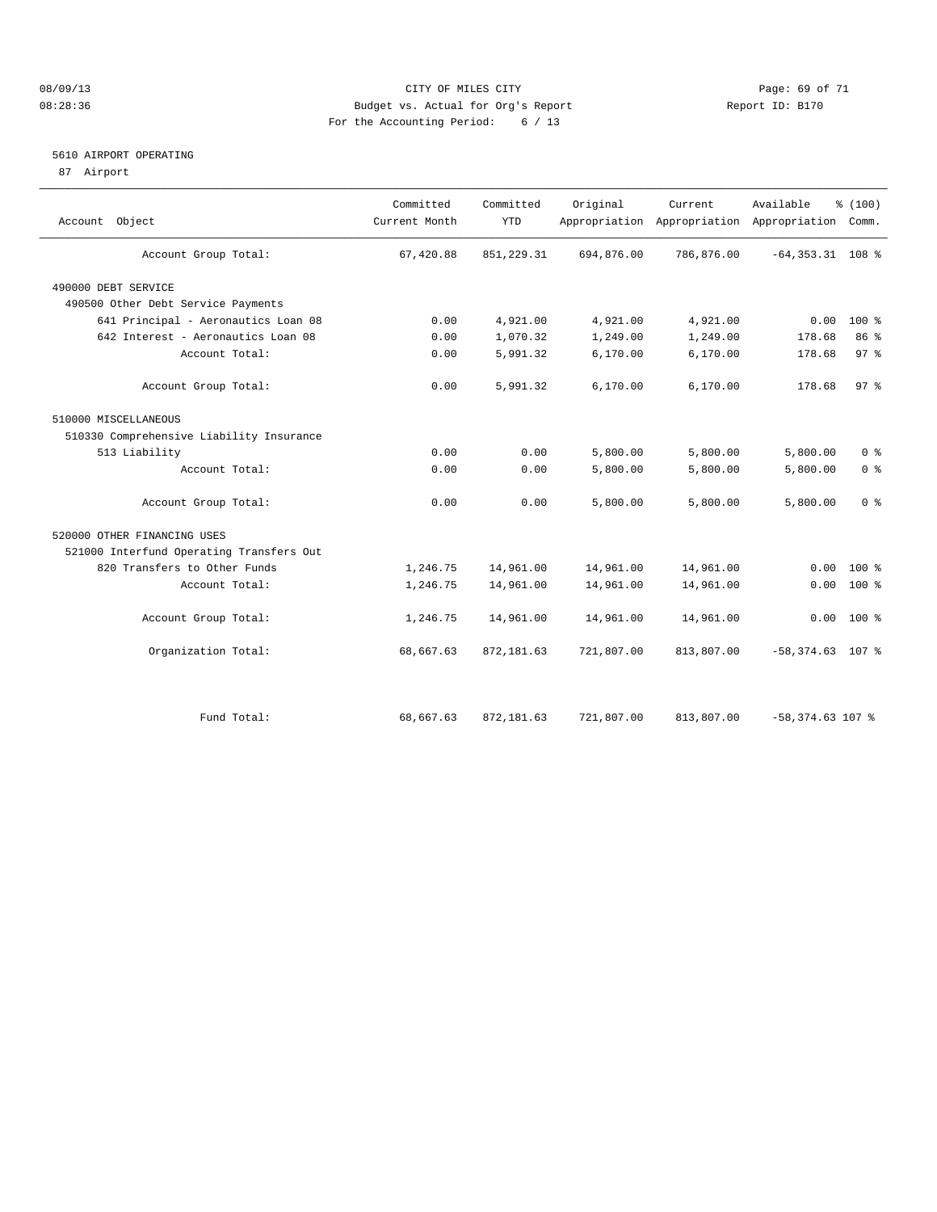CITY OF MILES CITY
Budget vs. Actual for Org's Report
For the Accounting Period: 6 / 13

08/09/13
08:28:36

Report ID: B170

## 5610 AIRPORT OPERATING

87 Airport

| Account Object | Committed Current Month | Committed YTD | Original Appropriation | Current Appropriation | Available Appropriation | % (100) Comm. |
|---|---|---|---|---|---|---|
| Account Group Total: | 67,420.88 | 851,229.31 | 694,876.00 | 786,876.00 | -64,353.31 | 108 % |
| 490000 DEBT SERVICE | | | | | | |
| 490500 Other Debt Service Payments | | | | | | |
| 641 Principal - Aeronautics Loan 08 | 0.00 | 4,921.00 | 4,921.00 | 4,921.00 | 0.00 | 100 % |
| 642 Interest - Aeronautics Loan 08 | 0.00 | 1,070.32 | 1,249.00 | 1,249.00 | 178.68 | 86 % |
| Account Total: | 0.00 | 5,991.32 | 6,170.00 | 6,170.00 | 178.68 | 97 % |
| Account Group Total: | 0.00 | 5,991.32 | 6,170.00 | 6,170.00 | 178.68 | 97 % |
| 510000 MISCELLANEOUS | | | | | | |
| 510330 Comprehensive Liability Insurance | | | | | | |
| 513 Liability | 0.00 | 0.00 | 5,800.00 | 5,800.00 | 5,800.00 | 0 % |
| Account Total: | 0.00 | 0.00 | 5,800.00 | 5,800.00 | 5,800.00 | 0 % |
| Account Group Total: | 0.00 | 0.00 | 5,800.00 | 5,800.00 | 5,800.00 | 0 % |
| 520000 OTHER FINANCING USES | | | | | | |
| 521000 Interfund Operating Transfers Out | | | | | | |
| 820 Transfers to Other Funds | 1,246.75 | 14,961.00 | 14,961.00 | 14,961.00 | 0.00 | 100 % |
| Account Total: | 1,246.75 | 14,961.00 | 14,961.00 | 14,961.00 | 0.00 | 100 % |
| Account Group Total: | 1,246.75 | 14,961.00 | 14,961.00 | 14,961.00 | 0.00 | 100 % |
| Organization Total: | 68,667.63 | 872,181.63 | 721,807.00 | 813,807.00 | -58,374.63 | 107 % |
| Fund Total: | 68,667.63 | 872,181.63 | 721,807.00 | 813,807.00 | -58,374.63 | 107 % |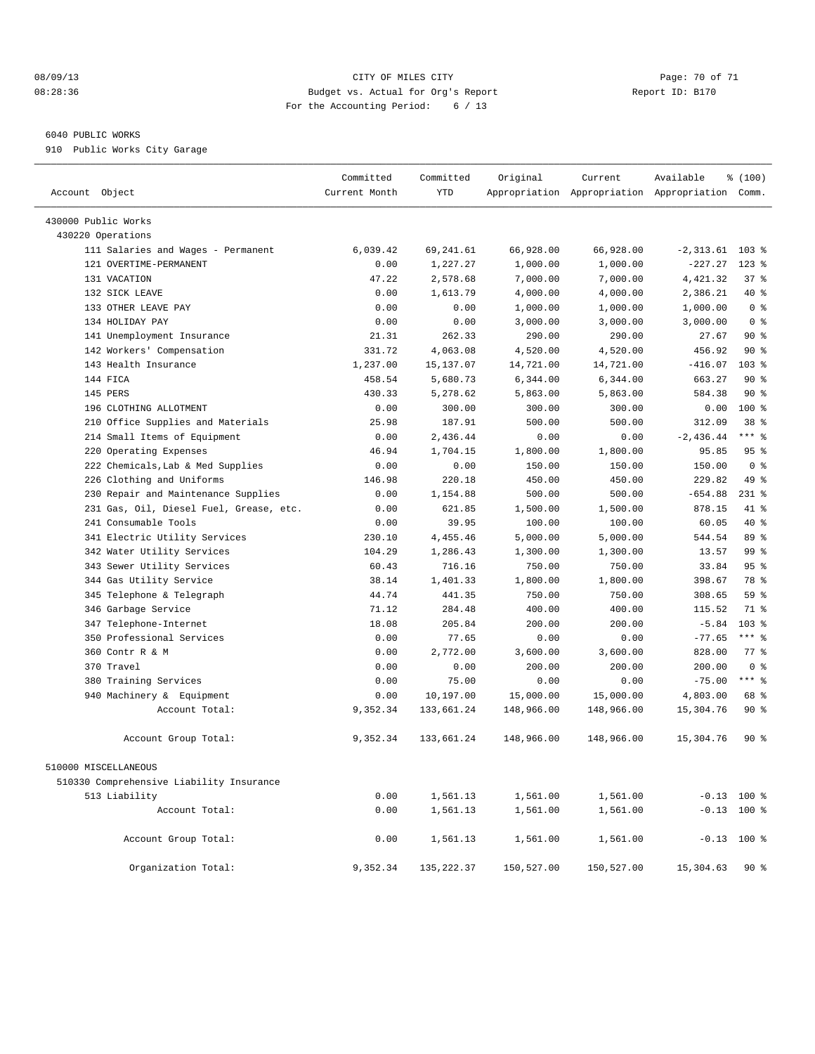CITY OF MILES CITY
Budget vs. Actual for Org's Report
For the Accounting Period: 6 / 13

Report ID: B170

08/09/13
08:28:36

6040 PUBLIC WORKS
910 Public Works City Garage

| Account Object | Committed Current Month | Committed YTD | Original Appropriation | Current Appropriation | Available Appropriation | % (100) Comm. |
|---|---|---|---|---|---|---|
| 430000 Public Works | | | | | | |
| 430220 Operations | | | | | | |
| 111 Salaries and Wages - Permanent | 6,039.42 | 69,241.61 | 66,928.00 | 66,928.00 | -2,313.61 | 103 % |
| 121 OVERTIME-PERMANENT | 0.00 | 1,227.27 | 1,000.00 | 1,000.00 | -227.27 | 123 % |
| 131 VACATION | 47.22 | 2,578.68 | 7,000.00 | 7,000.00 | 4,421.32 | 37 % |
| 132 SICK LEAVE | 0.00 | 1,613.79 | 4,000.00 | 4,000.00 | 2,386.21 | 40 % |
| 133 OTHER LEAVE PAY | 0.00 | 0.00 | 1,000.00 | 1,000.00 | 1,000.00 | 0 % |
| 134 HOLIDAY PAY | 0.00 | 0.00 | 3,000.00 | 3,000.00 | 3,000.00 | 0 % |
| 141 Unemployment Insurance | 21.31 | 262.33 | 290.00 | 290.00 | 27.67 | 90 % |
| 142 Workers' Compensation | 331.72 | 4,063.08 | 4,520.00 | 4,520.00 | 456.92 | 90 % |
| 143 Health Insurance | 1,237.00 | 15,137.07 | 14,721.00 | 14,721.00 | -416.07 | 103 % |
| 144 FICA | 458.54 | 5,680.73 | 6,344.00 | 6,344.00 | 663.27 | 90 % |
| 145 PERS | 430.33 | 5,278.62 | 5,863.00 | 5,863.00 | 584.38 | 90 % |
| 196 CLOTHING ALLOTMENT | 0.00 | 300.00 | 300.00 | 300.00 | 0.00 | 100 % |
| 210 Office Supplies and Materials | 25.98 | 187.91 | 500.00 | 500.00 | 312.09 | 38 % |
| 214 Small Items of Equipment | 0.00 | 2,436.44 | 0.00 | 0.00 | -2,436.44 | *** % |
| 220 Operating Expenses | 46.94 | 1,704.15 | 1,800.00 | 1,800.00 | 95.85 | 95 % |
| 222 Chemicals,Lab & Med Supplies | 0.00 | 0.00 | 150.00 | 150.00 | 150.00 | 0 % |
| 226 Clothing and Uniforms | 146.98 | 220.18 | 450.00 | 450.00 | 229.82 | 49 % |
| 230 Repair and Maintenance Supplies | 0.00 | 1,154.88 | 500.00 | 500.00 | -654.88 | 231 % |
| 231 Gas, Oil, Diesel Fuel, Grease, etc. | 0.00 | 621.85 | 1,500.00 | 1,500.00 | 878.15 | 41 % |
| 241 Consumable Tools | 0.00 | 39.95 | 100.00 | 100.00 | 60.05 | 40 % |
| 341 Electric Utility Services | 230.10 | 4,455.46 | 5,000.00 | 5,000.00 | 544.54 | 89 % |
| 342 Water Utility Services | 104.29 | 1,286.43 | 1,300.00 | 1,300.00 | 13.57 | 99 % |
| 343 Sewer Utility Services | 60.43 | 716.16 | 750.00 | 750.00 | 33.84 | 95 % |
| 344 Gas Utility Service | 38.14 | 1,401.33 | 1,800.00 | 1,800.00 | 398.67 | 78 % |
| 345 Telephone & Telegraph | 44.74 | 441.35 | 750.00 | 750.00 | 308.65 | 59 % |
| 346 Garbage Service | 71.12 | 284.48 | 400.00 | 400.00 | 115.52 | 71 % |
| 347 Telephone-Internet | 18.08 | 205.84 | 200.00 | 200.00 | -5.84 | 103 % |
| 350 Professional Services | 0.00 | 77.65 | 0.00 | 0.00 | -77.65 | *** % |
| 360 Contr R & M | 0.00 | 2,772.00 | 3,600.00 | 3,600.00 | 828.00 | 77 % |
| 370 Travel | 0.00 | 0.00 | 200.00 | 200.00 | 200.00 | 0 % |
| 380 Training Services | 0.00 | 75.00 | 0.00 | 0.00 | -75.00 | *** % |
| 940 Machinery & Equipment | 0.00 | 10,197.00 | 15,000.00 | 15,000.00 | 4,803.00 | 68 % |
| Account Total: | 9,352.34 | 133,661.24 | 148,966.00 | 148,966.00 | 15,304.76 | 90 % |
| Account Group Total: | 9,352.34 | 133,661.24 | 148,966.00 | 148,966.00 | 15,304.76 | 90 % |
| 510000 MISCELLANEOUS | | | | | | |
| 510330 Comprehensive Liability Insurance | | | | | | |
| 513 Liability | 0.00 | 1,561.13 | 1,561.00 | 1,561.00 | -0.13 | 100 % |
| Account Total: | 0.00 | 1,561.13 | 1,561.00 | 1,561.00 | -0.13 | 100 % |
| Account Group Total: | 0.00 | 1,561.13 | 1,561.00 | 1,561.00 | -0.13 | 100 % |
| Organization Total: | 9,352.34 | 135,222.37 | 150,527.00 | 150,527.00 | 15,304.63 | 90 % |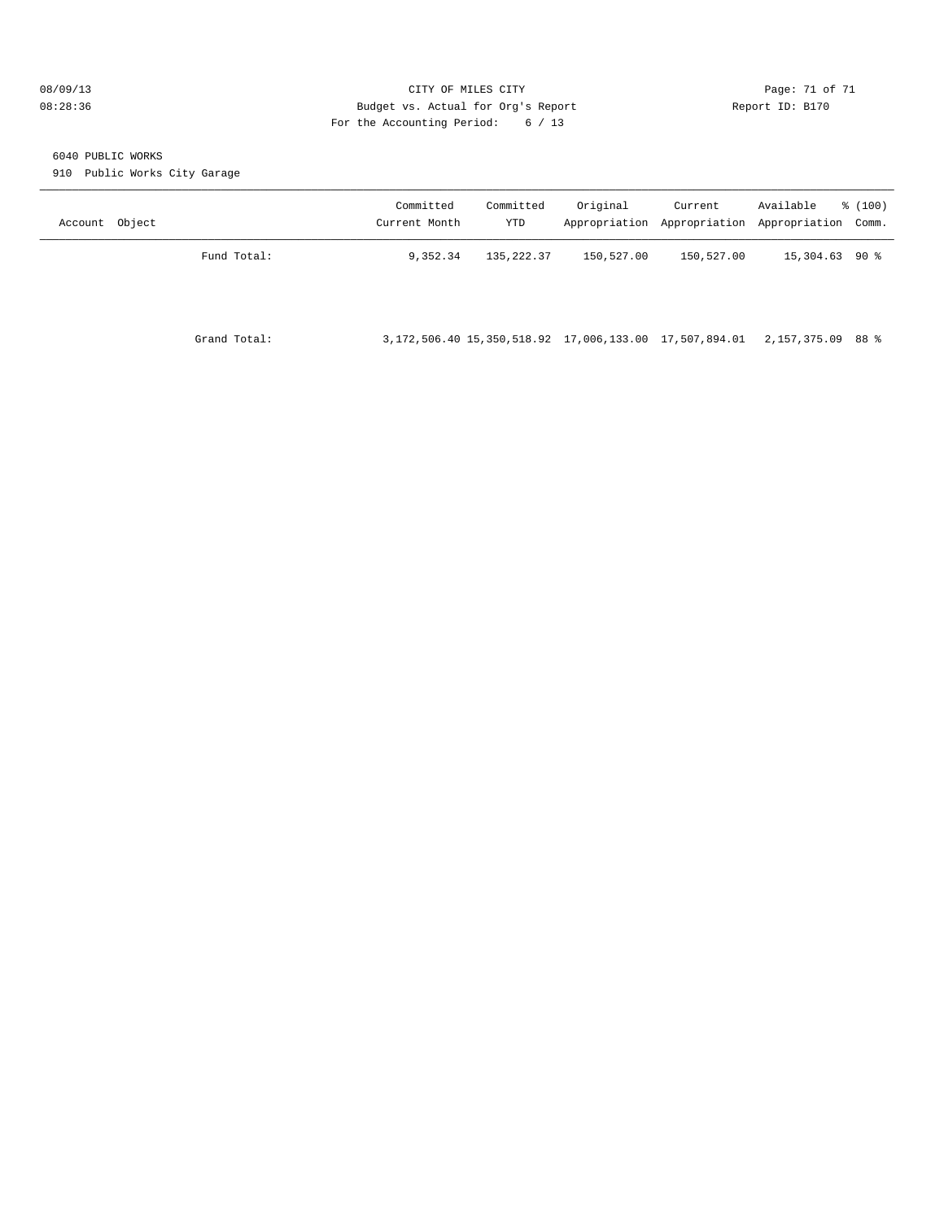CITY OF MILES CITY
Budget vs. Actual for Org's Report
For the Accounting Period: 6 / 13

08/09/13
08:28:36

Report ID: B170

6040 PUBLIC WORKS
910 Public Works City Garage

| Account Object | | Committed Current Month | Committed YTD | Original Appropriation | Current Appropriation | Available Appropriation | % (100) Comm. |
|---|---|---|---|---|---|---|---|
| | Fund Total: | 9,352.34 | 135,222.37 | 150,527.00 | 150,527.00 | 15,304.63 | 90 % |
| | Grand Total: | 3,172,506.40 | 15,350,518.92 | 17,006,133.00 | 17,507,894.01 | 2,157,375.09 | 88 % |